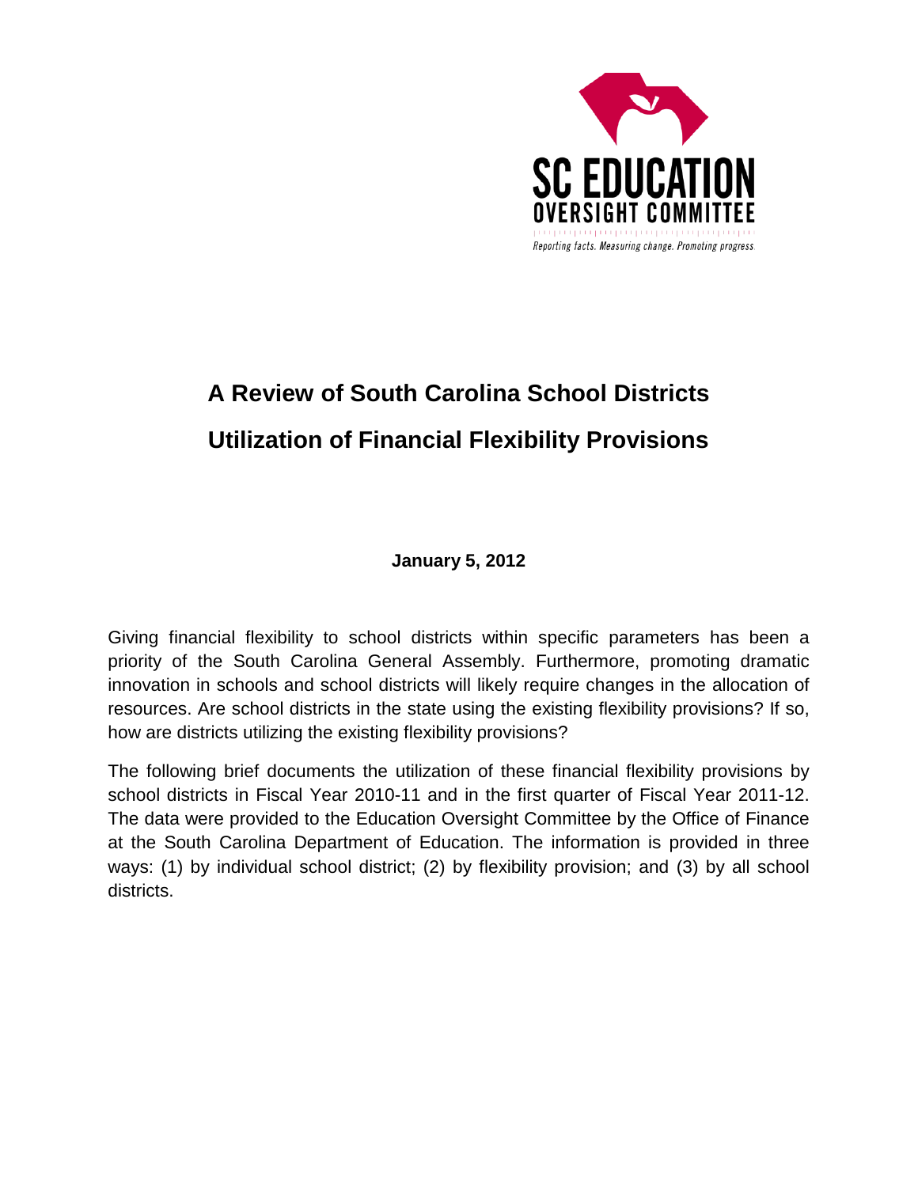SC EDUCATION
OVERSIGHT COMMITTEE

*Reporting facts. Measuring change. Promoting progress.*

# A Review of South Carolina School Districts Utilization of Financial Flexibility Provisions

**January 5, 2012**

Giving financial flexibility to school districts within specific parameters has been a priority of the South Carolina General Assembly. Furthermore, promoting dramatic innovation in schools and school districts will likely require changes in the allocation of resources. Are school districts in the state using the existing flexibility provisions? If so, how are districts utilizing the existing flexibility provisions?

The following brief documents the utilization of these financial flexibility provisions by school districts in Fiscal Year 2010-11 and in the first quarter of Fiscal Year 2011-12. The data were provided to the Education Oversight Committee by the Office of Finance at the South Carolina Department of Education. The information is provided in three ways: (1) by individual school district; (2) by flexibility provision; and (3) by all school districts.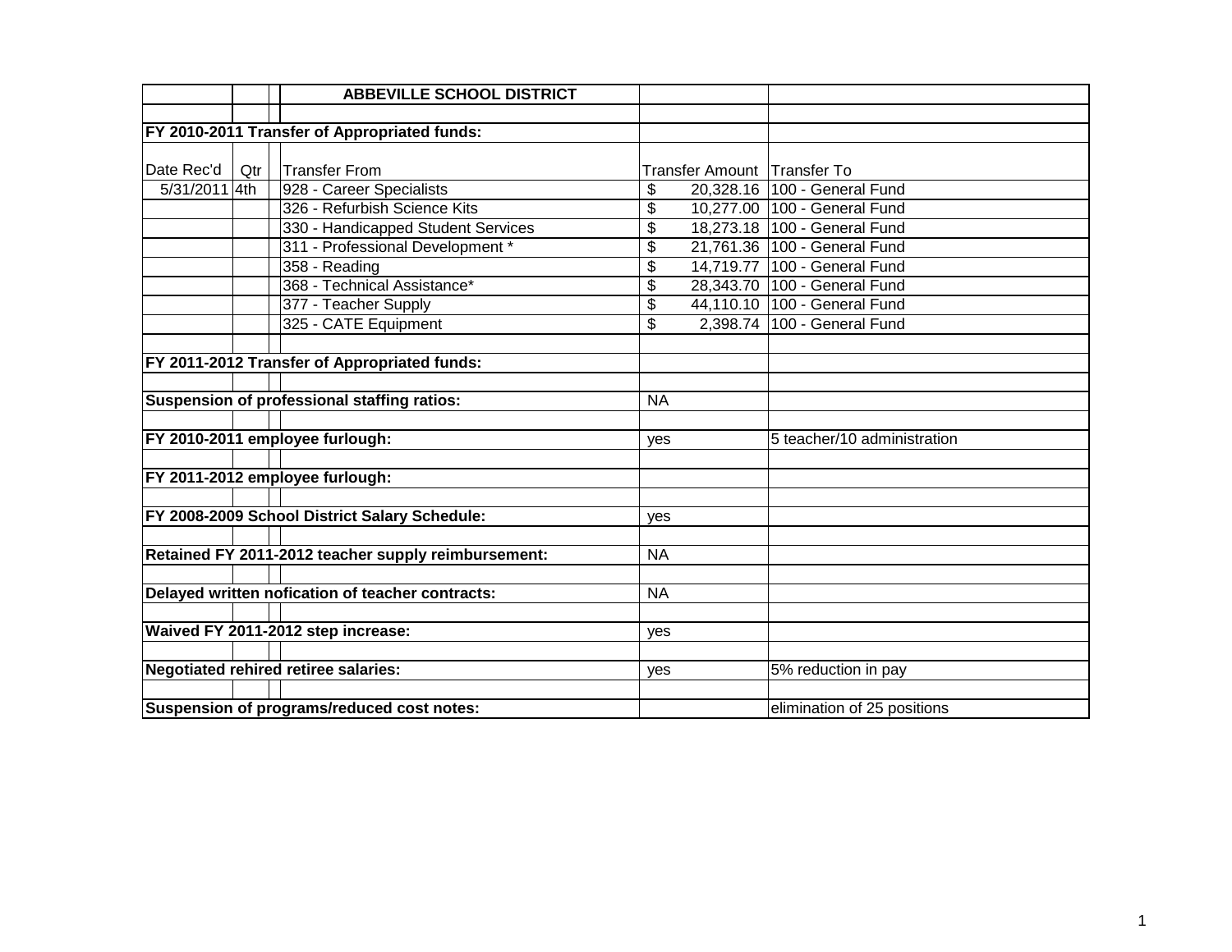## ABBEVILLE SCHOOL DISTRICT

**FY 2010-2011 Transfer of Appropriated funds:**

| Date Rec'd | Qtr | Transfer From | Transfer Amount | Transfer To |
|---|---|---|---|---|
| 5/31/2011 | 4th | 928 - Career Specialists | $ 20,328.16 | 100 - General Fund |
| | | 326 - Refurbish Science Kits | $ 10,277.00 | 100 - General Fund |
| | | 330 - Handicapped Student Services | $ 18,273.18 | 100 - General Fund |
| | | 311 - Professional Development * | $ 21,761.36 | 100 - General Fund |
| | | 358 - Reading | $ 14,719.77 | 100 - General Fund |
| | | 368 - Technical Assistance* | $ 28,343.70 | 100 - General Fund |
| | | 377 - Teacher Supply | $ 44,110.10 | 100 - General Fund |
| | | 325 - CATE Equipment | $ 2,398.74 | 100 - General Fund |

| Item | Response | Notes |
|---|---|---|
| **FY 2011-2012 Transfer of Appropriated funds:** | | |
| **Suspension of professional staffing ratios:** | NA | |
| **FY 2010-2011 employee furlough:** | yes | 5 teacher/10 administration |
| **FY 2011-2012 employee furlough:** | | |
| **FY 2008-2009 School District Salary Schedule:** | yes | |
| **Retained FY 2011-2012 teacher supply reimbursement:** | NA | |
| **Delayed written nofication of teacher contracts:** | NA | |
| **Waived FY 2011-2012 step increase:** | yes | |
| **Negotiated rehired retiree salaries:** | yes | 5% reduction in pay |
| **Suspension of programs/reduced cost notes:** | | elimination of 25 positions |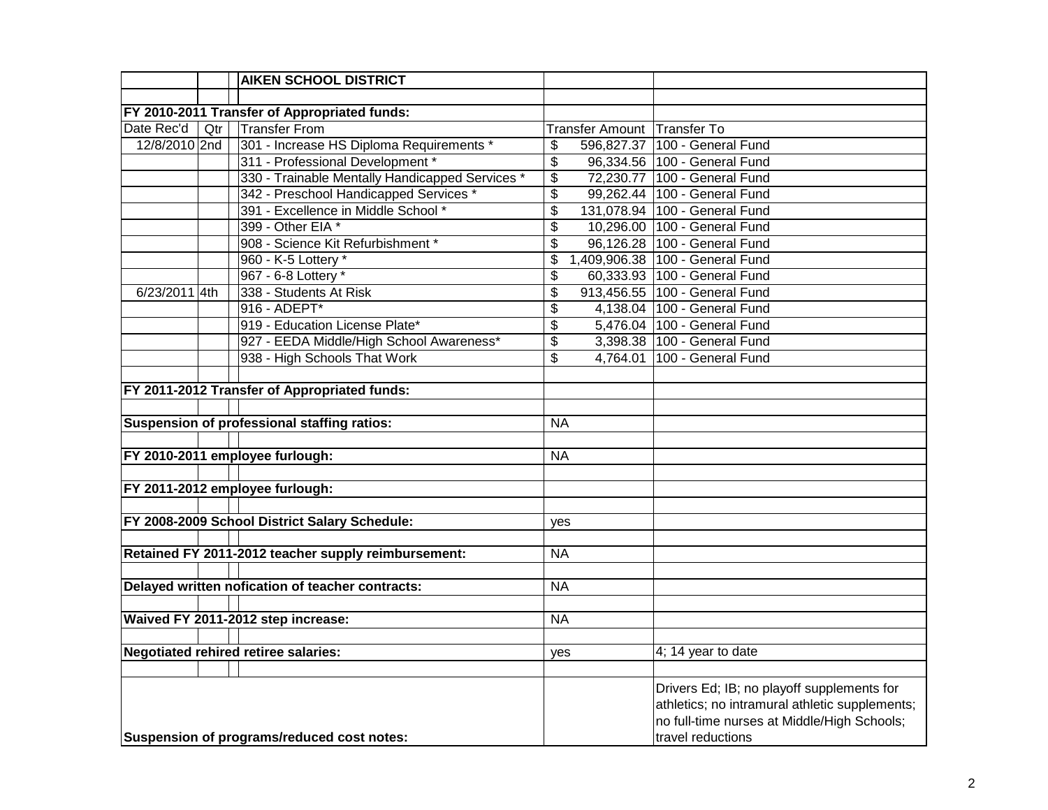| | | AIKEN SCHOOL DISTRICT | | |
|---|---|---|---|---|
| | | | | |
| **FY 2010-2011 Transfer of Appropriated funds:** | | | | |
| Date Rec'd | Qtr | Transfer From | Transfer Amount | Transfer To |
| 12/8/2010 | 2nd | 301 - Increase HS Diploma Requirements * | $ 596,827.37 | 100 - General Fund |
| | | 311 - Professional Development * | $ 96,334.56 | 100 - General Fund |
| | | 330 - Trainable Mentally Handicapped Services * | $ 72,230.77 | 100 - General Fund |
| | | 342 - Preschool Handicapped Services * | $ 99,262.44 | 100 - General Fund |
| | | 391 - Excellence in Middle School * | $ 131,078.94 | 100 - General Fund |
| | | 399 - Other EIA * | $ 10,296.00 | 100 - General Fund |
| | | 908 - Science Kit Refurbishment * | $ 96,126.28 | 100 - General Fund |
| | | 960 - K-5 Lottery * | $ 1,409,906.38 | 100 - General Fund |
| | | 967 - 6-8 Lottery * | $ 60,333.93 | 100 - General Fund |
| 6/23/2011 | 4th | 338 - Students At Risk | $ 913,456.55 | 100 - General Fund |
| | | 916 - ADEPT* | $ 4,138.04 | 100 - General Fund |
| | | 919 - Education License Plate* | $ 5,476.04 | 100 - General Fund |
| | | 927 - EEDA Middle/High School Awareness* | $ 3,398.38 | 100 - General Fund |
| | | 938 - High Schools That Work | $ 4,764.01 | 100 - General Fund |
| | | | | |
| **FY 2011-2012 Transfer of Appropriated funds:** | | | | |
| | | | | |
| **Suspension of professional staffing ratios:** | | | NA | |
| | | | | |
| **FY 2010-2011 employee furlough:** | | | NA | |
| | | | | |
| **FY 2011-2012 employee furlough:** | | | | |
| | | | | |
| **FY 2008-2009 School District Salary Schedule:** | | | yes | |
| | | | | |
| **Retained FY 2011-2012 teacher supply reimbursement:** | | | NA | |
| | | | | |
| **Delayed written nofication of teacher contracts:** | | | NA | |
| | | | | |
| **Waived FY 2011-2012 step increase:** | | | NA | |
| | | | | |
| **Negotiated rehired retiree salaries:** | | | yes | 4; 14 year to date |
| | | | | |
| **Suspension of programs/reduced cost notes:** | | | | Drivers Ed; IB; no playoff supplements for athletics; no intramural athletic supplements; no full-time nurses at Middle/High Schools; travel reductions |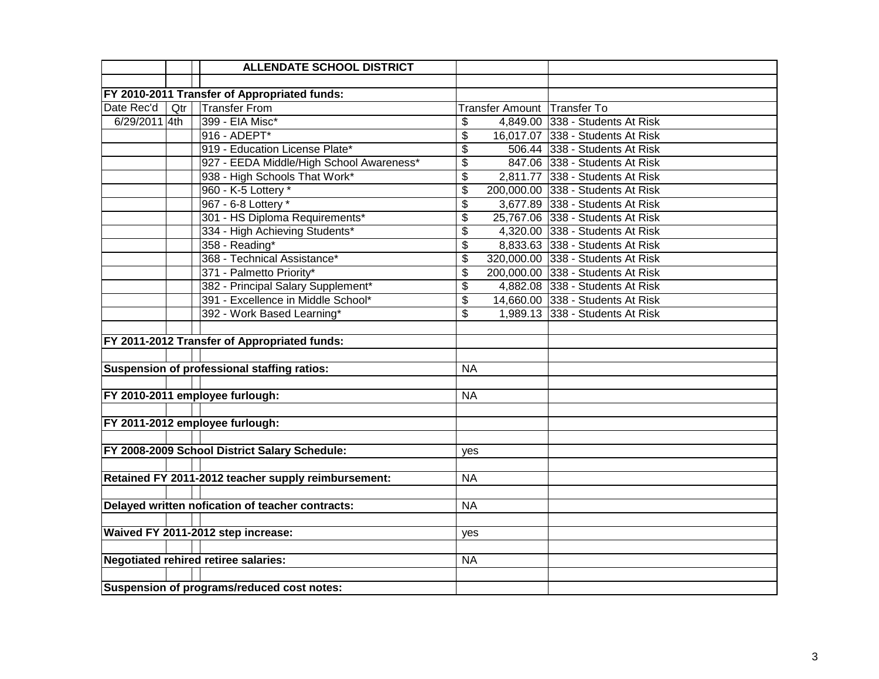| | | ALLENDATE SCHOOL DISTRICT | | |
|---|---|---|---|---|
| | | | | |
| **FY 2010-2011 Transfer of Appropriated funds:** | | | | |
| Date Rec'd | Qtr | Transfer From | Transfer Amount | Transfer To |
| 6/29/2011 | 4th | 399 - EIA Misc* | $ 4,849.00 | 338 - Students At Risk |
| | | 916 - ADEPT* | $ 16,017.07 | 338 - Students At Risk |
| | | 919 - Education License Plate* | $ 506.44 | 338 - Students At Risk |
| | | 927 - EEDA Middle/High School Awareness* | $ 847.06 | 338 - Students At Risk |
| | | 938 - High Schools That Work* | $ 2,811.77 | 338 - Students At Risk |
| | | 960 - K-5 Lottery * | $ 200,000.00 | 338 - Students At Risk |
| | | 967 - 6-8 Lottery * | $ 3,677.89 | 338 - Students At Risk |
| | | 301 - HS Diploma Requirements* | $ 25,767.06 | 338 - Students At Risk |
| | | 334 - High Achieving Students* | $ 4,320.00 | 338 - Students At Risk |
| | | 358 - Reading* | $ 8,833.63 | 338 - Students At Risk |
| | | 368 - Technical Assistance* | $ 320,000.00 | 338 - Students At Risk |
| | | 371 - Palmetto Priority* | $ 200,000.00 | 338 - Students At Risk |
| | | 382 - Principal Salary Supplement* | $ 4,882.08 | 338 - Students At Risk |
| | | 391 - Excellence in Middle School* | $ 14,660.00 | 338 - Students At Risk |
| | | 392 - Work Based Learning* | $ 1,989.13 | 338 - Students At Risk |
| | | | | |
| **FY 2011-2012 Transfer of Appropriated funds:** | | | | |
| | | | | |
| **Suspension of professional staffing ratios:** | | | NA | |
| | | | | |
| **FY 2010-2011 employee furlough:** | | | NA | |
| | | | | |
| **FY 2011-2012 employee furlough:** | | | | |
| | | | | |
| **FY 2008-2009 School District Salary Schedule:** | | | yes | |
| | | | | |
| **Retained FY 2011-2012 teacher supply reimbursement:** | | | NA | |
| | | | | |
| **Delayed written nofication of teacher contracts:** | | | NA | |
| | | | | |
| **Waived FY 2011-2012 step increase:** | | | yes | |
| | | | | |
| **Negotiated rehired retiree salaries:** | | | NA | |
| | | | | |
| **Suspension of programs/reduced cost notes:** | | | | |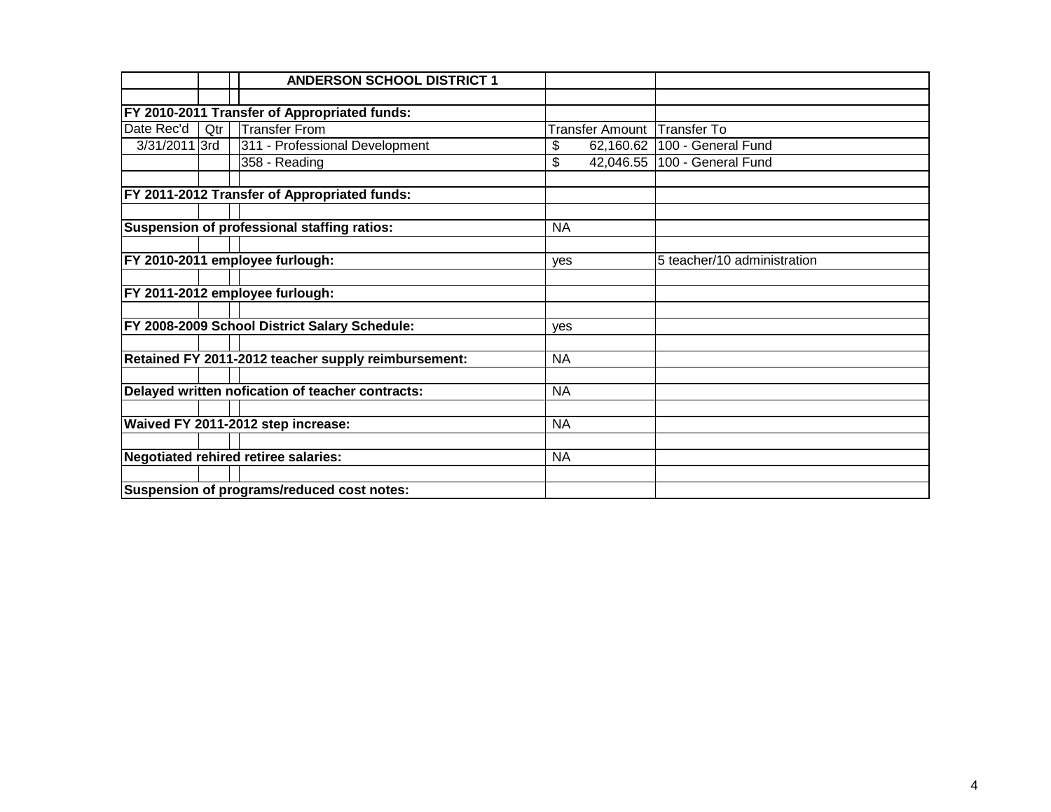| | | | ANDERSON SCHOOL DISTRICT 1 | | |
|---|---|---|---|---|---|
| | | | | | |
| FY 2010-2011 Transfer of Appropriated funds: | | | | | |
| Date Rec'd | Qtr | | Transfer From | Transfer Amount | Transfer To |
| 3/31/2011 | 3rd | | 311 - Professional Development | $ 62,160.62 | 100 - General Fund |
| | | | 358 - Reading | $ 42,046.55 | 100 - General Fund |
| | | | | | |
| FY 2011-2012 Transfer of Appropriated funds: | | | | | |
| | | | | | |
| Suspension of professional staffing ratios: | | | | NA | |
| | | | | | |
| FY 2010-2011 employee furlough: | | | | yes | 5 teacher/10 administration |
| | | | | | |
| FY 2011-2012 employee furlough: | | | | | |
| | | | | | |
| FY 2008-2009 School District Salary Schedule: | | | | yes | |
| | | | | | |
| Retained FY 2011-2012 teacher supply reimbursement: | | | | NA | |
| | | | | | |
| Delayed written nofication of teacher contracts: | | | | NA | |
| | | | | | |
| Waived FY 2011-2012 step increase: | | | | NA | |
| | | | | | |
| Negotiated rehired retiree salaries: | | | | NA | |
| | | | | | |
| Suspension of programs/reduced cost notes: | | | | | |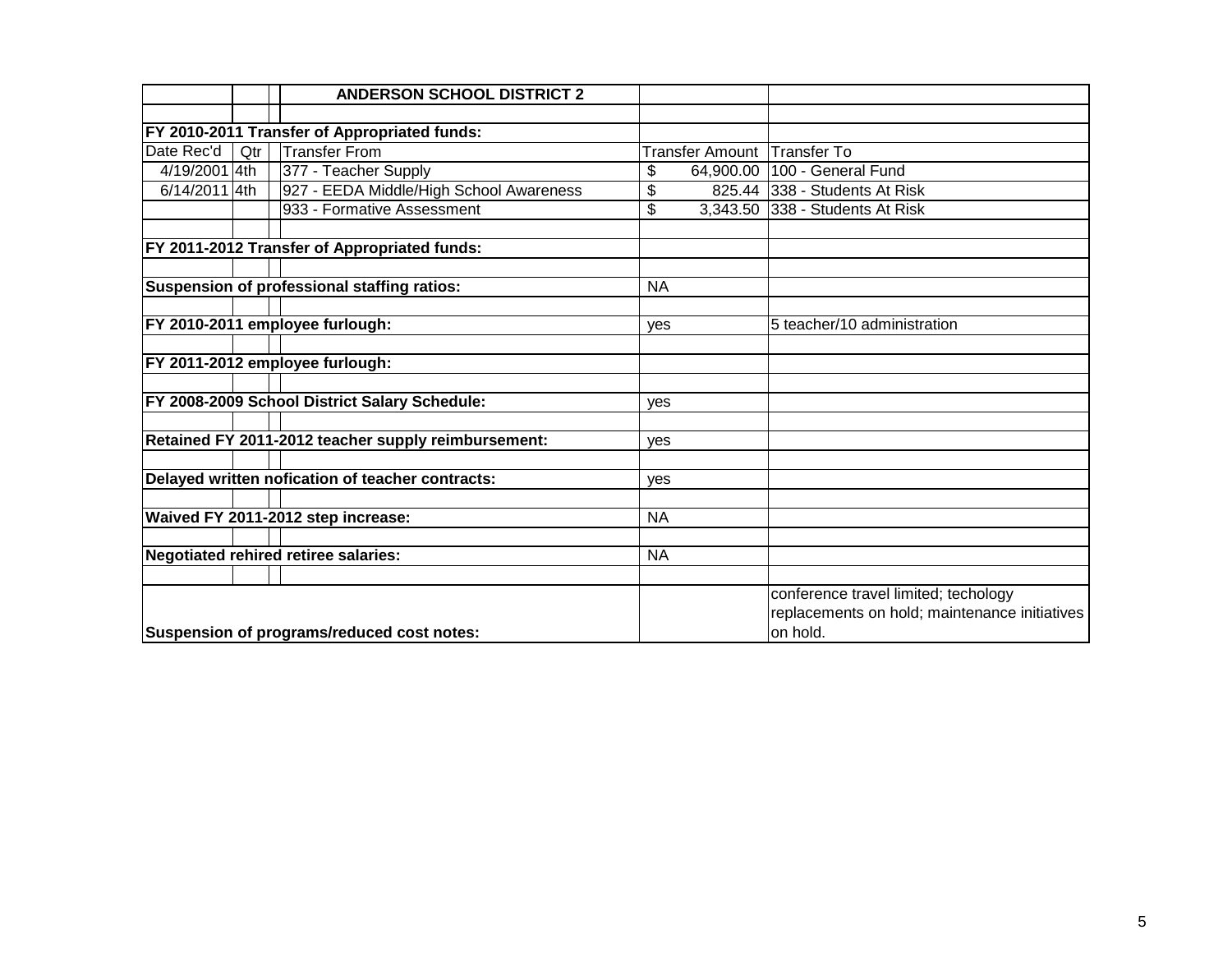| | | | ANDERSON SCHOOL DISTRICT 2 | | |
|---|---|---|---|---|---|
| | | | | | |
| **FY 2010-2011 Transfer of Appropriated funds:** | | | | | |
| Date Rec'd | Qtr | | Transfer From | Transfer Amount | Transfer To |
| 4/19/2001 | 4th | | 377 - Teacher Supply | $ 64,900.00 | 100 - General Fund |
| 6/14/2011 | 4th | | 927 - EEDA Middle/High School Awareness | $ 825.44 | 338 - Students At Risk |
| | | | 933 - Formative Assessment | $ 3,343.50 | 338 - Students At Risk |
| | | | | | |
| **FY 2011-2012 Transfer of Appropriated funds:** | | | | | |
| | | | | | |
| **Suspension of professional staffing ratios:** | | | | NA | |
| | | | | | |
| **FY 2010-2011 employee furlough:** | | | | yes | 5 teacher/10 administration |
| | | | | | |
| **FY 2011-2012 employee furlough:** | | | | | |
| | | | | | |
| **FY 2008-2009 School District Salary Schedule:** | | | | yes | |
| | | | | | |
| **Retained FY 2011-2012 teacher supply reimbursement:** | | | | yes | |
| | | | | | |
| **Delayed written nofication of teacher contracts:** | | | | yes | |
| | | | | | |
| **Waived FY 2011-2012 step increase:** | | | | NA | |
| | | | | | |
| **Negotiated rehired retiree salaries:** | | | | NA | |
| | | | | | |
| **Suspension of programs/reduced cost notes:** | | | | | conference travel limited; techology replacements on hold; maintenance initiatives on hold. |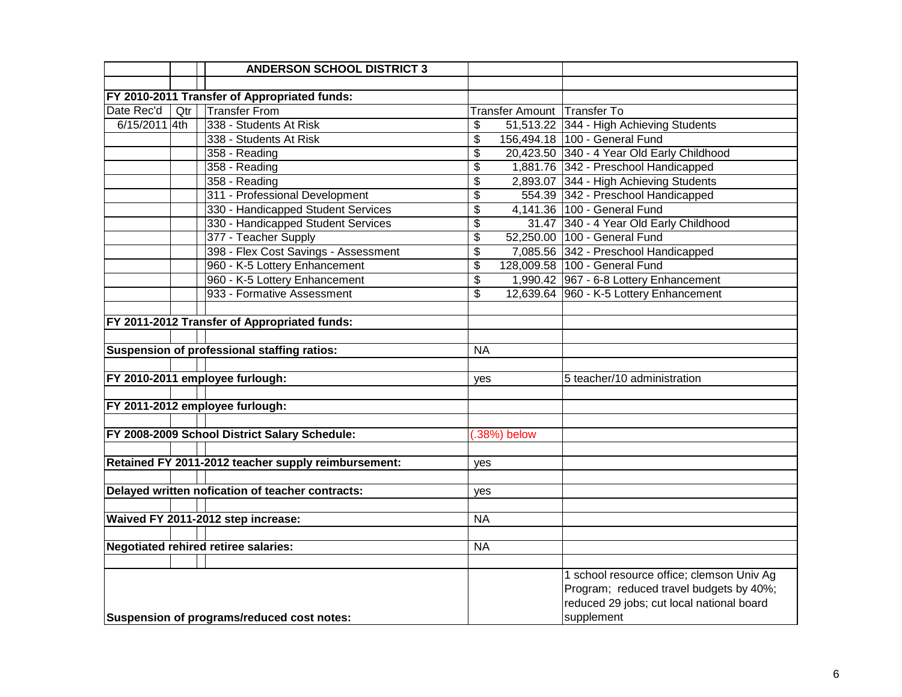| | | ANDERSON SCHOOL DISTRICT 3 | | |
|---|---|---|---|---|
| | | | | |
| **FY 2010-2011 Transfer of Appropriated funds:** | | | | |
| Date Rec'd | Qtr | Transfer From | Transfer Amount | Transfer To |
| 6/15/2011 | 4th | 338 - Students At Risk | $ 51,513.22 | 344 - High Achieving Students |
| | | 338 - Students At Risk | $ 156,494.18 | 100 - General Fund |
| | | 358 - Reading | $ 20,423.50 | 340 - 4 Year Old Early Childhood |
| | | 358 - Reading | $ 1,881.76 | 342 - Preschool Handicapped |
| | | 358 - Reading | $ 2,893.07 | 344 - High Achieving Students |
| | | 311 - Professional Development | $ 554.39 | 342 - Preschool Handicapped |
| | | 330 - Handicapped Student Services | $ 4,141.36 | 100 - General Fund |
| | | 330 - Handicapped Student Services | $ 31.47 | 340 - 4 Year Old Early Childhood |
| | | 377 - Teacher Supply | $ 52,250.00 | 100 - General Fund |
| | | 398 - Flex Cost Savings - Assessment | $ 7,085.56 | 342 - Preschool Handicapped |
| | | 960 - K-5 Lottery Enhancement | $ 128,009.58 | 100 - General Fund |
| | | 960 - K-5 Lottery Enhancement | $ 1,990.42 | 967 - 6-8 Lottery Enhancement |
| | | 933 - Formative Assessment | $ 12,639.64 | 960 - K-5 Lottery Enhancement |
| | | | | |
| **FY 2011-2012 Transfer of Appropriated funds:** | | | | |
| | | | | |
| **Suspension of professional staffing ratios:** | | | NA | |
| | | | | |
| **FY 2010-2011 employee furlough:** | | | yes | 5 teacher/10 administration |
| | | | | |
| **FY 2011-2012 employee furlough:** | | | | |
| | | | | |
| **FY 2008-2009 School District Salary Schedule:** | | | (.38%) below | |
| | | | | |
| **Retained FY 2011-2012 teacher supply reimbursement:** | | | yes | |
| | | | | |
| **Delayed written nofication of teacher contracts:** | | | yes | |
| | | | | |
| **Waived FY 2011-2012 step increase:** | | | NA | |
| | | | | |
| **Negotiated rehired retiree salaries:** | | | NA | |
| | | | | |
| **Suspension of programs/reduced cost notes:** | | | | 1 school resource office; clemson Univ Ag Program; reduced travel budgets by 40%; reduced 29 jobs; cut local national board supplement |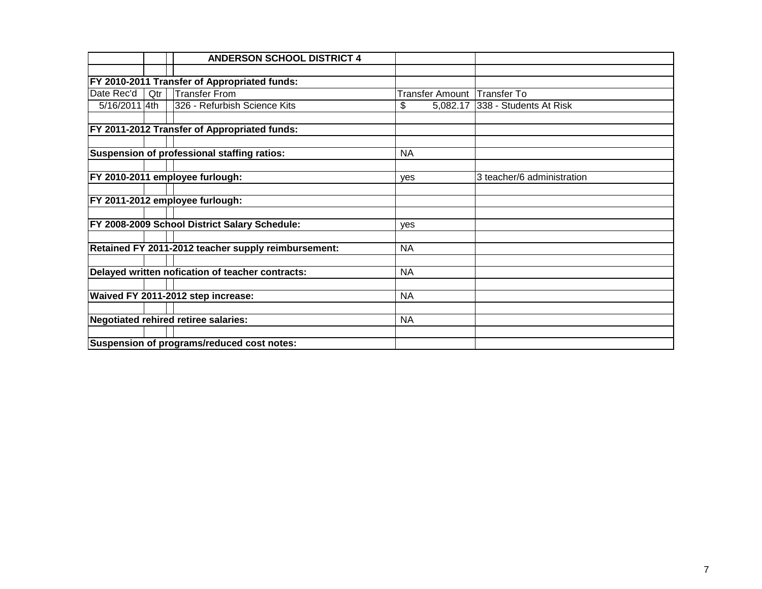| | | | ANDERSON SCHOOL DISTRICT 4 | | |
|---|---|---|---|---|---|
| | | | | | |
| **FY 2010-2011 Transfer of Appropriated funds:** | | | | | |
| Date Rec'd | Qtr | | Transfer From | Transfer Amount | Transfer To |
| 5/16/2011 | 4th | | 326 - Refurbish Science Kits | $ 5,082.17 | 338 - Students At Risk |
| | | | | | |
| **FY 2011-2012 Transfer of Appropriated funds:** | | | | | |
| | | | | | |
| **Suspension of professional staffing ratios:** | | | | NA | |
| | | | | | |
| **FY 2010-2011 employee furlough:** | | | | yes | 3 teacher/6 administration |
| | | | | | |
| **FY 2011-2012 employee furlough:** | | | | | |
| | | | | | |
| **FY 2008-2009 School District Salary Schedule:** | | | | yes | |
| | | | | | |
| **Retained FY 2011-2012 teacher supply reimbursement:** | | | | NA | |
| | | | | | |
| **Delayed written nofication of teacher contracts:** | | | | NA | |
| | | | | | |
| **Waived FY 2011-2012 step increase:** | | | | NA | |
| | | | | | |
| **Negotiated rehired retiree salaries:** | | | | NA | |
| | | | | | |
| **Suspension of programs/reduced cost notes:** | | | | | |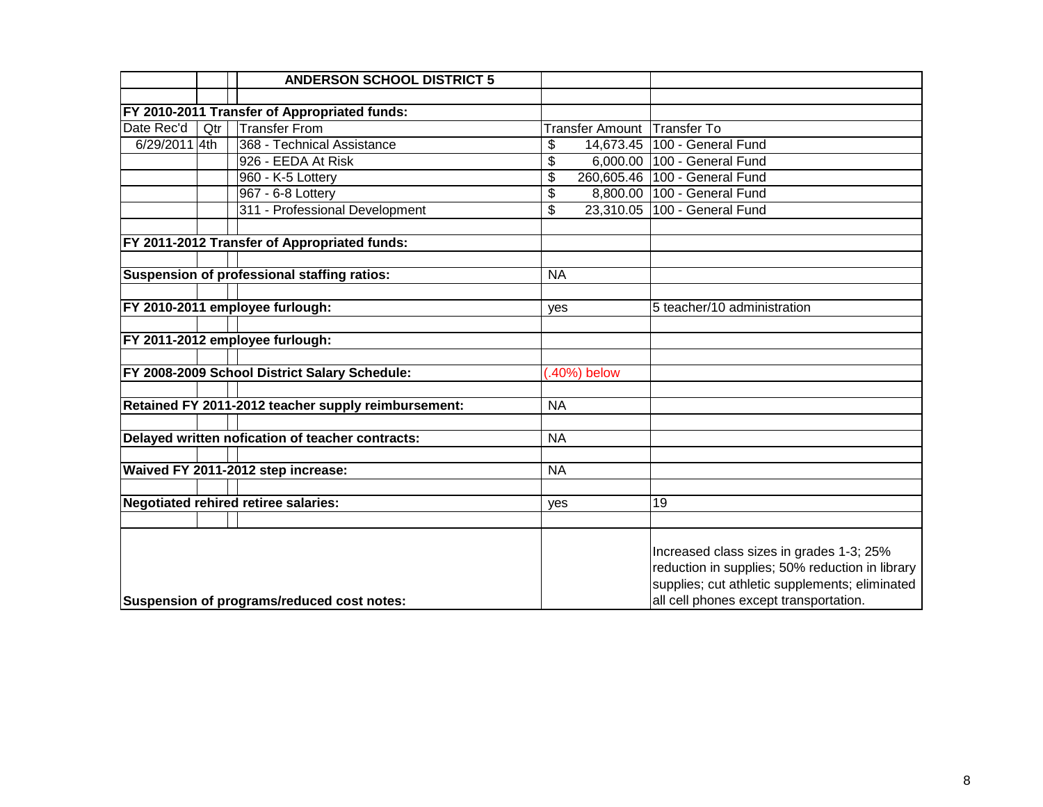| | | ANDERSON SCHOOL DISTRICT 5 | | |
|---|---|---|---|---|
| | | | | |
| **FY 2010-2011 Transfer of Appropriated funds:** | | | | |
| Date Rec'd | Qtr | Transfer From | Transfer Amount | Transfer To |
| 6/29/2011 | 4th | 368 - Technical Assistance | $ 14,673.45 | 100 - General Fund |
| | | 926 - EEDA At Risk | $ 6,000.00 | 100 - General Fund |
| | | 960 - K-5 Lottery | $ 260,605.46 | 100 - General Fund |
| | | 967 - 6-8 Lottery | $ 8,800.00 | 100 - General Fund |
| | | 311 - Professional Development | $ 23,310.05 | 100 - General Fund |
| | | | | |
| **FY 2011-2012 Transfer of Appropriated funds:** | | | | |
| | | | | |
| **Suspension of professional staffing ratios:** | | | NA | |
| | | | | |
| **FY 2010-2011 employee furlough:** | | | yes | 5 teacher/10 administration |
| | | | | |
| **FY 2011-2012 employee furlough:** | | | | |
| | | | | |
| **FY 2008-2009 School District Salary Schedule:** | | | (.40%) below | |
| | | | | |
| **Retained FY 2011-2012 teacher supply reimbursement:** | | | NA | |
| | | | | |
| **Delayed written nofication of teacher contracts:** | | | NA | |
| | | | | |
| **Waived FY 2011-2012 step increase:** | | | NA | |
| | | | | |
| **Negotiated rehired retiree salaries:** | | | yes | 19 |
| | | | | |
| **Suspension of programs/reduced cost notes:** | | | | Increased class sizes in grades 1-3; 25% reduction in supplies; 50% reduction in library supplies; cut athletic supplements; eliminated all cell phones except transportation. |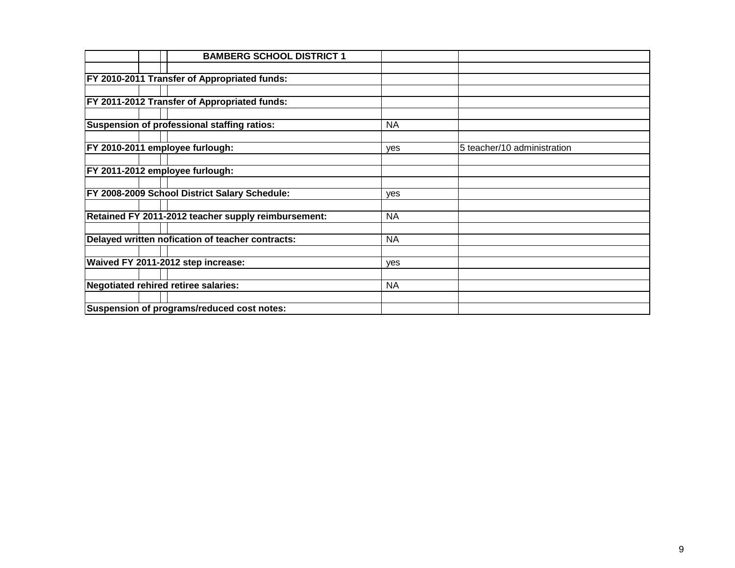| BAMBERG SCHOOL DISTRICT 1 | | |
|---|---|---|
| | | |
| **FY 2010-2011 Transfer of Appropriated funds:** | | |
| | | |
| **FY 2011-2012 Transfer of Appropriated funds:** | | |
| | | |
| **Suspension of professional staffing ratios:** | NA | |
| | | |
| **FY 2010-2011 employee furlough:** | yes | 5 teacher/10 administration |
| | | |
| **FY 2011-2012 employee furlough:** | | |
| | | |
| **FY 2008-2009 School District Salary Schedule:** | yes | |
| | | |
| **Retained FY 2011-2012 teacher supply reimbursement:** | NA | |
| | | |
| **Delayed written nofication of teacher contracts:** | NA | |
| | | |
| **Waived FY 2011-2012 step increase:** | yes | |
| | | |
| **Negotiated rehired retiree salaries:** | NA | |
| | | |
| **Suspension of programs/reduced cost notes:** | | |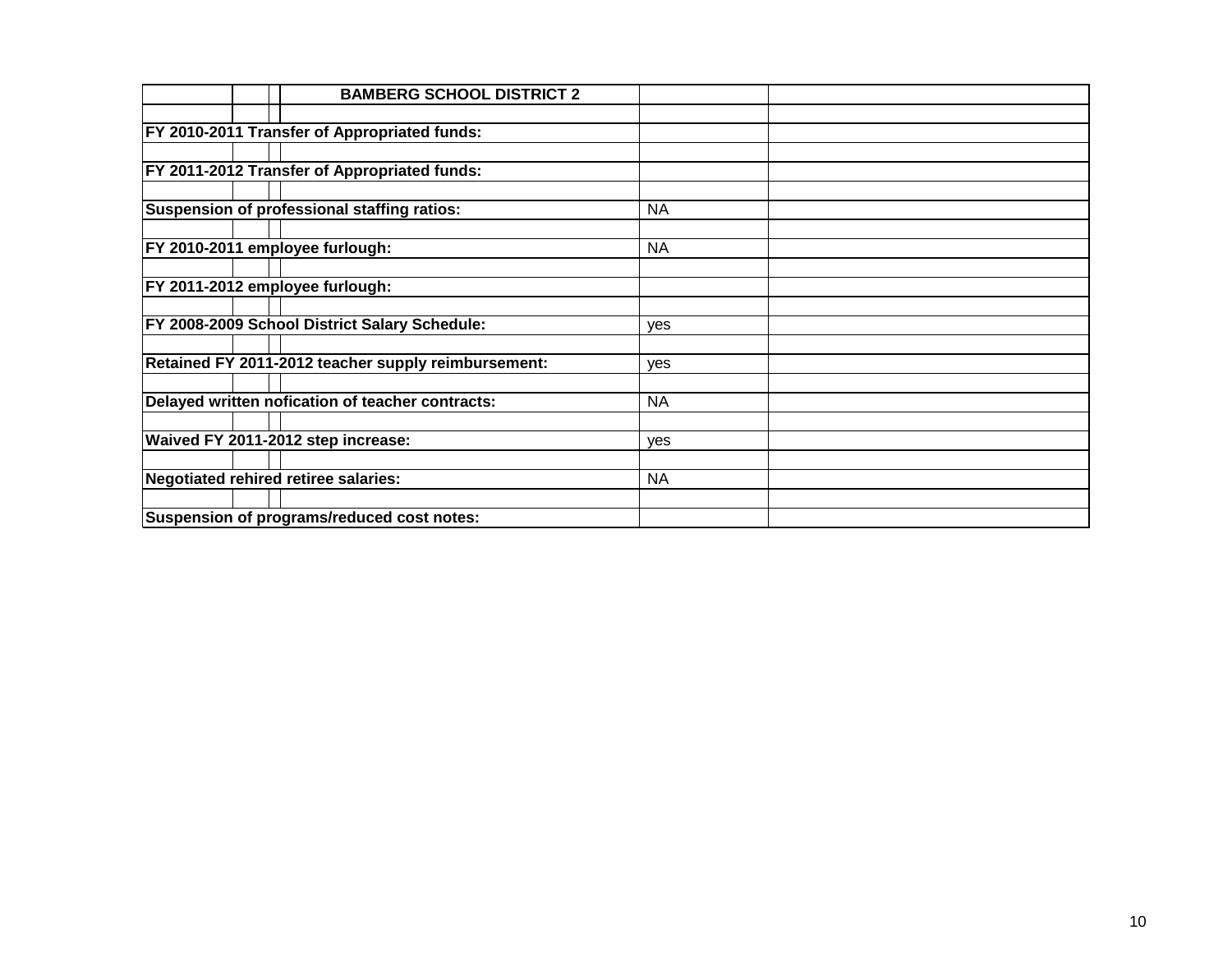| BAMBERG SCHOOL DISTRICT 2 | | |
|---|---|---|
| FY 2010-2011 Transfer of Appropriated funds: | | |
| FY 2011-2012 Transfer of Appropriated funds: | | |
| Suspension of professional staffing ratios: | NA | |
| FY 2010-2011 employee furlough: | NA | |
| FY 2011-2012 employee furlough: | | |
| FY 2008-2009 School District Salary Schedule: | yes | |
| Retained FY 2011-2012 teacher supply reimbursement: | yes | |
| Delayed written nofication of teacher contracts: | NA | |
| Waived FY 2011-2012 step increase: | yes | |
| Negotiated rehired retiree salaries: | NA | |
| Suspension of programs/reduced cost notes: | | |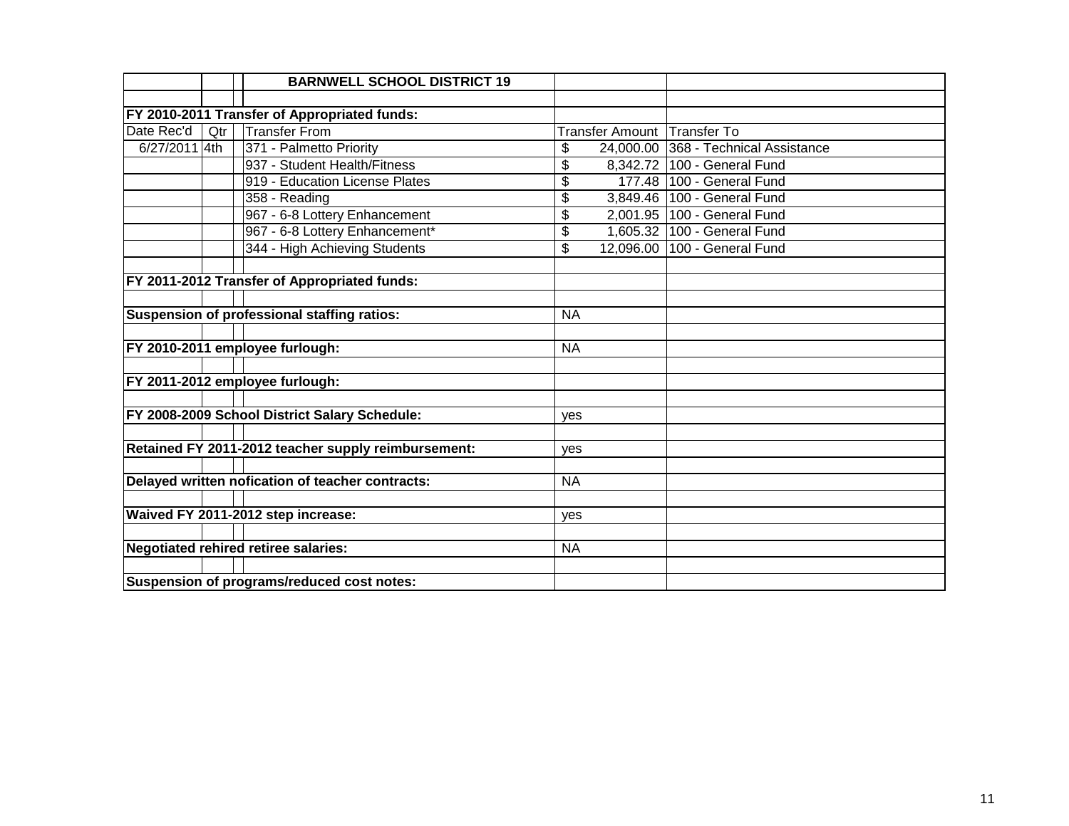| | | | BARNWELL SCHOOL DISTRICT 19 | | |
|---|---|---|---|---|---|
| | | | | | |
| **FY 2010-2011 Transfer of Appropriated funds:** | | | | | |
| Date Rec'd | Qtr | | Transfer From | Transfer Amount | Transfer To |
| 6/27/2011 | 4th | | 371 - Palmetto Priority | $ 24,000.00 | 368 - Technical Assistance |
| | | | 937 - Student Health/Fitness | $ 8,342.72 | 100 - General Fund |
| | | | 919 - Education License Plates | $ 177.48 | 100 - General Fund |
| | | | 358 - Reading | $ 3,849.46 | 100 - General Fund |
| | | | 967 - 6-8 Lottery Enhancement | $ 2,001.95 | 100 - General Fund |
| | | | 967 - 6-8 Lottery Enhancement* | $ 1,605.32 | 100 - General Fund |
| | | | 344 - High Achieving Students | $ 12,096.00 | 100 - General Fund |
| | | | | | |
| **FY 2011-2012 Transfer of Appropriated funds:** | | | | | |
| | | | | | |
| **Suspension of professional staffing ratios:** | | | | NA | |
| | | | | | |
| **FY 2010-2011 employee furlough:** | | | | NA | |
| | | | | | |
| **FY 2011-2012 employee furlough:** | | | | | |
| | | | | | |
| **FY 2008-2009 School District Salary Schedule:** | | | | yes | |
| | | | | | |
| **Retained FY 2011-2012 teacher supply reimbursement:** | | | | yes | |
| | | | | | |
| **Delayed written nofication of teacher contracts:** | | | | NA | |
| | | | | | |
| **Waived FY 2011-2012 step increase:** | | | | yes | |
| | | | | | |
| **Negotiated rehired retiree salaries:** | | | | NA | |
| | | | | | |
| **Suspension of programs/reduced cost notes:** | | | | | |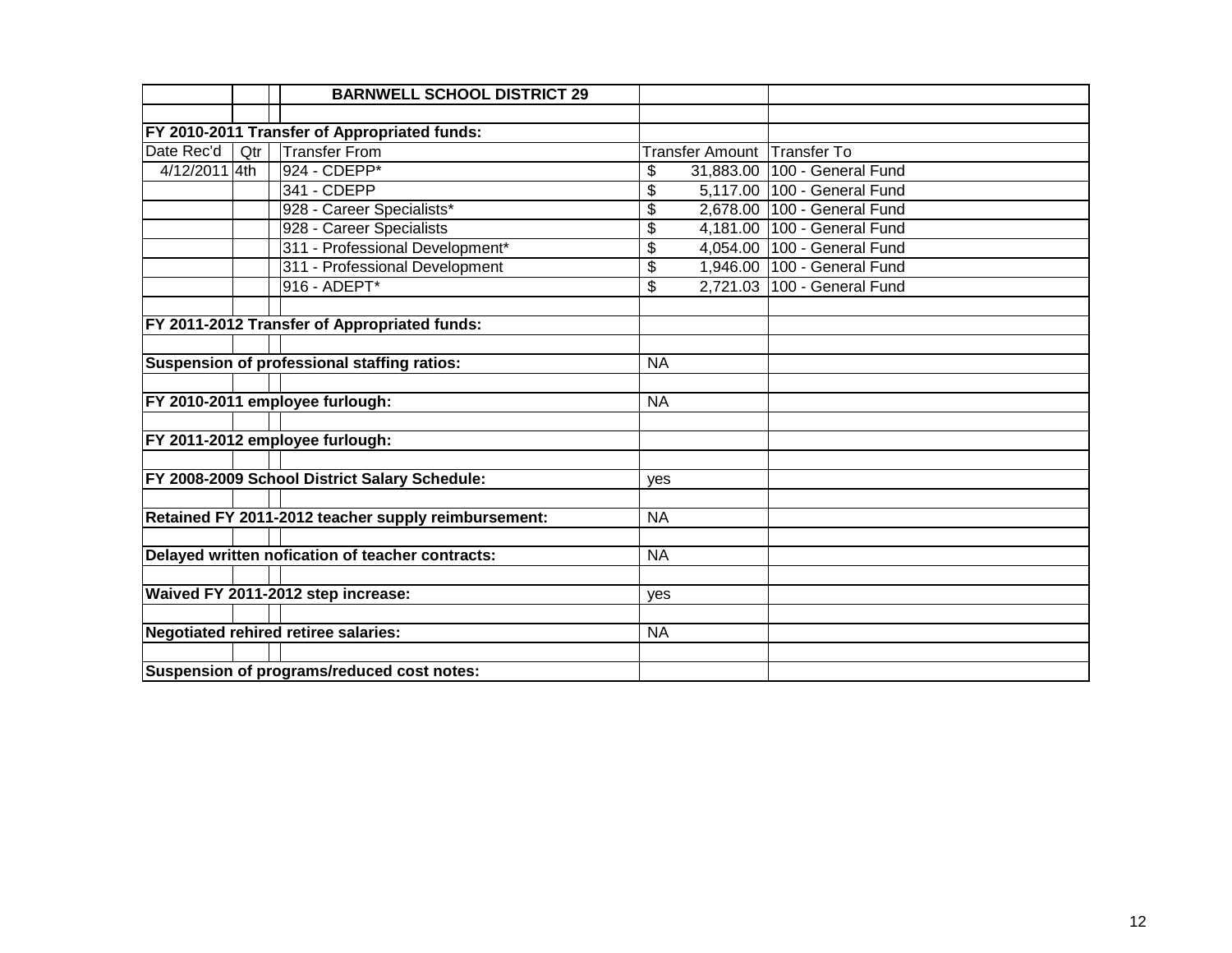| | | | BARNWELL SCHOOL DISTRICT 29 | | |
|---|---|---|---|---|---|
| | | | | | |
| **FY 2010-2011 Transfer of Appropriated funds:** | | | | | |
| Date Rec'd | Qtr | | Transfer From | Transfer Amount | Transfer To |
| 4/12/2011 | 4th | | 924 - CDEPP* | $ 31,883.00 | 100 - General Fund |
| | | | 341 - CDEPP | $ 5,117.00 | 100 - General Fund |
| | | | 928 - Career Specialists* | $ 2,678.00 | 100 - General Fund |
| | | | 928 - Career Specialists | $ 4,181.00 | 100 - General Fund |
| | | | 311 - Professional Development* | $ 4,054.00 | 100 - General Fund |
| | | | 311 - Professional Development | $ 1,946.00 | 100 - General Fund |
| | | | 916 - ADEPT* | $ 2,721.03 | 100 - General Fund |
| | | | | | |
| **FY 2011-2012 Transfer of Appropriated funds:** | | | | | |
| | | | | | |
| **Suspension of professional staffing ratios:** | | | | NA | |
| | | | | | |
| **FY 2010-2011 employee furlough:** | | | | NA | |
| | | | | | |
| **FY 2011-2012 employee furlough:** | | | | | |
| | | | | | |
| **FY 2008-2009 School District Salary Schedule:** | | | | yes | |
| | | | | | |
| **Retained FY 2011-2012 teacher supply reimbursement:** | | | | NA | |
| | | | | | |
| **Delayed written nofication of teacher contracts:** | | | | NA | |
| | | | | | |
| **Waived FY 2011-2012 step increase:** | | | | yes | |
| | | | | | |
| **Negotiated rehired retiree salaries:** | | | | NA | |
| | | | | | |
| **Suspension of programs/reduced cost notes:** | | | | | |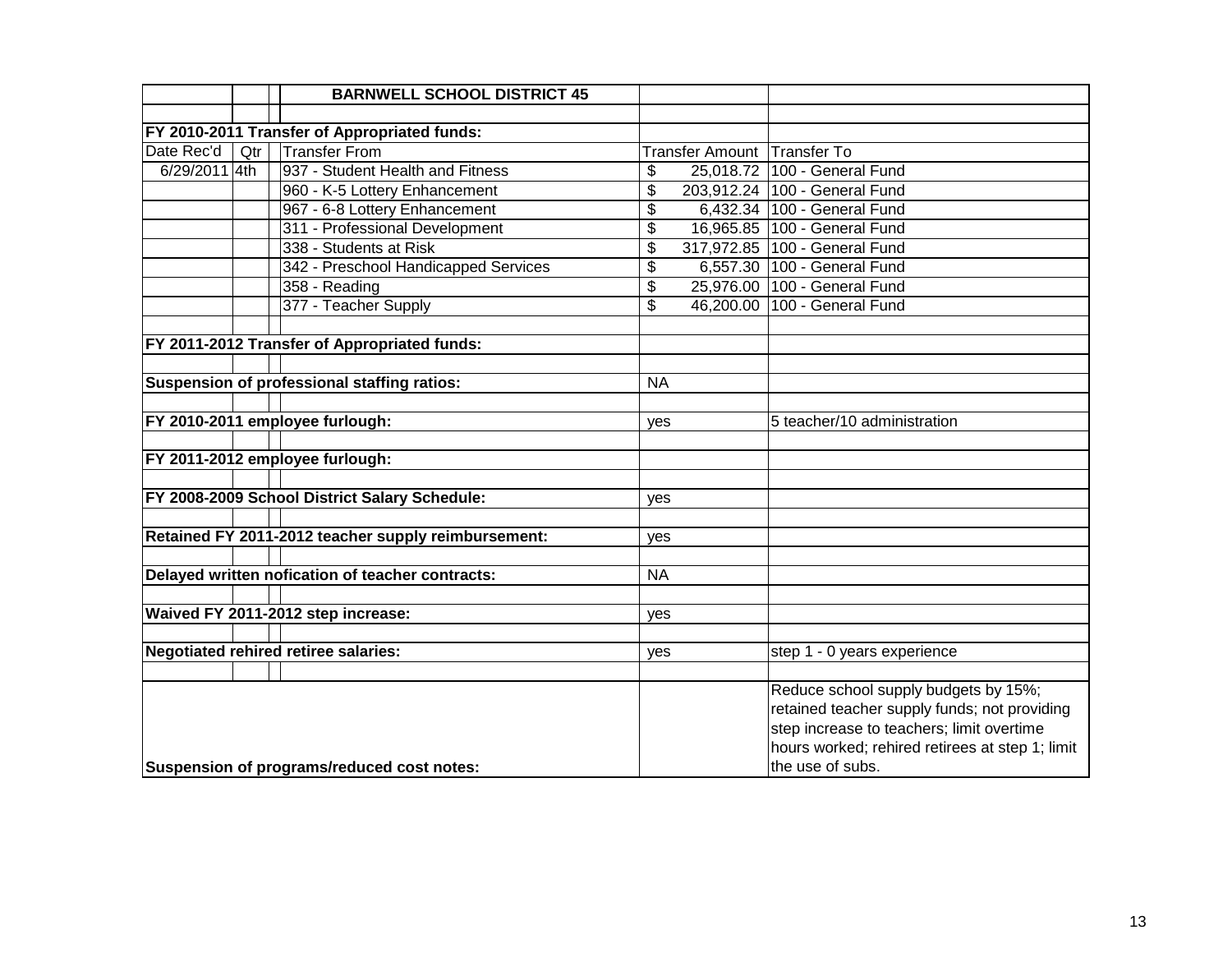| Date Rec'd | Qtr | Transfer From | Transfer Amount | Transfer To |
|---|---|---|---|---|
| | | **BARNWELL SCHOOL DISTRICT 45** | | |
| **FY 2010-2011 Transfer of Appropriated funds:** | | | | |
| Date Rec'd | Qtr | Transfer From | Transfer Amount | Transfer To |
| 6/29/2011 | 4th | 937 - Student Health and Fitness | $ 25,018.72 | 100 - General Fund |
| | | 960 - K-5 Lottery Enhancement | $ 203,912.24 | 100 - General Fund |
| | | 967 - 6-8 Lottery Enhancement | $ 6,432.34 | 100 - General Fund |
| | | 311 - Professional Development | $ 16,965.85 | 100 - General Fund |
| | | 338 - Students at Risk | $ 317,972.85 | 100 - General Fund |
| | | 342 - Preschool Handicapped Services | $ 6,557.30 | 100 - General Fund |
| | | 358 - Reading | $ 25,976.00 | 100 - General Fund |
| | | 377 - Teacher Supply | $ 46,200.00 | 100 - General Fund |
| **FY 2011-2012 Transfer of Appropriated funds:** | | | | |
| **Suspension of professional staffing ratios:** | | | NA | |
| **FY 2010-2011 employee furlough:** | | | yes | 5 teacher/10 administration |
| **FY 2011-2012 employee furlough:** | | | | |
| **FY 2008-2009 School District Salary Schedule:** | | | yes | |
| **Retained FY 2011-2012 teacher supply reimbursement:** | | | yes | |
| **Delayed written nofication of teacher contracts:** | | | NA | |
| **Waived FY 2011-2012 step increase:** | | | yes | |
| **Negotiated rehired retiree salaries:** | | | yes | step 1 - 0 years experience |
| **Suspension of programs/reduced cost notes:** | | | | Reduce school supply budgets by 15%; retained teacher supply funds; not providing step increase to teachers; limit overtime hours worked; rehired retirees at step 1; limit the use of subs. |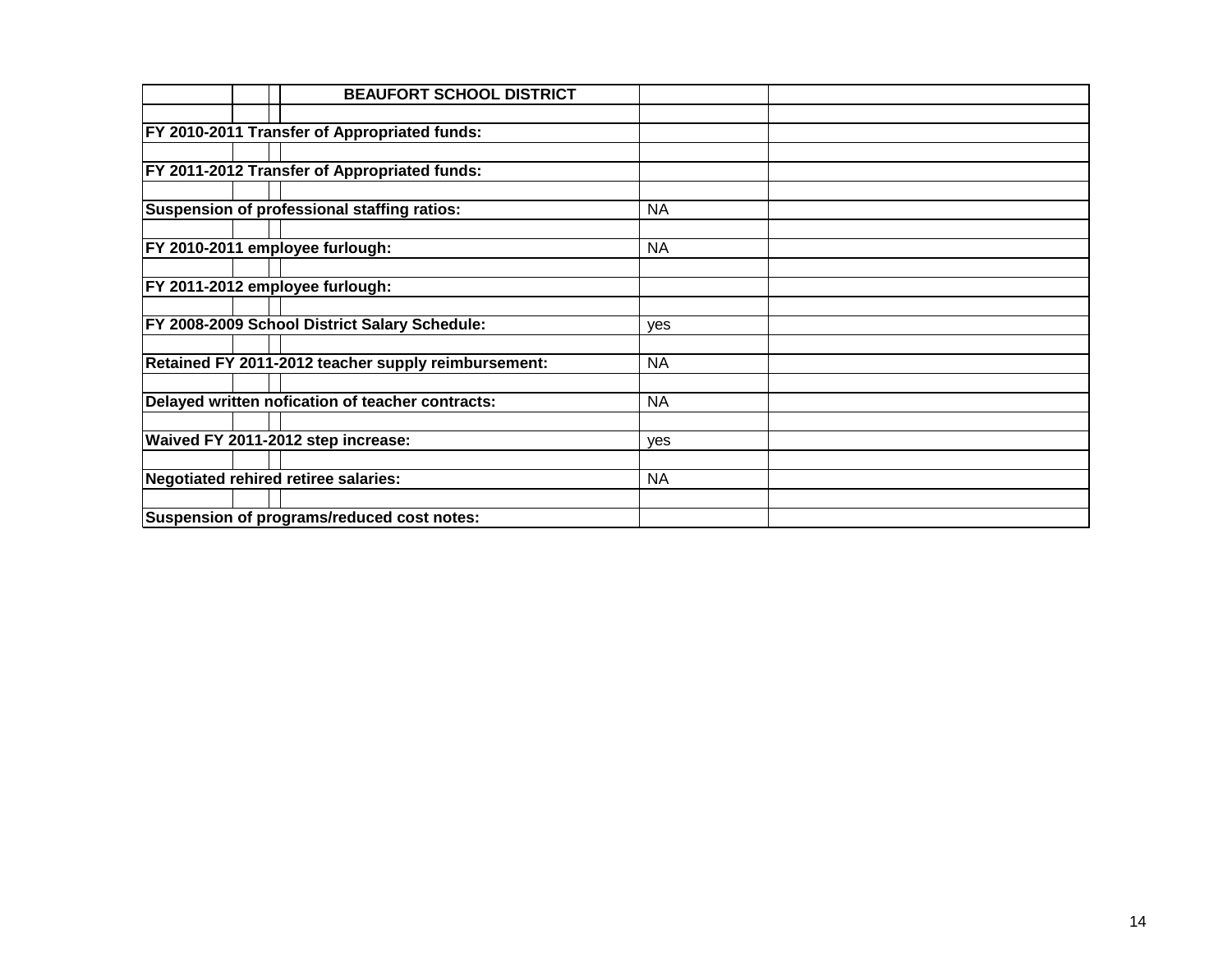| BEAUFORT SCHOOL DISTRICT | | |
|---|---|---|
| | | |
| **FY 2010-2011 Transfer of Appropriated funds:** | | |
| | | |
| **FY 2011-2012 Transfer of Appropriated funds:** | | |
| | | |
| **Suspension of professional staffing ratios:** | NA | |
| | | |
| **FY 2010-2011 employee furlough:** | NA | |
| | | |
| **FY 2011-2012 employee furlough:** | | |
| | | |
| **FY 2008-2009 School District Salary Schedule:** | yes | |
| | | |
| **Retained FY 2011-2012 teacher supply reimbursement:** | NA | |
| | | |
| **Delayed written nofication of teacher contracts:** | NA | |
| | | |
| **Waived FY 2011-2012 step increase:** | yes | |
| | | |
| **Negotiated rehired retiree salaries:** | NA | |
| | | |
| **Suspension of programs/reduced cost notes:** | | |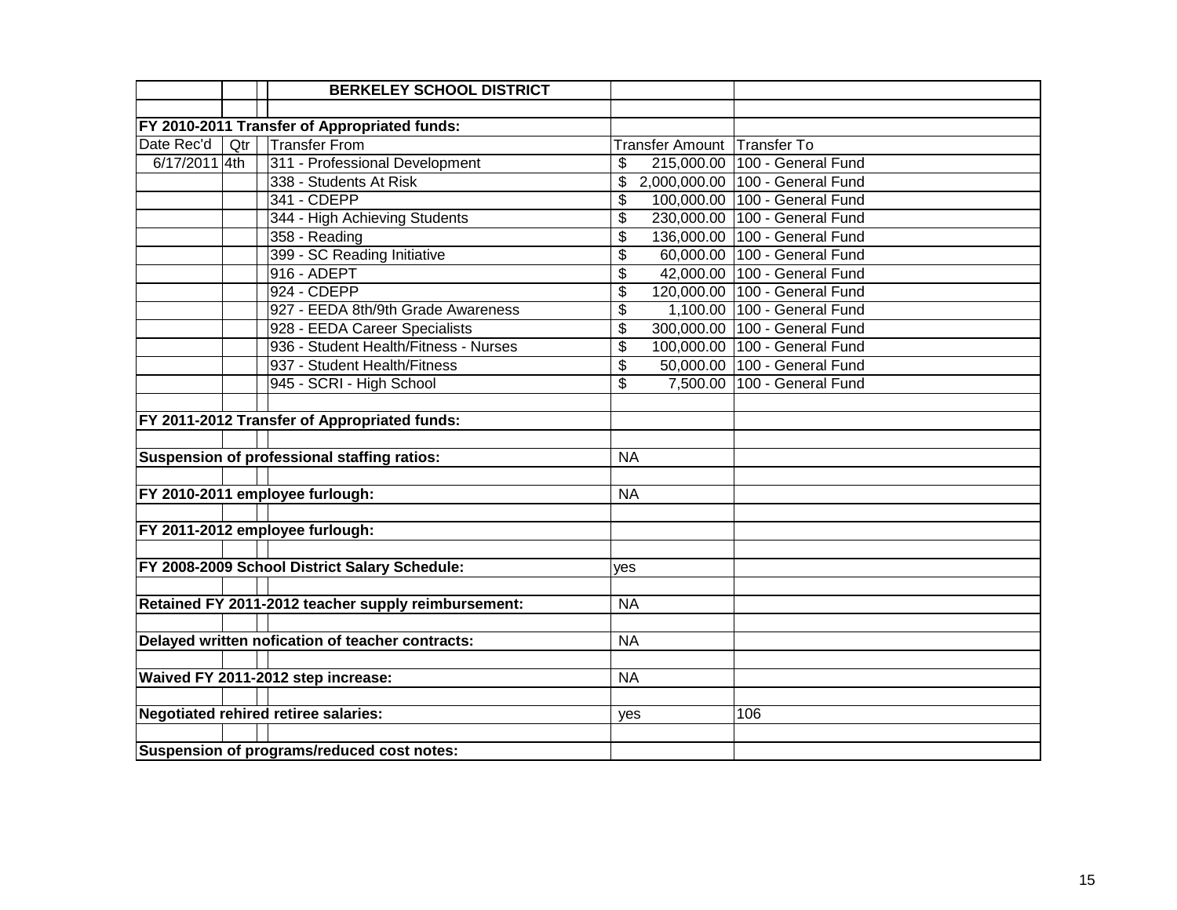| | | BERKELEY SCHOOL DISTRICT | | |
|---|---|---|---|---|
| | | | | |
| **FY 2010-2011 Transfer of Appropriated funds:** | | | | |
| Date Rec'd | Qtr | Transfer From | Transfer Amount | Transfer To |
| 6/17/2011 | 4th | 311 - Professional Development | $ 215,000.00 | 100 - General Fund |
| | | 338 - Students At Risk | $ 2,000,000.00 | 100 - General Fund |
| | | 341 - CDEPP | $ 100,000.00 | 100 - General Fund |
| | | 344 - High Achieving Students | $ 230,000.00 | 100 - General Fund |
| | | 358 - Reading | $ 136,000.00 | 100 - General Fund |
| | | 399 - SC Reading Initiative | $ 60,000.00 | 100 - General Fund |
| | | 916 - ADEPT | $ 42,000.00 | 100 - General Fund |
| | | 924 - CDEPP | $ 120,000.00 | 100 - General Fund |
| | | 927 - EEDA 8th/9th Grade Awareness | $ 1,100.00 | 100 - General Fund |
| | | 928 - EEDA Career Specialists | $ 300,000.00 | 100 - General Fund |
| | | 936 - Student Health/Fitness - Nurses | $ 100,000.00 | 100 - General Fund |
| | | 937 - Student Health/Fitness | $ 50,000.00 | 100 - General Fund |
| | | 945 - SCRI - High School | $ 7,500.00 | 100 - General Fund |
| | | | | |
| **FY 2011-2012 Transfer of Appropriated funds:** | | | | |
| | | | | |
| **Suspension of professional staffing ratios:** | | | NA | |
| | | | | |
| **FY 2010-2011 employee furlough:** | | | NA | |
| | | | | |
| **FY 2011-2012 employee furlough:** | | | | |
| | | | | |
| **FY 2008-2009 School District Salary Schedule:** | | | yes | |
| | | | | |
| **Retained FY 2011-2012 teacher supply reimbursement:** | | | NA | |
| | | | | |
| **Delayed written nofication of teacher contracts:** | | | NA | |
| | | | | |
| **Waived FY 2011-2012 step increase:** | | | NA | |
| | | | | |
| **Negotiated rehired retiree salaries:** | | | yes | 106 |
| | | | | |
| **Suspension of programs/reduced cost notes:** | | | | |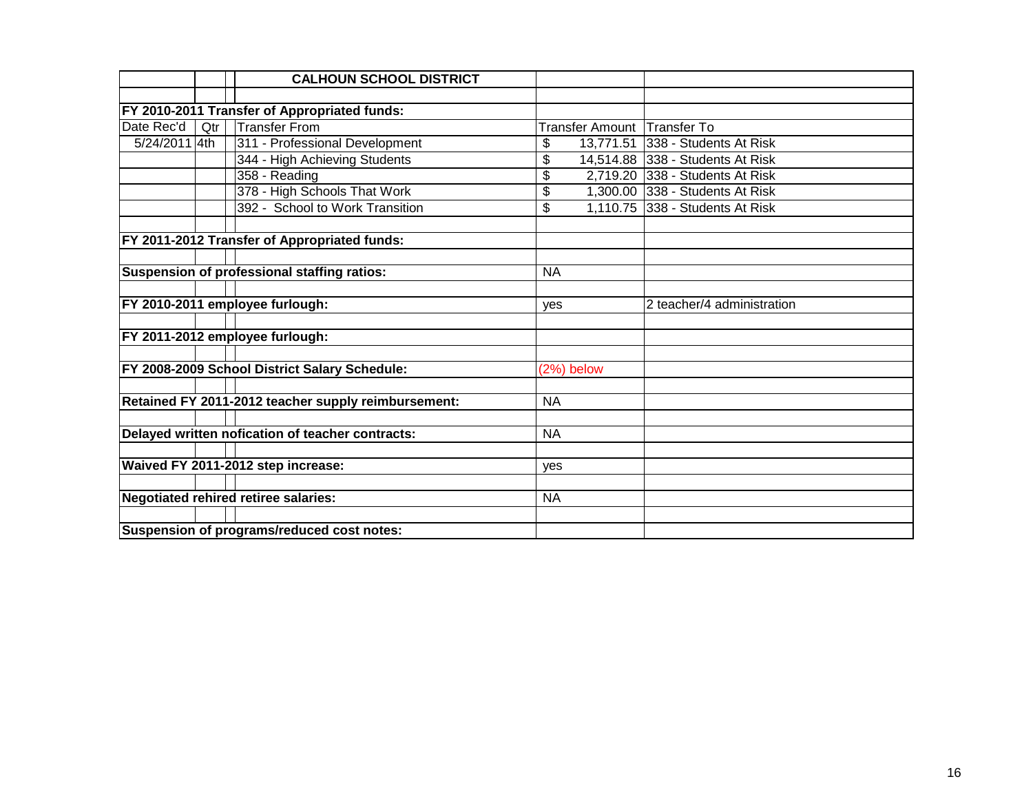| | | | CALHOUN SCHOOL DISTRICT | | |
|---|---|---|---|---|---|
| | | | | | |
| **FY 2010-2011 Transfer of Appropriated funds:** | | | | | |
| Date Rec'd | Qtr | | Transfer From | Transfer Amount | Transfer To |
| 5/24/2011 | 4th | | 311 - Professional Development | $ 13,771.51 | 338 - Students At Risk |
| | | | 344 - High Achieving Students | $ 14,514.88 | 338 - Students At Risk |
| | | | 358 - Reading | $ 2,719.20 | 338 - Students At Risk |
| | | | 378 - High Schools That Work | $ 1,300.00 | 338 - Students At Risk |
| | | | 392 - School to Work Transition | $ 1,110.75 | 338 - Students At Risk |
| | | | | | |
| **FY 2011-2012 Transfer of Appropriated funds:** | | | | | |
| | | | | | |
| **Suspension of professional staffing ratios:** | | | | NA | |
| | | | | | |
| **FY 2010-2011 employee furlough:** | | | | yes | 2 teacher/4 administration |
| | | | | | |
| **FY 2011-2012 employee furlough:** | | | | | |
| | | | | | |
| **FY 2008-2009 School District Salary Schedule:** | | | | (2%) below | |
| | | | | | |
| **Retained FY 2011-2012 teacher supply reimbursement:** | | | | NA | |
| | | | | | |
| **Delayed written nofication of teacher contracts:** | | | | NA | |
| | | | | | |
| **Waived FY 2011-2012 step increase:** | | | | yes | |
| | | | | | |
| **Negotiated rehired retiree salaries:** | | | | NA | |
| | | | | | |
| **Suspension of programs/reduced cost notes:** | | | | | |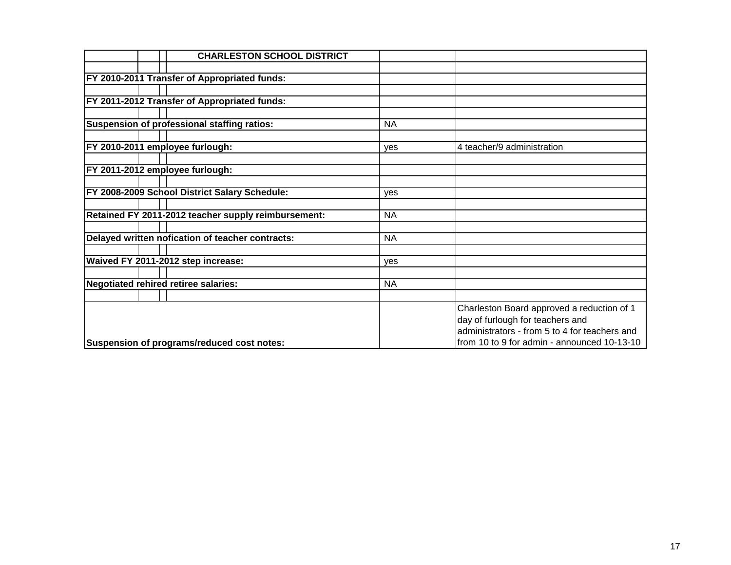| CHARLESTON SCHOOL DISTRICT | | |
|---|---|---|
| **FY 2010-2011 Transfer of Appropriated funds:** | | |
| **FY 2011-2012 Transfer of Appropriated funds:** | | |
| **Suspension of professional staffing ratios:** | NA | |
| **FY 2010-2011 employee furlough:** | yes | 4 teacher/9 administration |
| **FY 2011-2012 employee furlough:** | | |
| **FY 2008-2009 School District Salary Schedule:** | yes | |
| **Retained FY 2011-2012 teacher supply reimbursement:** | NA | |
| **Delayed written nofication of teacher contracts:** | NA | |
| **Waived FY 2011-2012 step increase:** | yes | |
| **Negotiated rehired retiree salaries:** | NA | |
| **Suspension of programs/reduced cost notes:** | | Charleston Board approved a reduction of 1 day of furlough for teachers and administrators - from 5 to 4 for teachers and from 10 to 9 for admin - announced 10-13-10 |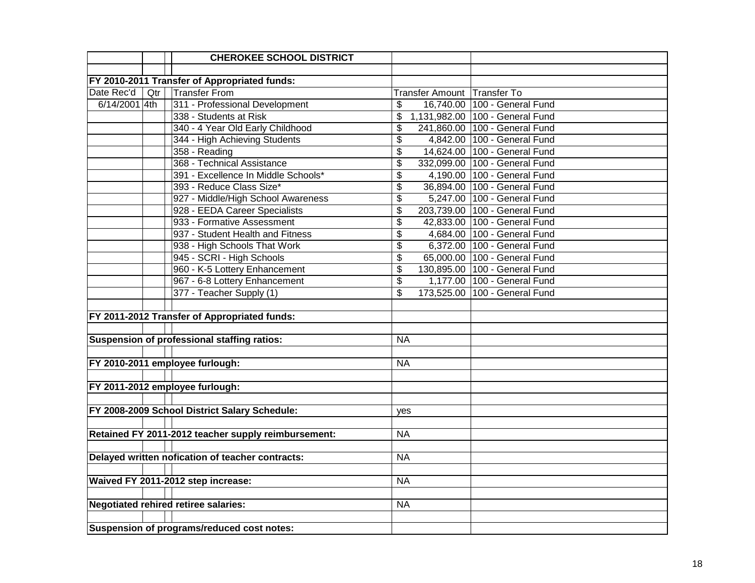| | | CHEROKEE SCHOOL DISTRICT | | |
|---|---|---|---|---|
| | | | | |
| **FY 2010-2011 Transfer of Appropriated funds:** | | | | |
| Date Rec'd | Qtr | Transfer From | Transfer Amount | Transfer To |
| 6/14/2001 | 4th | 311 - Professional Development | $ 16,740.00 | 100 - General Fund |
| | | 338 - Students at Risk | $ 1,131,982.00 | 100 - General Fund |
| | | 340 - 4 Year Old Early Childhood | $ 241,860.00 | 100 - General Fund |
| | | 344 - High Achieving Students | $ 4,842.00 | 100 - General Fund |
| | | 358 - Reading | $ 14,624.00 | 100 - General Fund |
| | | 368 - Technical Assistance | $ 332,099.00 | 100 - General Fund |
| | | 391 - Excellence In Middle Schools* | $ 4,190.00 | 100 - General Fund |
| | | 393 - Reduce Class Size* | $ 36,894.00 | 100 - General Fund |
| | | 927 - Middle/High School Awareness | $ 5,247.00 | 100 - General Fund |
| | | 928 - EEDA Career Specialists | $ 203,739.00 | 100 - General Fund |
| | | 933 - Formative Assessment | $ 42,833.00 | 100 - General Fund |
| | | 937 - Student Health and Fitness | $ 4,684.00 | 100 - General Fund |
| | | 938 - High Schools That Work | $ 6,372.00 | 100 - General Fund |
| | | 945 - SCRI - High Schools | $ 65,000.00 | 100 - General Fund |
| | | 960 - K-5 Lottery Enhancement | $ 130,895.00 | 100 - General Fund |
| | | 967 - 6-8 Lottery Enhancement | $ 1,177.00 | 100 - General Fund |
| | | 377 - Teacher Supply (1) | $ 173,525.00 | 100 - General Fund |
| | | | | |
| **FY 2011-2012 Transfer of Appropriated funds:** | | | | |
| | | | | |
| **Suspension of professional staffing ratios:** | | | NA | |
| | | | | |
| **FY 2010-2011 employee furlough:** | | | NA | |
| | | | | |
| **FY 2011-2012 employee furlough:** | | | | |
| | | | | |
| **FY 2008-2009 School District Salary Schedule:** | | | yes | |
| | | | | |
| **Retained FY 2011-2012 teacher supply reimbursement:** | | | NA | |
| | | | | |
| **Delayed written nofication of teacher contracts:** | | | NA | |
| | | | | |
| **Waived FY 2011-2012 step increase:** | | | NA | |
| | | | | |
| **Negotiated rehired retiree salaries:** | | | NA | |
| | | | | |
| **Suspension of programs/reduced cost notes:** | | | | |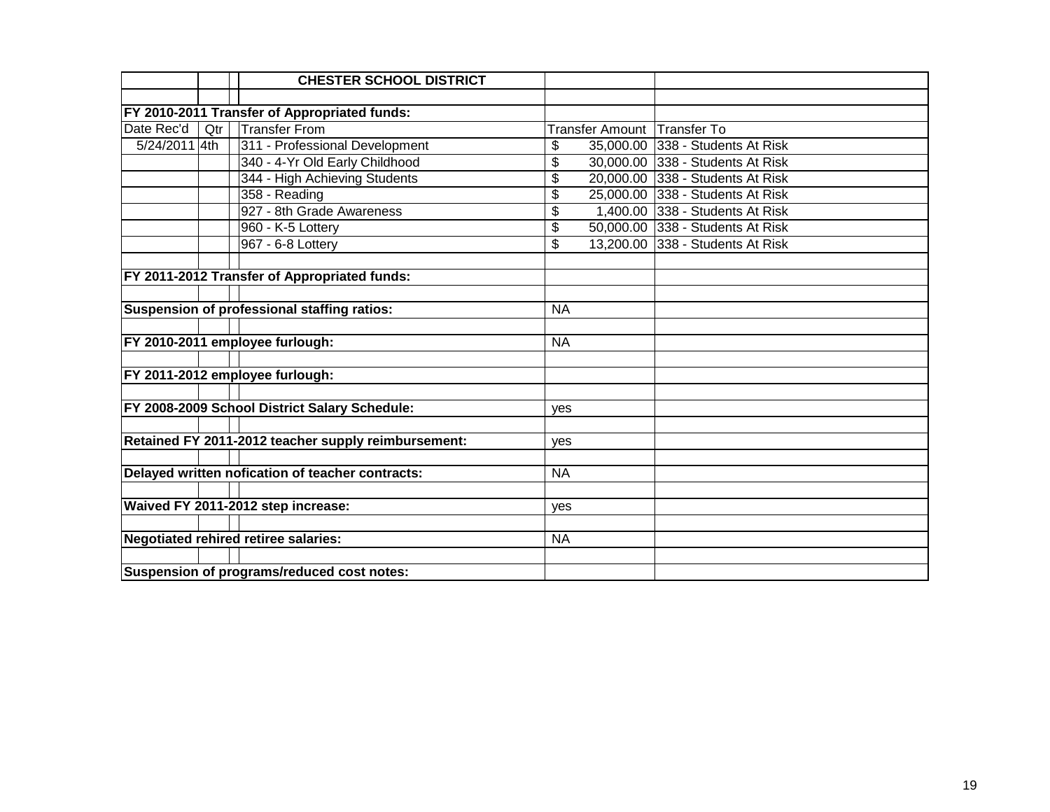| | | | CHESTER SCHOOL DISTRICT | | |
|---|---|---|---|---|---|
| | | | | | |
| FY 2010-2011 Transfer of Appropriated funds: | | | | | |
| Date Rec'd | Qtr | | Transfer From | Transfer Amount | Transfer To |
| 5/24/2011 | 4th | | 311 - Professional Development | $ 35,000.00 | 338 - Students At Risk |
| | | | 340 - 4-Yr Old Early Childhood | $ 30,000.00 | 338 - Students At Risk |
| | | | 344 - High Achieving Students | $ 20,000.00 | 338 - Students At Risk |
| | | | 358 - Reading | $ 25,000.00 | 338 - Students At Risk |
| | | | 927 - 8th Grade Awareness | $ 1,400.00 | 338 - Students At Risk |
| | | | 960 - K-5 Lottery | $ 50,000.00 | 338 - Students At Risk |
| | | | 967 - 6-8 Lottery | $ 13,200.00 | 338 - Students At Risk |
| | | | | | |
| FY 2011-2012 Transfer of Appropriated funds: | | | | | |
| | | | | | |
| Suspension of professional staffing ratios: | | | | NA | |
| | | | | | |
| FY 2010-2011 employee furlough: | | | | NA | |
| | | | | | |
| FY 2011-2012 employee furlough: | | | | | |
| | | | | | |
| FY 2008-2009 School District Salary Schedule: | | | | yes | |
| | | | | | |
| Retained FY 2011-2012 teacher supply reimbursement: | | | | yes | |
| | | | | | |
| Delayed written nofication of teacher contracts: | | | | NA | |
| | | | | | |
| Waived FY 2011-2012 step increase: | | | | yes | |
| | | | | | |
| Negotiated rehired retiree salaries: | | | | NA | |
| | | | | | |
| Suspension of programs/reduced cost notes: | | | | | |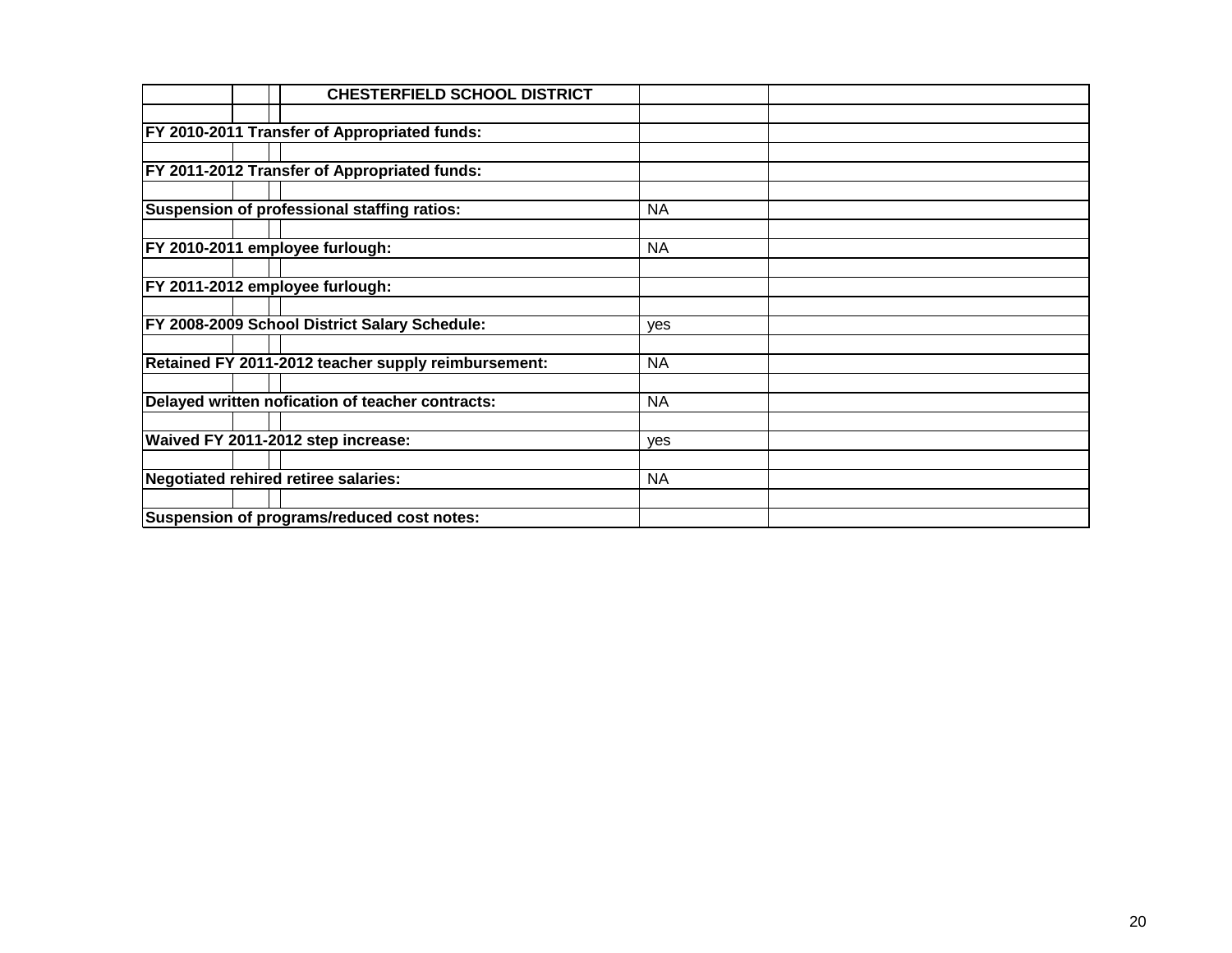| CHESTERFIELD SCHOOL DISTRICT | | |
|---|---|---|
| | | |
| FY 2010-2011 Transfer of Appropriated funds: | | |
| | | |
| FY 2011-2012 Transfer of Appropriated funds: | | |
| | | |
| Suspension of professional staffing ratios: | NA | |
| | | |
| FY 2010-2011 employee furlough: | NA | |
| | | |
| FY 2011-2012 employee furlough: | | |
| | | |
| FY 2008-2009 School District Salary Schedule: | yes | |
| | | |
| Retained FY 2011-2012 teacher supply reimbursement: | NA | |
| | | |
| Delayed written nofication of teacher contracts: | NA | |
| | | |
| Waived FY 2011-2012 step increase: | yes | |
| | | |
| Negotiated rehired retiree salaries: | NA | |
| | | |
| Suspension of programs/reduced cost notes: | | |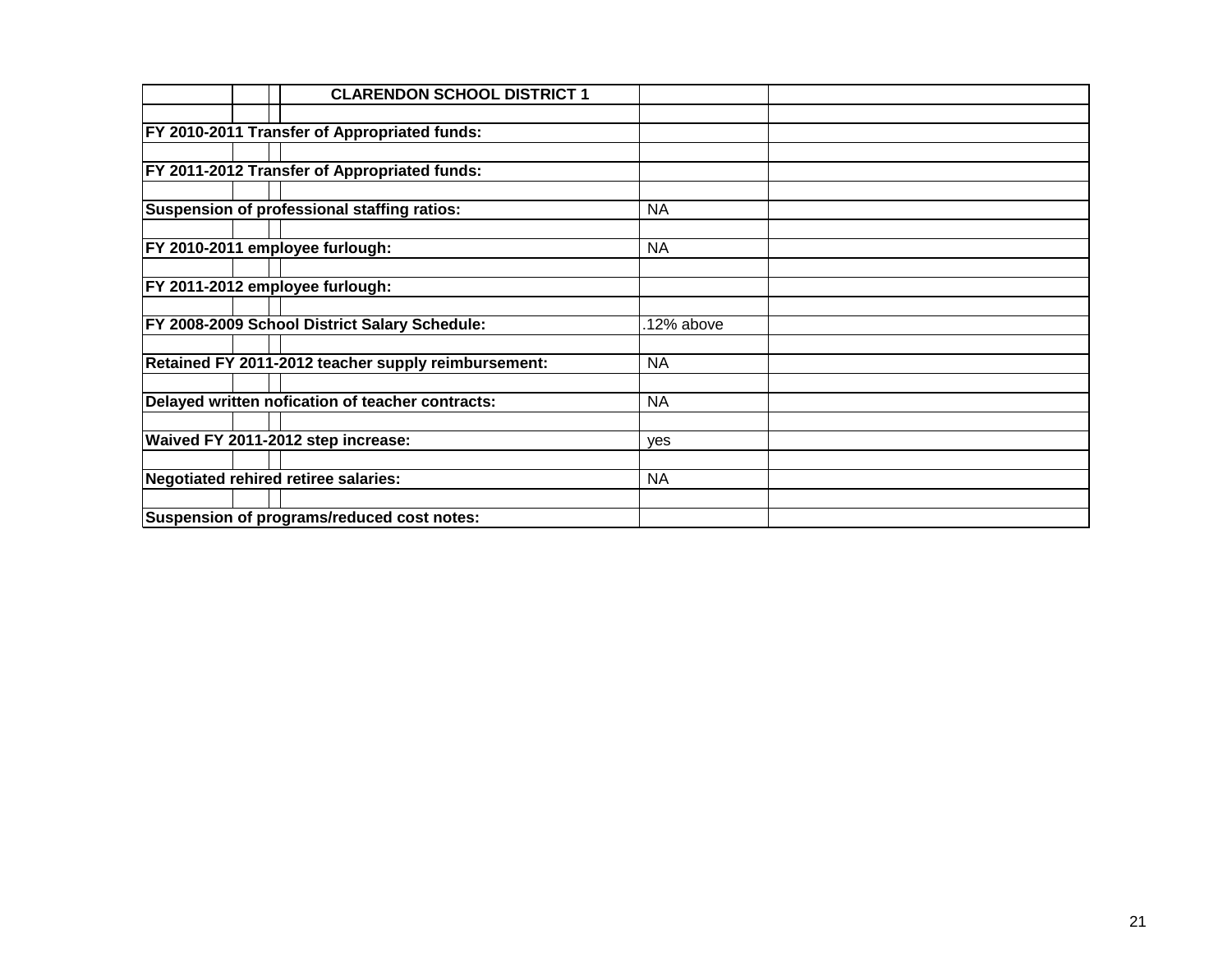| CLARENDON SCHOOL DISTRICT 1 | | |
|---|---|---|
| | | |
| **FY 2010-2011 Transfer of Appropriated funds:** | | |
| | | |
| **FY 2011-2012 Transfer of Appropriated funds:** | | |
| | | |
| **Suspension of professional staffing ratios:** | NA | |
| | | |
| **FY 2010-2011 employee furlough:** | NA | |
| | | |
| **FY 2011-2012 employee furlough:** | | |
| | | |
| **FY 2008-2009 School District Salary Schedule:** | .12% above | |
| | | |
| **Retained FY 2011-2012 teacher supply reimbursement:** | NA | |
| | | |
| **Delayed written nofication of teacher contracts:** | NA | |
| | | |
| **Waived FY 2011-2012 step increase:** | yes | |
| | | |
| **Negotiated rehired retiree salaries:** | NA | |
| | | |
| **Suspension of programs/reduced cost notes:** | | |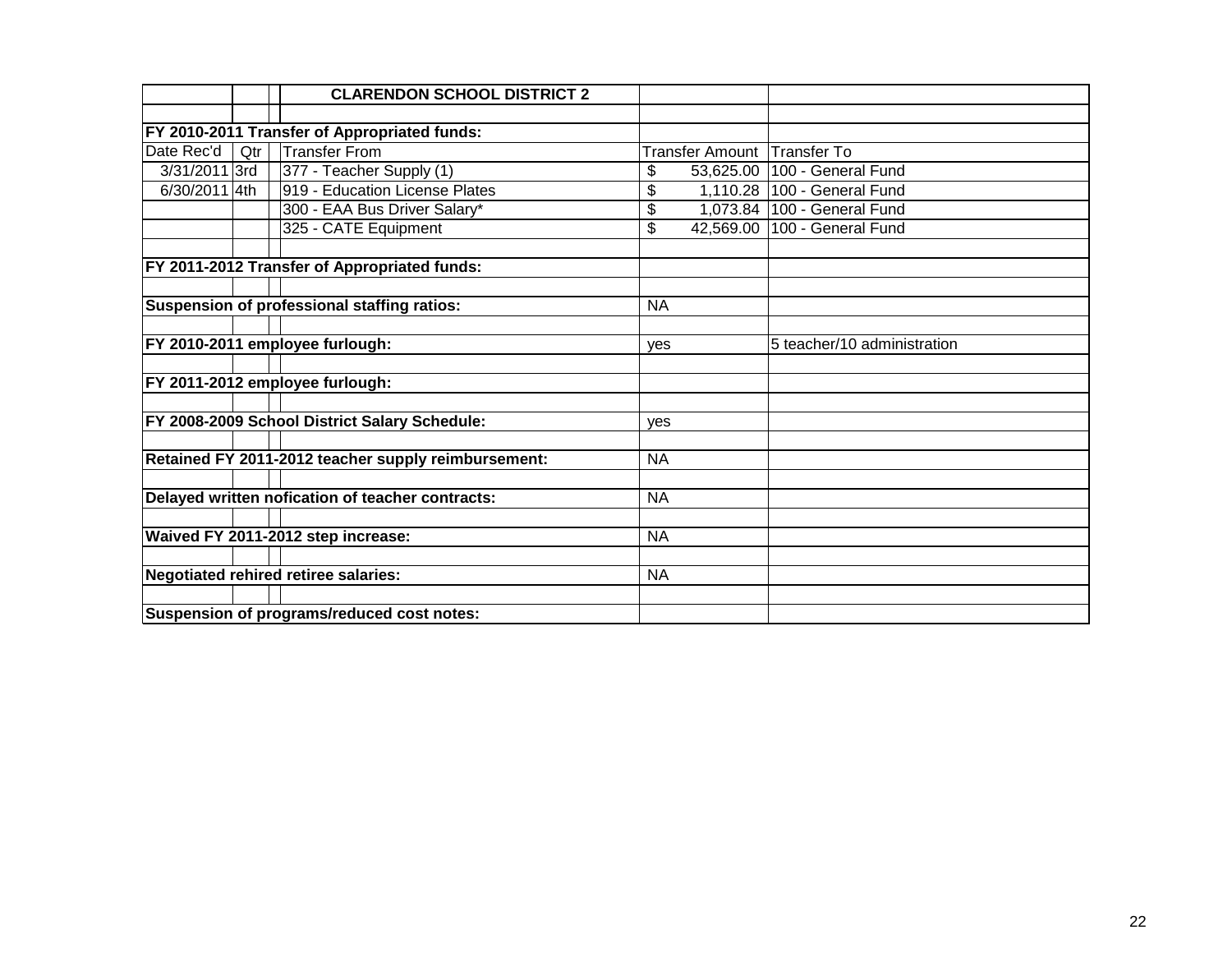| | | | CLARENDON SCHOOL DISTRICT 2 | | |
|---|---|---|---|---|---|
| | | | | | |
| **FY 2010-2011 Transfer of Appropriated funds:** | | | | | |
| Date Rec'd | Qtr | | Transfer From | Transfer Amount | Transfer To |
| 3/31/2011 | 3rd | | 377 - Teacher Supply (1) | $ 53,625.00 | 100 - General Fund |
| 6/30/2011 | 4th | | 919 - Education License Plates | $ 1,110.28 | 100 - General Fund |
| | | | 300 - EAA Bus Driver Salary* | $ 1,073.84 | 100 - General Fund |
| | | | 325 - CATE Equipment | $ 42,569.00 | 100 - General Fund |
| | | | | | |
| **FY 2011-2012 Transfer of Appropriated funds:** | | | | | |
| | | | | | |
| **Suspension of professional staffing ratios:** | | | | NA | |
| | | | | | |
| **FY 2010-2011 employee furlough:** | | | | yes | 5 teacher/10 administration |
| | | | | | |
| **FY 2011-2012 employee furlough:** | | | | | |
| | | | | | |
| **FY 2008-2009 School District Salary Schedule:** | | | | yes | |
| | | | | | |
| **Retained FY 2011-2012 teacher supply reimbursement:** | | | | NA | |
| | | | | | |
| **Delayed written nofication of teacher contracts:** | | | | NA | |
| | | | | | |
| **Waived FY 2011-2012 step increase:** | | | | NA | |
| | | | | | |
| **Negotiated rehired retiree salaries:** | | | | NA | |
| | | | | | |
| **Suspension of programs/reduced cost notes:** | | | | | |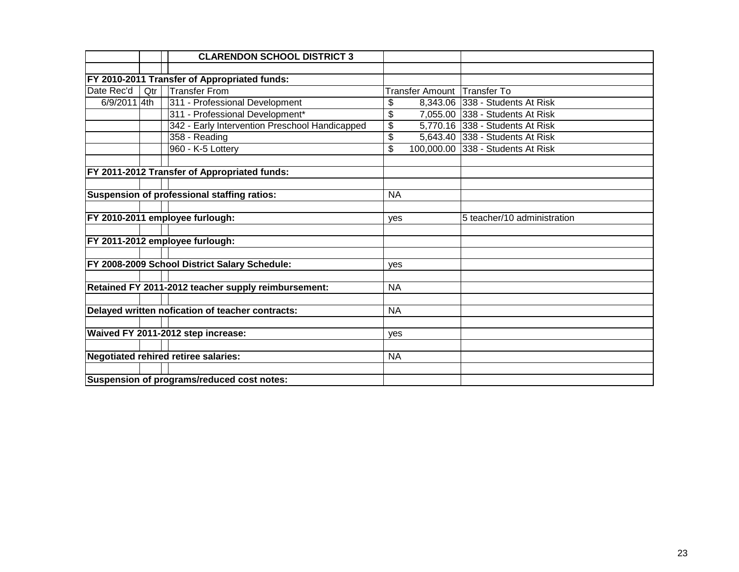| | | | CLARENDON SCHOOL DISTRICT 3 | | |
|---|---|---|---|---|---|
| | | | | | |
| **FY 2010-2011 Transfer of Appropriated funds:** | | | | | |
| Date Rec'd | Qtr | | Transfer From | Transfer Amount | Transfer To |
| 6/9/2011 | 4th | | 311 - Professional Development | $ 8,343.06 | 338 - Students At Risk |
| | | | 311 - Professional Development* | $ 7,055.00 | 338 - Students At Risk |
| | | | 342 - Early Intervention Preschool Handicapped | $ 5,770.16 | 338 - Students At Risk |
| | | | 358 - Reading | $ 5,643.40 | 338 - Students At Risk |
| | | | 960 - K-5 Lottery | $ 100,000.00 | 338 - Students At Risk |
| | | | | | |
| **FY 2011-2012 Transfer of Appropriated funds:** | | | | | |
| | | | | | |
| **Suspension of professional staffing ratios:** | | | | NA | |
| | | | | | |
| **FY 2010-2011 employee furlough:** | | | | yes | 5 teacher/10 administration |
| | | | | | |
| **FY 2011-2012 employee furlough:** | | | | | |
| | | | | | |
| **FY 2008-2009 School District Salary Schedule:** | | | | yes | |
| | | | | | |
| **Retained FY 2011-2012 teacher supply reimbursement:** | | | | NA | |
| | | | | | |
| **Delayed written nofication of teacher contracts:** | | | | NA | |
| | | | | | |
| **Waived FY 2011-2012 step increase:** | | | | yes | |
| | | | | | |
| **Negotiated rehired retiree salaries:** | | | | NA | |
| | | | | | |
| **Suspension of programs/reduced cost notes:** | | | | | |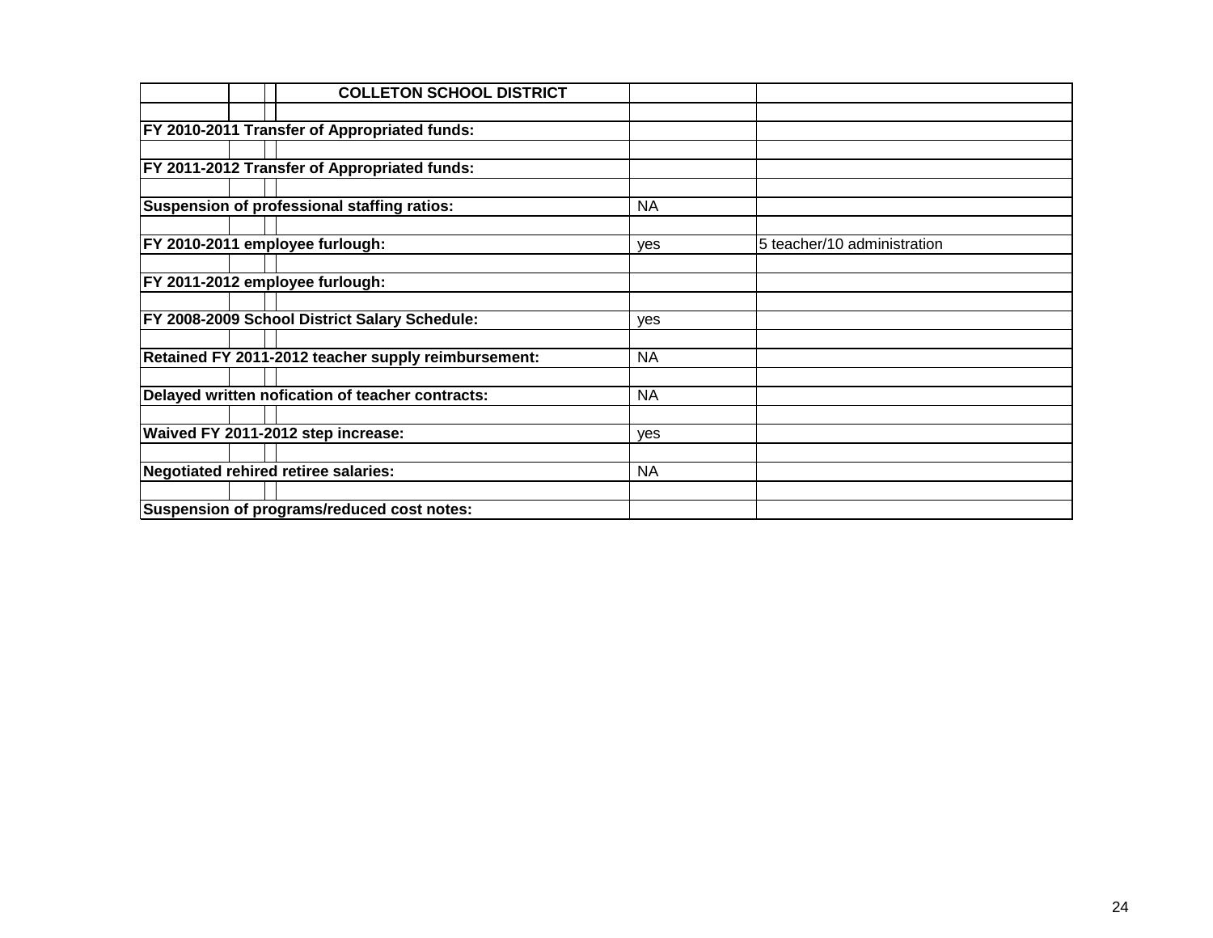| COLLETON SCHOOL DISTRICT | | |
|---|---|---|
| | | |
| **FY 2010-2011 Transfer of Appropriated funds:** | | |
| | | |
| **FY 2011-2012 Transfer of Appropriated funds:** | | |
| | | |
| **Suspension of professional staffing ratios:** | NA | |
| | | |
| **FY 2010-2011 employee furlough:** | yes | 5 teacher/10 administration |
| | | |
| **FY 2011-2012 employee furlough:** | | |
| | | |
| **FY 2008-2009 School District Salary Schedule:** | yes | |
| | | |
| **Retained FY 2011-2012 teacher supply reimbursement:** | NA | |
| | | |
| **Delayed written nofication of teacher contracts:** | NA | |
| | | |
| **Waived FY 2011-2012 step increase:** | yes | |
| | | |
| **Negotiated rehired retiree salaries:** | NA | |
| | | |
| **Suspension of programs/reduced cost notes:** | | |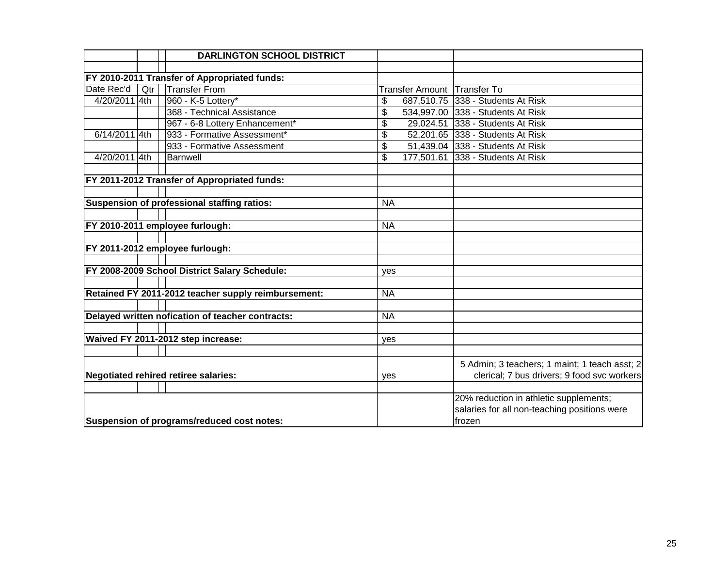| | | | DARLINGTON SCHOOL DISTRICT | | |
|---|---|---|---|---|---|
| | | | | | |
| FY 2010-2011 Transfer of Appropriated funds: | | | | | |
| Date Rec'd | Qtr | | Transfer From | Transfer Amount | Transfer To |
| 4/20/2011 | 4th | | 960 - K-5 Lottery* | $ 687,510.75 | 338 - Students At Risk |
| | | | 368 - Technical Assistance | $ 534,997.00 | 338 - Students At Risk |
| | | | 967 - 6-8 Lottery Enhancement* | $ 29,024.51 | 338 - Students At Risk |
| 6/14/2011 | 4th | | 933 - Formative Assessment* | $ 52,201.65 | 338 - Students At Risk |
| | | | 933 - Formative Assessment | $ 51,439.04 | 338 - Students At Risk |
| 4/20/2011 | 4th | | Barnwell | $ 177,501.61 | 338 - Students At Risk |
| | | | | | |
| FY 2011-2012 Transfer of Appropriated funds: | | | | | |
| | | | | | |
| Suspension of professional staffing ratios: | | | | NA | |
| | | | | | |
| FY 2010-2011 employee furlough: | | | | NA | |
| | | | | | |
| FY 2011-2012 employee furlough: | | | | | |
| | | | | | |
| FY 2008-2009 School District Salary Schedule: | | | | yes | |
| | | | | | |
| Retained FY 2011-2012 teacher supply reimbursement: | | | | NA | |
| | | | | | |
| Delayed written nofication of teacher contracts: | | | | NA | |
| | | | | | |
| Waived FY 2011-2012 step increase: | | | | yes | |
| | | | | | |
| Negotiated rehired retiree salaries: | | | | yes | 5 Admin; 3 teachers; 1 maint; 1 teach asst; 2 clerical; 7 bus drivers; 9 food svc workers |
| | | | | | |
| Suspension of programs/reduced cost notes: | | | | | 20% reduction in athletic supplements; salaries for all non-teaching positions were frozen |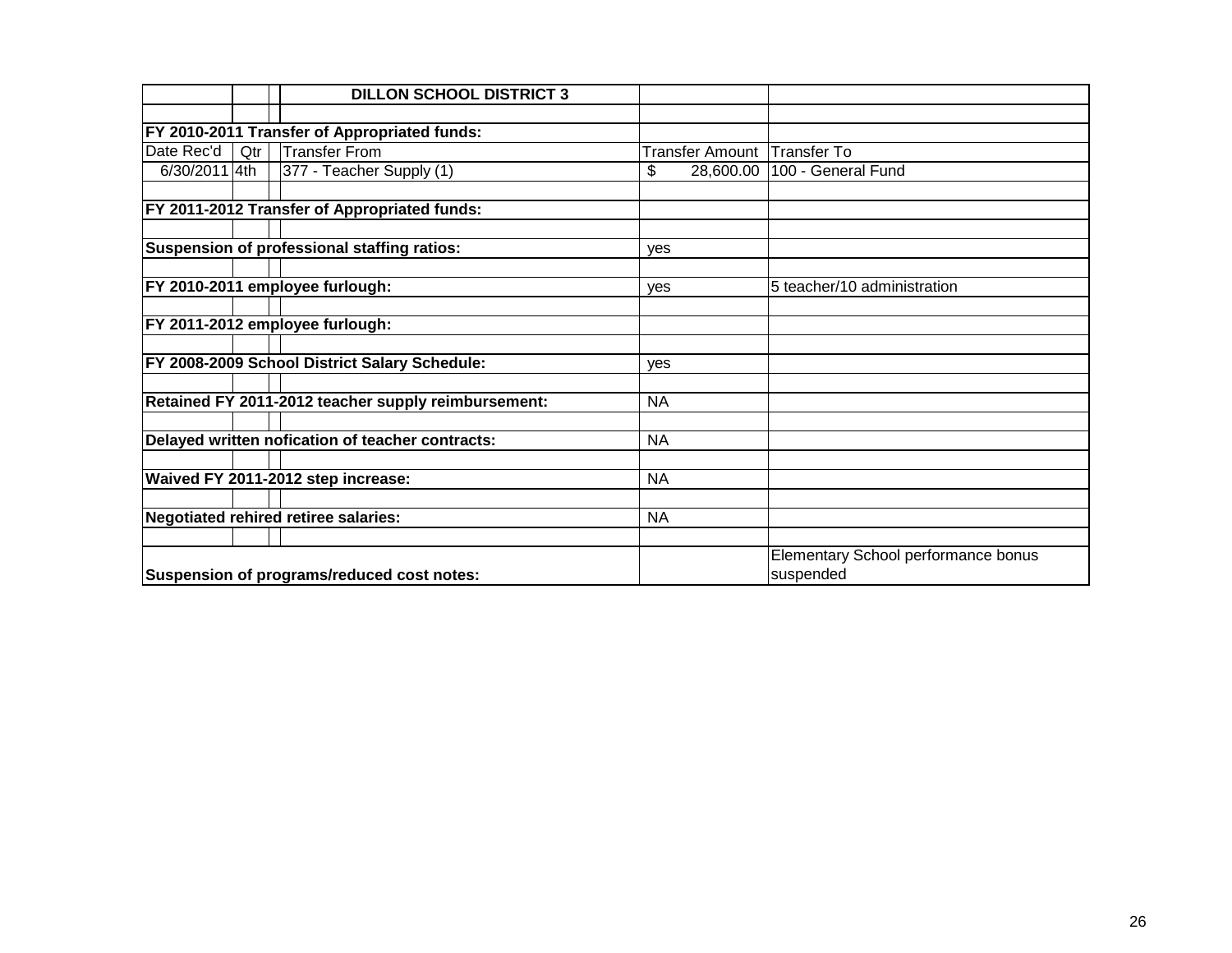| | | | DILLON SCHOOL DISTRICT 3 | | |
|---|---|---|---|---|---|
| | | | | | |
| **FY 2010-2011 Transfer of Appropriated funds:** | | | | | |
| Date Rec'd | Qtr | | Transfer From | Transfer Amount | Transfer To |
| 6/30/2011 | 4th | | 377 - Teacher Supply (1) | $ 28,600.00 | 100 - General Fund |
| | | | | | |
| **FY 2011-2012 Transfer of Appropriated funds:** | | | | | |
| | | | | | |
| **Suspension of professional staffing ratios:** | | | | yes | |
| | | | | | |
| **FY 2010-2011 employee furlough:** | | | | yes | 5 teacher/10 administration |
| | | | | | |
| **FY 2011-2012 employee furlough:** | | | | | |
| | | | | | |
| **FY 2008-2009 School District Salary Schedule:** | | | | yes | |
| | | | | | |
| **Retained FY 2011-2012 teacher supply reimbursement:** | | | | NA | |
| | | | | | |
| **Delayed written nofication of teacher contracts:** | | | | NA | |
| | | | | | |
| **Waived FY 2011-2012 step increase:** | | | | NA | |
| | | | | | |
| **Negotiated rehired retiree salaries:** | | | | NA | |
| | | | | | |
| **Suspension of programs/reduced cost notes:** | | | | | Elementary School performance bonus suspended |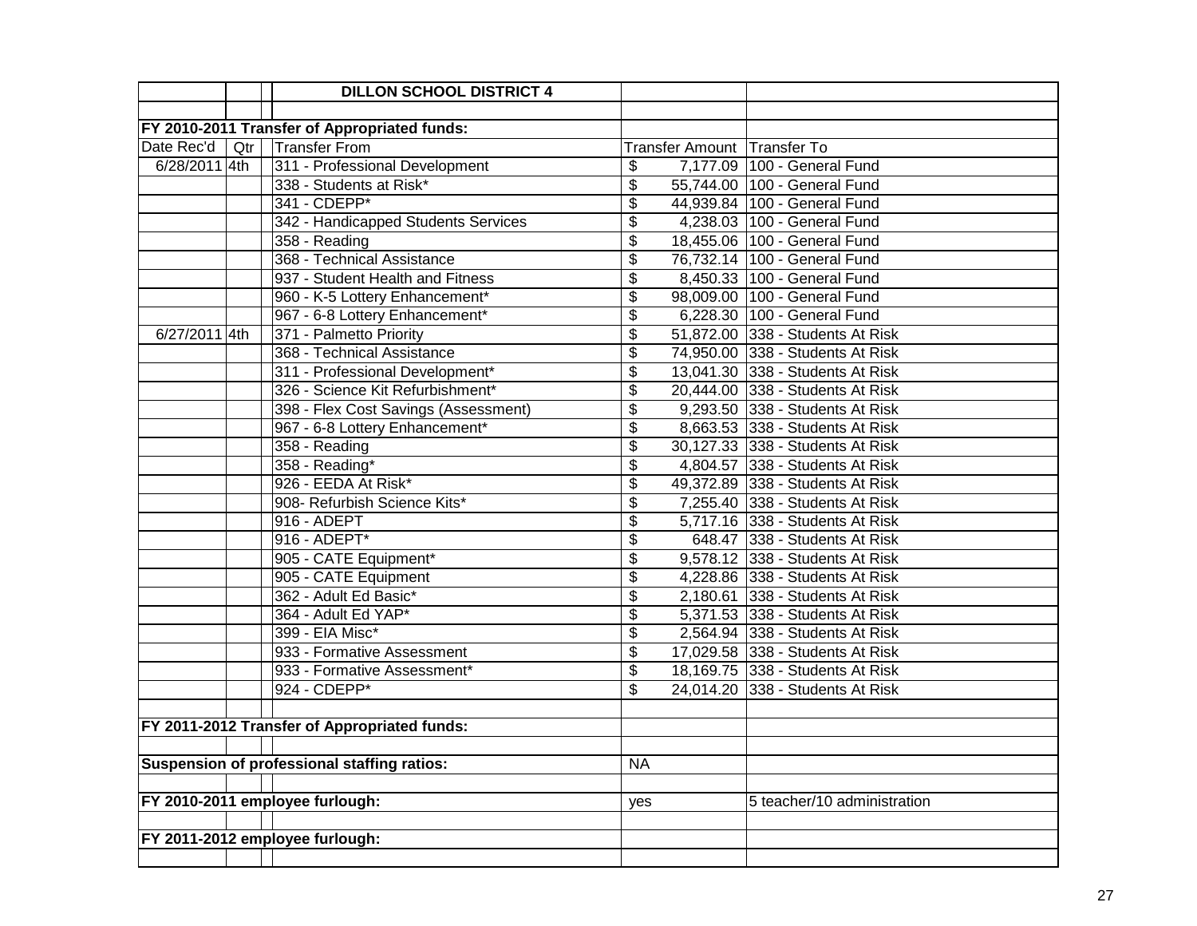**DILLON SCHOOL DISTRICT 4**

**FY 2010-2011 Transfer of Appropriated funds:**

| Date Rec'd | Qtr | Transfer From | Transfer Amount | Transfer To |
|---|---|---|---|---|
| 6/28/2011 | 4th | 311 - Professional Development | $ 7,177.09 | 100 - General Fund |
| | | 338 - Students at Risk* | $ 55,744.00 | 100 - General Fund |
| | | 341 - CDEPP* | $ 44,939.84 | 100 - General Fund |
| | | 342 - Handicapped Students Services | $ 4,238.03 | 100 - General Fund |
| | | 358 - Reading | $ 18,455.06 | 100 - General Fund |
| | | 368 - Technical Assistance | $ 76,732.14 | 100 - General Fund |
| | | 937 - Student Health and Fitness | $ 8,450.33 | 100 - General Fund |
| | | 960 - K-5 Lottery Enhancement* | $ 98,009.00 | 100 - General Fund |
| | | 967 - 6-8 Lottery Enhancement* | $ 6,228.30 | 100 - General Fund |
| 6/27/2011 | 4th | 371 - Palmetto Priority | $ 51,872.00 | 338 - Students At Risk |
| | | 368 - Technical Assistance | $ 74,950.00 | 338 - Students At Risk |
| | | 311 - Professional Development* | $ 13,041.30 | 338 - Students At Risk |
| | | 326 - Science Kit Refurbishment* | $ 20,444.00 | 338 - Students At Risk |
| | | 398 - Flex Cost Savings (Assessment) | $ 9,293.50 | 338 - Students At Risk |
| | | 967 - 6-8 Lottery Enhancement* | $ 8,663.53 | 338 - Students At Risk |
| | | 358 - Reading | $ 30,127.33 | 338 - Students At Risk |
| | | 358 - Reading* | $ 4,804.57 | 338 - Students At Risk |
| | | 926 - EEDA At Risk* | $ 49,372.89 | 338 - Students At Risk |
| | | 908- Refurbish Science Kits* | $ 7,255.40 | 338 - Students At Risk |
| | | 916 - ADEPT | $ 5,717.16 | 338 - Students At Risk |
| | | 916 - ADEPT* | $ 648.47 | 338 - Students At Risk |
| | | 905 - CATE Equipment* | $ 9,578.12 | 338 - Students At Risk |
| | | 905 - CATE Equipment | $ 4,228.86 | 338 - Students At Risk |
| | | 362 - Adult Ed Basic* | $ 2,180.61 | 338 - Students At Risk |
| | | 364 - Adult Ed YAP* | $ 5,371.53 | 338 - Students At Risk |
| | | 399 - EIA Misc* | $ 2,564.94 | 338 - Students At Risk |
| | | 933 - Formative Assessment | $ 17,029.58 | 338 - Students At Risk |
| | | 933 - Formative Assessment* | $ 18,169.75 | 338 - Students At Risk |
| | | 924 - CDEPP* | $ 24,014.20 | 338 - Students At Risk |

**FY 2011-2012 Transfer of Appropriated funds:**

| | | |
|---|---|---|
| **Suspension of professional staffing ratios:** | NA | |
| **FY 2010-2011 employee furlough:** | yes | 5 teacher/10 administration |
| **FY 2011-2012 employee furlough:** | | |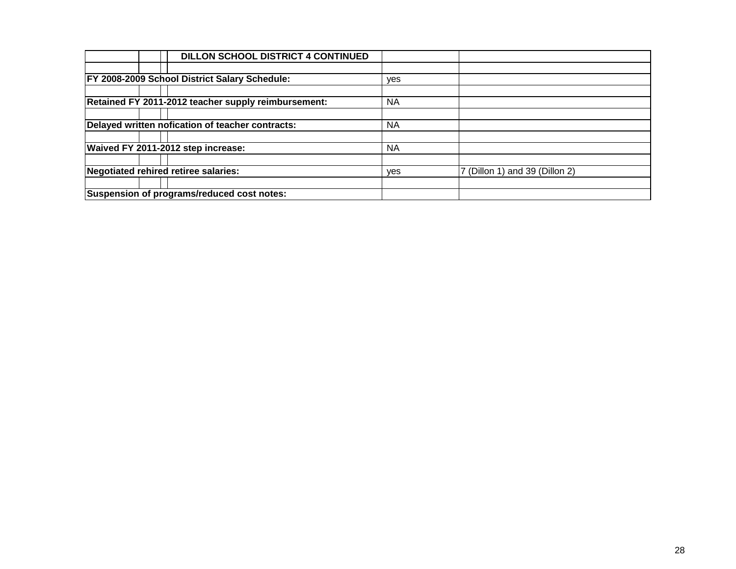| DILLON SCHOOL DISTRICT 4 CONTINUED | | |
|---|---|---|
| | | |
| **FY 2008-2009 School District Salary Schedule:** | yes | |
| | | |
| **Retained FY 2011-2012 teacher supply reimbursement:** | NA | |
| | | |
| **Delayed written nofication of teacher contracts:** | NA | |
| | | |
| **Waived FY 2011-2012 step increase:** | NA | |
| | | |
| **Negotiated rehired retiree salaries:** | yes | 7 (Dillon 1) and 39 (Dillon 2) |
| | | |
| **Suspension of programs/reduced cost notes:** | | |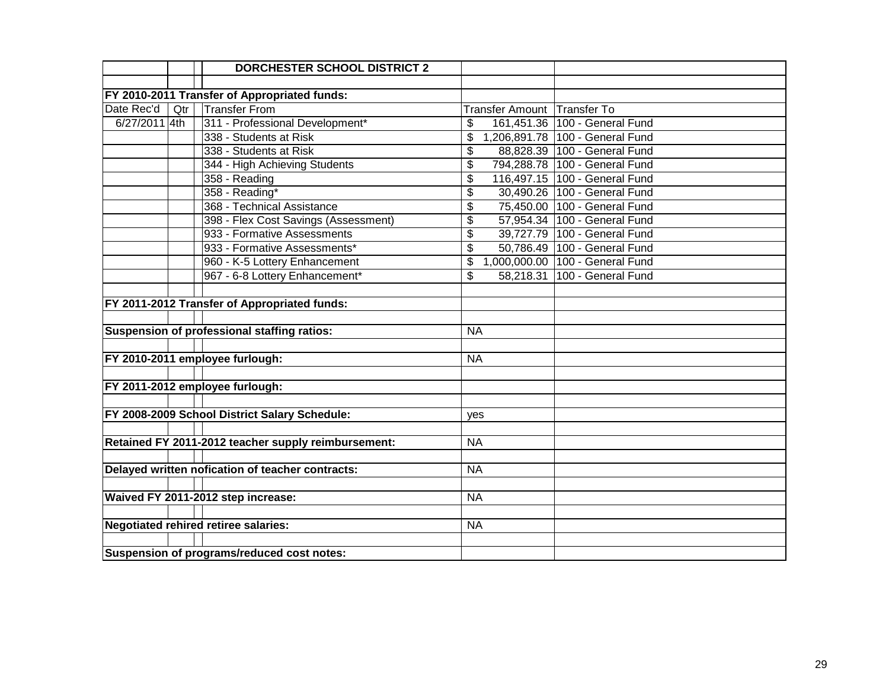| | | DORCHESTER SCHOOL DISTRICT 2 | | |
|---|---|---|---|---|
| | | | | |
| **FY 2010-2011 Transfer of Appropriated funds:** | | | | |
| Date Rec'd | Qtr | Transfer From | Transfer Amount | Transfer To |
| 6/27/2011 | 4th | 311 - Professional Development* | $ 161,451.36 | 100 - General Fund |
| | | 338 - Students at Risk | $ 1,206,891.78 | 100 - General Fund |
| | | 338 - Students at Risk | $ 88,828.39 | 100 - General Fund |
| | | 344 - High Achieving Students | $ 794,288.78 | 100 - General Fund |
| | | 358 - Reading | $ 116,497.15 | 100 - General Fund |
| | | 358 - Reading* | $ 30,490.26 | 100 - General Fund |
| | | 368 - Technical Assistance | $ 75,450.00 | 100 - General Fund |
| | | 398 - Flex Cost Savings (Assessment) | $ 57,954.34 | 100 - General Fund |
| | | 933 - Formative Assessments | $ 39,727.79 | 100 - General Fund |
| | | 933 - Formative Assessments* | $ 50,786.49 | 100 - General Fund |
| | | 960 - K-5 Lottery Enhancement | $ 1,000,000.00 | 100 - General Fund |
| | | 967 - 6-8 Lottery Enhancement* | $ 58,218.31 | 100 - General Fund |
| | | | | |
| **FY 2011-2012 Transfer of Appropriated funds:** | | | | |
| | | | | |
| **Suspension of professional staffing ratios:** | | | NA | |
| | | | | |
| **FY 2010-2011 employee furlough:** | | | NA | |
| | | | | |
| **FY 2011-2012 employee furlough:** | | | | |
| | | | | |
| **FY 2008-2009 School District Salary Schedule:** | | | yes | |
| | | | | |
| **Retained FY 2011-2012 teacher supply reimbursement:** | | | NA | |
| | | | | |
| **Delayed written nofication of teacher contracts:** | | | NA | |
| | | | | |
| **Waived FY 2011-2012 step increase:** | | | NA | |
| | | | | |
| **Negotiated rehired retiree salaries:** | | | NA | |
| | | | | |
| **Suspension of programs/reduced cost notes:** | | | | |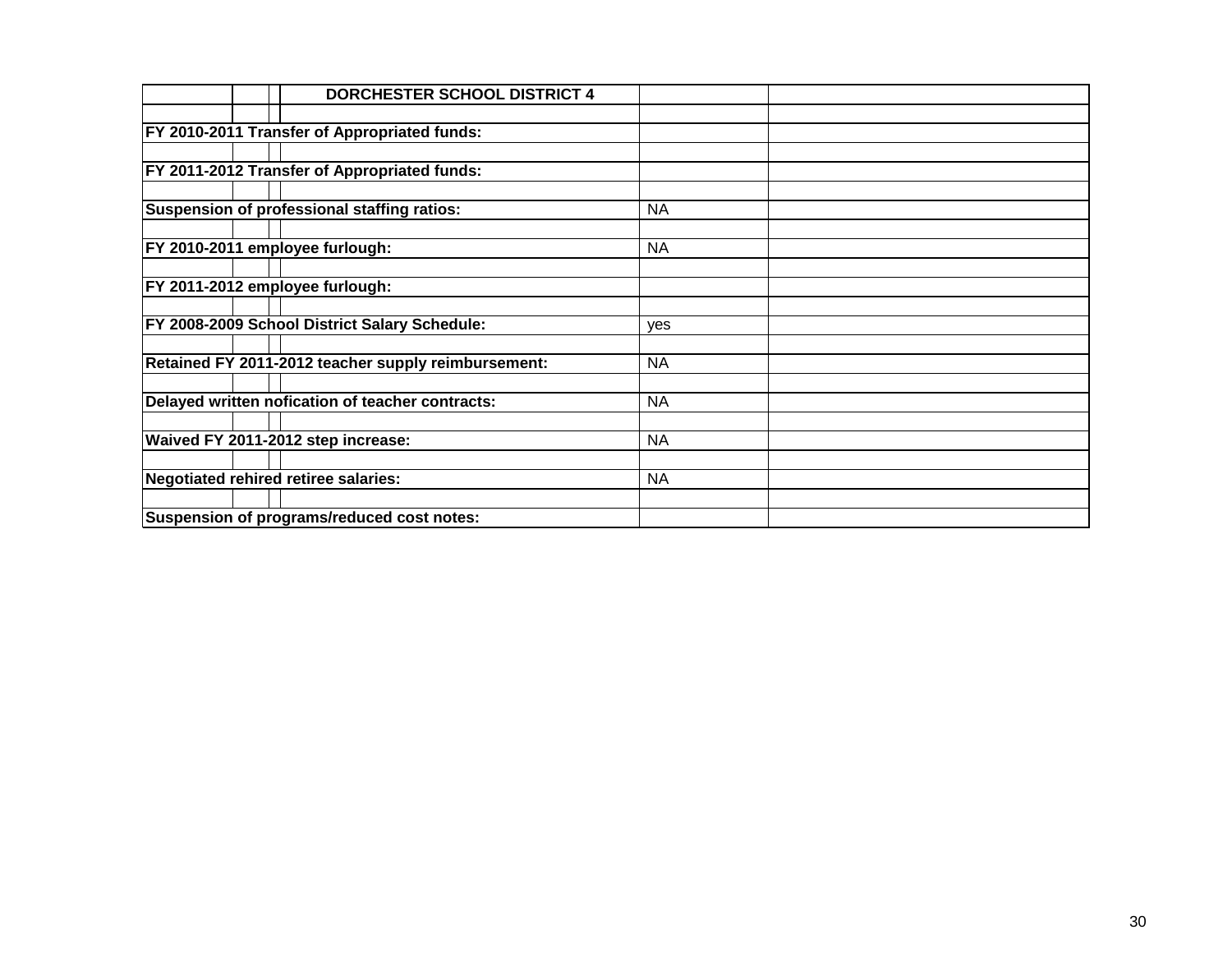| DORCHESTER SCHOOL DISTRICT 4 | | |
|---|---|---|
| | | |
| **FY 2010-2011 Transfer of Appropriated funds:** | | |
| | | |
| **FY 2011-2012 Transfer of Appropriated funds:** | | |
| | | |
| **Suspension of professional staffing ratios:** | NA | |
| | | |
| **FY 2010-2011 employee furlough:** | NA | |
| | | |
| **FY 2011-2012 employee furlough:** | | |
| | | |
| **FY 2008-2009 School District Salary Schedule:** | yes | |
| | | |
| **Retained FY 2011-2012 teacher supply reimbursement:** | NA | |
| | | |
| **Delayed written nofication of teacher contracts:** | NA | |
| | | |
| **Waived FY 2011-2012 step increase:** | NA | |
| | | |
| **Negotiated rehired retiree salaries:** | NA | |
| | | |
| **Suspension of programs/reduced cost notes:** | | |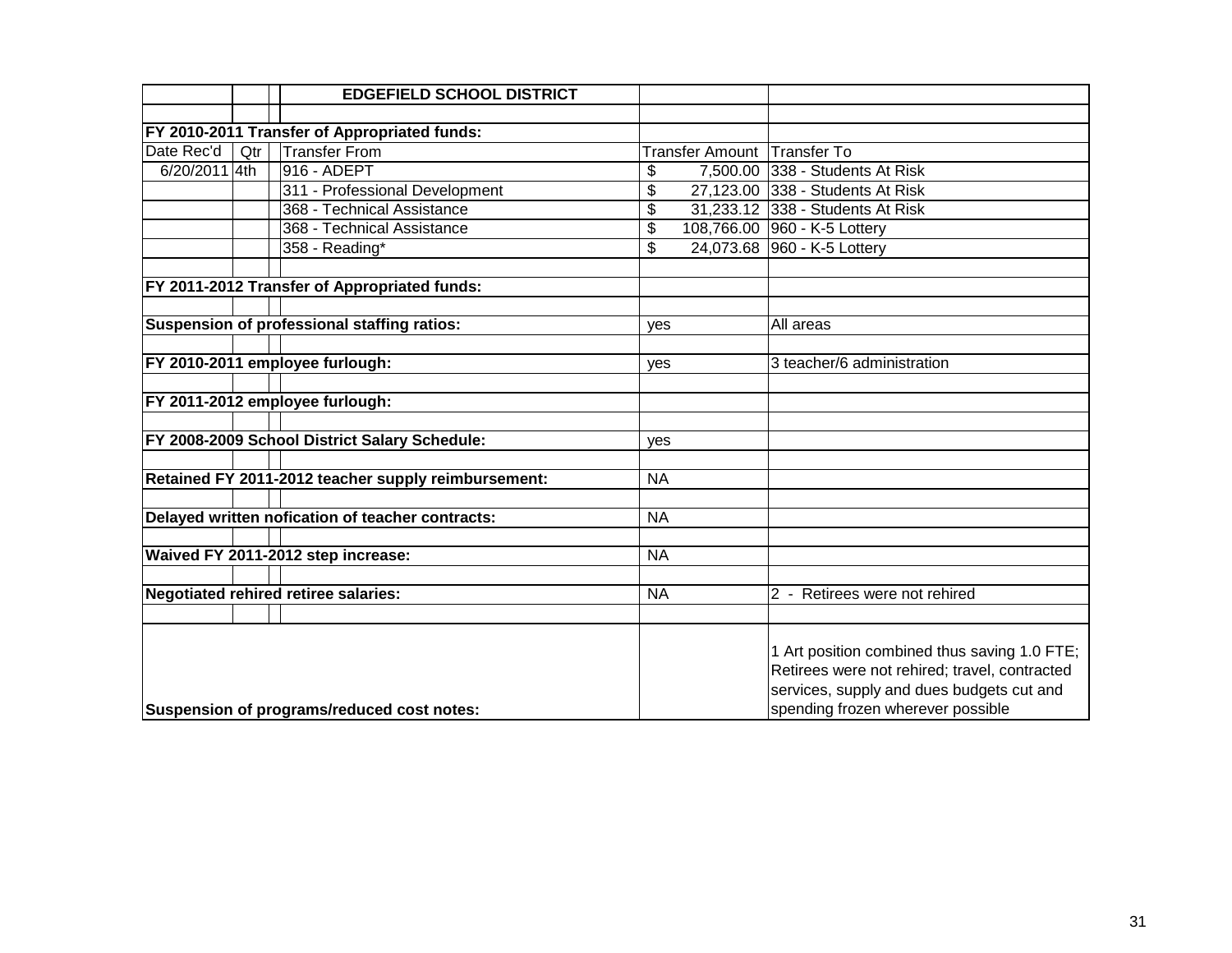| | | | EDGEFIELD SCHOOL DISTRICT | | |
|---|---|---|---|---|---|
| | | | | | |
| **FY 2010-2011 Transfer of Appropriated funds:** | | | | | |
| Date Rec'd | Qtr | | Transfer From | Transfer Amount | Transfer To |
| 6/20/2011 | 4th | | 916 - ADEPT | $ 7,500.00 | 338 - Students At Risk |
| | | | 311 - Professional Development | $ 27,123.00 | 338 - Students At Risk |
| | | | 368 - Technical Assistance | $ 31,233.12 | 338 - Students At Risk |
| | | | 368 - Technical Assistance | $ 108,766.00 | 960 - K-5 Lottery |
| | | | 358 - Reading* | $ 24,073.68 | 960 - K-5 Lottery |
| | | | | | |
| **FY 2011-2012 Transfer of Appropriated funds:** | | | | | |
| | | | | | |
| **Suspension of professional staffing ratios:** | | | | yes | All areas |
| | | | | | |
| **FY 2010-2011 employee furlough:** | | | | yes | 3 teacher/6 administration |
| | | | | | |
| **FY 2011-2012 employee furlough:** | | | | | |
| | | | | | |
| **FY 2008-2009 School District Salary Schedule:** | | | | yes | |
| | | | | | |
| **Retained FY 2011-2012 teacher supply reimbursement:** | | | | NA | |
| | | | | | |
| **Delayed written nofication of teacher contracts:** | | | | NA | |
| | | | | | |
| **Waived FY 2011-2012 step increase:** | | | | NA | |
| | | | | | |
| **Negotiated rehired retiree salaries:** | | | | NA | 2 - Retirees were not rehired |
| | | | | | |
| **Suspension of programs/reduced cost notes:** | | | | | 1 Art position combined thus saving 1.0 FTE; Retirees were not rehired; travel, contracted services, supply and dues budgets cut and spending frozen wherever possible |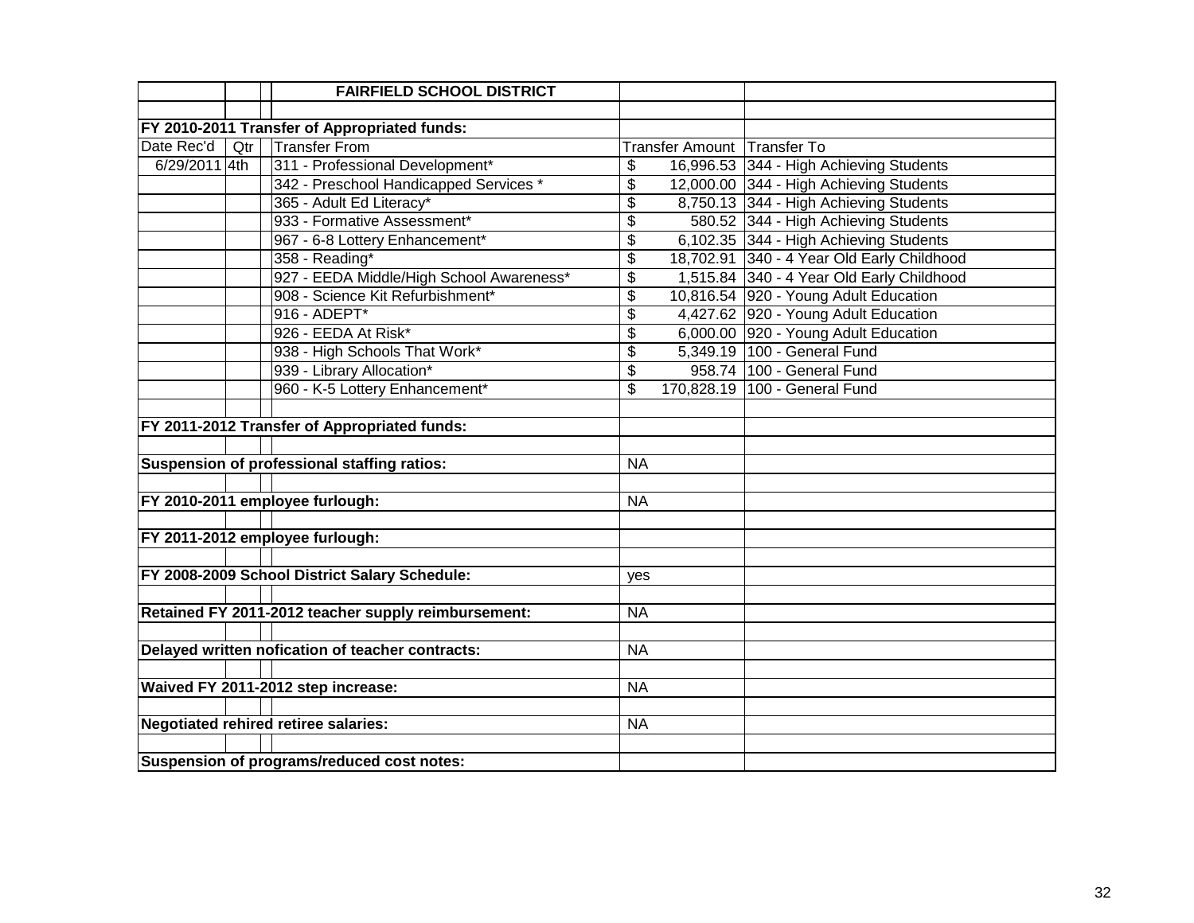| | | FAIRFIELD SCHOOL DISTRICT | | |
|---|---|---|---|---|
| | | | | |
| FY 2010-2011 Transfer of Appropriated funds: | | | | |
| Date Rec'd | Qtr | Transfer From | Transfer Amount | Transfer To |
| 6/29/2011 | 4th | 311 - Professional Development* | $ 16,996.53 | 344 - High Achieving Students |
| | | 342 - Preschool Handicapped Services * | $ 12,000.00 | 344 - High Achieving Students |
| | | 365 - Adult Ed Literacy* | $ 8,750.13 | 344 - High Achieving Students |
| | | 933 - Formative Assessment* | $ 580.52 | 344 - High Achieving Students |
| | | 967 - 6-8 Lottery Enhancement* | $ 6,102.35 | 344 - High Achieving Students |
| | | 358 - Reading* | $ 18,702.91 | 340 - 4 Year Old Early Childhood |
| | | 927 - EEDA Middle/High School Awareness* | $ 1,515.84 | 340 - 4 Year Old Early Childhood |
| | | 908 - Science Kit Refurbishment* | $ 10,816.54 | 920 - Young Adult Education |
| | | 916 - ADEPT* | $ 4,427.62 | 920 - Young Adult Education |
| | | 926 - EEDA At Risk* | $ 6,000.00 | 920 - Young Adult Education |
| | | 938 - High Schools That Work* | $ 5,349.19 | 100 - General Fund |
| | | 939 - Library Allocation* | $ 958.74 | 100 - General Fund |
| | | 960 - K-5 Lottery Enhancement* | $ 170,828.19 | 100 - General Fund |
| | | | | |
| FY 2011-2012 Transfer of Appropriated funds: | | | | |
| | | | | |
| Suspension of professional staffing ratios: | | | NA | |
| | | | | |
| FY 2010-2011 employee furlough: | | | NA | |
| | | | | |
| FY 2011-2012 employee furlough: | | | | |
| | | | | |
| FY 2008-2009 School District Salary Schedule: | | | yes | |
| | | | | |
| Retained FY 2011-2012 teacher supply reimbursement: | | | NA | |
| | | | | |
| Delayed written nofication of teacher contracts: | | | NA | |
| | | | | |
| Waived FY 2011-2012 step increase: | | | NA | |
| | | | | |
| Negotiated rehired retiree salaries: | | | NA | |
| | | | | |
| Suspension of programs/reduced cost notes: | | | | |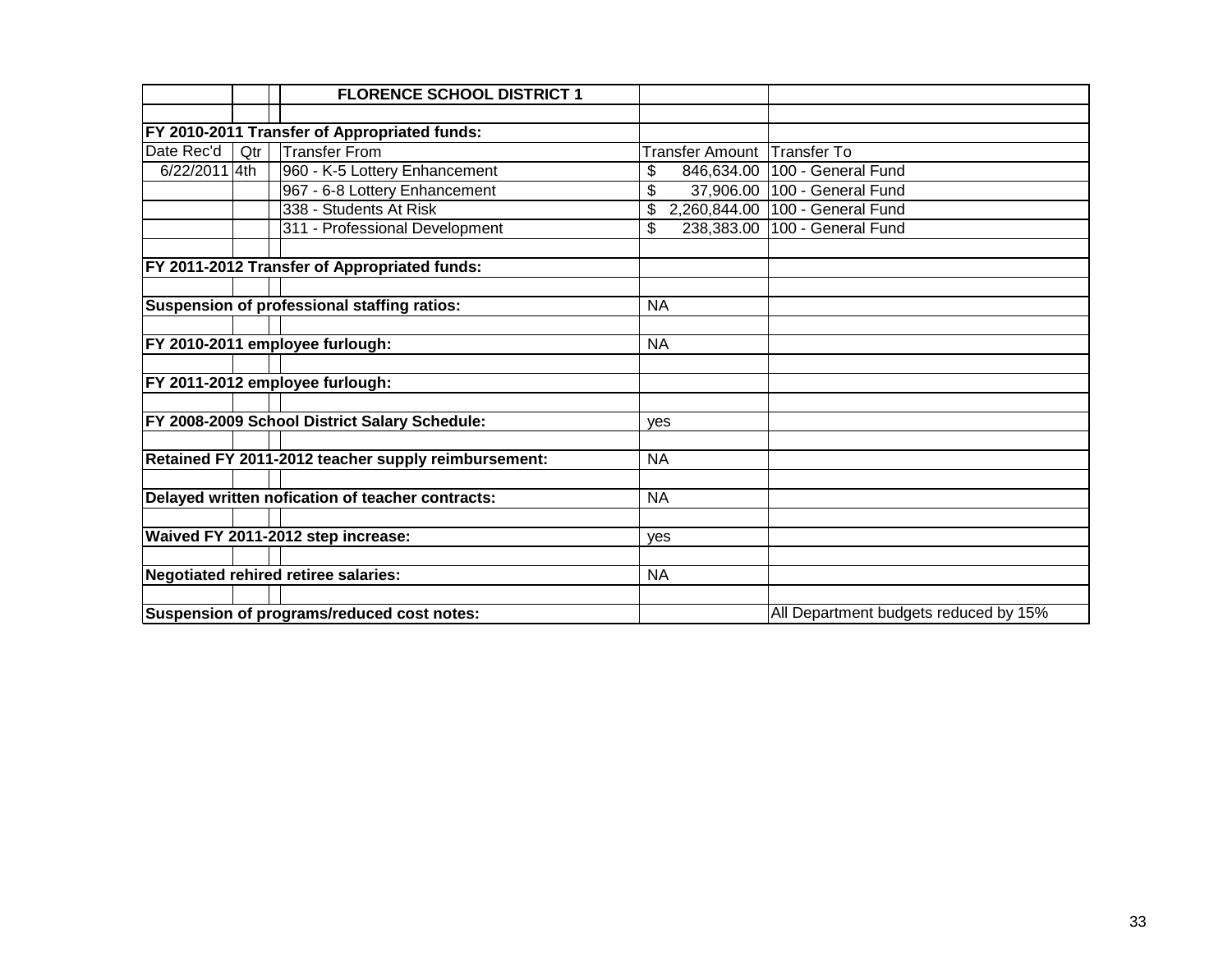| | | | FLORENCE SCHOOL DISTRICT 1 | | |
|---|---|---|---|---|---|
| | | | | | |
| **FY 2010-2011 Transfer of Appropriated funds:** | | | | | |
| Date Rec'd | Qtr | | Transfer From | Transfer Amount | Transfer To |
| 6/22/2011 | 4th | | 960 - K-5 Lottery Enhancement | $ 846,634.00 | 100 - General Fund |
| | | | 967 - 6-8 Lottery Enhancement | $ 37,906.00 | 100 - General Fund |
| | | | 338 - Students At Risk | $ 2,260,844.00 | 100 - General Fund |
| | | | 311 - Professional Development | $ 238,383.00 | 100 - General Fund |
| | | | | | |
| **FY 2011-2012 Transfer of Appropriated funds:** | | | | | |
| | | | | | |
| **Suspension of professional staffing ratios:** | | | | NA | |
| | | | | | |
| **FY 2010-2011 employee furlough:** | | | | NA | |
| | | | | | |
| **FY 2011-2012 employee furlough:** | | | | | |
| | | | | | |
| **FY 2008-2009 School District Salary Schedule:** | | | | yes | |
| | | | | | |
| **Retained FY 2011-2012 teacher supply reimbursement:** | | | | NA | |
| | | | | | |
| **Delayed written nofication of teacher contracts:** | | | | NA | |
| | | | | | |
| **Waived FY 2011-2012 step increase:** | | | | yes | |
| | | | | | |
| **Negotiated rehired retiree salaries:** | | | | NA | |
| | | | | | |
| **Suspension of programs/reduced cost notes:** | | | | | All Department budgets reduced by 15% |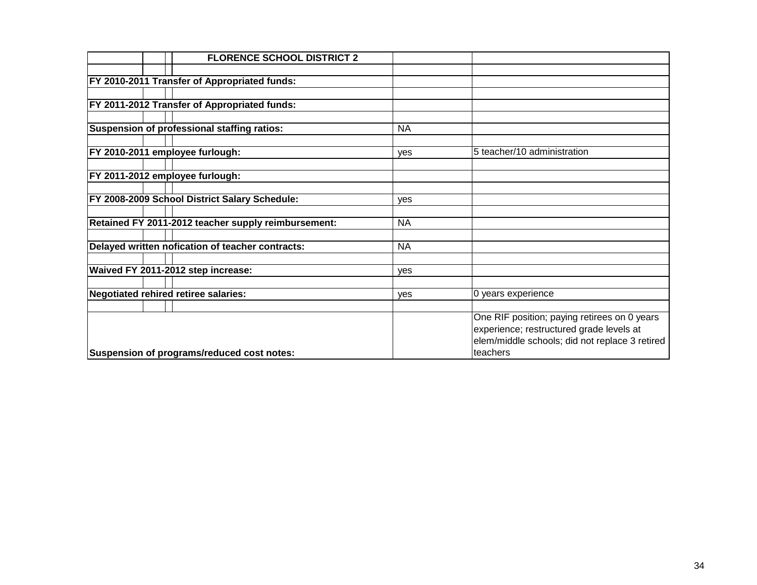| FLORENCE SCHOOL DISTRICT 2 | | |
|---|---|---|
| FY 2010-2011 Transfer of Appropriated funds: | | |
| FY 2011-2012 Transfer of Appropriated funds: | | |
| Suspension of professional staffing ratios: | NA | |
| FY 2010-2011 employee furlough: | yes | 5 teacher/10 administration |
| FY 2011-2012 employee furlough: | | |
| FY 2008-2009 School District Salary Schedule: | yes | |
| Retained FY 2011-2012 teacher supply reimbursement: | NA | |
| Delayed written nofication of teacher contracts: | NA | |
| Waived FY 2011-2012 step increase: | yes | |
| Negotiated rehired retiree salaries: | yes | 0 years experience |
| Suspension of programs/reduced cost notes: | | One RIF position; paying retirees on 0 years experience; restructured grade levels at elem/middle schools; did not replace 3 retired teachers |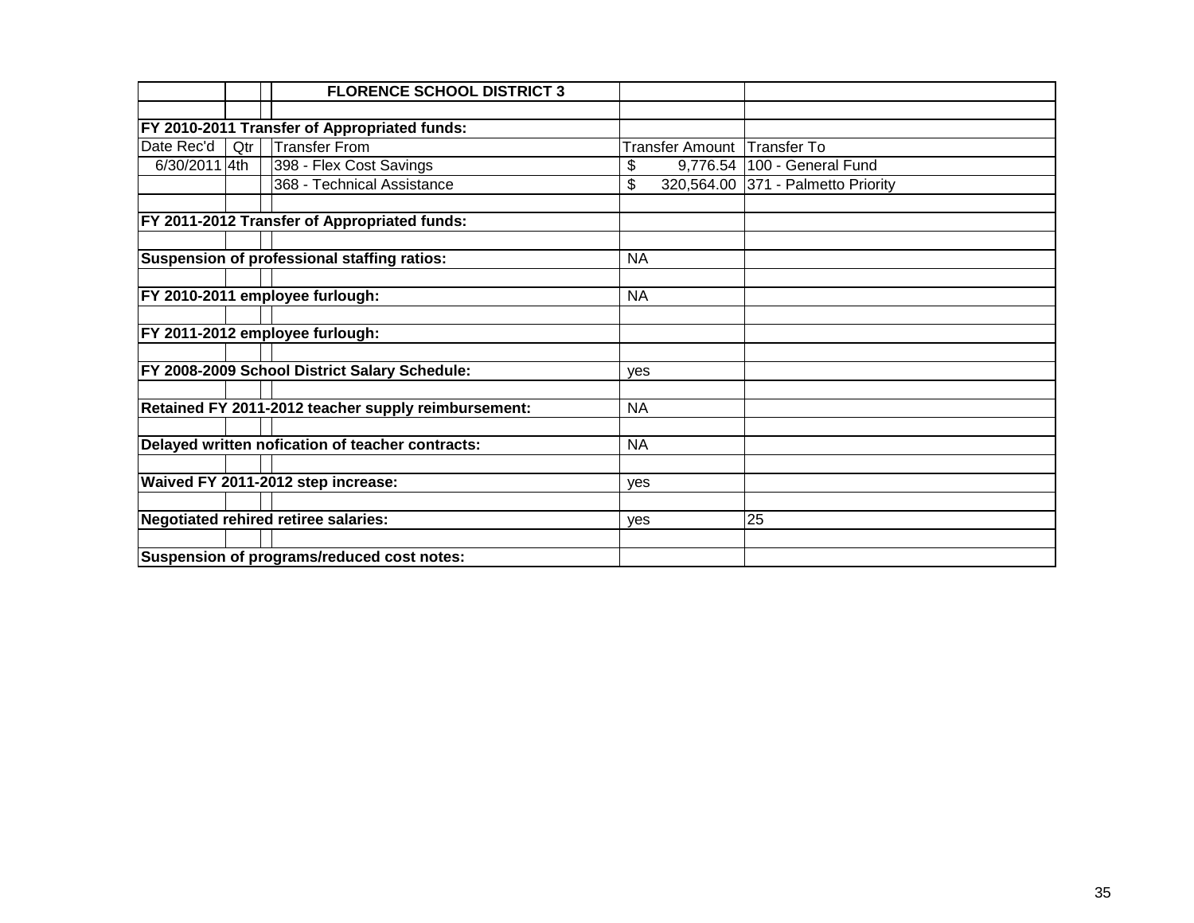| | | | FLORENCE SCHOOL DISTRICT 3 | | |
|---|---|---|---|---|---|
| | | | | | |
| **FY 2010-2011 Transfer of Appropriated funds:** | | | | | |
| Date Rec'd | Qtr | | Transfer From | Transfer Amount | Transfer To |
| 6/30/2011 | 4th | | 398 - Flex Cost Savings | $ 9,776.54 | 100 - General Fund |
| | | | 368 - Technical Assistance | $ 320,564.00 | 371 - Palmetto Priority |
| | | | | | |
| **FY 2011-2012 Transfer of Appropriated funds:** | | | | | |
| | | | | | |
| **Suspension of professional staffing ratios:** | | | | NA | |
| | | | | | |
| **FY 2010-2011 employee furlough:** | | | | NA | |
| | | | | | |
| **FY 2011-2012 employee furlough:** | | | | | |
| | | | | | |
| **FY 2008-2009 School District Salary Schedule:** | | | | yes | |
| | | | | | |
| **Retained FY 2011-2012 teacher supply reimbursement:** | | | | NA | |
| | | | | | |
| **Delayed written nofication of teacher contracts:** | | | | NA | |
| | | | | | |
| **Waived FY 2011-2012 step increase:** | | | | yes | |
| | | | | | |
| **Negotiated rehired retiree salaries:** | | | | yes | 25 |
| | | | | | |
| **Suspension of programs/reduced cost notes:** | | | | | |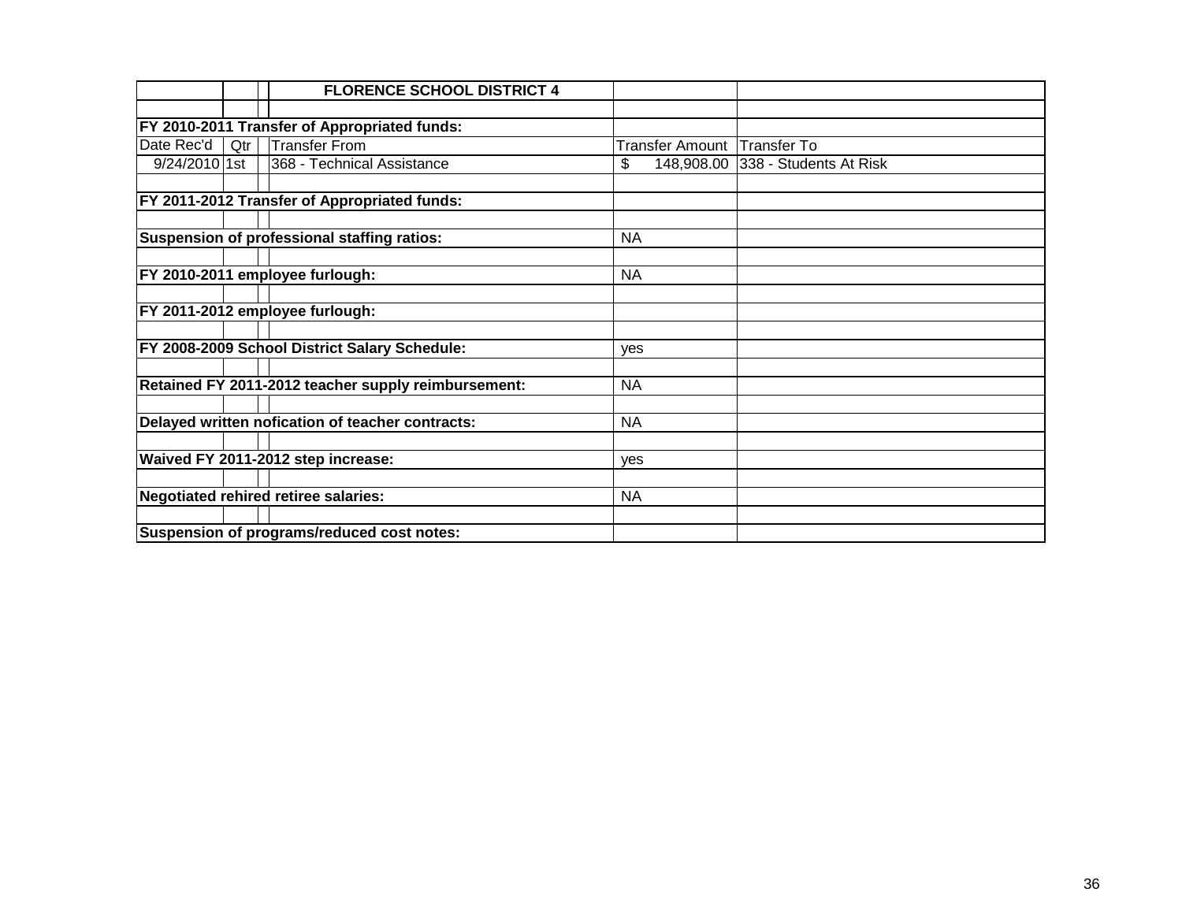| | | | FLORENCE SCHOOL DISTRICT 4 | | |
|---|---|---|---|---|---|
| | | | | | |
| **FY 2010-2011 Transfer of Appropriated funds:** | | | | | |
| Date Rec'd | Qtr | | Transfer From | Transfer Amount | Transfer To |
| 9/24/2010 | 1st | | 368 - Technical Assistance | $ 148,908.00 | 338 - Students At Risk |
| | | | | | |
| **FY 2011-2012 Transfer of Appropriated funds:** | | | | | |
| | | | | | |
| **Suspension of professional staffing ratios:** | | | | NA | |
| | | | | | |
| **FY 2010-2011 employee furlough:** | | | | NA | |
| | | | | | |
| **FY 2011-2012 employee furlough:** | | | | | |
| | | | | | |
| **FY 2008-2009 School District Salary Schedule:** | | | | yes | |
| | | | | | |
| **Retained FY 2011-2012 teacher supply reimbursement:** | | | | NA | |
| | | | | | |
| **Delayed written nofication of teacher contracts:** | | | | NA | |
| | | | | | |
| **Waived FY 2011-2012 step increase:** | | | | yes | |
| | | | | | |
| **Negotiated rehired retiree salaries:** | | | | NA | |
| | | | | | |
| **Suspension of programs/reduced cost notes:** | | | | | |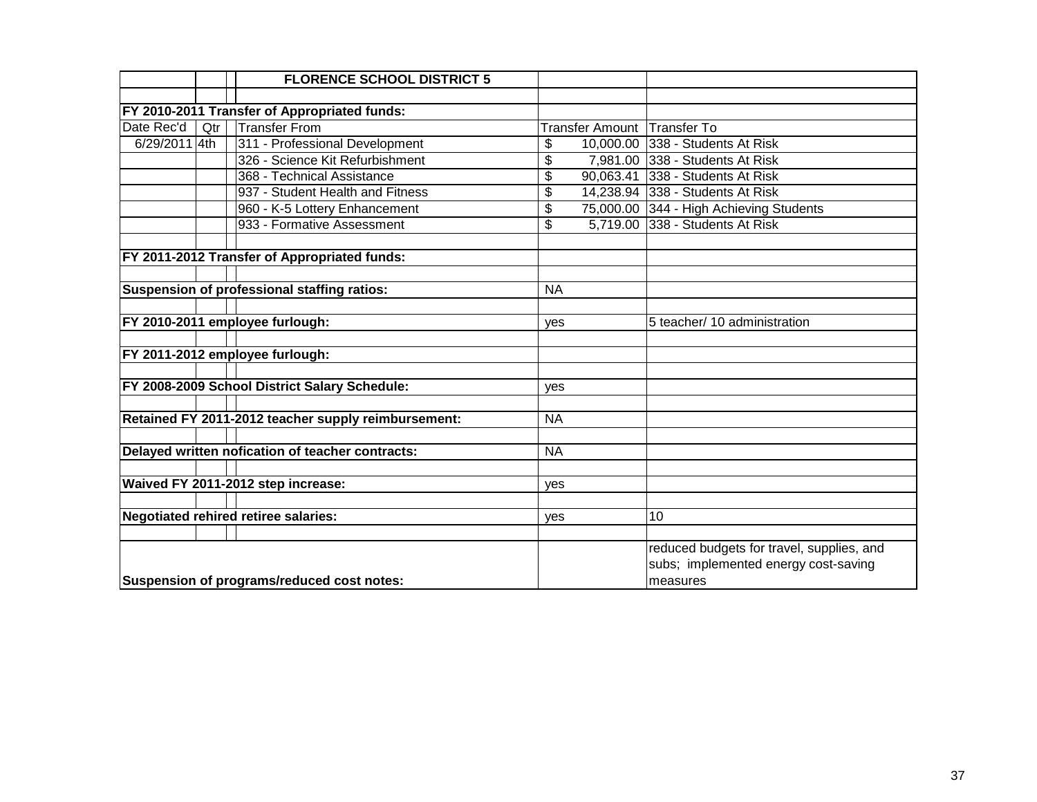| | | | FLORENCE SCHOOL DISTRICT 5 | | |
|---|---|---|---|---|---|
| | | | | | |
| FY 2010-2011 Transfer of Appropriated funds: | | | | | |
| Date Rec'd | Qtr | | Transfer From | Transfer Amount | Transfer To |
| 6/29/2011 | 4th | | 311 - Professional Development | $ 10,000.00 | 338 - Students At Risk |
| | | | 326 - Science Kit Refurbishment | $ 7,981.00 | 338 - Students At Risk |
| | | | 368 - Technical Assistance | $ 90,063.41 | 338 - Students At Risk |
| | | | 937 - Student Health and Fitness | $ 14,238.94 | 338 - Students At Risk |
| | | | 960 - K-5 Lottery Enhancement | $ 75,000.00 | 344 - High Achieving Students |
| | | | 933 - Formative Assessment | $ 5,719.00 | 338 - Students At Risk |
| | | | | | |
| FY 2011-2012 Transfer of Appropriated funds: | | | | | |
| | | | | | |
| Suspension of professional staffing ratios: | | | | NA | |
| | | | | | |
| FY 2010-2011 employee furlough: | | | | yes | 5 teacher/ 10 administration |
| | | | | | |
| FY 2011-2012 employee furlough: | | | | | |
| | | | | | |
| FY 2008-2009 School District Salary Schedule: | | | | yes | |
| | | | | | |
| Retained FY 2011-2012 teacher supply reimbursement: | | | | NA | |
| | | | | | |
| Delayed written nofication of teacher contracts: | | | | NA | |
| | | | | | |
| Waived FY 2011-2012 step increase: | | | | yes | |
| | | | | | |
| Negotiated rehired retiree salaries: | | | | yes | 10 |
| | | | | | |
| Suspension of programs/reduced cost notes: | | | | | reduced budgets for travel, supplies, and subs; implemented energy cost-saving measures |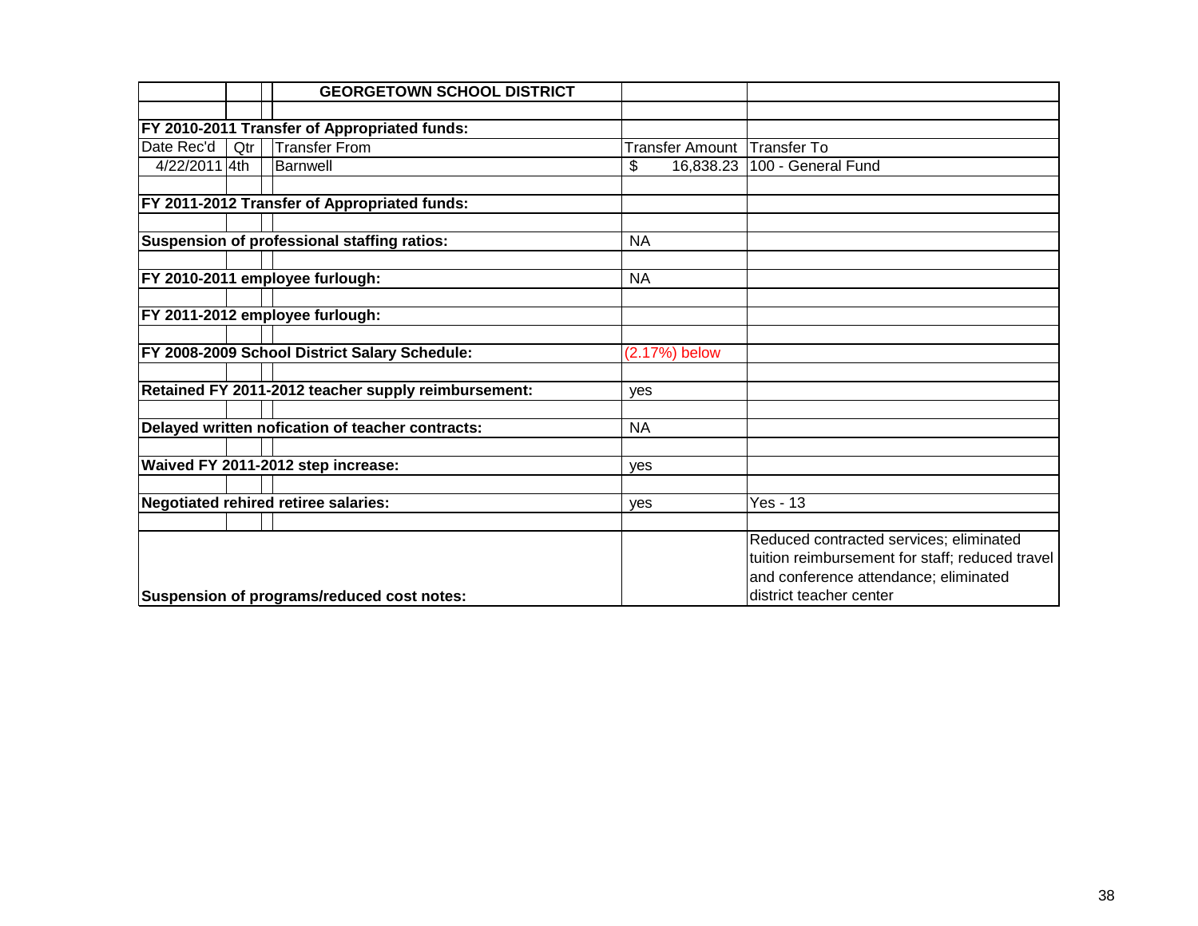| | | | GEORGETOWN SCHOOL DISTRICT | | |
|---|---|---|---|---|---|
| | | | | | |
| **FY 2010-2011 Transfer of Appropriated funds:** | | | | | |
| Date Rec'd | Qtr | | Transfer From | Transfer Amount | Transfer To |
| 4/22/2011 | 4th | | Barnwell | $ 16,838.23 | 100 - General Fund |
| | | | | | |
| **FY 2011-2012 Transfer of Appropriated funds:** | | | | | |
| | | | | | |
| **Suspension of professional staffing ratios:** | | | | NA | |
| | | | | | |
| **FY 2010-2011 employee furlough:** | | | | NA | |
| | | | | | |
| **FY 2011-2012 employee furlough:** | | | | | |
| | | | | | |
| **FY 2008-2009 School District Salary Schedule:** | | | | (2.17%) below | |
| | | | | | |
| **Retained FY 2011-2012 teacher supply reimbursement:** | | | | yes | |
| | | | | | |
| **Delayed written nofication of teacher contracts:** | | | | NA | |
| | | | | | |
| **Waived FY 2011-2012 step increase:** | | | | yes | |
| | | | | | |
| **Negotiated rehired retiree salaries:** | | | | yes | Yes - 13 |
| | | | | | |
| **Suspension of programs/reduced cost notes:** | | | | | Reduced contracted services; eliminated tuition reimbursement for staff; reduced travel and conference attendance; eliminated district teacher center |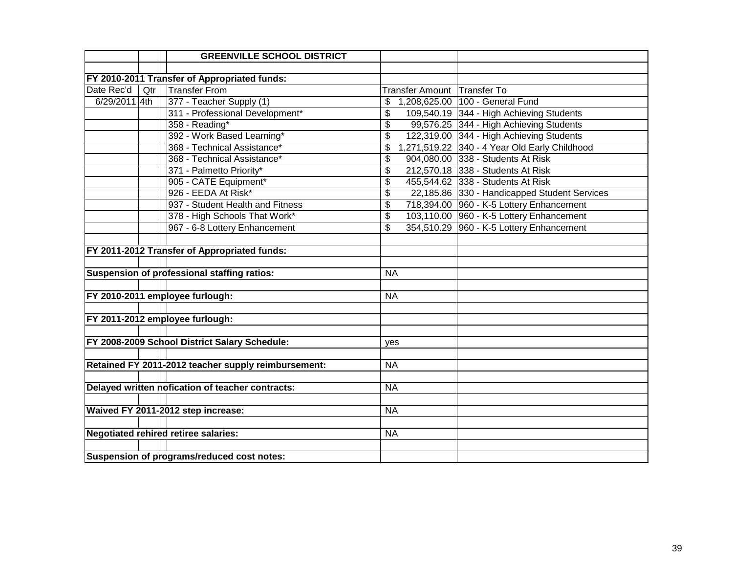| | | | GREENVILLE SCHOOL DISTRICT | | |
|---|---|---|---|---|---|
| | | | | | |
| **FY 2010-2011 Transfer of Appropriated funds:** | | | | | |
| Date Rec'd | Qtr | | Transfer From | Transfer Amount | Transfer To |
| 6/29/2011 | 4th | | 377 - Teacher Supply (1) | $ 1,208,625.00 | 100 - General Fund |
| | | | 311 - Professional Development* | $ 109,540.19 | 344 - High Achieving Students |
| | | | 358 - Reading* | $ 99,576.25 | 344 - High Achieving Students |
| | | | 392 - Work Based Learning* | $ 122,319.00 | 344 - High Achieving Students |
| | | | 368 - Technical Assistance* | $ 1,271,519.22 | 340 - 4 Year Old Early Childhood |
| | | | 368 - Technical Assistance* | $ 904,080.00 | 338 - Students At Risk |
| | | | 371 - Palmetto Priority* | $ 212,570.18 | 338 - Students At Risk |
| | | | 905 - CATE Equipment* | $ 455,544.62 | 338 - Students At Risk |
| | | | 926 - EEDA At Risk* | $ 22,185.86 | 330 - Handicapped Student Services |
| | | | 937 - Student Health and Fitness | $ 718,394.00 | 960 - K-5 Lottery Enhancement |
| | | | 378 - High Schools That Work* | $ 103,110.00 | 960 - K-5 Lottery Enhancement |
| | | | 967 - 6-8 Lottery Enhancement | $ 354,510.29 | 960 - K-5 Lottery Enhancement |
| | | | | | |
| **FY 2011-2012 Transfer of Appropriated funds:** | | | | | |
| | | | | | |
| **Suspension of professional staffing ratios:** | | | | NA | |
| | | | | | |
| **FY 2010-2011 employee furlough:** | | | | NA | |
| | | | | | |
| **FY 2011-2012 employee furlough:** | | | | | |
| | | | | | |
| **FY 2008-2009 School District Salary Schedule:** | | | | yes | |
| | | | | | |
| **Retained FY 2011-2012 teacher supply reimbursement:** | | | | NA | |
| | | | | | |
| **Delayed written nofication of teacher contracts:** | | | | NA | |
| | | | | | |
| **Waived FY 2011-2012 step increase:** | | | | NA | |
| | | | | | |
| **Negotiated rehired retiree salaries:** | | | | NA | |
| | | | | | |
| **Suspension of programs/reduced cost notes:** | | | | | |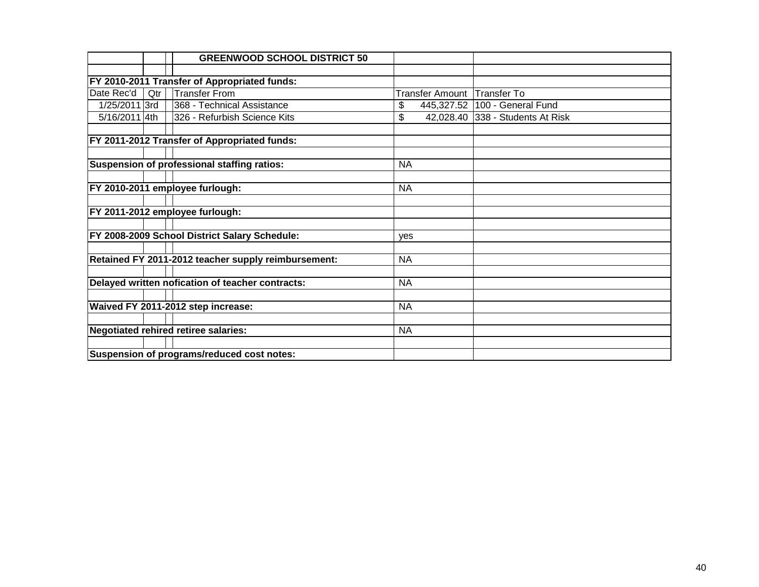| | | | GREENWOOD SCHOOL DISTRICT 50 | | |
|---|---|---|---|---|---|
| | | | | | |
| **FY 2010-2011 Transfer of Appropriated funds:** | | | | | |
| Date Rec'd | Qtr | | Transfer From | Transfer Amount | Transfer To |
| 1/25/2011 | 3rd | | 368 - Technical Assistance | $ 445,327.52 | 100 - General Fund |
| 5/16/2011 | 4th | | 326 - Refurbish Science Kits | $ 42,028.40 | 338 - Students At Risk |
| | | | | | |
| **FY 2011-2012 Transfer of Appropriated funds:** | | | | | |
| | | | | | |
| **Suspension of professional staffing ratios:** | | | | NA | |
| | | | | | |
| **FY 2010-2011 employee furlough:** | | | | NA | |
| | | | | | |
| **FY 2011-2012 employee furlough:** | | | | | |
| | | | | | |
| **FY 2008-2009 School District Salary Schedule:** | | | | yes | |
| | | | | | |
| **Retained FY 2011-2012 teacher supply reimbursement:** | | | | NA | |
| | | | | | |
| **Delayed written nofication of teacher contracts:** | | | | NA | |
| | | | | | |
| **Waived FY 2011-2012 step increase:** | | | | NA | |
| | | | | | |
| **Negotiated rehired retiree salaries:** | | | | NA | |
| | | | | | |
| **Suspension of programs/reduced cost notes:** | | | | | |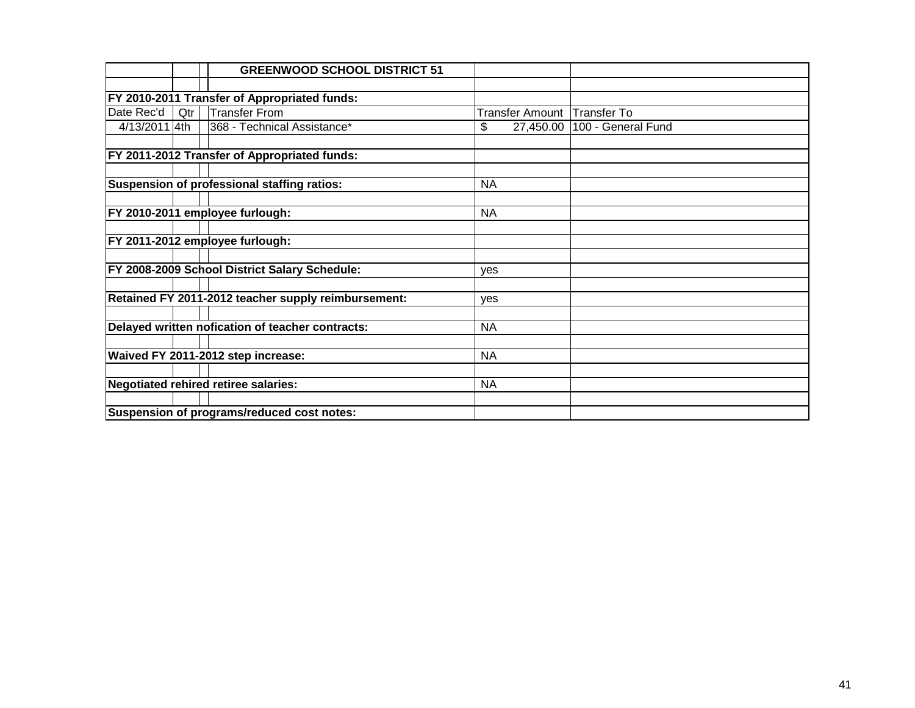| | | | GREENWOOD SCHOOL DISTRICT 51 | | |
|---|---|---|---|---|---|
| | | | | | |
| **FY 2010-2011 Transfer of Appropriated funds:** | | | | | |
| Date Rec'd | Qtr | | Transfer From | Transfer Amount | Transfer To |
| 4/13/2011 | 4th | | 368 - Technical Assistance* | $ 27,450.00 | 100 - General Fund |
| | | | | | |
| **FY 2011-2012 Transfer of Appropriated funds:** | | | | | |
| | | | | | |
| **Suspension of professional staffing ratios:** | | | | NA | |
| | | | | | |
| **FY 2010-2011 employee furlough:** | | | | NA | |
| | | | | | |
| **FY 2011-2012 employee furlough:** | | | | | |
| | | | | | |
| **FY 2008-2009 School District Salary Schedule:** | | | | yes | |
| | | | | | |
| **Retained FY 2011-2012 teacher supply reimbursement:** | | | | yes | |
| | | | | | |
| **Delayed written nofication of teacher contracts:** | | | | NA | |
| | | | | | |
| **Waived FY 2011-2012 step increase:** | | | | NA | |
| | | | | | |
| **Negotiated rehired retiree salaries:** | | | | NA | |
| | | | | | |
| **Suspension of programs/reduced cost notes:** | | | | | |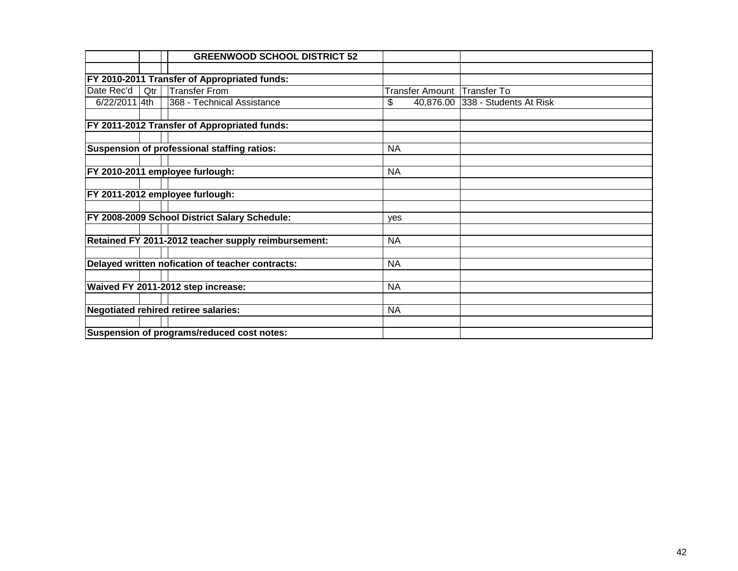| | | | GREENWOOD SCHOOL DISTRICT 52 | | |
|---|---|---|---|---|---|
| | | | | | |
| **FY 2010-2011 Transfer of Appropriated funds:** | | | | | |
| Date Rec'd | Qtr | | Transfer From | Transfer Amount | Transfer To |
| 6/22/2011 | 4th | | 368 - Technical Assistance | $ 40,876.00 | 338 - Students At Risk |
| | | | | | |
| **FY 2011-2012 Transfer of Appropriated funds:** | | | | | |
| | | | | | |
| **Suspension of professional staffing ratios:** | | | | NA | |
| | | | | | |
| **FY 2010-2011 employee furlough:** | | | | NA | |
| | | | | | |
| **FY 2011-2012 employee furlough:** | | | | | |
| | | | | | |
| **FY 2008-2009 School District Salary Schedule:** | | | | yes | |
| | | | | | |
| **Retained FY 2011-2012 teacher supply reimbursement:** | | | | NA | |
| | | | | | |
| **Delayed written nofication of teacher contracts:** | | | | NA | |
| | | | | | |
| **Waived FY 2011-2012 step increase:** | | | | NA | |
| | | | | | |
| **Negotiated rehired retiree salaries:** | | | | NA | |
| | | | | | |
| **Suspension of programs/reduced cost notes:** | | | | | |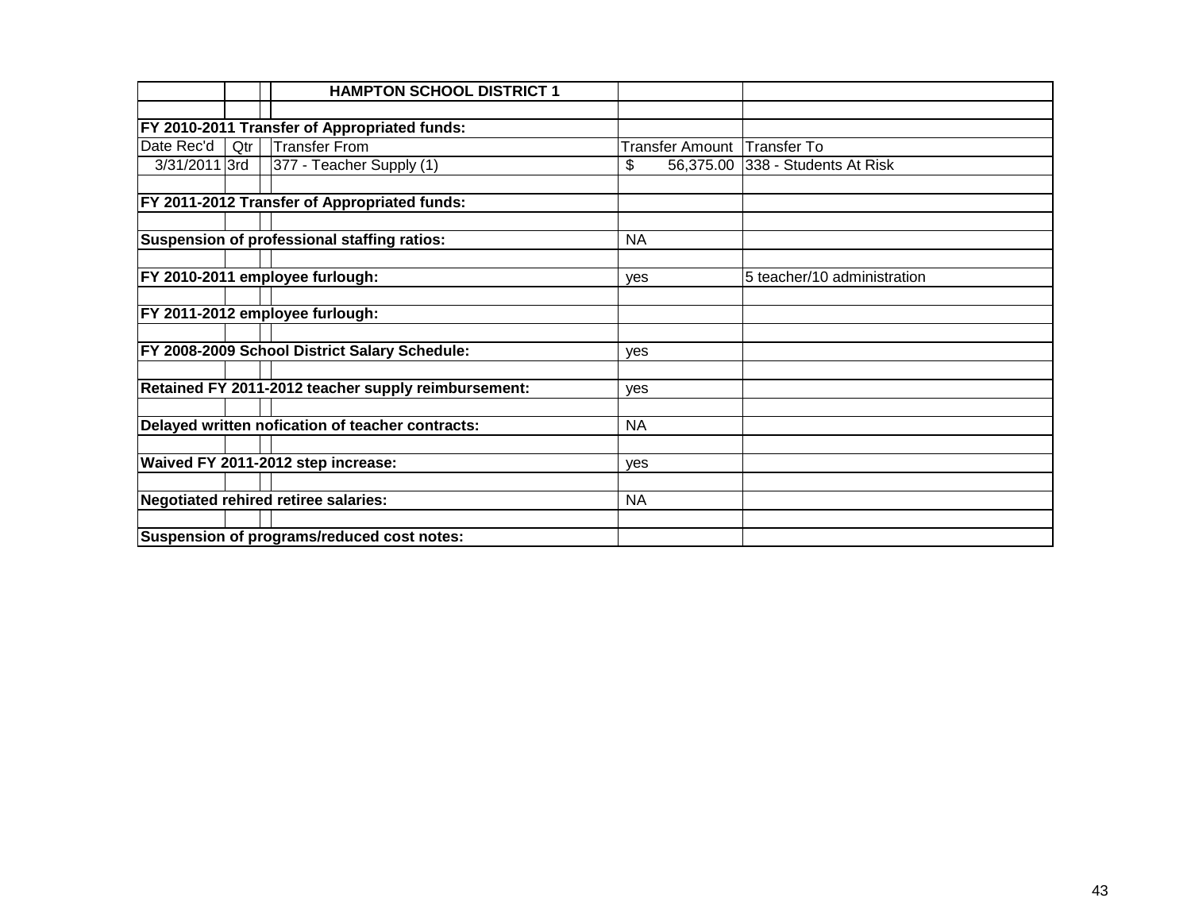| | | | HAMPTON SCHOOL DISTRICT 1 | | |
|---|---|---|---|---|---|
| | | | | | |
| **FY 2010-2011 Transfer of Appropriated funds:** | | | | | |
| Date Rec'd | Qtr | | Transfer From | Transfer Amount | Transfer To |
| 3/31/2011 | 3rd | | 377 - Teacher Supply (1) | $ 56,375.00 | 338 - Students At Risk |
| | | | | | |
| **FY 2011-2012 Transfer of Appropriated funds:** | | | | | |
| | | | | | |
| **Suspension of professional staffing ratios:** | | | | NA | |
| | | | | | |
| **FY 2010-2011 employee furlough:** | | | | yes | 5 teacher/10 administration |
| | | | | | |
| **FY 2011-2012 employee furlough:** | | | | | |
| | | | | | |
| **FY 2008-2009 School District Salary Schedule:** | | | | yes | |
| | | | | | |
| **Retained FY 2011-2012 teacher supply reimbursement:** | | | | yes | |
| | | | | | |
| **Delayed written nofication of teacher contracts:** | | | | NA | |
| | | | | | |
| **Waived FY 2011-2012 step increase:** | | | | yes | |
| | | | | | |
| **Negotiated rehired retiree salaries:** | | | | NA | |
| | | | | | |
| **Suspension of programs/reduced cost notes:** | | | | | |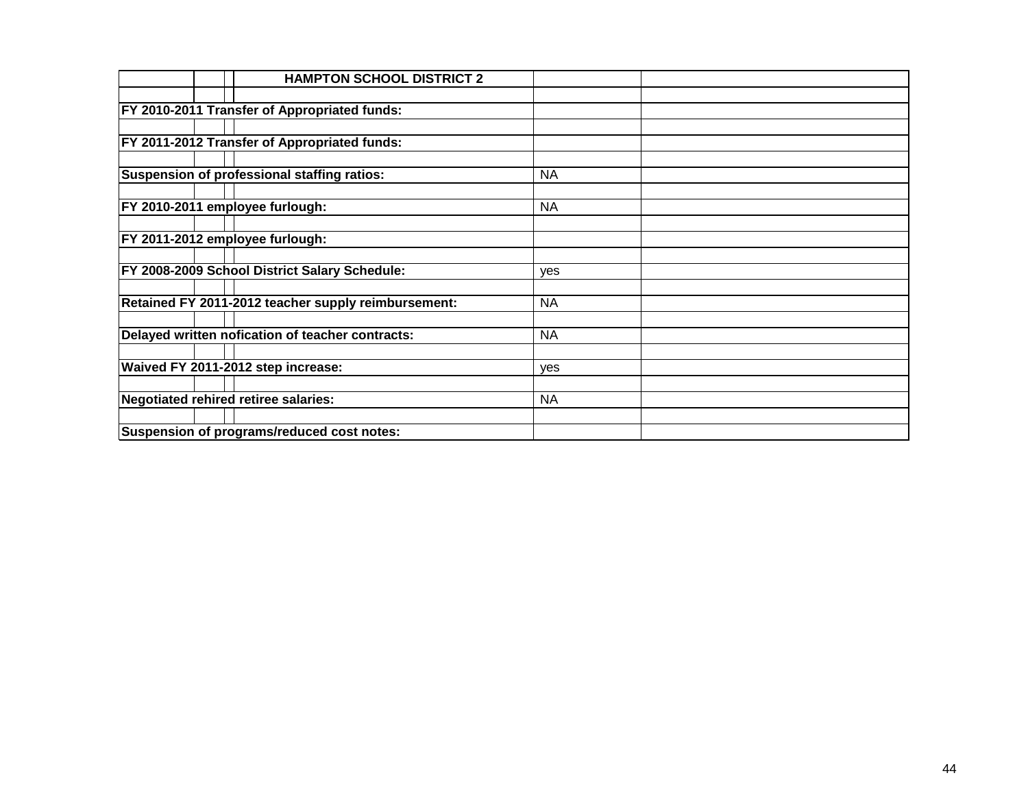| HAMPTON SCHOOL DISTRICT 2 | | |
|---|---|---|
| | | |
| FY 2010-2011 Transfer of Appropriated funds: | | |
| | | |
| FY 2011-2012 Transfer of Appropriated funds: | | |
| | | |
| Suspension of professional staffing ratios: | NA | |
| | | |
| FY 2010-2011 employee furlough: | NA | |
| | | |
| FY 2011-2012 employee furlough: | | |
| | | |
| FY 2008-2009 School District Salary Schedule: | yes | |
| | | |
| Retained FY 2011-2012 teacher supply reimbursement: | NA | |
| | | |
| Delayed written nofication of teacher contracts: | NA | |
| | | |
| Waived FY 2011-2012 step increase: | yes | |
| | | |
| Negotiated rehired retiree salaries: | NA | |
| | | |
| Suspension of programs/reduced cost notes: | | |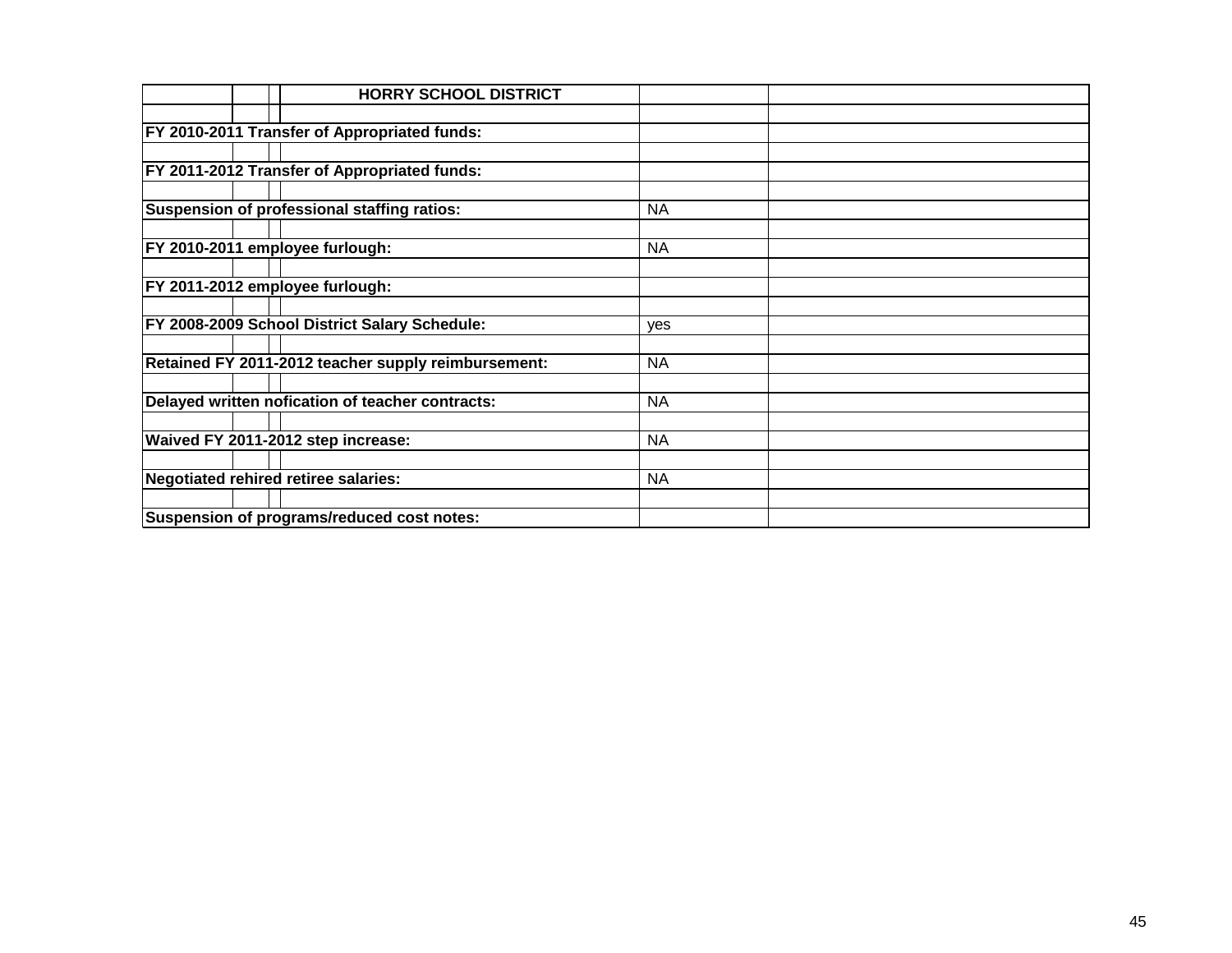| HORRY SCHOOL DISTRICT | | |
|---|---|---|
| | | |
| **FY 2010-2011 Transfer of Appropriated funds:** | | |
| | | |
| **FY 2011-2012 Transfer of Appropriated funds:** | | |
| | | |
| **Suspension of professional staffing ratios:** | NA | |
| | | |
| **FY 2010-2011 employee furlough:** | NA | |
| | | |
| **FY 2011-2012 employee furlough:** | | |
| | | |
| **FY 2008-2009 School District Salary Schedule:** | yes | |
| | | |
| **Retained FY 2011-2012 teacher supply reimbursement:** | NA | |
| | | |
| **Delayed written nofication of teacher contracts:** | NA | |
| | | |
| **Waived FY 2011-2012 step increase:** | NA | |
| | | |
| **Negotiated rehired retiree salaries:** | NA | |
| | | |
| **Suspension of programs/reduced cost notes:** | | |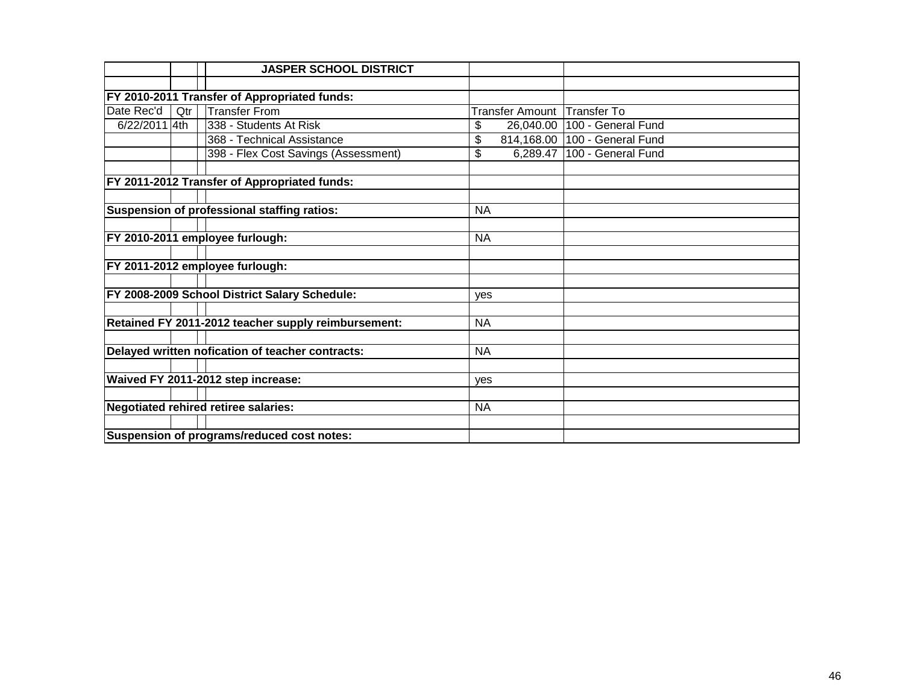| | | | JASPER SCHOOL DISTRICT | | |
|---|---|---|---|---|---|
| | | | | | |
| **FY 2010-2011 Transfer of Appropriated funds:** | | | | | |
| Date Rec'd | Qtr | | Transfer From | Transfer Amount | Transfer To |
| 6/22/2011 | 4th | | 338 - Students At Risk | $ 26,040.00 | 100 - General Fund |
| | | | 368 - Technical Assistance | $ 814,168.00 | 100 - General Fund |
| | | | 398 - Flex Cost Savings (Assessment) | $ 6,289.47 | 100 - General Fund |
| | | | | | |
| **FY 2011-2012 Transfer of Appropriated funds:** | | | | | |
| | | | | | |
| **Suspension of professional staffing ratios:** | | | | NA | |
| | | | | | |
| **FY 2010-2011 employee furlough:** | | | | NA | |
| | | | | | |
| **FY 2011-2012 employee furlough:** | | | | | |
| | | | | | |
| **FY 2008-2009 School District Salary Schedule:** | | | | yes | |
| | | | | | |
| **Retained FY 2011-2012 teacher supply reimbursement:** | | | | NA | |
| | | | | | |
| **Delayed written nofication of teacher contracts:** | | | | NA | |
| | | | | | |
| **Waived FY 2011-2012 step increase:** | | | | yes | |
| | | | | | |
| **Negotiated rehired retiree salaries:** | | | | NA | |
| | | | | | |
| **Suspension of programs/reduced cost notes:** | | | | | |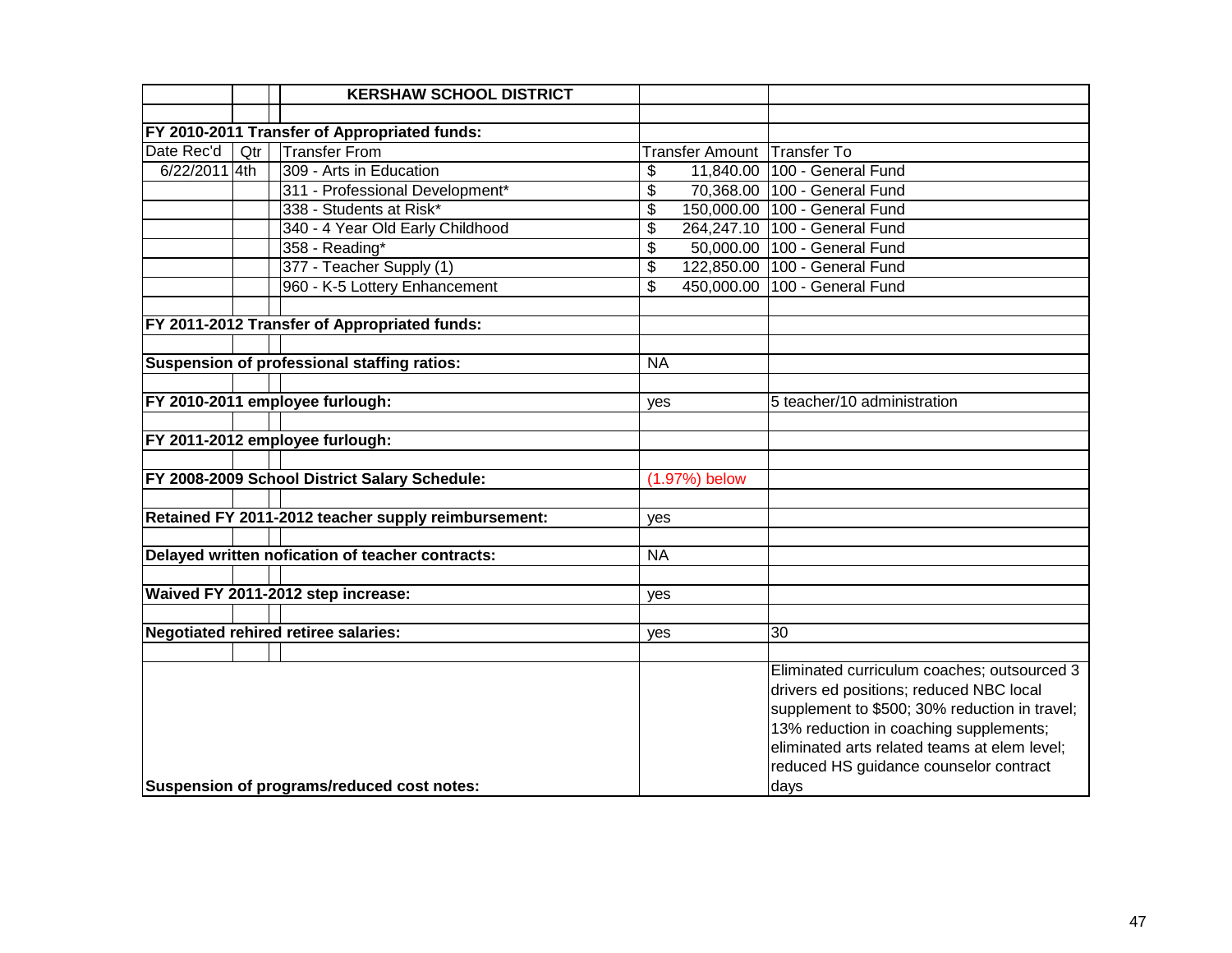| | | KERSHAW SCHOOL DISTRICT | | |
|---|---|---|---|---|
| | | | | |
| **FY 2010-2011 Transfer of Appropriated funds:** | | | | |
| Date Rec'd | Qtr | Transfer From | Transfer Amount | Transfer To |
| 6/22/2011 | 4th | 309 - Arts in Education | $ 11,840.00 | 100 - General Fund |
| | | 311 - Professional Development* | $ 70,368.00 | 100 - General Fund |
| | | 338 - Students at Risk* | $ 150,000.00 | 100 - General Fund |
| | | 340 - 4 Year Old Early Childhood | $ 264,247.10 | 100 - General Fund |
| | | 358 - Reading* | $ 50,000.00 | 100 - General Fund |
| | | 377 - Teacher Supply (1) | $ 122,850.00 | 100 - General Fund |
| | | 960 - K-5 Lottery Enhancement | $ 450,000.00 | 100 - General Fund |
| | | | | |
| **FY 2011-2012 Transfer of Appropriated funds:** | | | | |
| | | | | |
| **Suspension of professional staffing ratios:** | | | NA | |
| | | | | |
| **FY 2010-2011 employee furlough:** | | | yes | 5 teacher/10 administration |
| | | | | |
| **FY 2011-2012 employee furlough:** | | | | |
| | | | | |
| **FY 2008-2009 School District Salary Schedule:** | | | (1.97%) below | |
| | | | | |
| **Retained FY 2011-2012 teacher supply reimbursement:** | | | yes | |
| | | | | |
| **Delayed written nofication of teacher contracts:** | | | NA | |
| | | | | |
| **Waived FY 2011-2012 step increase:** | | | yes | |
| | | | | |
| **Negotiated rehired retiree salaries:** | | | yes | 30 |
| | | | | |
| **Suspension of programs/reduced cost notes:** | | | | Eliminated curriculum coaches; outsourced 3 drivers ed positions; reduced NBC local supplement to $500; 30% reduction in travel; 13% reduction in coaching supplements; eliminated arts related teams at elem level; reduced HS guidance counselor contract days |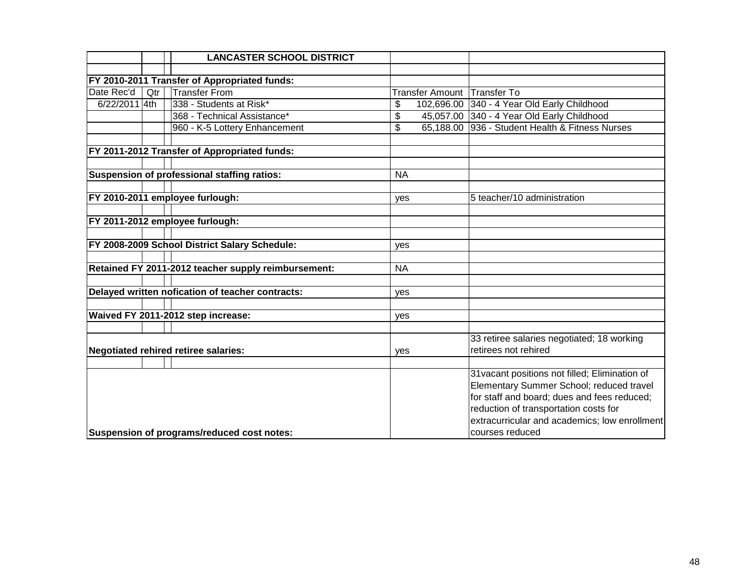| | | | LANCASTER SCHOOL DISTRICT | | |
|---|---|---|---|---|---|
| | | | | | |
| **FY 2010-2011 Transfer of Appropriated funds:** | | | | | |
| Date Rec'd | Qtr | | Transfer From | Transfer Amount | Transfer To |
| 6/22/2011 | 4th | | 338 - Students at Risk* | $ 102,696.00 | 340 - 4 Year Old Early Childhood |
| | | | 368 - Technical Assistance* | $ 45,057.00 | 340 - 4 Year Old Early Childhood |
| | | | 960 - K-5 Lottery Enhancement | $ 65,188.00 | 936 - Student Health & Fitness Nurses |
| | | | | | |
| **FY 2011-2012 Transfer of Appropriated funds:** | | | | | |
| | | | | | |
| **Suspension of professional staffing ratios:** | | | | NA | |
| | | | | | |
| **FY 2010-2011 employee furlough:** | | | | yes | 5 teacher/10 administration |
| | | | | | |
| **FY 2011-2012 employee furlough:** | | | | | |
| | | | | | |
| **FY 2008-2009 School District Salary Schedule:** | | | | yes | |
| | | | | | |
| **Retained FY 2011-2012 teacher supply reimbursement:** | | | | NA | |
| | | | | | |
| **Delayed written nofication of teacher contracts:** | | | | yes | |
| | | | | | |
| **Waived FY 2011-2012 step increase:** | | | | yes | |
| | | | | | |
| **Negotiated rehired retiree salaries:** | | | | yes | 33 retiree salaries negotiated; 18 working retirees not rehired |
| | | | | | |
| **Suspension of programs/reduced cost notes:** | | | | | 31vacant positions not filled; Elimination of Elementary Summer School; reduced travel for staff and board; dues and fees reduced; reduction of transportation costs for extracurricular and academics; low enrollment courses reduced |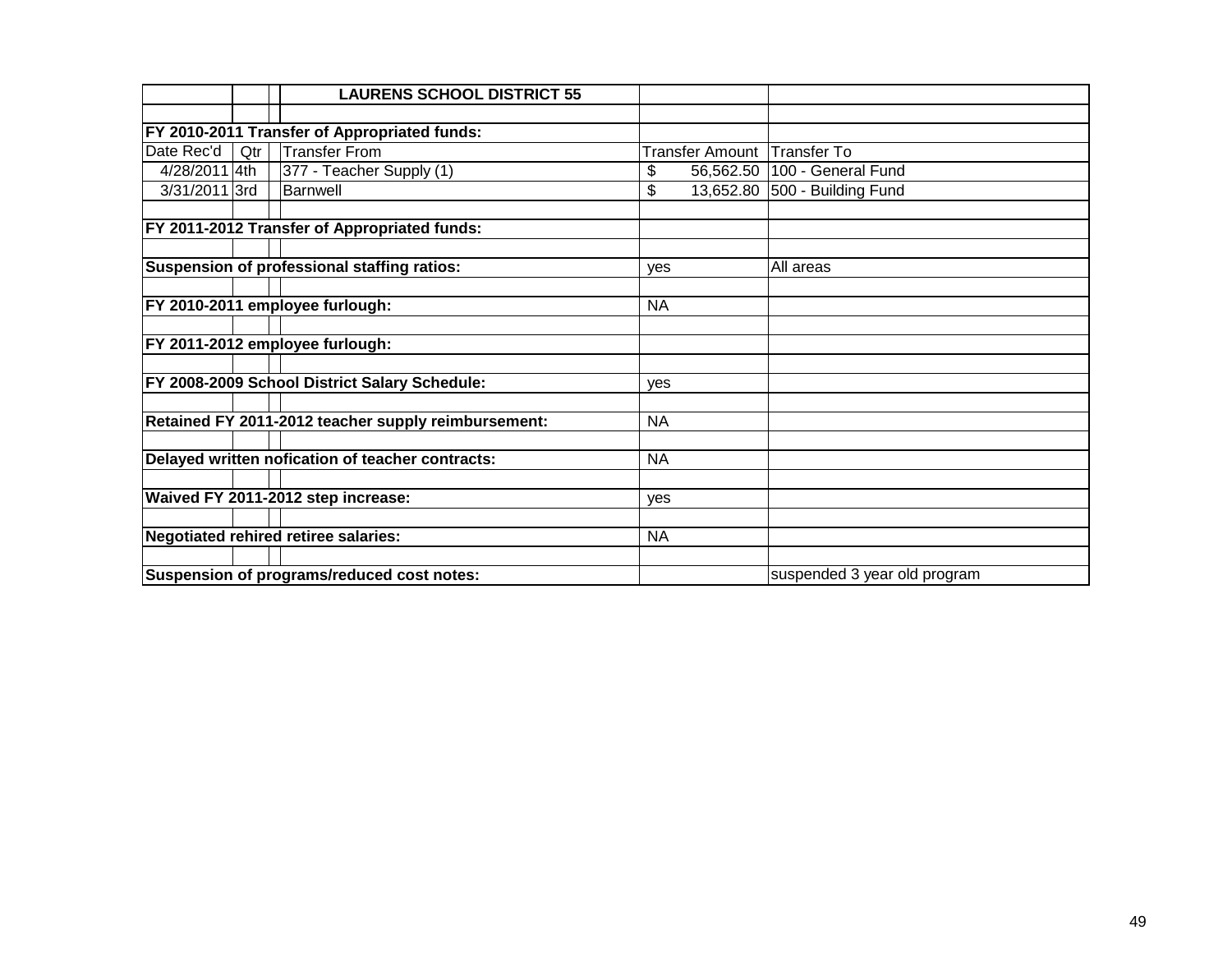| | | | LAURENS SCHOOL DISTRICT 55 | | |
|---|---|---|---|---|---|
| | | | | | |
| **FY 2010-2011 Transfer of Appropriated funds:** | | | | | |
| Date Rec'd | Qtr | | Transfer From | Transfer Amount | Transfer To |
| 4/28/2011 | 4th | | 377 - Teacher Supply (1) | $ 56,562.50 | 100 - General Fund |
| 3/31/2011 | 3rd | | Barnwell | $ 13,652.80 | 500 - Building Fund |
| | | | | | |
| **FY 2011-2012 Transfer of Appropriated funds:** | | | | | |
| | | | | | |
| **Suspension of professional staffing ratios:** | | | | yes | All areas |
| | | | | | |
| **FY 2010-2011 employee furlough:** | | | | NA | |
| | | | | | |
| **FY 2011-2012 employee furlough:** | | | | | |
| | | | | | |
| **FY 2008-2009 School District Salary Schedule:** | | | | yes | |
| | | | | | |
| **Retained FY 2011-2012 teacher supply reimbursement:** | | | | NA | |
| | | | | | |
| **Delayed written nofication of teacher contracts:** | | | | NA | |
| | | | | | |
| **Waived FY 2011-2012 step increase:** | | | | yes | |
| | | | | | |
| **Negotiated rehired retiree salaries:** | | | | NA | |
| | | | | | |
| **Suspension of programs/reduced cost notes:** | | | | | suspended 3 year old program |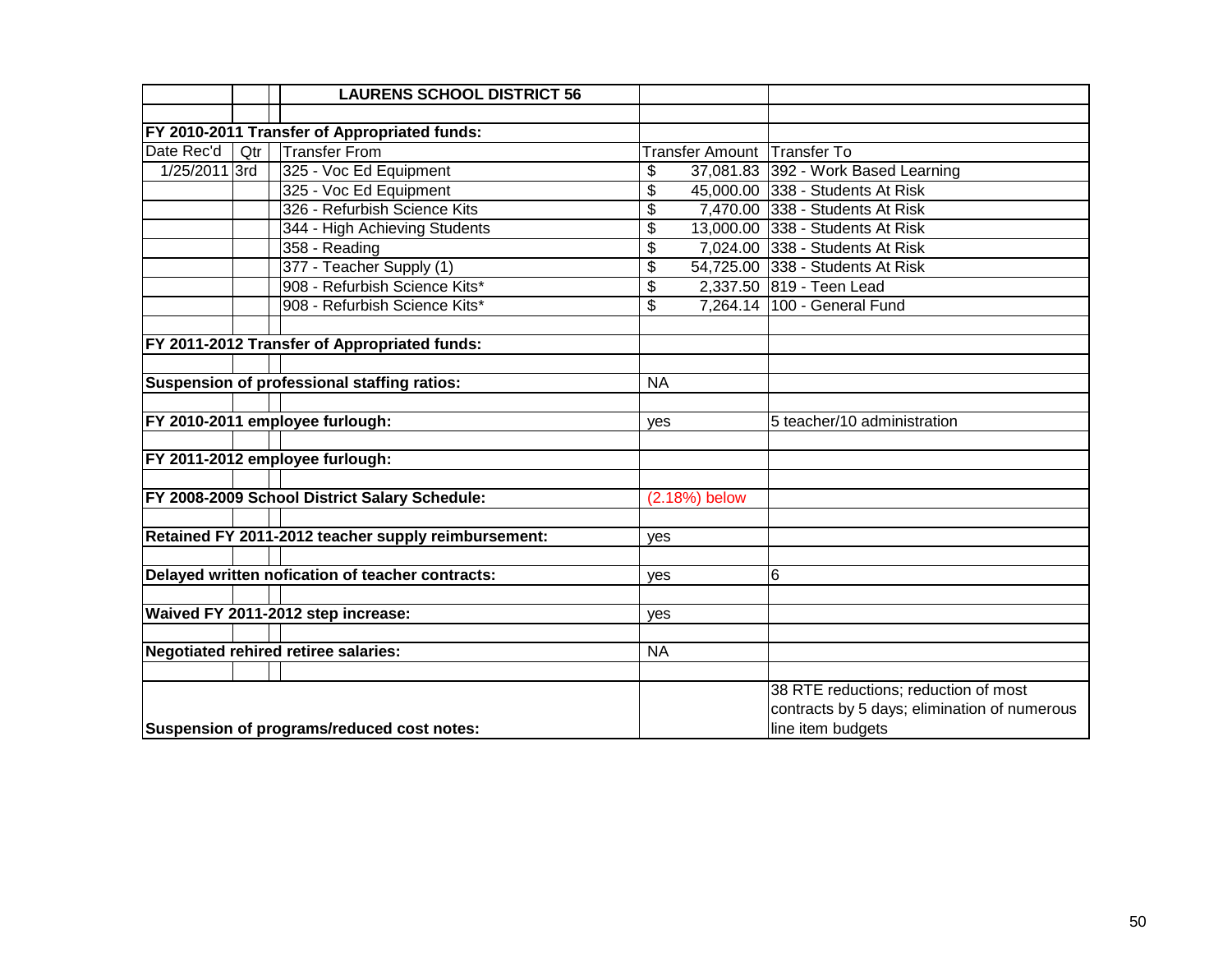## LAURENS SCHOOL DISTRICT 56

**FY 2010-2011 Transfer of Appropriated funds:**

| Date Rec'd | Qtr | Transfer From | Transfer Amount | Transfer To |
|---|---|---|---|---|
| 1/25/2011 | 3rd | 325 - Voc Ed Equipment | $ 37,081.83 | 392 - Work Based Learning |
| | | 325 - Voc Ed Equipment | $ 45,000.00 | 338 - Students At Risk |
| | | 326 - Refurbish Science Kits | $ 7,470.00 | 338 - Students At Risk |
| | | 344 - High Achieving Students | $ 13,000.00 | 338 - Students At Risk |
| | | 358 - Reading | $ 7,024.00 | 338 - Students At Risk |
| | | 377 - Teacher Supply (1) | $ 54,725.00 | 338 - Students At Risk |
| | | 908 - Refurbish Science Kits* | $ 2,337.50 | 819 - Teen Lead |
| | | 908 - Refurbish Science Kits* | $ 7,264.14 | 100 - General Fund |

| Item | Response | Notes |
|---|---|---|
| **FY 2011-2012 Transfer of Appropriated funds:** | | |
| **Suspension of professional staffing ratios:** | NA | |
| **FY 2010-2011 employee furlough:** | yes | 5 teacher/10 administration |
| **FY 2011-2012 employee furlough:** | | |
| **FY 2008-2009 School District Salary Schedule:** | (2.18%) below | |
| **Retained FY 2011-2012 teacher supply reimbursement:** | yes | |
| **Delayed written nofication of teacher contracts:** | yes | 6 |
| **Waived FY 2011-2012 step increase:** | yes | |
| **Negotiated rehired retiree salaries:** | NA | |
| **Suspension of programs/reduced cost notes:** | | 38 RTE reductions; reduction of most contracts by 5 days; elimination of numerous line item budgets |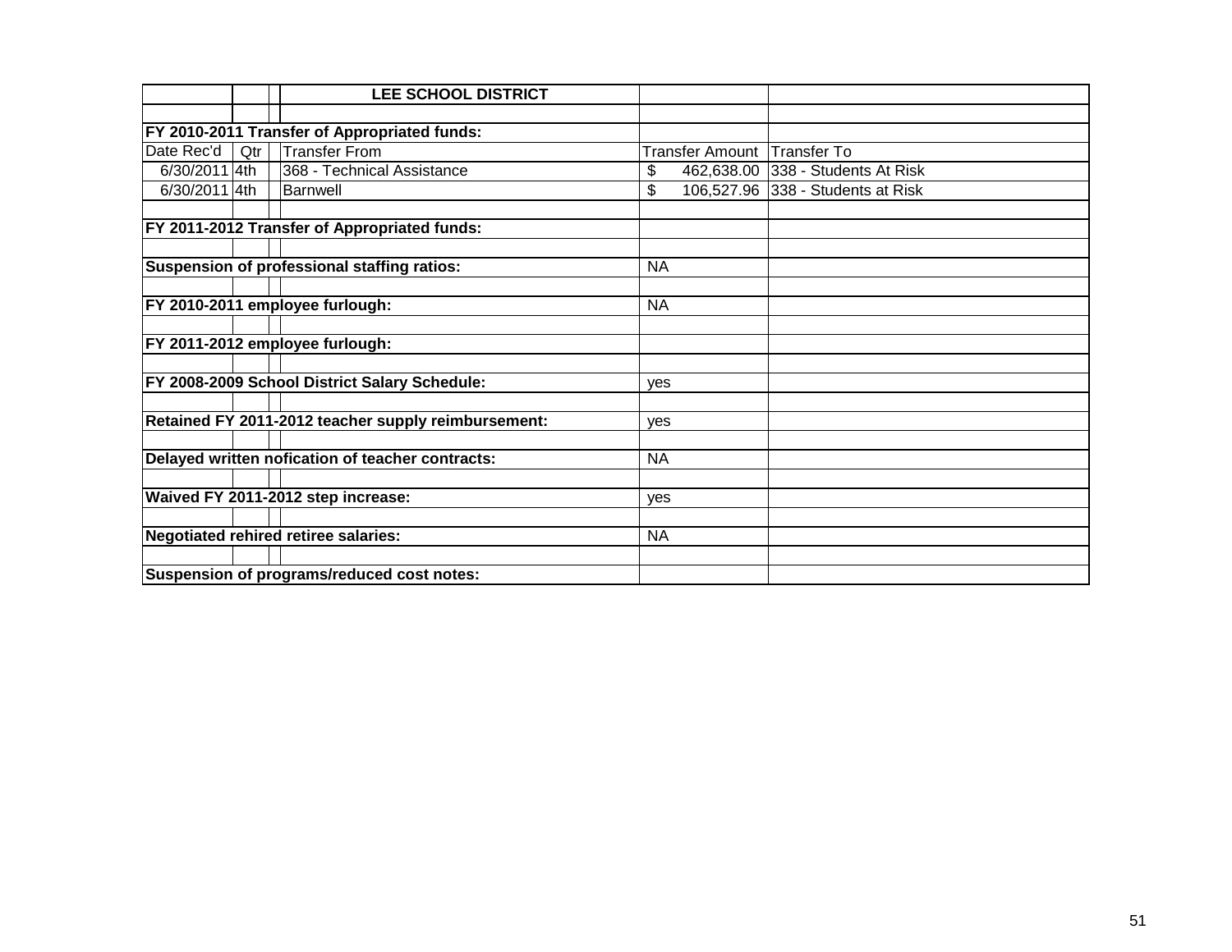| | | | LEE SCHOOL DISTRICT | | |
|---|---|---|---|---|---|
| | | | | | |
| **FY 2010-2011 Transfer of Appropriated funds:** | | | | | |
| Date Rec'd | Qtr | | Transfer From | Transfer Amount | Transfer To |
| 6/30/2011 | 4th | | 368 - Technical Assistance | $ 462,638.00 | 338 - Students At Risk |
| 6/30/2011 | 4th | | Barnwell | $ 106,527.96 | 338 - Students at Risk |
| | | | | | |
| **FY 2011-2012 Transfer of Appropriated funds:** | | | | | |
| | | | | | |
| **Suspension of professional staffing ratios:** | | | | NA | |
| | | | | | |
| **FY 2010-2011 employee furlough:** | | | | NA | |
| | | | | | |
| **FY 2011-2012 employee furlough:** | | | | | |
| | | | | | |
| **FY 2008-2009 School District Salary Schedule:** | | | | yes | |
| | | | | | |
| **Retained FY 2011-2012 teacher supply reimbursement:** | | | | yes | |
| | | | | | |
| **Delayed written nofication of teacher contracts:** | | | | NA | |
| | | | | | |
| **Waived FY 2011-2012 step increase:** | | | | yes | |
| | | | | | |
| **Negotiated rehired retiree salaries:** | | | | NA | |
| | | | | | |
| **Suspension of programs/reduced cost notes:** | | | | | |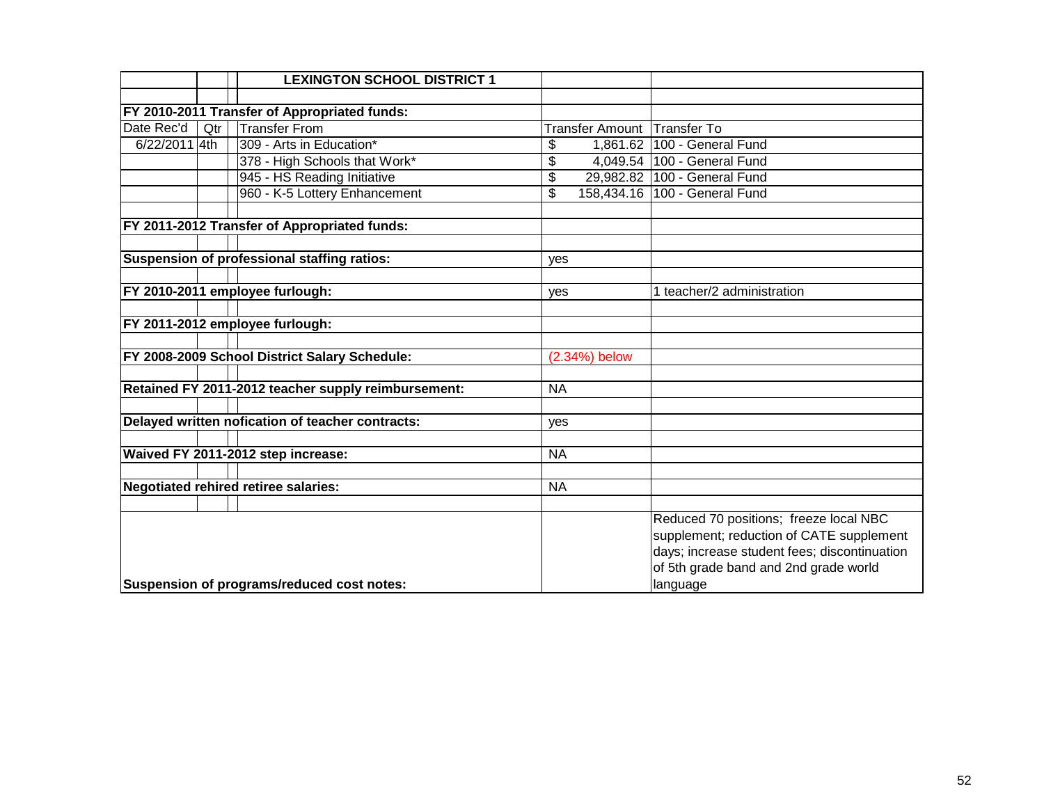| | | | LEXINGTON SCHOOL DISTRICT 1 | | |
|---|---|---|---|---|---|
| | | | | | |
| **FY 2010-2011 Transfer of Appropriated funds:** | | | | | |
| Date Rec'd | Qtr | | Transfer From | Transfer Amount | Transfer To |
| 6/22/2011 | 4th | | 309 - Arts in Education* | $ 1,861.62 | 100 - General Fund |
| | | | 378 - High Schools that Work* | $ 4,049.54 | 100 - General Fund |
| | | | 945 - HS Reading Initiative | $ 29,982.82 | 100 - General Fund |
| | | | 960 - K-5 Lottery Enhancement | $ 158,434.16 | 100 - General Fund |
| | | | | | |
| **FY 2011-2012 Transfer of Appropriated funds:** | | | | | |
| | | | | | |
| **Suspension of professional staffing ratios:** | | | | yes | |
| | | | | | |
| **FY 2010-2011 employee furlough:** | | | | yes | 1 teacher/2 administration |
| | | | | | |
| **FY 2011-2012 employee furlough:** | | | | | |
| | | | | | |
| **FY 2008-2009 School District Salary Schedule:** | | | | (2.34%) below | |
| | | | | | |
| **Retained FY 2011-2012 teacher supply reimbursement:** | | | | NA | |
| | | | | | |
| **Delayed written nofication of teacher contracts:** | | | | yes | |
| | | | | | |
| **Waived FY 2011-2012 step increase:** | | | | NA | |
| | | | | | |
| **Negotiated rehired retiree salaries:** | | | | NA | |
| | | | | | |
| **Suspension of programs/reduced cost notes:** | | | | | Reduced 70 positions; freeze local NBC supplement; reduction of CATE supplement days; increase student fees; discontinuation of 5th grade band and 2nd grade world language |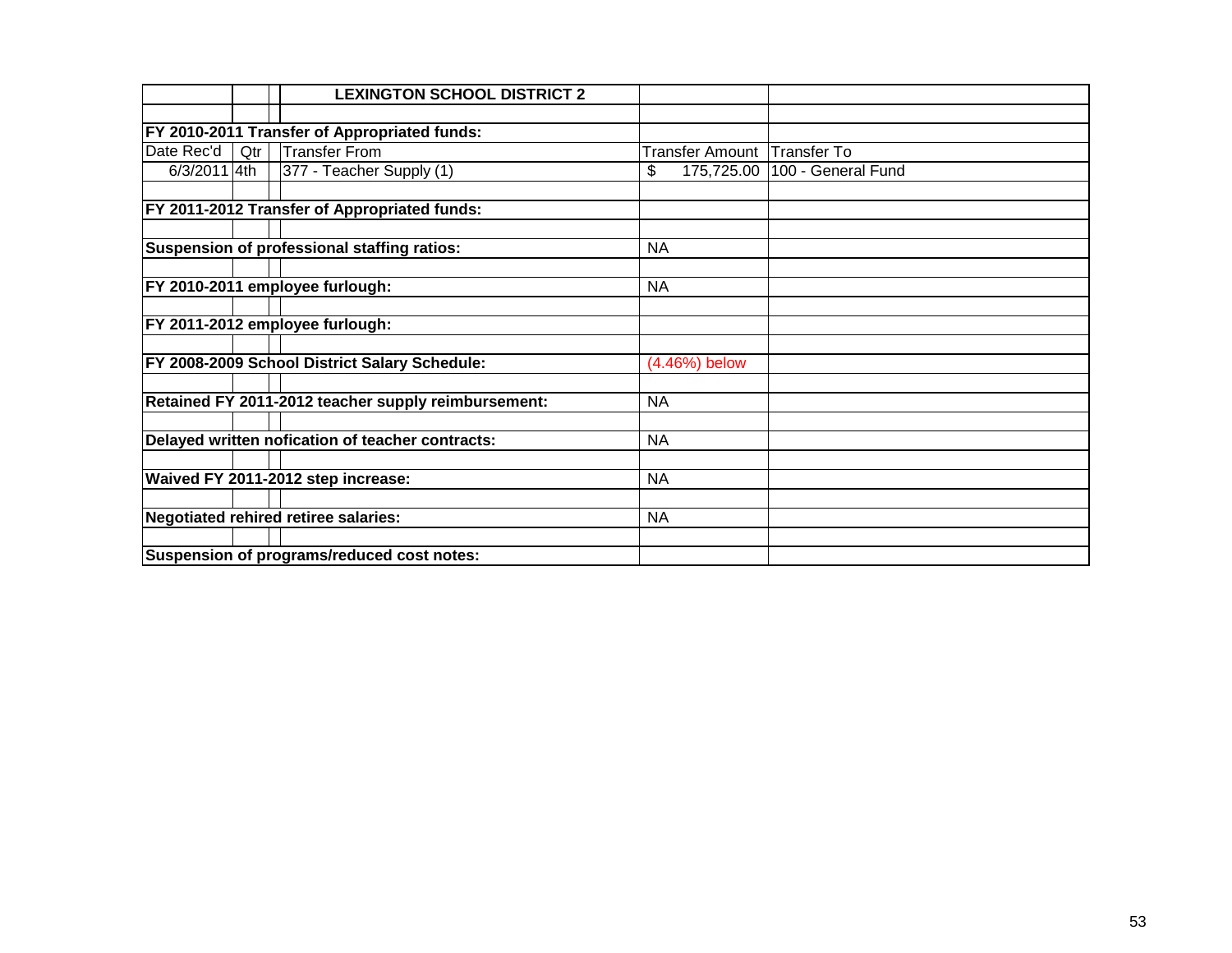| | | | LEXINGTON SCHOOL DISTRICT 2 | | |
|---|---|---|---|---|---|
| | | | | | |
| **FY 2010-2011 Transfer of Appropriated funds:** | | | | | |
| Date Rec'd | Qtr | | Transfer From | Transfer Amount | Transfer To |
| 6/3/2011 | 4th | | 377 - Teacher Supply (1) | $ 175,725.00 | 100 - General Fund |
| | | | | | |
| **FY 2011-2012 Transfer of Appropriated funds:** | | | | | |
| | | | | | |
| **Suspension of professional staffing ratios:** | | | | NA | |
| | | | | | |
| **FY 2010-2011 employee furlough:** | | | | NA | |
| | | | | | |
| **FY 2011-2012 employee furlough:** | | | | | |
| | | | | | |
| **FY 2008-2009 School District Salary Schedule:** | | | | (4.46%) below | |
| | | | | | |
| **Retained FY 2011-2012 teacher supply reimbursement:** | | | | NA | |
| | | | | | |
| **Delayed written nofication of teacher contracts:** | | | | NA | |
| | | | | | |
| **Waived FY 2011-2012 step increase:** | | | | NA | |
| | | | | | |
| **Negotiated rehired retiree salaries:** | | | | NA | |
| | | | | | |
| **Suspension of programs/reduced cost notes:** | | | | | |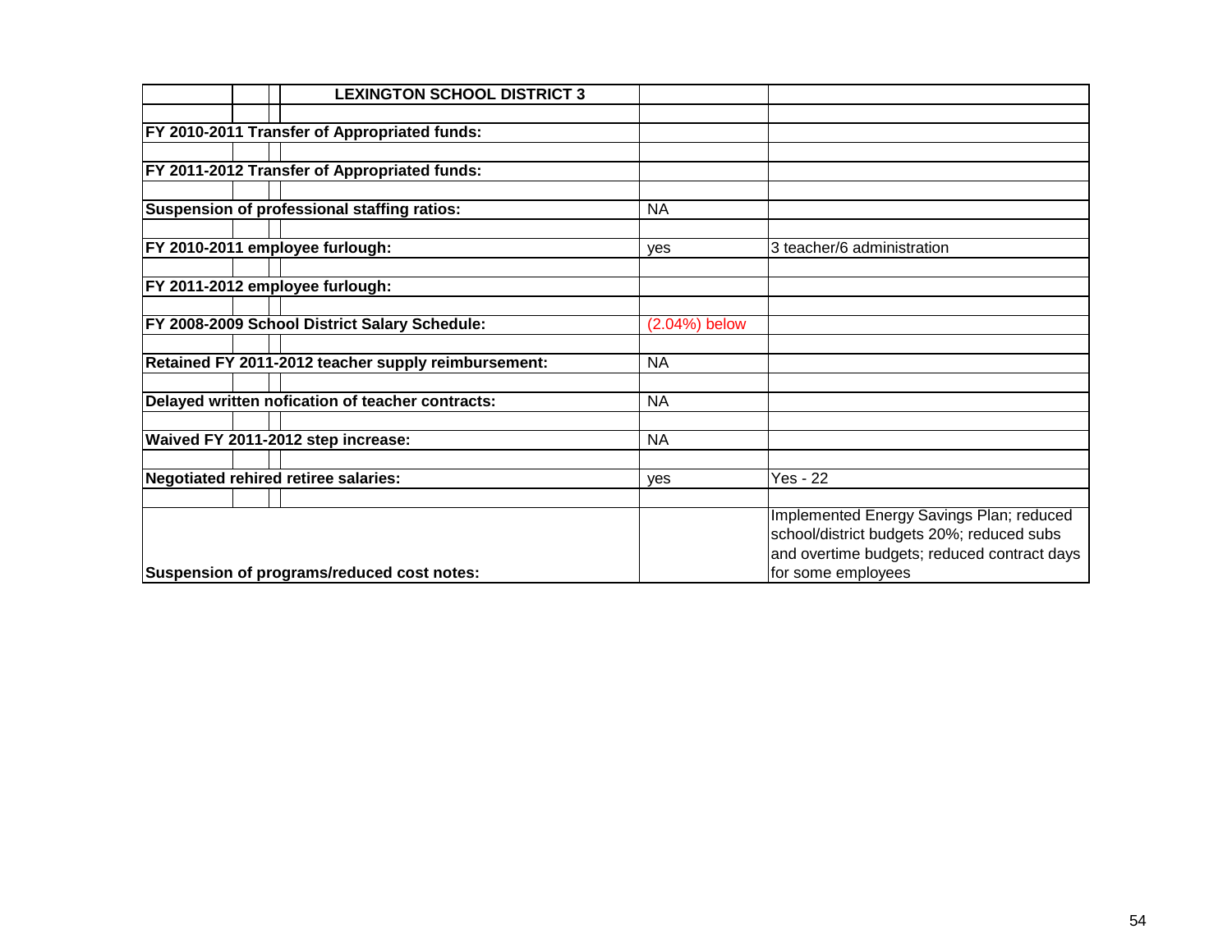| LEXINGTON SCHOOL DISTRICT 3 | | |
|---|---|---|
| **FY 2010-2011 Transfer of Appropriated funds:** | | |
| **FY 2011-2012 Transfer of Appropriated funds:** | | |
| **Suspension of professional staffing ratios:** | NA | |
| **FY 2010-2011 employee furlough:** | yes | 3 teacher/6 administration |
| **FY 2011-2012 employee furlough:** | | |
| **FY 2008-2009 School District Salary Schedule:** | (2.04%) below | |
| **Retained FY 2011-2012 teacher supply reimbursement:** | NA | |
| **Delayed written nofication of teacher contracts:** | NA | |
| **Waived FY 2011-2012 step increase:** | NA | |
| **Negotiated rehired retiree salaries:** | yes | Yes - 22 |
| **Suspension of programs/reduced cost notes:** | | Implemented Energy Savings Plan; reduced school/district budgets 20%; reduced subs and overtime budgets; reduced contract days for some employees |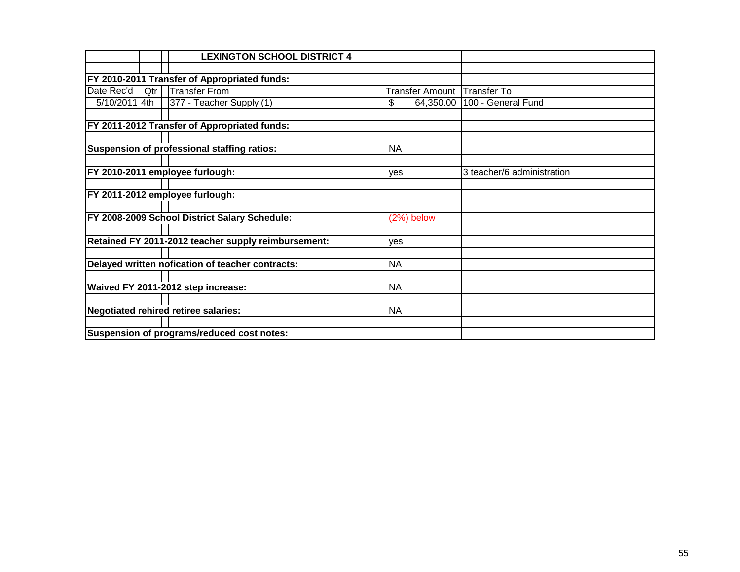| | | | LEXINGTON SCHOOL DISTRICT 4 | | |
|---|---|---|---|---|---|
| | | | | | |
| **FY 2010-2011 Transfer of Appropriated funds:** | | | | | |
| Date Rec'd | Qtr | | Transfer From | Transfer Amount | Transfer To |
| 5/10/2011 | 4th | | 377 - Teacher Supply (1) | $ 64,350.00 | 100 - General Fund |
| | | | | | |
| **FY 2011-2012 Transfer of Appropriated funds:** | | | | | |
| | | | | | |
| **Suspension of professional staffing ratios:** | | | | NA | |
| | | | | | |
| **FY 2010-2011 employee furlough:** | | | | yes | 3 teacher/6 administration |
| | | | | | |
| **FY 2011-2012 employee furlough:** | | | | | |
| | | | | | |
| **FY 2008-2009 School District Salary Schedule:** | | | | (2%) below | |
| | | | | | |
| **Retained FY 2011-2012 teacher supply reimbursement:** | | | | yes | |
| | | | | | |
| **Delayed written nofication of teacher contracts:** | | | | NA | |
| | | | | | |
| **Waived FY 2011-2012 step increase:** | | | | NA | |
| | | | | | |
| **Negotiated rehired retiree salaries:** | | | | NA | |
| | | | | | |
| **Suspension of programs/reduced cost notes:** | | | | | |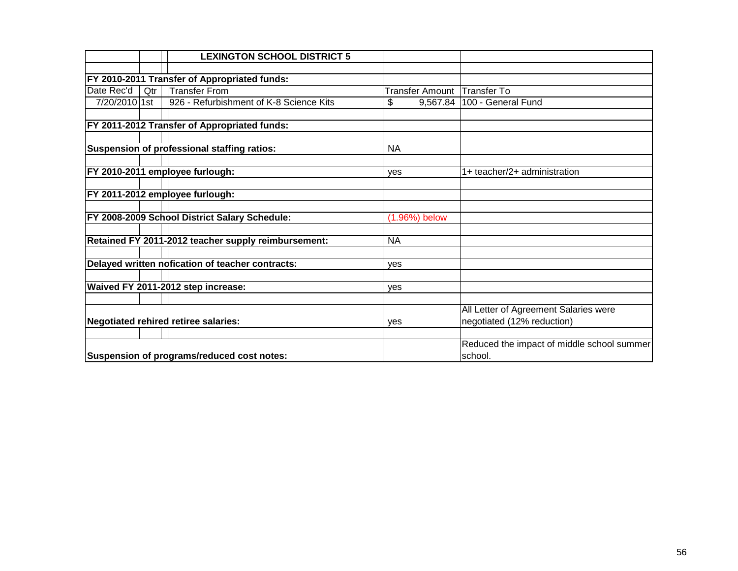| | | | LEXINGTON SCHOOL DISTRICT 5 | | |
|---|---|---|---|---|---|
| | | | | | |
| **FY 2010-2011 Transfer of Appropriated funds:** | | | | | |
| Date Rec'd | Qtr | | Transfer From | Transfer Amount | Transfer To |
| 7/20/2010 | 1st | | 926 - Refurbishment of K-8 Science Kits | $ 9,567.84 | 100 - General Fund |
| | | | | | |
| **FY 2011-2012 Transfer of Appropriated funds:** | | | | | |
| | | | | | |
| **Suspension of professional staffing ratios:** | | | | NA | |
| | | | | | |
| **FY 2010-2011 employee furlough:** | | | | yes | 1+ teacher/2+ administration |
| | | | | | |
| **FY 2011-2012 employee furlough:** | | | | | |
| | | | | | |
| **FY 2008-2009 School District Salary Schedule:** | | | | (1.96%) below | |
| | | | | | |
| **Retained FY 2011-2012 teacher supply reimbursement:** | | | | NA | |
| | | | | | |
| **Delayed written nofication of teacher contracts:** | | | | yes | |
| | | | | | |
| **Waived FY 2011-2012 step increase:** | | | | yes | |
| | | | | | |
| **Negotiated rehired retiree salaries:** | | | | yes | All Letter of Agreement Salaries were negotiated (12% reduction) |
| | | | | | |
| **Suspension of programs/reduced cost notes:** | | | | | Reduced the impact of middle school summer school. |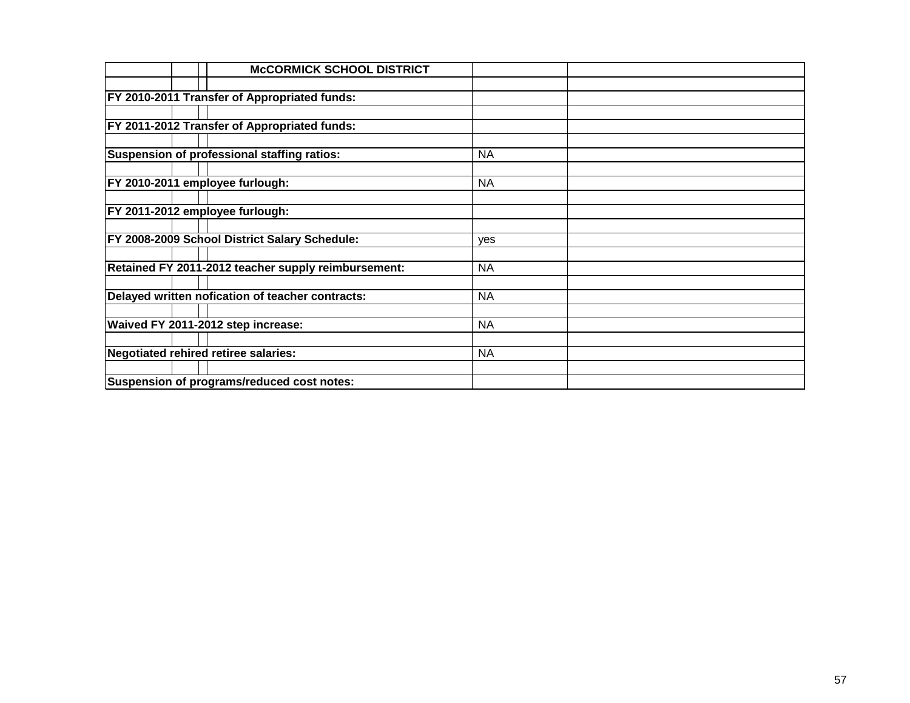| McCORMICK SCHOOL DISTRICT | | |
|---|---|---|
| | | |
| **FY 2010-2011 Transfer of Appropriated funds:** | | |
| | | |
| **FY 2011-2012 Transfer of Appropriated funds:** | | |
| | | |
| **Suspension of professional staffing ratios:** | NA | |
| | | |
| **FY 2010-2011 employee furlough:** | NA | |
| | | |
| **FY 2011-2012 employee furlough:** | | |
| | | |
| **FY 2008-2009 School District Salary Schedule:** | yes | |
| | | |
| **Retained FY 2011-2012 teacher supply reimbursement:** | NA | |
| | | |
| **Delayed written nofication of teacher contracts:** | NA | |
| | | |
| **Waived FY 2011-2012 step increase:** | NA | |
| | | |
| **Negotiated rehired retiree salaries:** | NA | |
| | | |
| **Suspension of programs/reduced cost notes:** | | |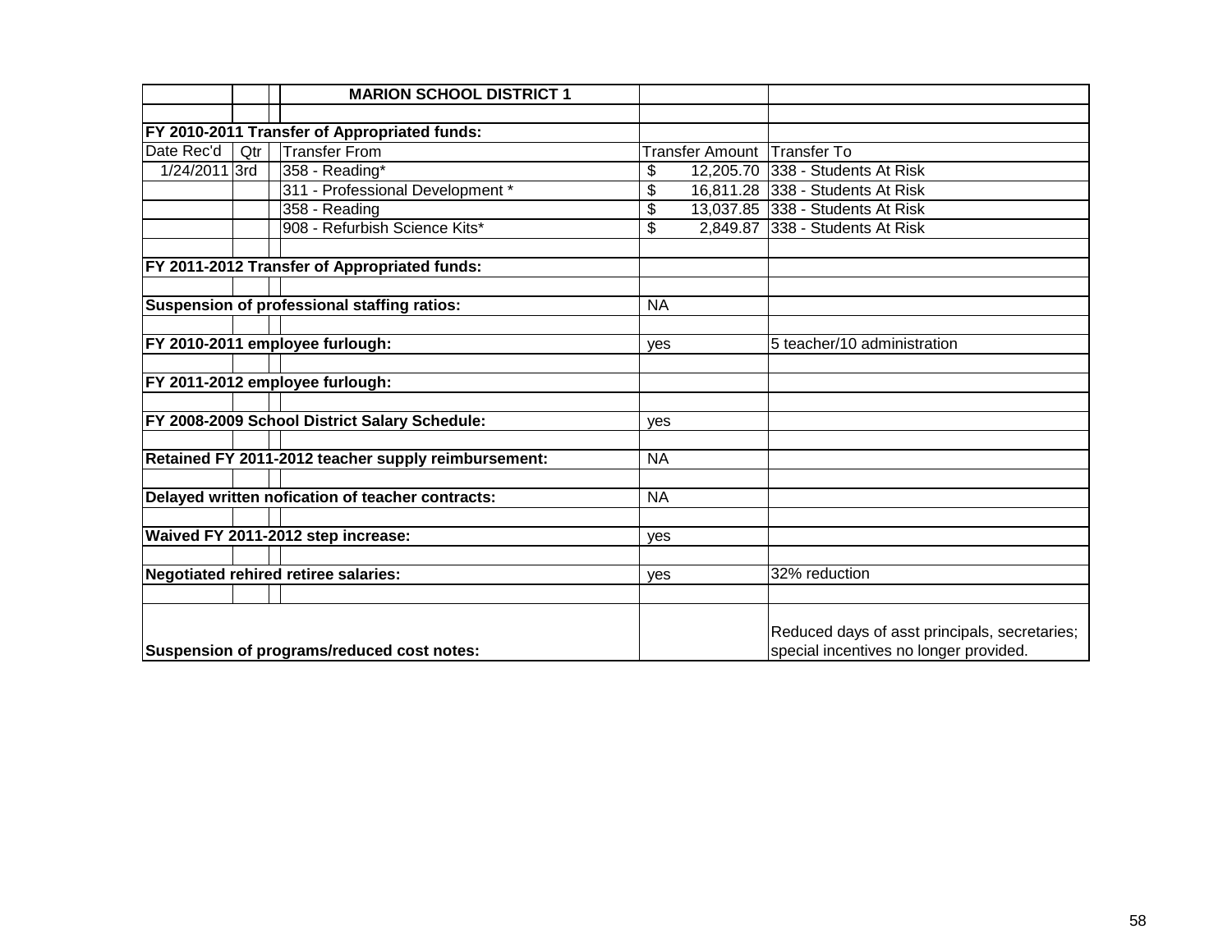| | | | MARION SCHOOL DISTRICT 1 | | |
|---|---|---|---|---|---|
| | | | | | |
| **FY 2010-2011 Transfer of Appropriated funds:** | | | | | |
| Date Rec'd | Qtr | | Transfer From | Transfer Amount | Transfer To |
| 1/24/2011 | 3rd | | 358 - Reading* | $ 12,205.70 | 338 - Students At Risk |
| | | | 311 - Professional Development * | $ 16,811.28 | 338 - Students At Risk |
| | | | 358 - Reading | $ 13,037.85 | 338 - Students At Risk |
| | | | 908 - Refurbish Science Kits* | $ 2,849.87 | 338 - Students At Risk |
| | | | | | |
| **FY 2011-2012 Transfer of Appropriated funds:** | | | | | |
| | | | | | |
| **Suspension of professional staffing ratios:** | | | | NA | |
| | | | | | |
| **FY 2010-2011 employee furlough:** | | | | yes | 5 teacher/10 administration |
| | | | | | |
| **FY 2011-2012 employee furlough:** | | | | | |
| | | | | | |
| **FY 2008-2009 School District Salary Schedule:** | | | | yes | |
| | | | | | |
| **Retained FY 2011-2012 teacher supply reimbursement:** | | | | NA | |
| | | | | | |
| **Delayed written nofication of teacher contracts:** | | | | NA | |
| | | | | | |
| **Waived FY 2011-2012 step increase:** | | | | yes | |
| | | | | | |
| **Negotiated rehired retiree salaries:** | | | | yes | 32% reduction |
| | | | | | |
| **Suspension of programs/reduced cost notes:** | | | | | Reduced days of asst principals, secretaries; special incentives no longer provided. |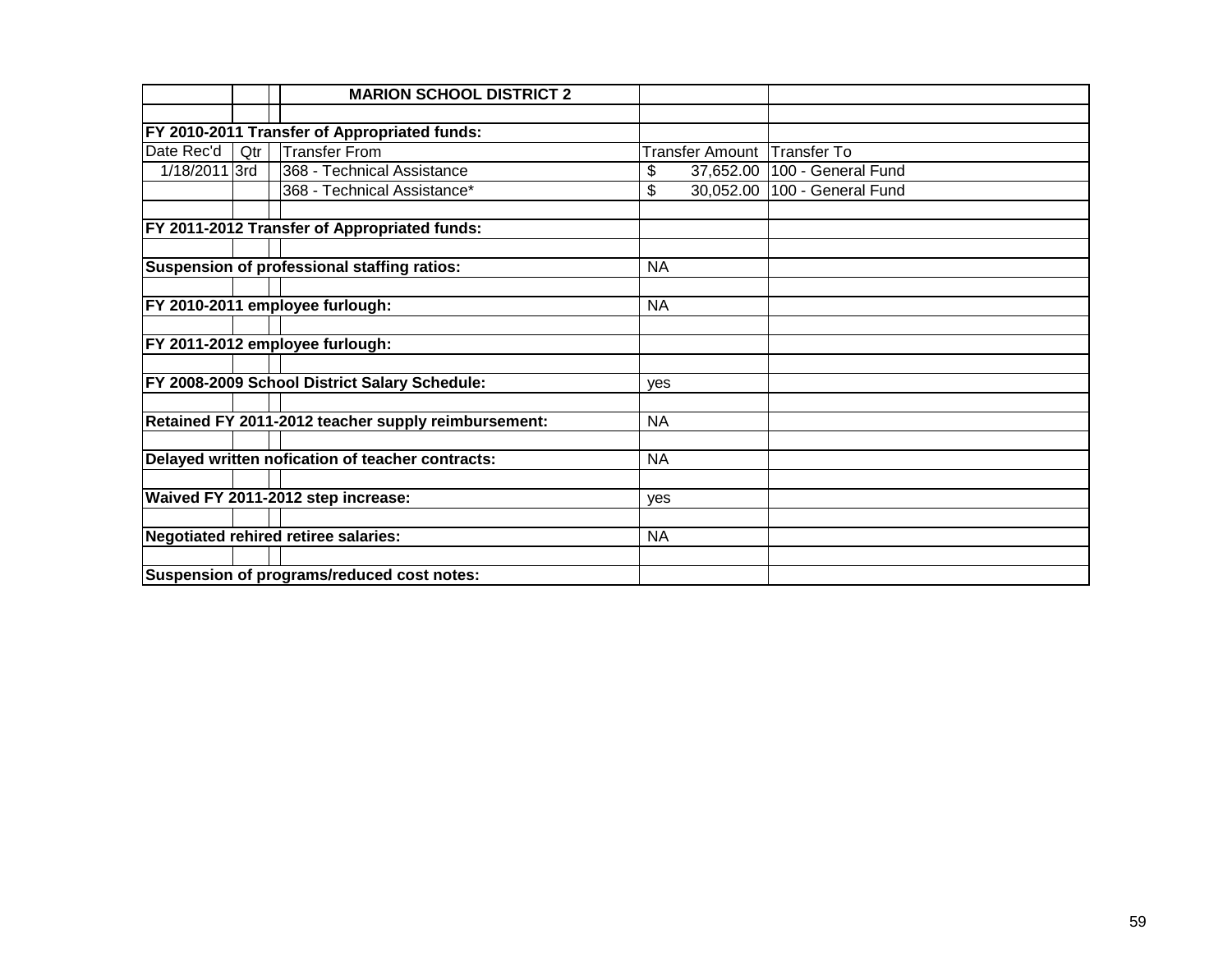| Date Rec'd | Qtr | | MARION SCHOOL DISTRICT 2 | | |
|---|---|---|---|---|---|
| | | | | | |
| **FY 2010-2011 Transfer of Appropriated funds:** | | | | | |
| Date Rec'd | Qtr | | Transfer From | Transfer Amount | Transfer To |
| 1/18/2011 | 3rd | | 368 - Technical Assistance | $ 37,652.00 | 100 - General Fund |
| | | | 368 - Technical Assistance* | $ 30,052.00 | 100 - General Fund |
| | | | | | |
| **FY 2011-2012 Transfer of Appropriated funds:** | | | | | |
| | | | | | |
| **Suspension of professional staffing ratios:** | | | | NA | |
| | | | | | |
| **FY 2010-2011 employee furlough:** | | | | NA | |
| | | | | | |
| **FY 2011-2012 employee furlough:** | | | | | |
| | | | | | |
| **FY 2008-2009 School District Salary Schedule:** | | | | yes | |
| | | | | | |
| **Retained FY 2011-2012 teacher supply reimbursement:** | | | | NA | |
| | | | | | |
| **Delayed written nofication of teacher contracts:** | | | | NA | |
| | | | | | |
| **Waived FY 2011-2012 step increase:** | | | | yes | |
| | | | | | |
| **Negotiated rehired retiree salaries:** | | | | NA | |
| | | | | | |
| **Suspension of programs/reduced cost notes:** | | | | | |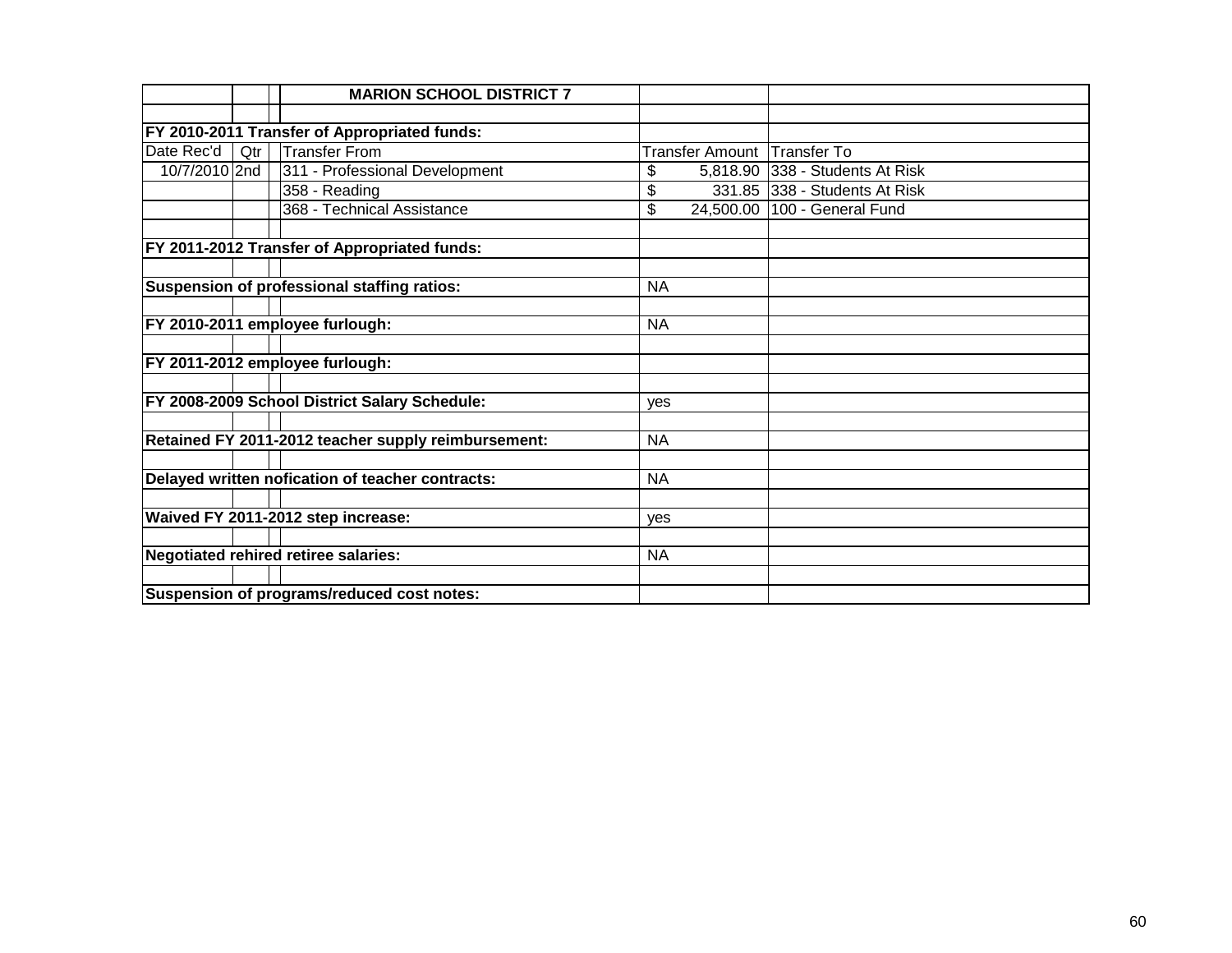| | | MARION SCHOOL DISTRICT 7 | | |
|---|---|---|---|---|
| | | | | |
| **FY 2010-2011 Transfer of Appropriated funds:** | | | | |
| Date Rec'd | Qtr | Transfer From | Transfer Amount | Transfer To |
| 10/7/2010 | 2nd | 311 - Professional Development | $ 5,818.90 | 338 - Students At Risk |
| | | 358 - Reading | $ 331.85 | 338 - Students At Risk |
| | | 368 - Technical Assistance | $ 24,500.00 | 100 - General Fund |
| | | | | |
| **FY 2011-2012 Transfer of Appropriated funds:** | | | | |
| | | | | |
| **Suspension of professional staffing ratios:** | | | NA | |
| | | | | |
| **FY 2010-2011 employee furlough:** | | | NA | |
| | | | | |
| **FY 2011-2012 employee furlough:** | | | | |
| | | | | |
| **FY 2008-2009 School District Salary Schedule:** | | | yes | |
| | | | | |
| **Retained FY 2011-2012 teacher supply reimbursement:** | | | NA | |
| | | | | |
| **Delayed written nofication of teacher contracts:** | | | NA | |
| | | | | |
| **Waived FY 2011-2012 step increase:** | | | yes | |
| | | | | |
| **Negotiated rehired retiree salaries:** | | | NA | |
| | | | | |
| **Suspension of programs/reduced cost notes:** | | | | |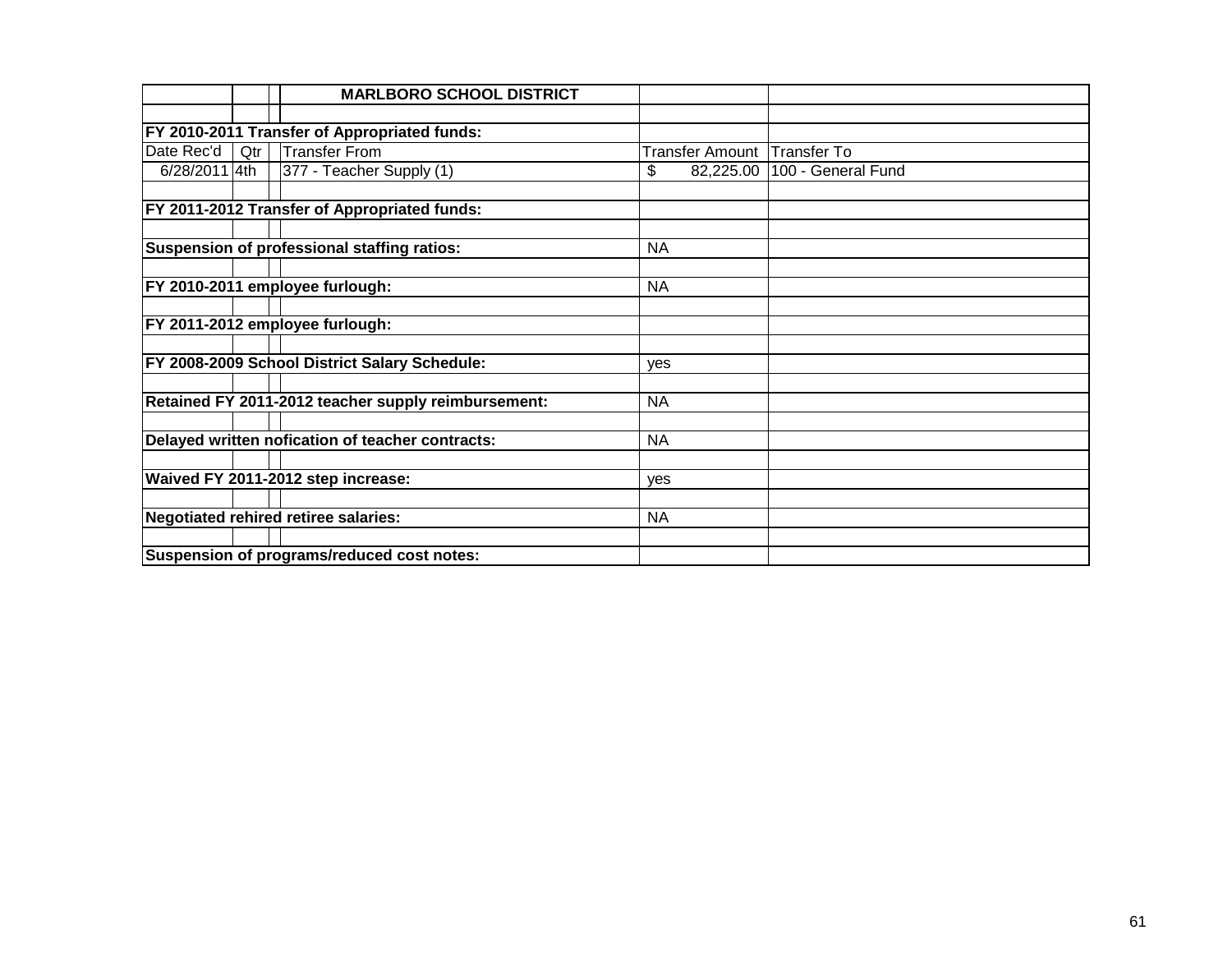| | | | MARLBORO SCHOOL DISTRICT | | |
|---|---|---|---|---|---|
| | | | | | |
| **FY 2010-2011 Transfer of Appropriated funds:** | | | | | |
| Date Rec'd | Qtr | | Transfer From | Transfer Amount | Transfer To |
| 6/28/2011 | 4th | | 377 - Teacher Supply (1) | $ 82,225.00 | 100 - General Fund |
| | | | | | |
| **FY 2011-2012 Transfer of Appropriated funds:** | | | | | |
| | | | | | |
| **Suspension of professional staffing ratios:** | | | | NA | |
| | | | | | |
| **FY 2010-2011 employee furlough:** | | | | NA | |
| | | | | | |
| **FY 2011-2012 employee furlough:** | | | | | |
| | | | | | |
| **FY 2008-2009 School District Salary Schedule:** | | | | yes | |
| | | | | | |
| **Retained FY 2011-2012 teacher supply reimbursement:** | | | | NA | |
| | | | | | |
| **Delayed written nofication of teacher contracts:** | | | | NA | |
| | | | | | |
| **Waived FY 2011-2012 step increase:** | | | | yes | |
| | | | | | |
| **Negotiated rehired retiree salaries:** | | | | NA | |
| | | | | | |
| **Suspension of programs/reduced cost notes:** | | | | | |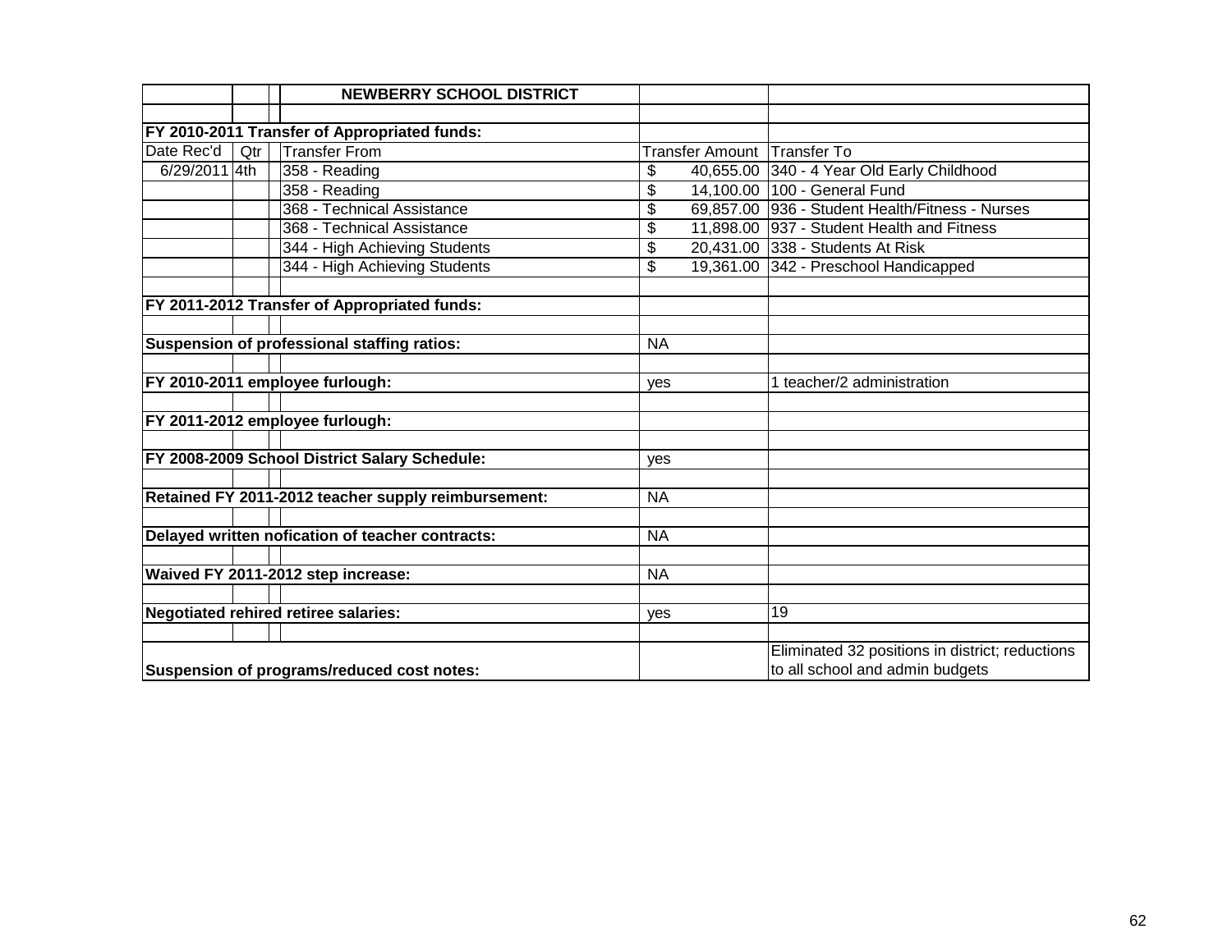| | | | NEWBERRY SCHOOL DISTRICT | | |
|---|---|---|---|---|---|
| | | | | | |
| **FY 2010-2011 Transfer of Appropriated funds:** | | | | | |
| Date Rec'd | Qtr | | Transfer From | Transfer Amount | Transfer To |
| 6/29/2011 | 4th | | 358 - Reading | $ 40,655.00 | 340 - 4 Year Old Early Childhood |
| | | | 358 - Reading | $ 14,100.00 | 100 - General Fund |
| | | | 368 - Technical Assistance | $ 69,857.00 | 936 - Student Health/Fitness - Nurses |
| | | | 368 - Technical Assistance | $ 11,898.00 | 937 - Student Health and Fitness |
| | | | 344 - High Achieving Students | $ 20,431.00 | 338 - Students At Risk |
| | | | 344 - High Achieving Students | $ 19,361.00 | 342 - Preschool Handicapped |
| | | | | | |
| **FY 2011-2012 Transfer of Appropriated funds:** | | | | | |
| | | | | | |
| **Suspension of professional staffing ratios:** | | | | NA | |
| | | | | | |
| **FY 2010-2011 employee furlough:** | | | | yes | 1 teacher/2 administration |
| | | | | | |
| **FY 2011-2012 employee furlough:** | | | | | |
| | | | | | |
| **FY 2008-2009 School District Salary Schedule:** | | | | yes | |
| | | | | | |
| **Retained FY 2011-2012 teacher supply reimbursement:** | | | | NA | |
| | | | | | |
| **Delayed written nofication of teacher contracts:** | | | | NA | |
| | | | | | |
| **Waived FY 2011-2012 step increase:** | | | | NA | |
| | | | | | |
| **Negotiated rehired retiree salaries:** | | | | yes | 19 |
| | | | | | |
| **Suspension of programs/reduced cost notes:** | | | | | Eliminated 32 positions in district; reductions to all school and admin budgets |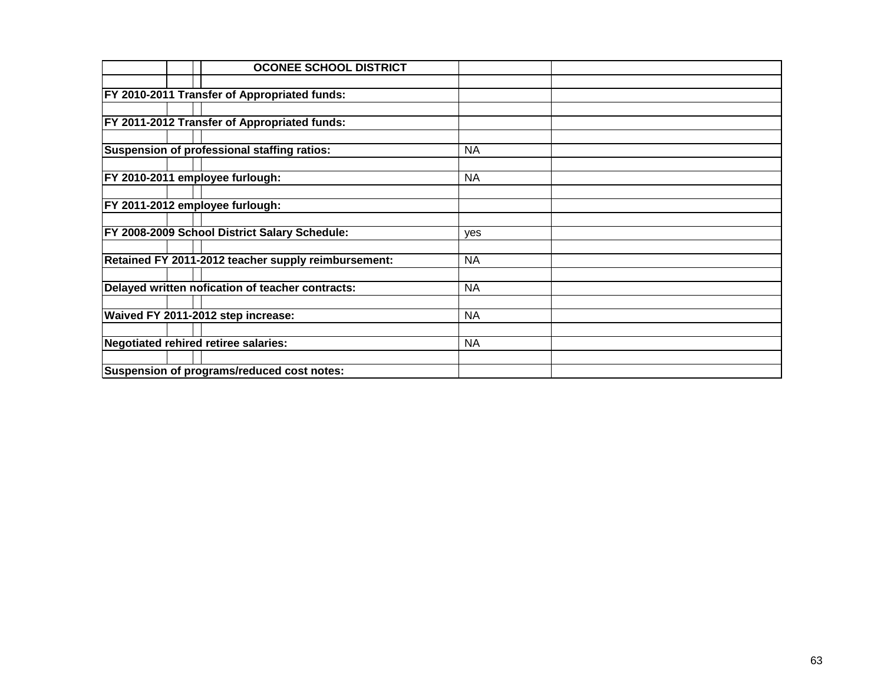| OCONEE SCHOOL DISTRICT | | |
|---|---|---|
| | | |
| FY 2010-2011 Transfer of Appropriated funds: | | |
| | | |
| FY 2011-2012 Transfer of Appropriated funds: | | |
| | | |
| Suspension of professional staffing ratios: | NA | |
| | | |
| FY 2010-2011 employee furlough: | NA | |
| | | |
| FY 2011-2012 employee furlough: | | |
| | | |
| FY 2008-2009 School District Salary Schedule: | yes | |
| | | |
| Retained FY 2011-2012 teacher supply reimbursement: | NA | |
| | | |
| Delayed written nofication of teacher contracts: | NA | |
| | | |
| Waived FY 2011-2012 step increase: | NA | |
| | | |
| Negotiated rehired retiree salaries: | NA | |
| | | |
| Suspension of programs/reduced cost notes: | | |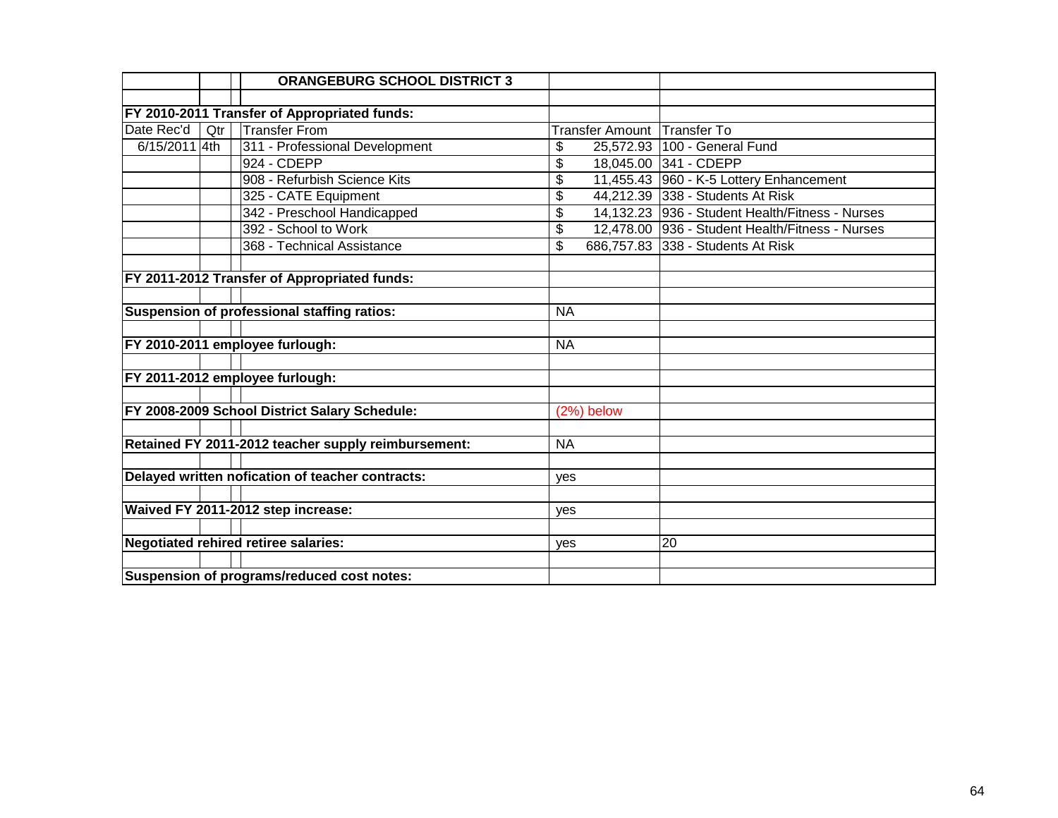| | | ORANGEBURG SCHOOL DISTRICT 3 | | |
|---|---|---|---|---|
| | | | | |
| **FY 2010-2011 Transfer of Appropriated funds:** | | | | |
| Date Rec'd | Qtr | Transfer From | Transfer Amount | Transfer To |
| 6/15/2011 | 4th | 311 - Professional Development | $ 25,572.93 | 100 - General Fund |
| | | 924 - CDEPP | $ 18,045.00 | 341 - CDEPP |
| | | 908 - Refurbish Science Kits | $ 11,455.43 | 960 - K-5 Lottery Enhancement |
| | | 325 - CATE Equipment | $ 44,212.39 | 338 - Students At Risk |
| | | 342 - Preschool Handicapped | $ 14,132.23 | 936 - Student Health/Fitness - Nurses |
| | | 392 - School to Work | $ 12,478.00 | 936 - Student Health/Fitness - Nurses |
| | | 368 - Technical Assistance | $ 686,757.83 | 338 - Students At Risk |
| | | | | |
| **FY 2011-2012 Transfer of Appropriated funds:** | | | | |
| | | | | |
| **Suspension of professional staffing ratios:** | | | NA | |
| | | | | |
| **FY 2010-2011 employee furlough:** | | | NA | |
| | | | | |
| **FY 2011-2012 employee furlough:** | | | | |
| | | | | |
| **FY 2008-2009 School District Salary Schedule:** | | | (2%) below | |
| | | | | |
| **Retained FY 2011-2012 teacher supply reimbursement:** | | | NA | |
| | | | | |
| **Delayed written nofication of teacher contracts:** | | | yes | |
| | | | | |
| **Waived FY 2011-2012 step increase:** | | | yes | |
| | | | | |
| **Negotiated rehired retiree salaries:** | | | yes | 20 |
| | | | | |
| **Suspension of programs/reduced cost notes:** | | | | |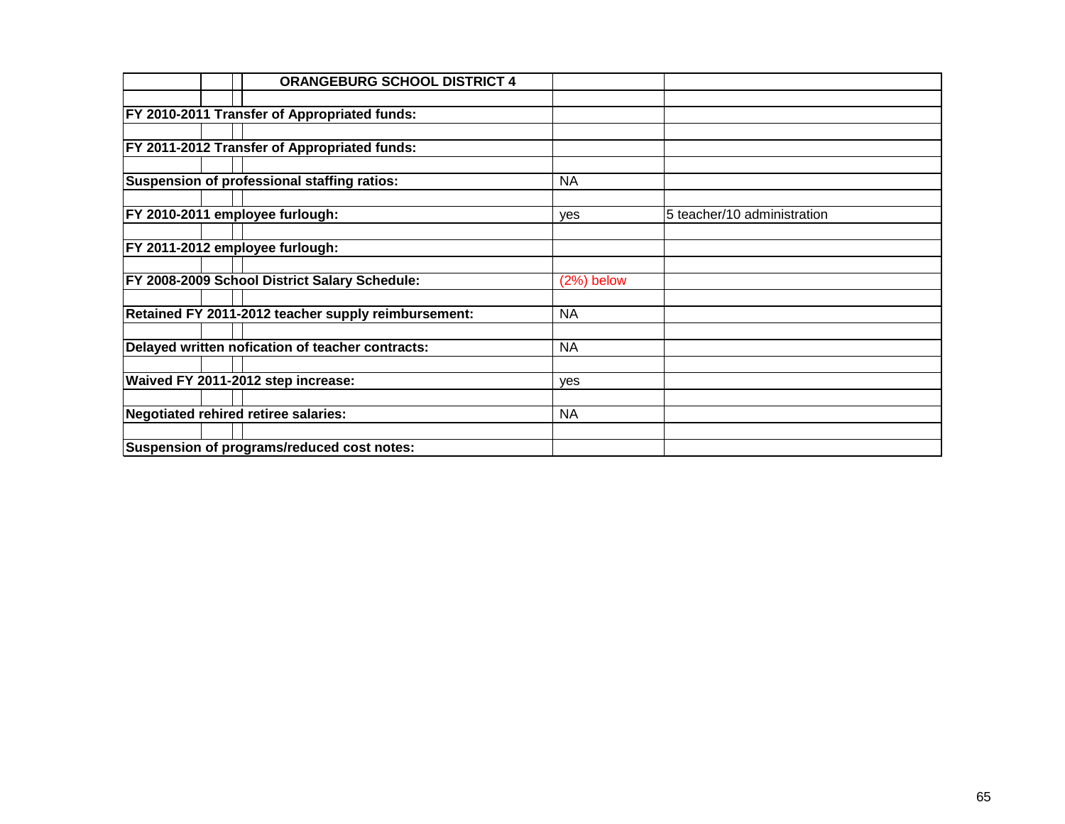| ORANGEBURG SCHOOL DISTRICT 4 | | |
|---|---|---|
| | | |
| **FY 2010-2011 Transfer of Appropriated funds:** | | |
| | | |
| **FY 2011-2012 Transfer of Appropriated funds:** | | |
| | | |
| **Suspension of professional staffing ratios:** | NA | |
| | | |
| **FY 2010-2011 employee furlough:** | yes | 5 teacher/10 administration |
| | | |
| **FY 2011-2012 employee furlough:** | | |
| | | |
| **FY 2008-2009 School District Salary Schedule:** | (2%) below | |
| | | |
| **Retained FY 2011-2012 teacher supply reimbursement:** | NA | |
| | | |
| **Delayed written nofication of teacher contracts:** | NA | |
| | | |
| **Waived FY 2011-2012 step increase:** | yes | |
| | | |
| **Negotiated rehired retiree salaries:** | NA | |
| | | |
| **Suspension of programs/reduced cost notes:** | | |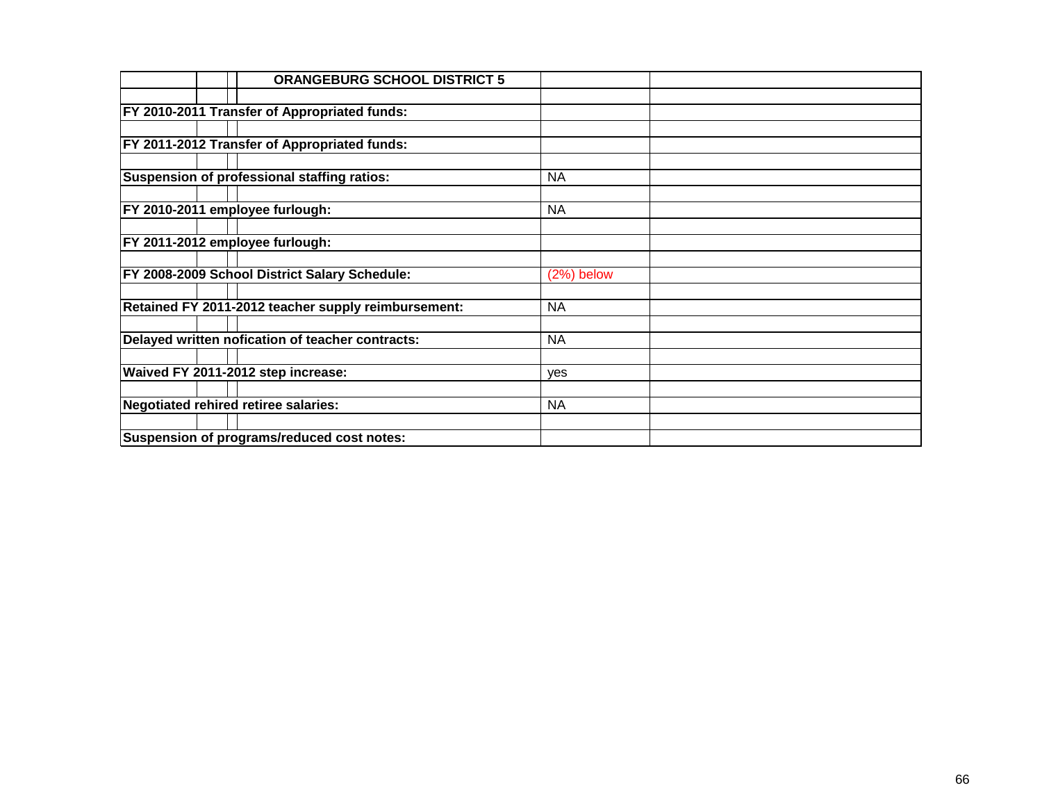| ORANGEBURG SCHOOL DISTRICT 5 | | |
|---|---|---|
| | | |
| FY 2010-2011 Transfer of Appropriated funds: | | |
| | | |
| FY 2011-2012 Transfer of Appropriated funds: | | |
| | | |
| Suspension of professional staffing ratios: | NA | |
| | | |
| FY 2010-2011 employee furlough: | NA | |
| | | |
| FY 2011-2012 employee furlough: | | |
| | | |
| FY 2008-2009 School District Salary Schedule: | (2%) below | |
| | | |
| Retained FY 2011-2012 teacher supply reimbursement: | NA | |
| | | |
| Delayed written nofication of teacher contracts: | NA | |
| | | |
| Waived FY 2011-2012 step increase: | yes | |
| | | |
| Negotiated rehired retiree salaries: | NA | |
| | | |
| Suspension of programs/reduced cost notes: | | |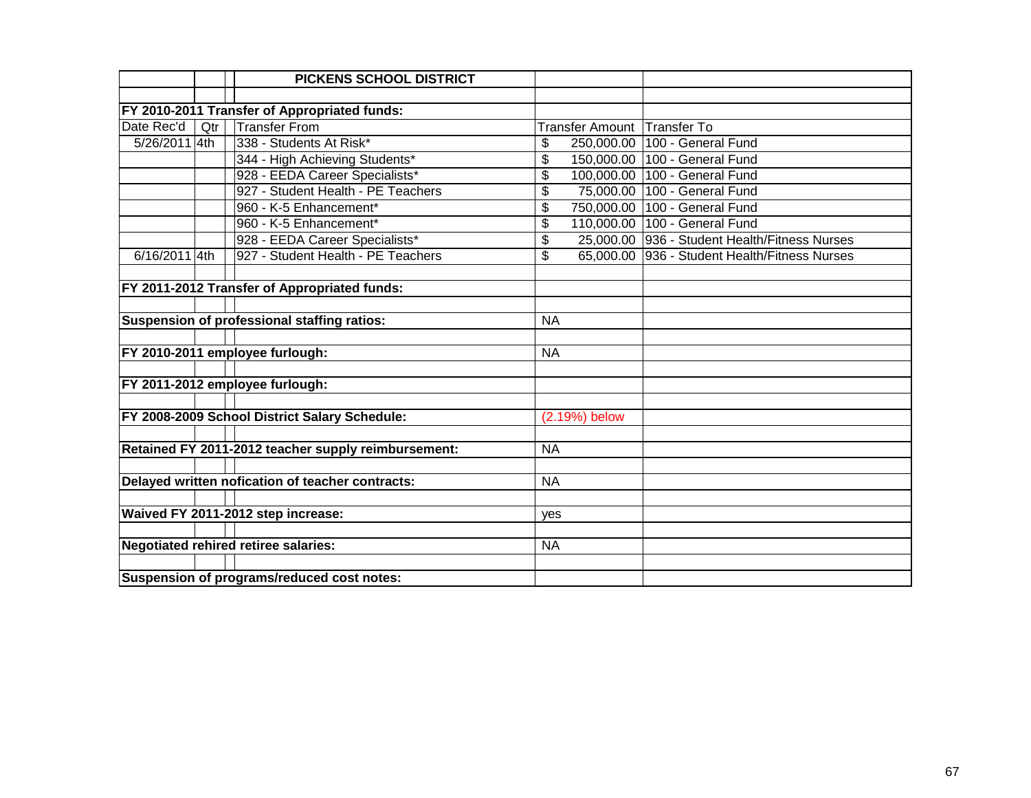## PICKENS SCHOOL DISTRICT

**FY 2010-2011 Transfer of Appropriated funds:**

| Date Rec'd | Qtr | Transfer From | Transfer Amount | Transfer To |
|---|---|---|---|---|
| 5/26/2011 | 4th | 338 - Students At Risk* | $ 250,000.00 | 100 - General Fund |
| | | 344 - High Achieving Students* | $ 150,000.00 | 100 - General Fund |
| | | 928 - EEDA Career Specialists* | $ 100,000.00 | 100 - General Fund |
| | | 927 - Student Health - PE Teachers | $ 75,000.00 | 100 - General Fund |
| | | 960 - K-5 Enhancement* | $ 750,000.00 | 100 - General Fund |
| | | 960 - K-5 Enhancement* | $ 110,000.00 | 100 - General Fund |
| | | 928 - EEDA Career Specialists* | $ 25,000.00 | 936 - Student Health/Fitness Nurses |
| 6/16/2011 | 4th | 927 - Student Health - PE Teachers | $ 65,000.00 | 936 - Student Health/Fitness Nurses |

| Item | Value |
|---|---|
| **FY 2011-2012 Transfer of Appropriated funds:** | |
| **Suspension of professional staffing ratios:** | NA |
| **FY 2010-2011 employee furlough:** | NA |
| **FY 2011-2012 employee furlough:** | |
| **FY 2008-2009 School District Salary Schedule:** | (2.19%) below |
| **Retained FY 2011-2012 teacher supply reimbursement:** | NA |
| **Delayed written nofication of teacher contracts:** | NA |
| **Waived FY 2011-2012 step increase:** | yes |
| **Negotiated rehired retiree salaries:** | NA |
| **Suspension of programs/reduced cost notes:** | |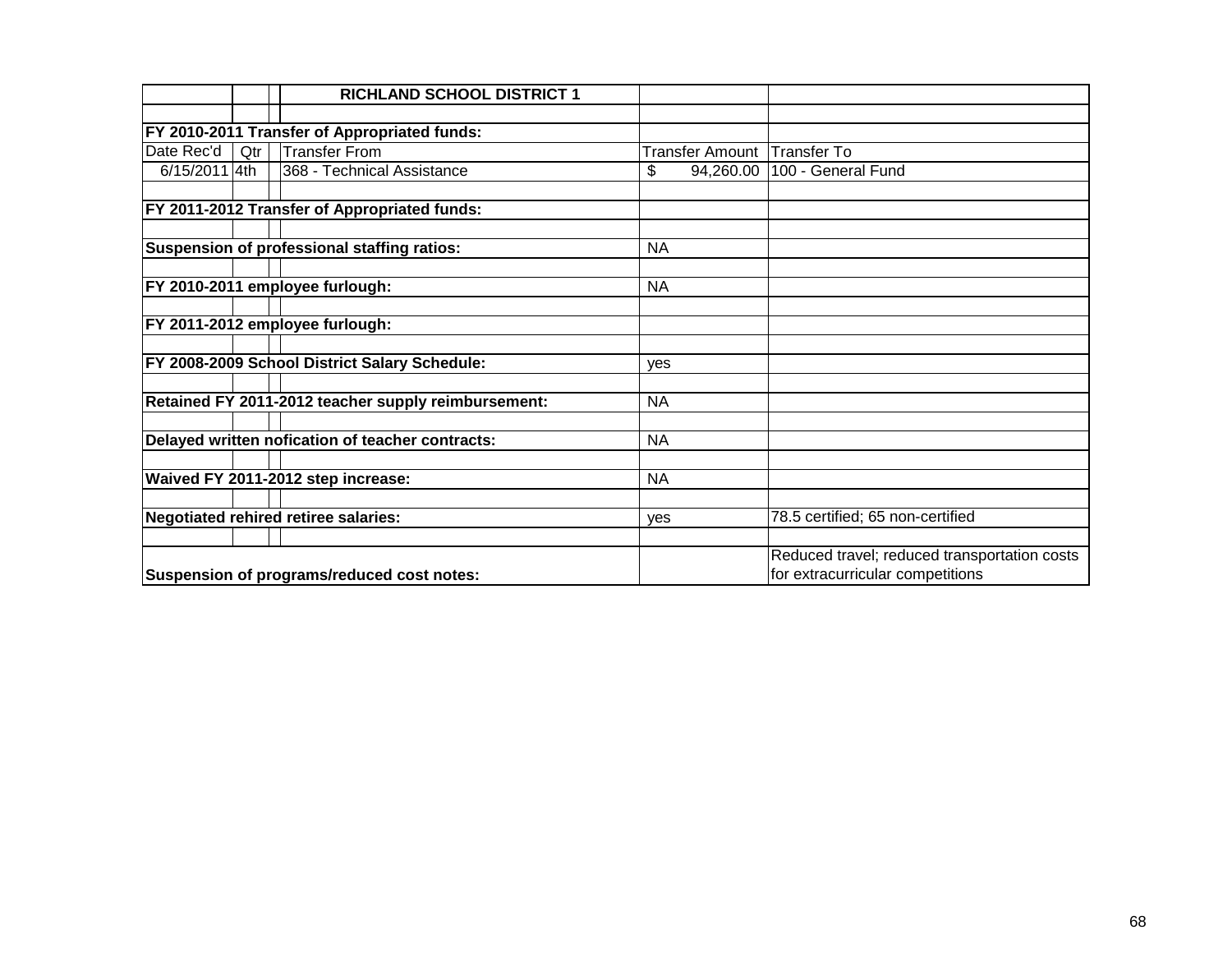| | | | RICHLAND SCHOOL DISTRICT 1 | | |
|---|---|---|---|---|---|
| | | | | | |
| **FY 2010-2011 Transfer of Appropriated funds:** | | | | | |
| Date Rec'd | Qtr | | Transfer From | Transfer Amount | Transfer To |
| 6/15/2011 | 4th | | 368 - Technical Assistance | $ 94,260.00 | 100 - General Fund |
| | | | | | |
| **FY 2011-2012 Transfer of Appropriated funds:** | | | | | |
| | | | | | |
| **Suspension of professional staffing ratios:** | | | | NA | |
| | | | | | |
| **FY 2010-2011 employee furlough:** | | | | NA | |
| | | | | | |
| **FY 2011-2012 employee furlough:** | | | | | |
| | | | | | |
| **FY 2008-2009 School District Salary Schedule:** | | | | yes | |
| | | | | | |
| **Retained FY 2011-2012 teacher supply reimbursement:** | | | | NA | |
| | | | | | |
| **Delayed written nofication of teacher contracts:** | | | | NA | |
| | | | | | |
| **Waived FY 2011-2012 step increase:** | | | | NA | |
| | | | | | |
| **Negotiated rehired retiree salaries:** | | | | yes | 78.5 certified; 65 non-certified |
| | | | | | |
| **Suspension of programs/reduced cost notes:** | | | | | Reduced travel; reduced transportation costs for extracurricular competitions |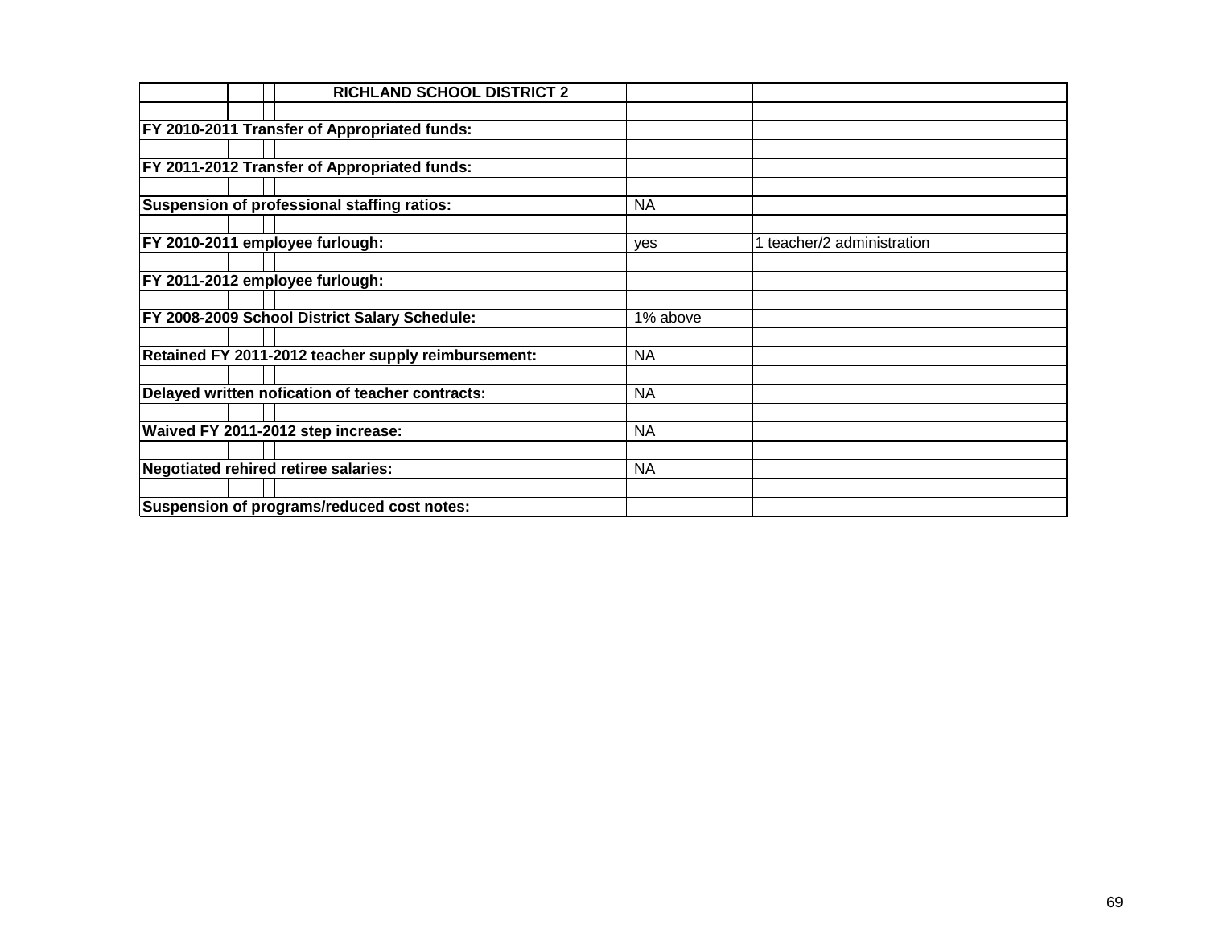| RICHLAND SCHOOL DISTRICT 2 | | |
|---|---|---|
| | | |
| **FY 2010-2011 Transfer of Appropriated funds:** | | |
| | | |
| **FY 2011-2012 Transfer of Appropriated funds:** | | |
| | | |
| **Suspension of professional staffing ratios:** | NA | |
| | | |
| **FY 2010-2011 employee furlough:** | yes | 1 teacher/2 administration |
| | | |
| **FY 2011-2012 employee furlough:** | | |
| | | |
| **FY 2008-2009 School District Salary Schedule:** | 1% above | |
| | | |
| **Retained FY 2011-2012 teacher supply reimbursement:** | NA | |
| | | |
| **Delayed written nofication of teacher contracts:** | NA | |
| | | |
| **Waived FY 2011-2012 step increase:** | NA | |
| | | |
| **Negotiated rehired retiree salaries:** | NA | |
| | | |
| **Suspension of programs/reduced cost notes:** | | |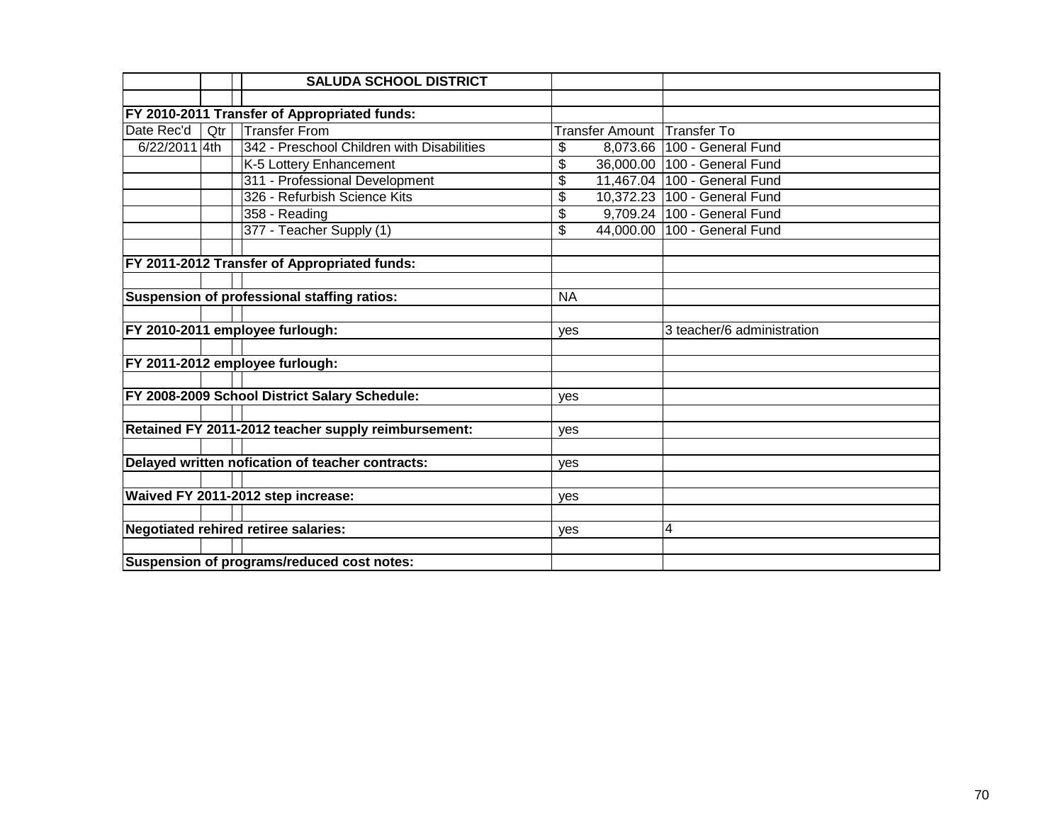| | | SALUDA SCHOOL DISTRICT | | |
|---|---|---|---|---|
| | | | | |
| **FY 2010-2011 Transfer of Appropriated funds:** | | | | |
| Date Rec'd | Qtr | Transfer From | Transfer Amount | Transfer To |
| 6/22/2011 | 4th | 342 - Preschool Children with Disabilities | $ 8,073.66 | 100 - General Fund |
| | | K-5 Lottery Enhancement | $ 36,000.00 | 100 - General Fund |
| | | 311 - Professional Development | $ 11,467.04 | 100 - General Fund |
| | | 326 - Refurbish Science Kits | $ 10,372.23 | 100 - General Fund |
| | | 358 - Reading | $ 9,709.24 | 100 - General Fund |
| | | 377 - Teacher Supply (1) | $ 44,000.00 | 100 - General Fund |
| | | | | |
| **FY 2011-2012 Transfer of Appropriated funds:** | | | | |
| | | | | |
| **Suspension of professional staffing ratios:** | | | NA | |
| | | | | |
| **FY 2010-2011 employee furlough:** | | | yes | 3 teacher/6 administration |
| | | | | |
| **FY 2011-2012 employee furlough:** | | | | |
| | | | | |
| **FY 2008-2009 School District Salary Schedule:** | | | yes | |
| | | | | |
| **Retained FY 2011-2012 teacher supply reimbursement:** | | | yes | |
| | | | | |
| **Delayed written nofication of teacher contracts:** | | | yes | |
| | | | | |
| **Waived FY 2011-2012 step increase:** | | | yes | |
| | | | | |
| **Negotiated rehired retiree salaries:** | | | yes | 4 |
| | | | | |
| **Suspension of programs/reduced cost notes:** | | | | |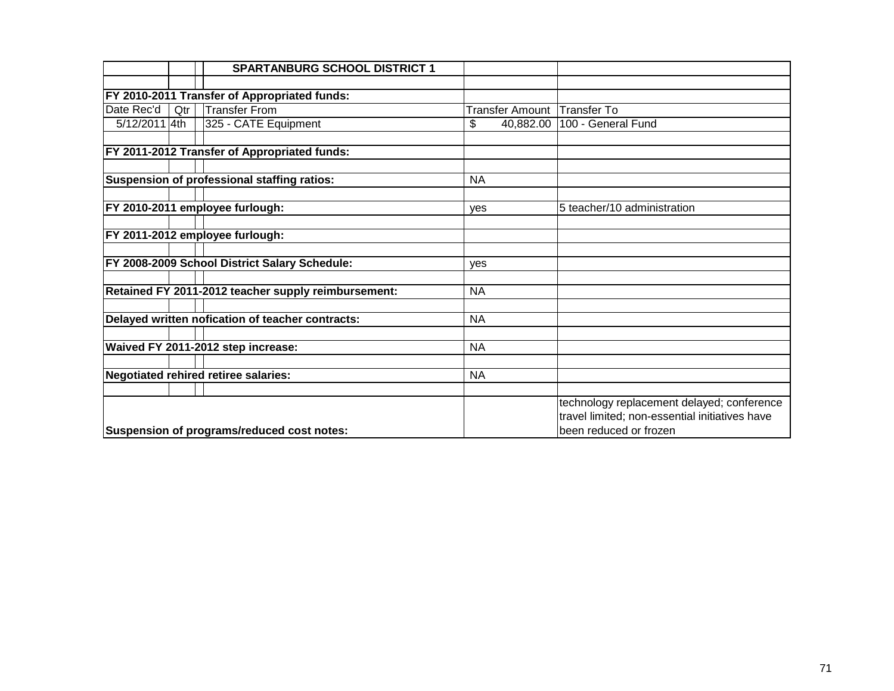| | | | SPARTANBURG SCHOOL DISTRICT 1 | | |
|---|---|---|---|---|---|
| | | | | | |
| **FY 2010-2011 Transfer of Appropriated funds:** | | | | | |
| Date Rec'd | Qtr | | Transfer From | Transfer Amount | Transfer To |
| 5/12/2011 | 4th | | 325 - CATE Equipment | $ 40,882.00 | 100 - General Fund |
| | | | | | |
| **FY 2011-2012 Transfer of Appropriated funds:** | | | | | |
| | | | | | |
| **Suspension of professional staffing ratios:** | | | | NA | |
| | | | | | |
| **FY 2010-2011 employee furlough:** | | | | yes | 5 teacher/10 administration |
| | | | | | |
| **FY 2011-2012 employee furlough:** | | | | | |
| | | | | | |
| **FY 2008-2009 School District Salary Schedule:** | | | | yes | |
| | | | | | |
| **Retained FY 2011-2012 teacher supply reimbursement:** | | | | NA | |
| | | | | | |
| **Delayed written nofication of teacher contracts:** | | | | NA | |
| | | | | | |
| **Waived FY 2011-2012 step increase:** | | | | NA | |
| | | | | | |
| **Negotiated rehired retiree salaries:** | | | | NA | |
| | | | | | |
| **Suspension of programs/reduced cost notes:** | | | | | technology replacement delayed; conference travel limited; non-essential initiatives have been reduced or frozen |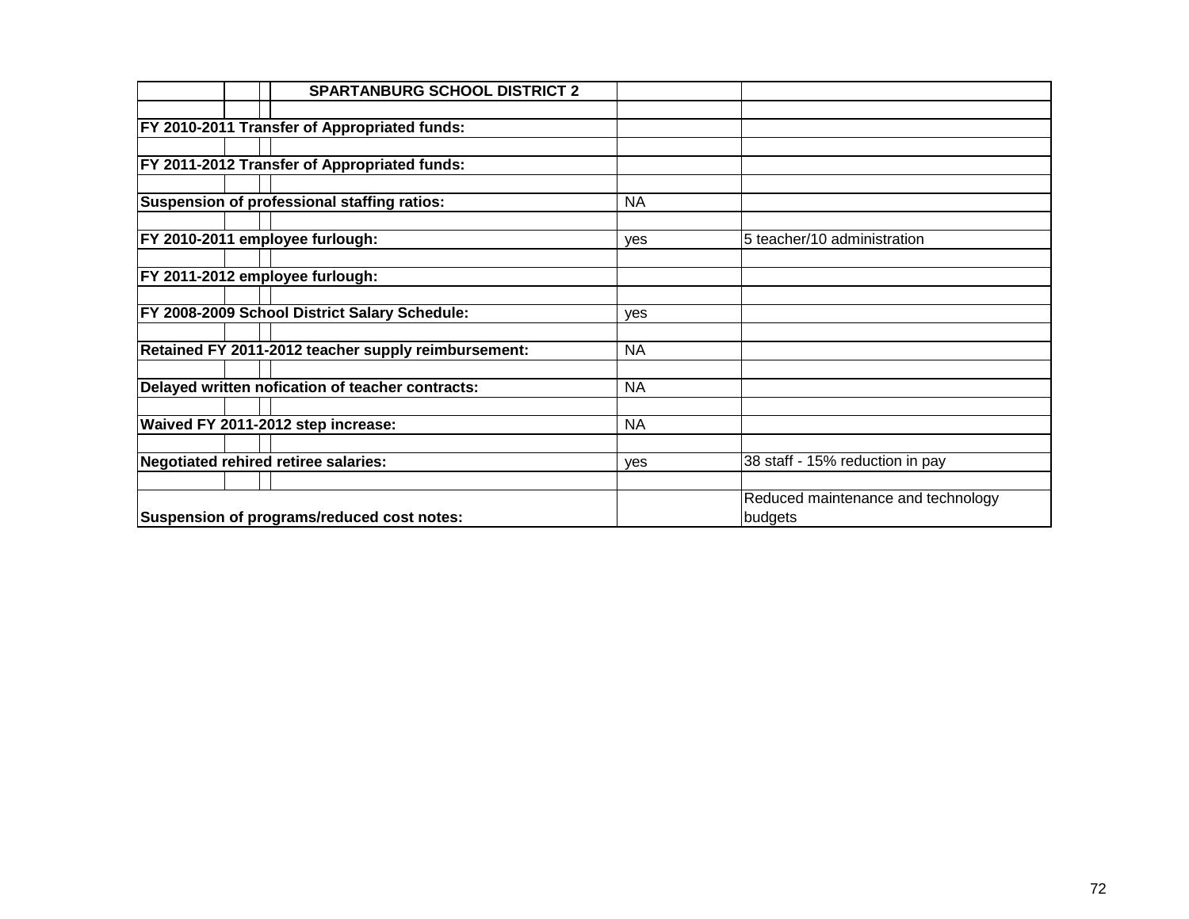| SPARTANBURG SCHOOL DISTRICT 2 | | |
|---|---|---|
| | | |
| **FY 2010-2011 Transfer of Appropriated funds:** | | |
| | | |
| **FY 2011-2012 Transfer of Appropriated funds:** | | |
| | | |
| **Suspension of professional staffing ratios:** | NA | |
| | | |
| **FY 2010-2011 employee furlough:** | yes | 5 teacher/10 administration |
| | | |
| **FY 2011-2012 employee furlough:** | | |
| | | |
| **FY 2008-2009 School District Salary Schedule:** | yes | |
| | | |
| **Retained FY 2011-2012 teacher supply reimbursement:** | NA | |
| | | |
| **Delayed written nofication of teacher contracts:** | NA | |
| | | |
| **Waived FY 2011-2012 step increase:** | NA | |
| | | |
| **Negotiated rehired retiree salaries:** | yes | 38 staff - 15% reduction in pay |
| | | |
| **Suspension of programs/reduced cost notes:** | | Reduced maintenance and technology budgets |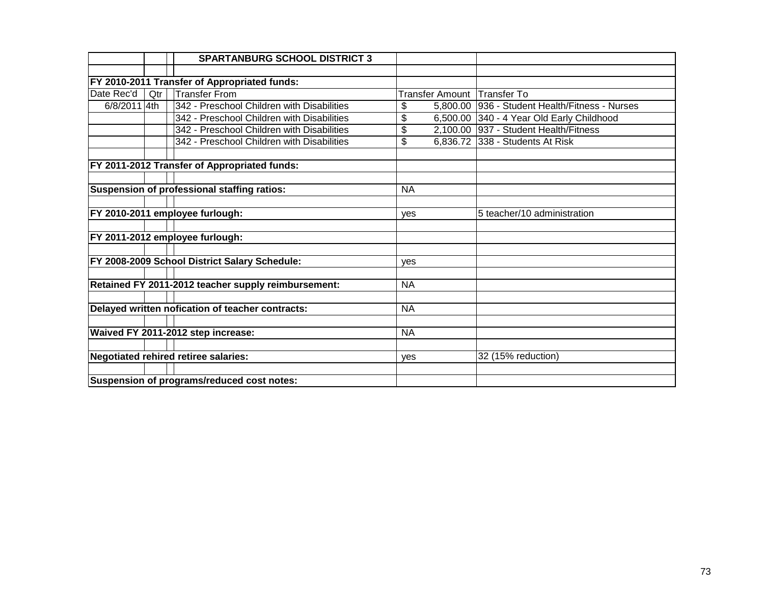## SPARTANBURG SCHOOL DISTRICT 3

| Date Rec'd | Qtr | Transfer From | Transfer Amount | Transfer To |
|---|---|---|---|---|
| **FY 2010-2011 Transfer of Appropriated funds:** | | | | |
| 6/8/2011 | 4th | 342 - Preschool Children with Disabilities | $ 5,800.00 | 936 - Student Health/Fitness - Nurses |
| | | 342 - Preschool Children with Disabilities | $ 6,500.00 | 340 - 4 Year Old Early Childhood |
| | | 342 - Preschool Children with Disabilities | $ 2,100.00 | 937 - Student Health/Fitness |
| | | 342 - Preschool Children with Disabilities | $ 6,836.72 | 338 - Students At Risk |
| **FY 2011-2012 Transfer of Appropriated funds:** | | | | |
| **Suspension of professional staffing ratios:** | | | NA | |
| **FY 2010-2011 employee furlough:** | | | yes | 5 teacher/10 administration |
| **FY 2011-2012 employee furlough:** | | | | |
| **FY 2008-2009 School District Salary Schedule:** | | | yes | |
| **Retained FY 2011-2012 teacher supply reimbursement:** | | | NA | |
| **Delayed written nofication of teacher contracts:** | | | NA | |
| **Waived FY 2011-2012 step increase:** | | | NA | |
| **Negotiated rehired retiree salaries:** | | | yes | 32 (15% reduction) |
| **Suspension of programs/reduced cost notes:** | | | | |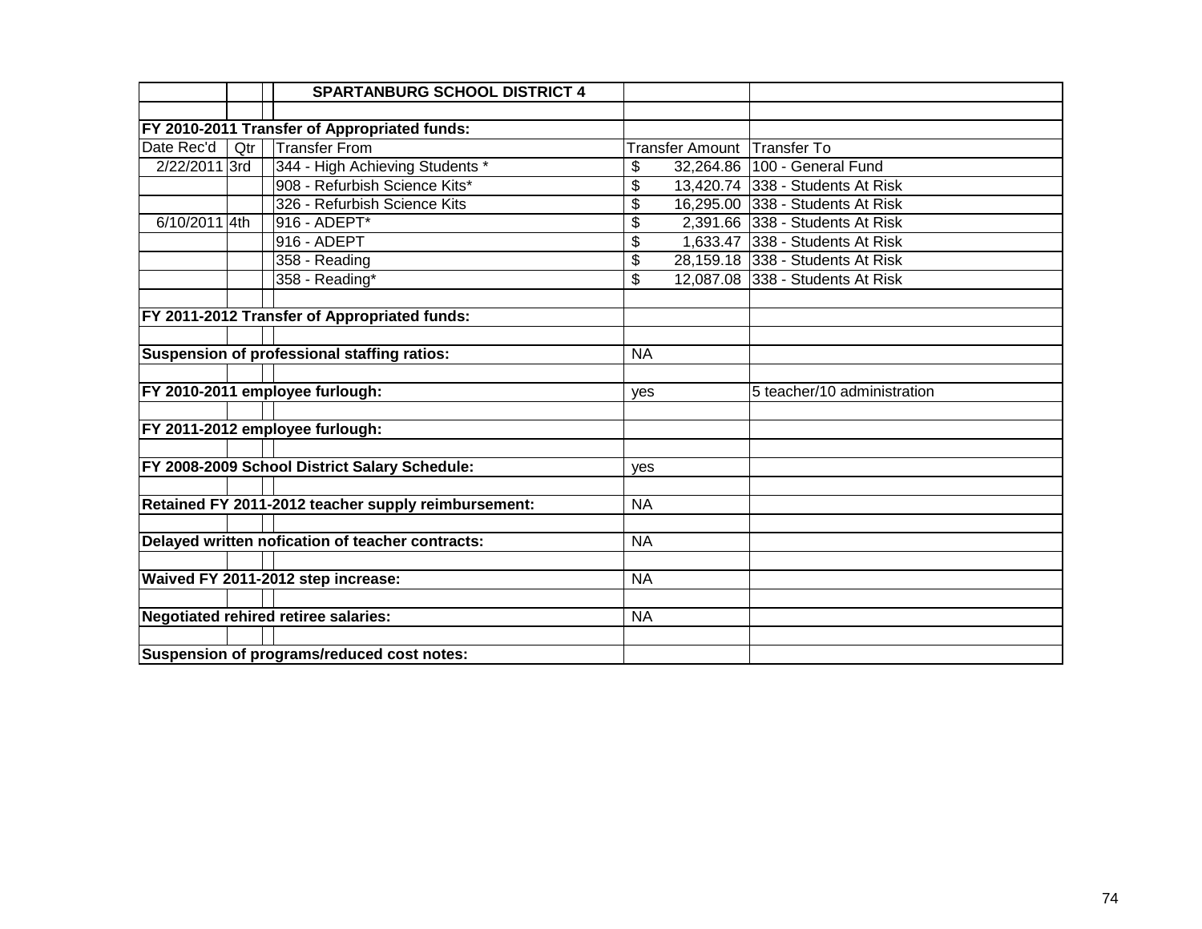| | | | SPARTANBURG SCHOOL DISTRICT 4 | | |
|---|---|---|---|---|---|
| | | | | | |
| **FY 2010-2011 Transfer of Appropriated funds:** | | | | | |
| Date Rec'd | Qtr | | Transfer From | Transfer Amount | Transfer To |
| 2/22/2011 | 3rd | | 344 - High Achieving Students * | $ 32,264.86 | 100 - General Fund |
| | | | 908 - Refurbish Science Kits* | $ 13,420.74 | 338 - Students At Risk |
| | | | 326 - Refurbish Science Kits | $ 16,295.00 | 338 - Students At Risk |
| 6/10/2011 | 4th | | 916 - ADEPT* | $ 2,391.66 | 338 - Students At Risk |
| | | | 916 - ADEPT | $ 1,633.47 | 338 - Students At Risk |
| | | | 358 - Reading | $ 28,159.18 | 338 - Students At Risk |
| | | | 358 - Reading* | $ 12,087.08 | 338 - Students At Risk |
| | | | | | |
| **FY 2011-2012 Transfer of Appropriated funds:** | | | | | |
| | | | | | |
| **Suspension of professional staffing ratios:** | | | | NA | |
| | | | | | |
| **FY 2010-2011 employee furlough:** | | | | yes | 5 teacher/10 administration |
| | | | | | |
| **FY 2011-2012 employee furlough:** | | | | | |
| | | | | | |
| **FY 2008-2009 School District Salary Schedule:** | | | | yes | |
| | | | | | |
| **Retained FY 2011-2012 teacher supply reimbursement:** | | | | NA | |
| | | | | | |
| **Delayed written nofication of teacher contracts:** | | | | NA | |
| | | | | | |
| **Waived FY 2011-2012 step increase:** | | | | NA | |
| | | | | | |
| **Negotiated rehired retiree salaries:** | | | | NA | |
| | | | | | |
| **Suspension of programs/reduced cost notes:** | | | | | |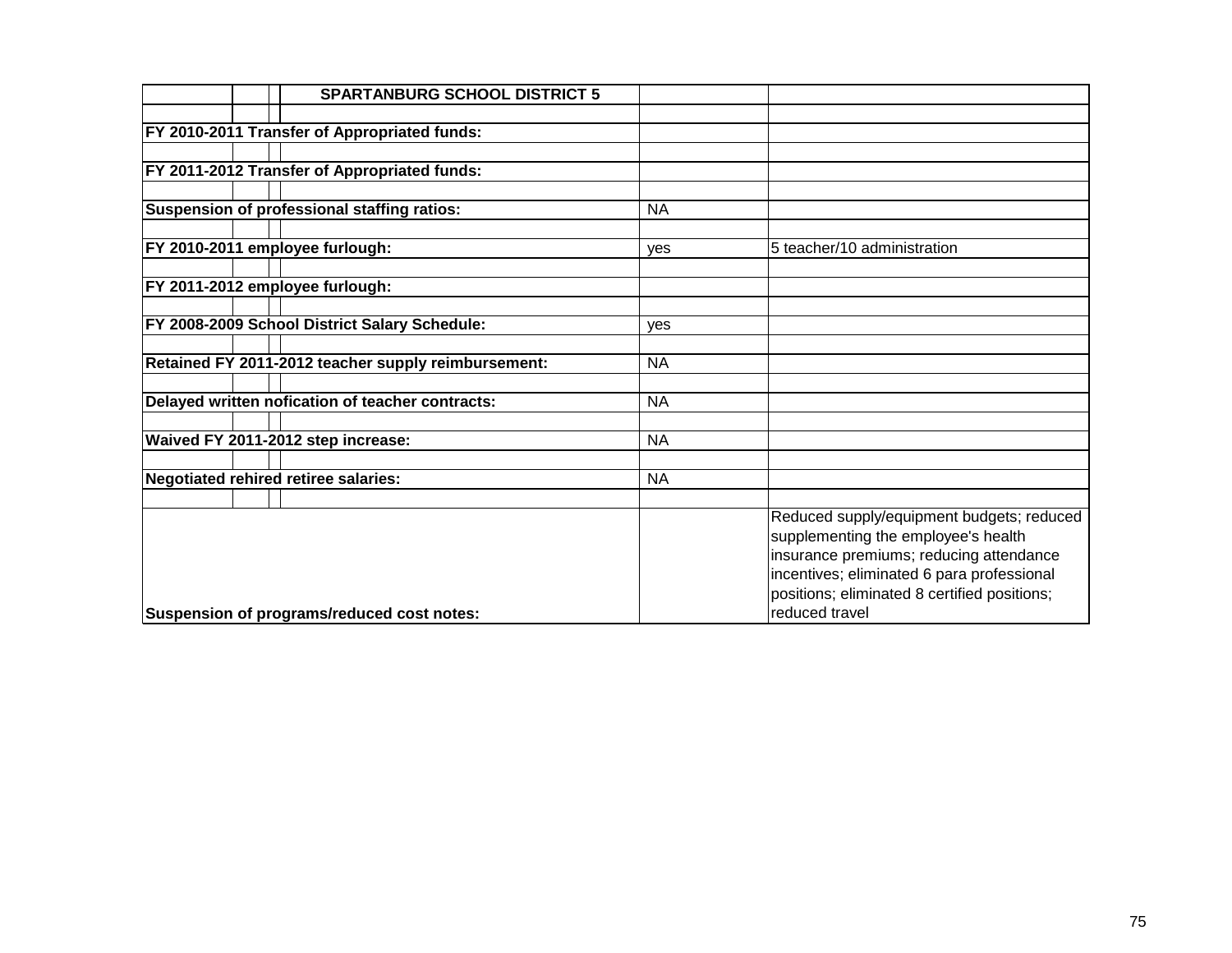| SPARTANBURG SCHOOL DISTRICT 5 | | |
|---|---|---|
| **FY 2010-2011 Transfer of Appropriated funds:** | | |
| **FY 2011-2012 Transfer of Appropriated funds:** | | |
| **Suspension of professional staffing ratios:** | NA | |
| **FY 2010-2011 employee furlough:** | yes | 5 teacher/10 administration |
| **FY 2011-2012 employee furlough:** | | |
| **FY 2008-2009 School District Salary Schedule:** | yes | |
| **Retained FY 2011-2012 teacher supply reimbursement:** | NA | |
| **Delayed written nofication of teacher contracts:** | NA | |
| **Waived FY 2011-2012 step increase:** | NA | |
| **Negotiated rehired retiree salaries:** | NA | |
| **Suspension of programs/reduced cost notes:** | | Reduced supply/equipment budgets; reduced supplementing the employee's health insurance premiums; reducing attendance incentives; eliminated 6 para professional positions; eliminated 8 certified positions; reduced travel |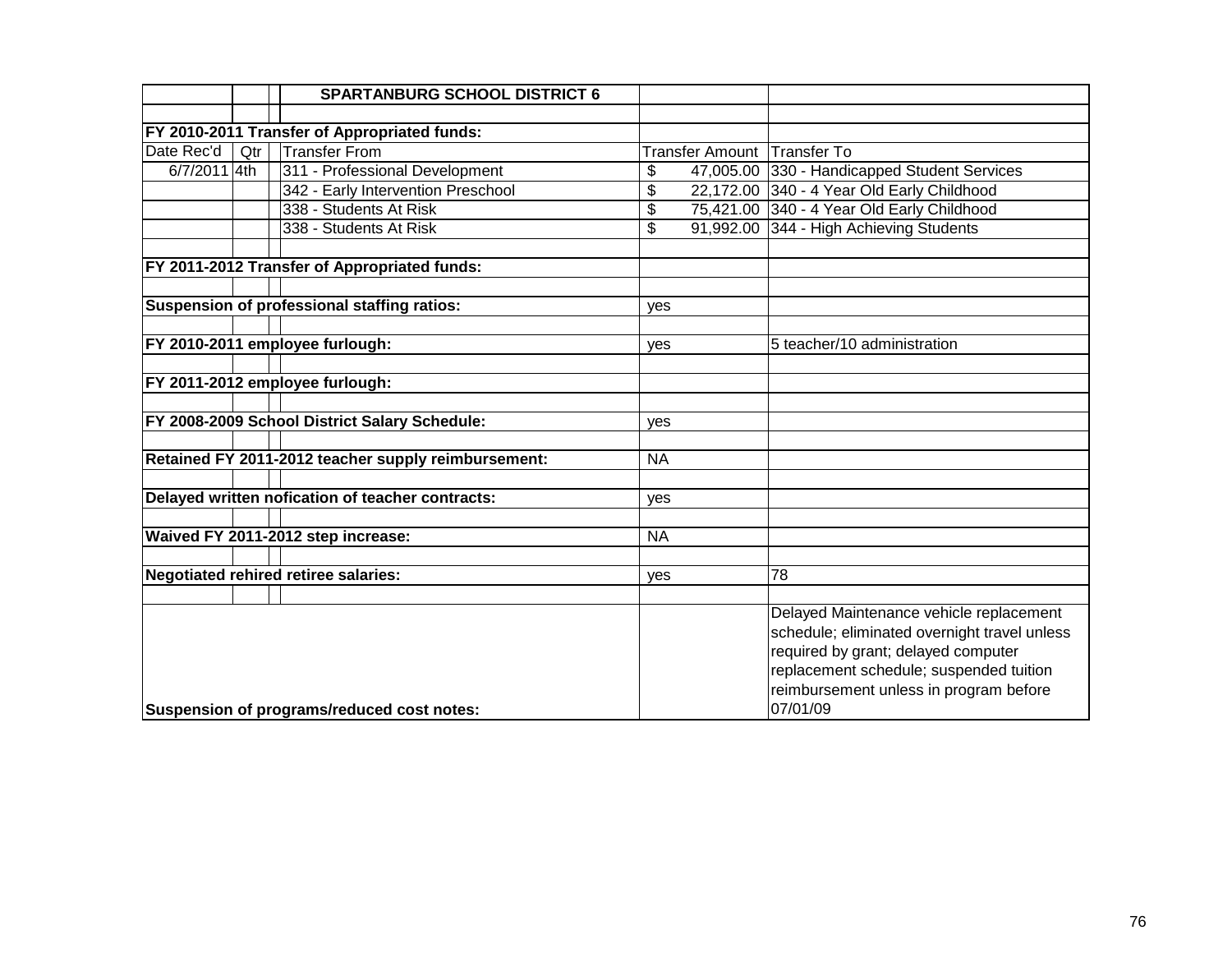| | | | SPARTANBURG SCHOOL DISTRICT 6 | | |
|---|---|---|---|---|---|
| | | | | | |
| **FY 2010-2011 Transfer of Appropriated funds:** | | | | | |
| Date Rec'd | Qtr | | Transfer From | Transfer Amount | Transfer To |
| 6/7/2011 | 4th | | 311 - Professional Development | $ 47,005.00 | 330 - Handicapped Student Services |
| | | | 342 - Early Intervention Preschool | $ 22,172.00 | 340 - 4 Year Old Early Childhood |
| | | | 338 - Students At Risk | $ 75,421.00 | 340 - 4 Year Old Early Childhood |
| | | | 338 - Students At Risk | $ 91,992.00 | 344 - High Achieving Students |
| | | | | | |
| **FY 2011-2012 Transfer of Appropriated funds:** | | | | | |
| | | | | | |
| **Suspension of professional staffing ratios:** | | | | yes | |
| | | | | | |
| **FY 2010-2011 employee furlough:** | | | | yes | 5 teacher/10 administration |
| | | | | | |
| **FY 2011-2012 employee furlough:** | | | | | |
| | | | | | |
| **FY 2008-2009 School District Salary Schedule:** | | | | yes | |
| | | | | | |
| **Retained FY 2011-2012 teacher supply reimbursement:** | | | | NA | |
| | | | | | |
| **Delayed written nofication of teacher contracts:** | | | | yes | |
| | | | | | |
| **Waived FY 2011-2012 step increase:** | | | | NA | |
| | | | | | |
| **Negotiated rehired retiree salaries:** | | | | yes | 78 |
| | | | | | |
| **Suspension of programs/reduced cost notes:** | | | | | Delayed Maintenance vehicle replacement schedule; eliminated overnight travel unless required by grant; delayed computer replacement schedule; suspended tuition reimbursement unless in program before 07/01/09 |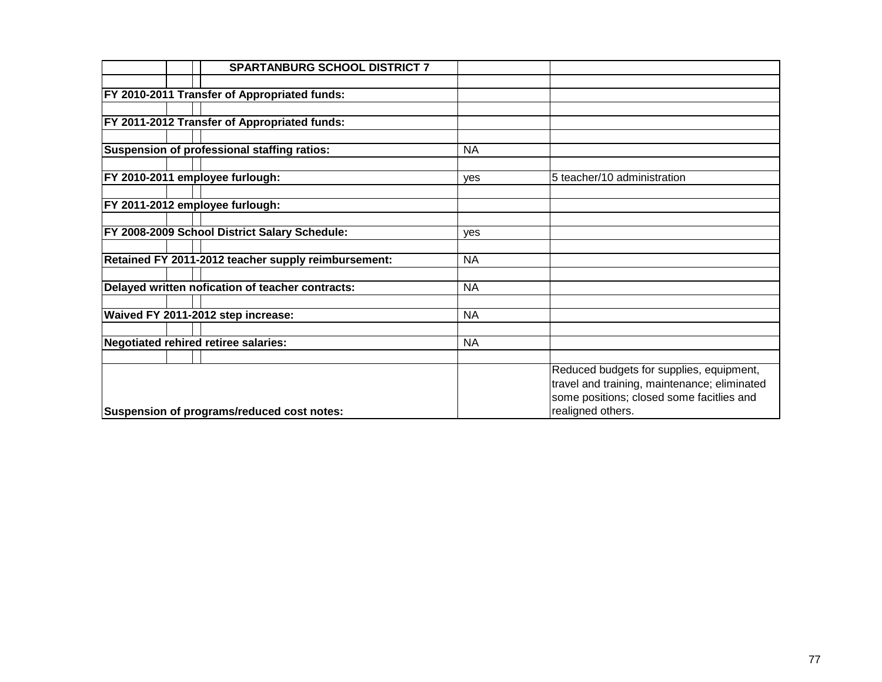| SPARTANBURG SCHOOL DISTRICT 7 | | |
|---|---|---|
| | | |
| **FY 2010-2011 Transfer of Appropriated funds:** | | |
| | | |
| **FY 2011-2012 Transfer of Appropriated funds:** | | |
| | | |
| **Suspension of professional staffing ratios:** | NA | |
| | | |
| **FY 2010-2011 employee furlough:** | yes | 5 teacher/10 administration |
| | | |
| **FY 2011-2012 employee furlough:** | | |
| | | |
| **FY 2008-2009 School District Salary Schedule:** | yes | |
| | | |
| **Retained FY 2011-2012 teacher supply reimbursement:** | NA | |
| | | |
| **Delayed written nofication of teacher contracts:** | NA | |
| | | |
| **Waived FY 2011-2012 step increase:** | NA | |
| | | |
| **Negotiated rehired retiree salaries:** | NA | |
| | | |
| **Suspension of programs/reduced cost notes:** | | Reduced budgets for supplies, equipment, travel and training, maintenance; eliminated some positions; closed some facitlies and realigned others. |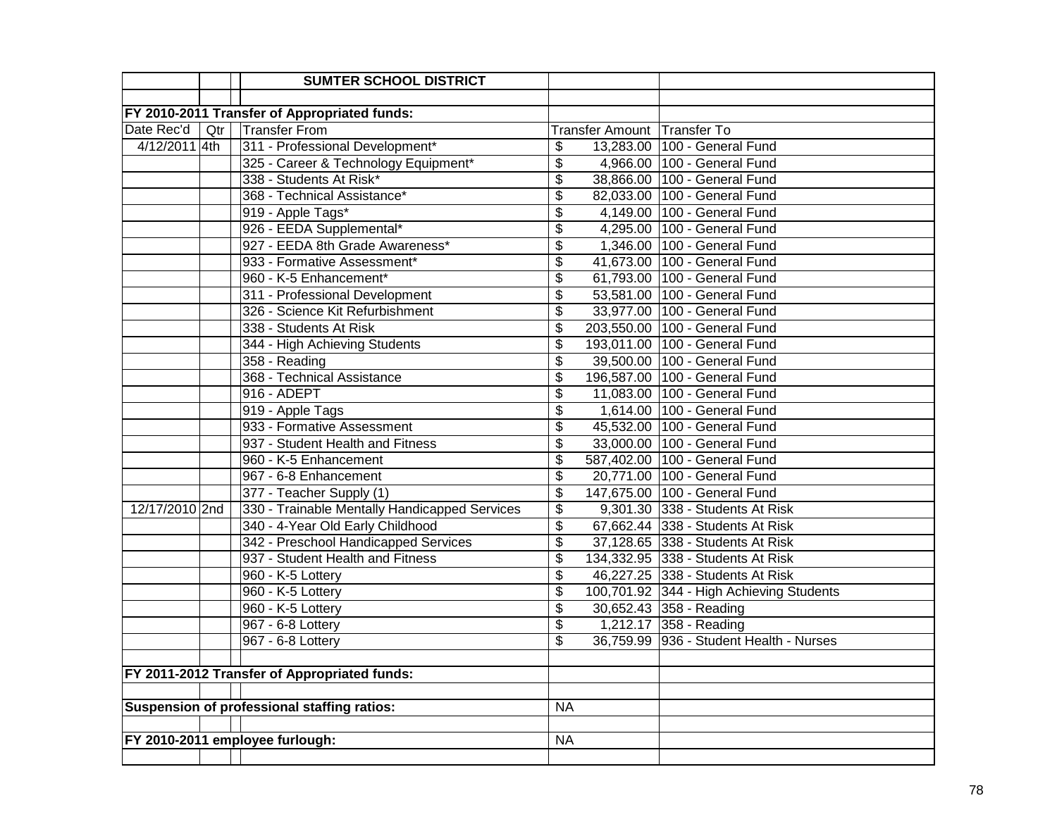| | | SUMTER SCHOOL DISTRICT | | |
|---|---|---|---|---|
| | | | | |
| **FY 2010-2011 Transfer of Appropriated funds:** | | | | |
| Date Rec'd | Qtr | Transfer From | Transfer Amount | Transfer To |
| 4/12/2011 | 4th | 311 - Professional Development* | $ 13,283.00 | 100 - General Fund |
| | | 325 - Career & Technology Equipment* | $ 4,966.00 | 100 - General Fund |
| | | 338 - Students At Risk* | $ 38,866.00 | 100 - General Fund |
| | | 368 - Technical Assistance* | $ 82,033.00 | 100 - General Fund |
| | | 919 - Apple Tags* | $ 4,149.00 | 100 - General Fund |
| | | 926 - EEDA Supplemental* | $ 4,295.00 | 100 - General Fund |
| | | 927 - EEDA 8th Grade Awareness* | $ 1,346.00 | 100 - General Fund |
| | | 933 - Formative Assessment* | $ 41,673.00 | 100 - General Fund |
| | | 960 - K-5 Enhancement* | $ 61,793.00 | 100 - General Fund |
| | | 311 - Professional Development | $ 53,581.00 | 100 - General Fund |
| | | 326 - Science Kit Refurbishment | $ 33,977.00 | 100 - General Fund |
| | | 338 - Students At Risk | $ 203,550.00 | 100 - General Fund |
| | | 344 - High Achieving Students | $ 193,011.00 | 100 - General Fund |
| | | 358 - Reading | $ 39,500.00 | 100 - General Fund |
| | | 368 - Technical Assistance | $ 196,587.00 | 100 - General Fund |
| | | 916 - ADEPT | $ 11,083.00 | 100 - General Fund |
| | | 919 - Apple Tags | $ 1,614.00 | 100 - General Fund |
| | | 933 - Formative Assessment | $ 45,532.00 | 100 - General Fund |
| | | 937 - Student Health and Fitness | $ 33,000.00 | 100 - General Fund |
| | | 960 - K-5 Enhancement | $ 587,402.00 | 100 - General Fund |
| | | 967 - 6-8 Enhancement | $ 20,771.00 | 100 - General Fund |
| | | 377 - Teacher Supply (1) | $ 147,675.00 | 100 - General Fund |
| 12/17/2010 | 2nd | 330 - Trainable Mentally Handicapped Services | $ 9,301.30 | 338 - Students At Risk |
| | | 340 - 4-Year Old Early Childhood | $ 67,662.44 | 338 - Students At Risk |
| | | 342 - Preschool Handicapped Services | $ 37,128.65 | 338 - Students At Risk |
| | | 937 - Student Health and Fitness | $ 134,332.95 | 338 - Students At Risk |
| | | 960 - K-5 Lottery | $ 46,227.25 | 338 - Students At Risk |
| | | 960 - K-5 Lottery | $ 100,701.92 | 344 - High Achieving Students |
| | | 960 - K-5 Lottery | $ 30,652.43 | 358 - Reading |
| | | 967 - 6-8 Lottery | $ 1,212.17 | 358 - Reading |
| | | 967 - 6-8 Lottery | $ 36,759.99 | 936 - Student Health - Nurses |
| | | | | |
| **FY 2011-2012 Transfer of Appropriated funds:** | | | | |
| | | | | |
| **Suspension of professional staffing ratios:** | | | NA | |
| | | | | |
| **FY 2010-2011 employee furlough:** | | | NA | |
| | | | | |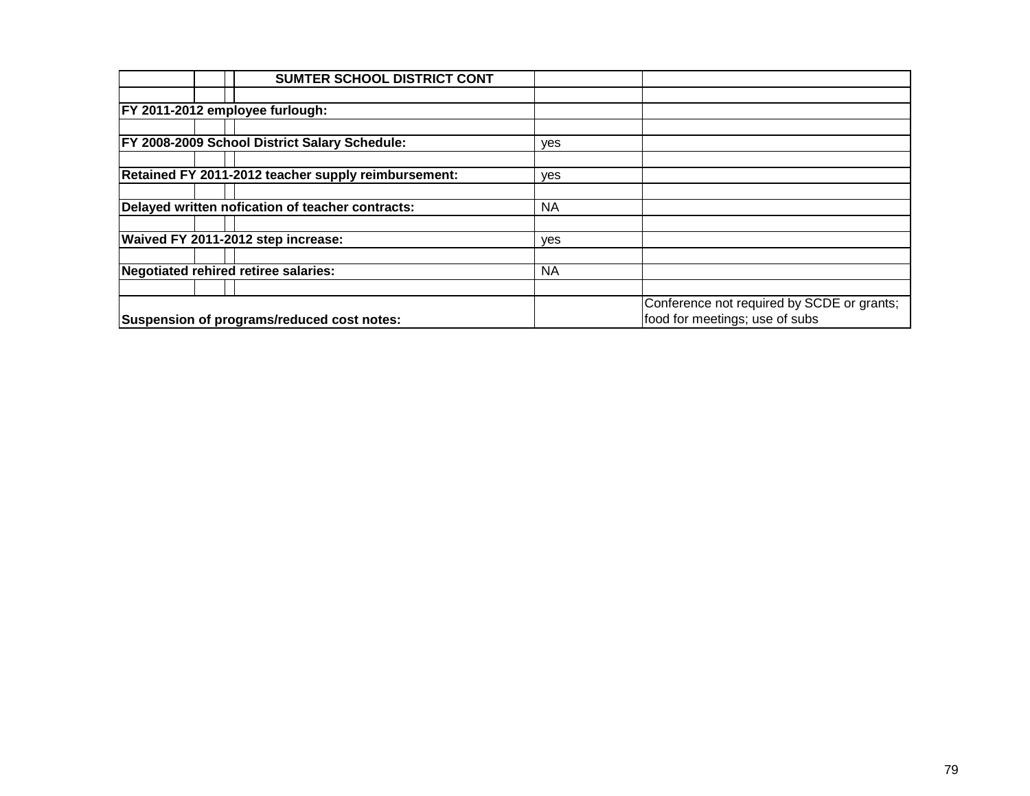| SUMTER SCHOOL DISTRICT CONT | | |
|---|---|---|
| | | |
| **FY 2011-2012 employee furlough:** | | |
| | | |
| **FY 2008-2009 School District Salary Schedule:** | yes | |
| | | |
| **Retained FY 2011-2012 teacher supply reimbursement:** | yes | |
| | | |
| **Delayed written nofication of teacher contracts:** | NA | |
| | | |
| **Waived FY 2011-2012 step increase:** | yes | |
| | | |
| **Negotiated rehired retiree salaries:** | NA | |
| | | |
| **Suspension of programs/reduced cost notes:** | | Conference not required by SCDE or grants; food for meetings; use of subs |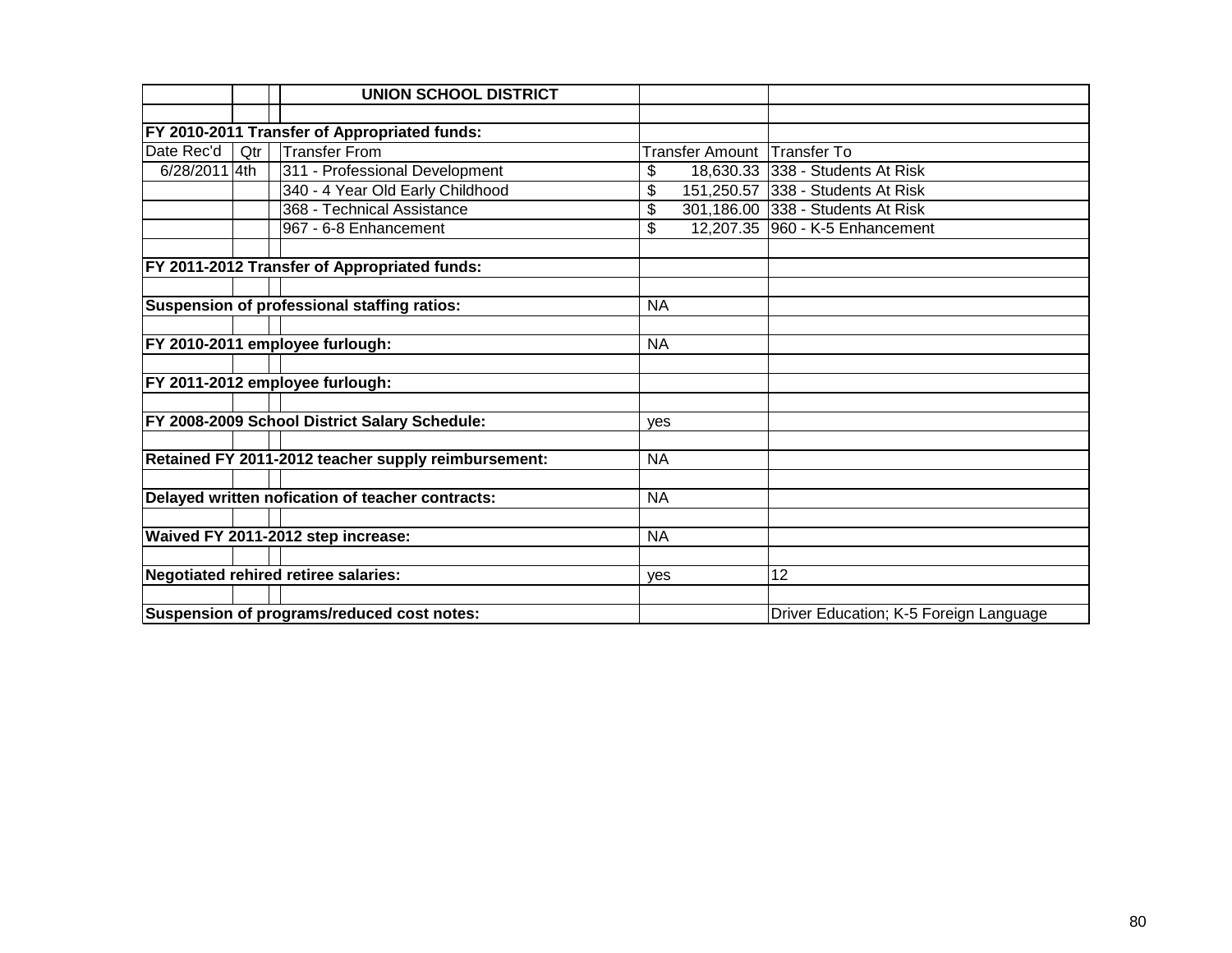| | | | UNION SCHOOL DISTRICT | | |
|---|---|---|---|---|---|
| | | | | | |
| **FY 2010-2011 Transfer of Appropriated funds:** | | | | | |
| Date Rec'd | Qtr | | Transfer From | Transfer Amount | Transfer To |
| 6/28/2011 | 4th | | 311 - Professional Development | $ 18,630.33 | 338 - Students At Risk |
| | | | 340 - 4 Year Old Early Childhood | $ 151,250.57 | 338 - Students At Risk |
| | | | 368 - Technical Assistance | $ 301,186.00 | 338 - Students At Risk |
| | | | 967 - 6-8 Enhancement | $ 12,207.35 | 960 - K-5 Enhancement |
| | | | | | |
| **FY 2011-2012 Transfer of Appropriated funds:** | | | | | |
| | | | | | |
| **Suspension of professional staffing ratios:** | | | | NA | |
| | | | | | |
| **FY 2010-2011 employee furlough:** | | | | NA | |
| | | | | | |
| **FY 2011-2012 employee furlough:** | | | | | |
| | | | | | |
| **FY 2008-2009 School District Salary Schedule:** | | | | yes | |
| | | | | | |
| **Retained FY 2011-2012 teacher supply reimbursement:** | | | | NA | |
| | | | | | |
| **Delayed written nofication of teacher contracts:** | | | | NA | |
| | | | | | |
| **Waived FY 2011-2012 step increase:** | | | | NA | |
| | | | | | |
| **Negotiated rehired retiree salaries:** | | | | yes | 12 |
| | | | | | |
| **Suspension of programs/reduced cost notes:** | | | | | Driver Education; K-5 Foreign Language |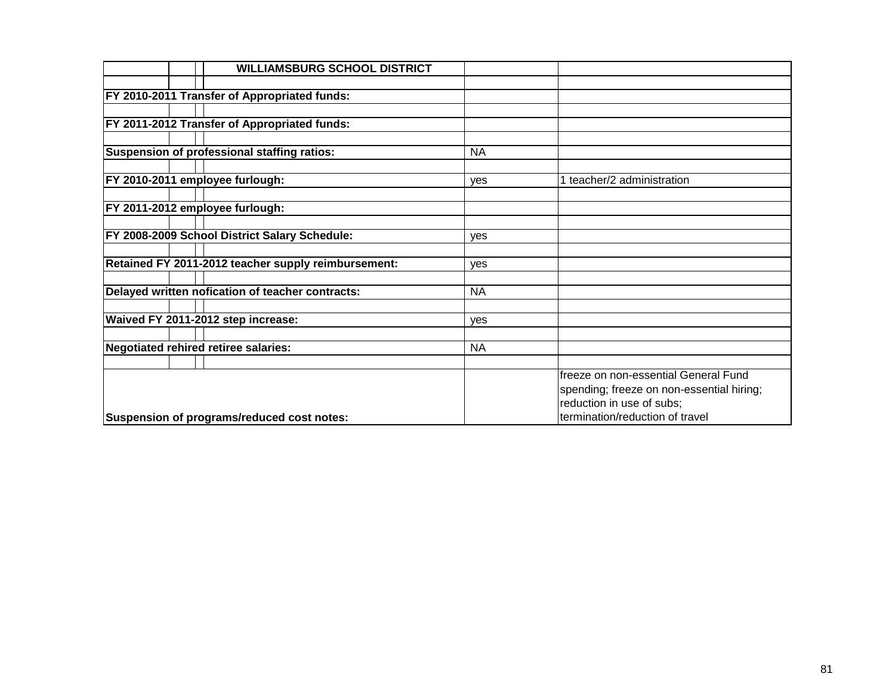| WILLIAMSBURG SCHOOL DISTRICT | | |
|---|---|---|
| | | |
| **FY 2010-2011 Transfer of Appropriated funds:** | | |
| | | |
| **FY 2011-2012 Transfer of Appropriated funds:** | | |
| | | |
| **Suspension of professional staffing ratios:** | NA | |
| | | |
| **FY 2010-2011 employee furlough:** | yes | 1 teacher/2 administration |
| | | |
| **FY 2011-2012 employee furlough:** | | |
| | | |
| **FY 2008-2009 School District Salary Schedule:** | yes | |
| | | |
| **Retained FY 2011-2012 teacher supply reimbursement:** | yes | |
| | | |
| **Delayed written nofication of teacher contracts:** | NA | |
| | | |
| **Waived FY 2011-2012 step increase:** | yes | |
| | | |
| **Negotiated rehired retiree salaries:** | NA | |
| | | |
| **Suspension of programs/reduced cost notes:** | | freeze on non-essential General Fund spending; freeze on non-essential hiring; reduction in use of subs; termination/reduction of travel |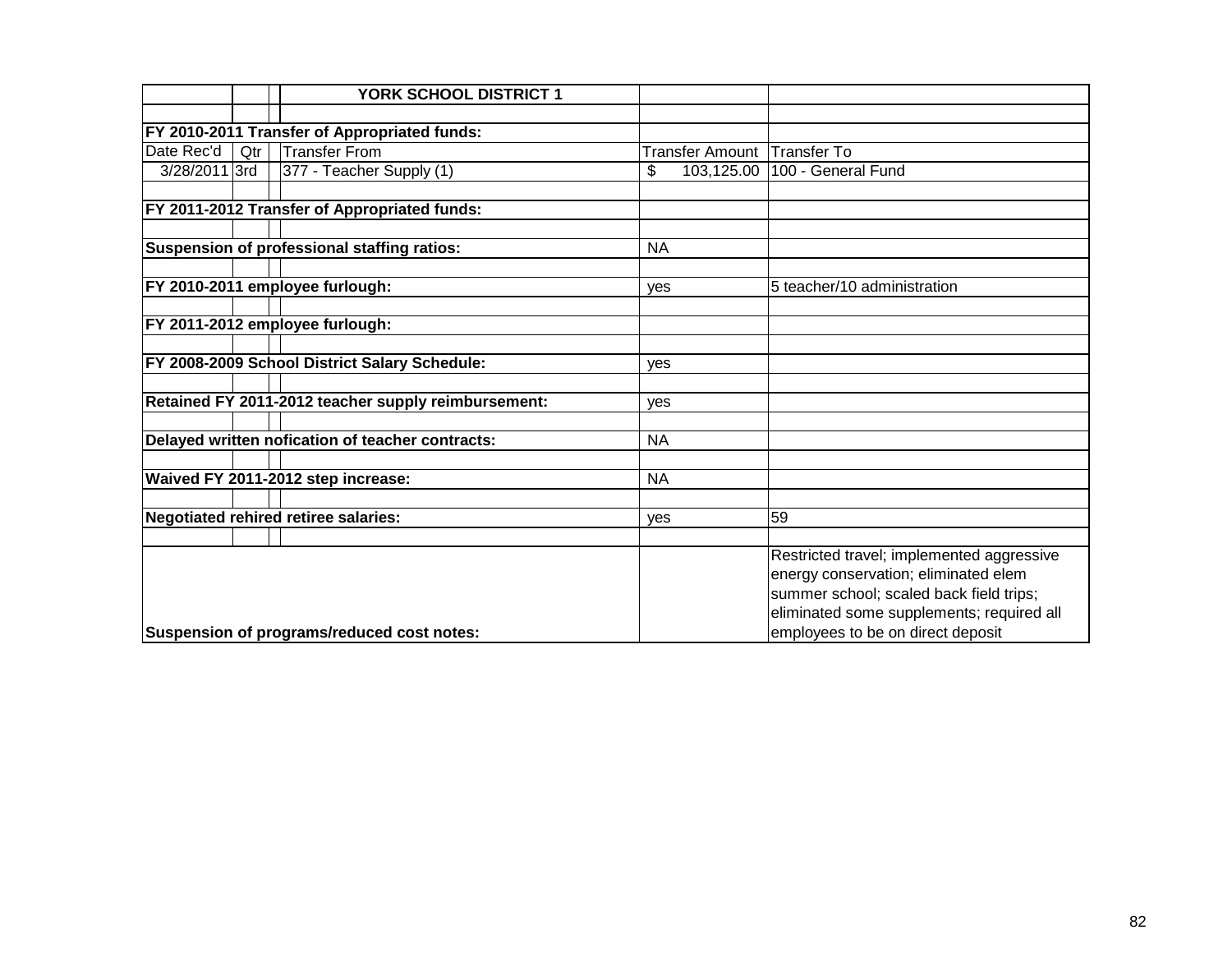| | | | YORK SCHOOL DISTRICT 1 | | |
|---|---|---|---|---|---|
| | | | | | |
| **FY 2010-2011 Transfer of Appropriated funds:** | | | | | |
| Date Rec'd | Qtr | | Transfer From | Transfer Amount | Transfer To |
| 3/28/2011 | 3rd | | 377 - Teacher Supply (1) | $ 103,125.00 | 100 - General Fund |
| | | | | | |
| **FY 2011-2012 Transfer of Appropriated funds:** | | | | | |
| | | | | | |
| **Suspension of professional staffing ratios:** | | | | NA | |
| | | | | | |
| **FY 2010-2011 employee furlough:** | | | | yes | 5 teacher/10 administration |
| | | | | | |
| **FY 2011-2012 employee furlough:** | | | | | |
| | | | | | |
| **FY 2008-2009 School District Salary Schedule:** | | | | yes | |
| | | | | | |
| **Retained FY 2011-2012 teacher supply reimbursement:** | | | | yes | |
| | | | | | |
| **Delayed written nofication of teacher contracts:** | | | | NA | |
| | | | | | |
| **Waived FY 2011-2012 step increase:** | | | | NA | |
| | | | | | |
| **Negotiated rehired retiree salaries:** | | | | yes | 59 |
| | | | | | |
| **Suspension of programs/reduced cost notes:** | | | | | Restricted travel; implemented aggressive energy conservation; eliminated elem summer school; scaled back field trips; eliminated some supplements; required all employees to be on direct deposit |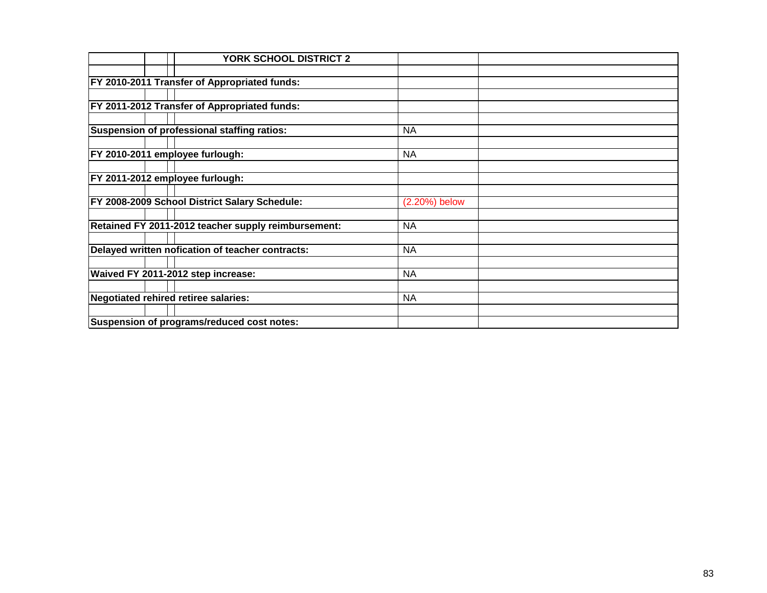| YORK SCHOOL DISTRICT 2 | | |
|---|---|---|
| | | |
| **FY 2010-2011 Transfer of Appropriated funds:** | | |
| | | |
| **FY 2011-2012 Transfer of Appropriated funds:** | | |
| | | |
| **Suspension of professional staffing ratios:** | NA | |
| | | |
| **FY 2010-2011 employee furlough:** | NA | |
| | | |
| **FY 2011-2012 employee furlough:** | | |
| | | |
| **FY 2008-2009 School District Salary Schedule:** | (2.20%) below | |
| | | |
| **Retained FY 2011-2012 teacher supply reimbursement:** | NA | |
| | | |
| **Delayed written nofication of teacher contracts:** | NA | |
| | | |
| **Waived FY 2011-2012 step increase:** | NA | |
| | | |
| **Negotiated rehired retiree salaries:** | NA | |
| | | |
| **Suspension of programs/reduced cost notes:** | | |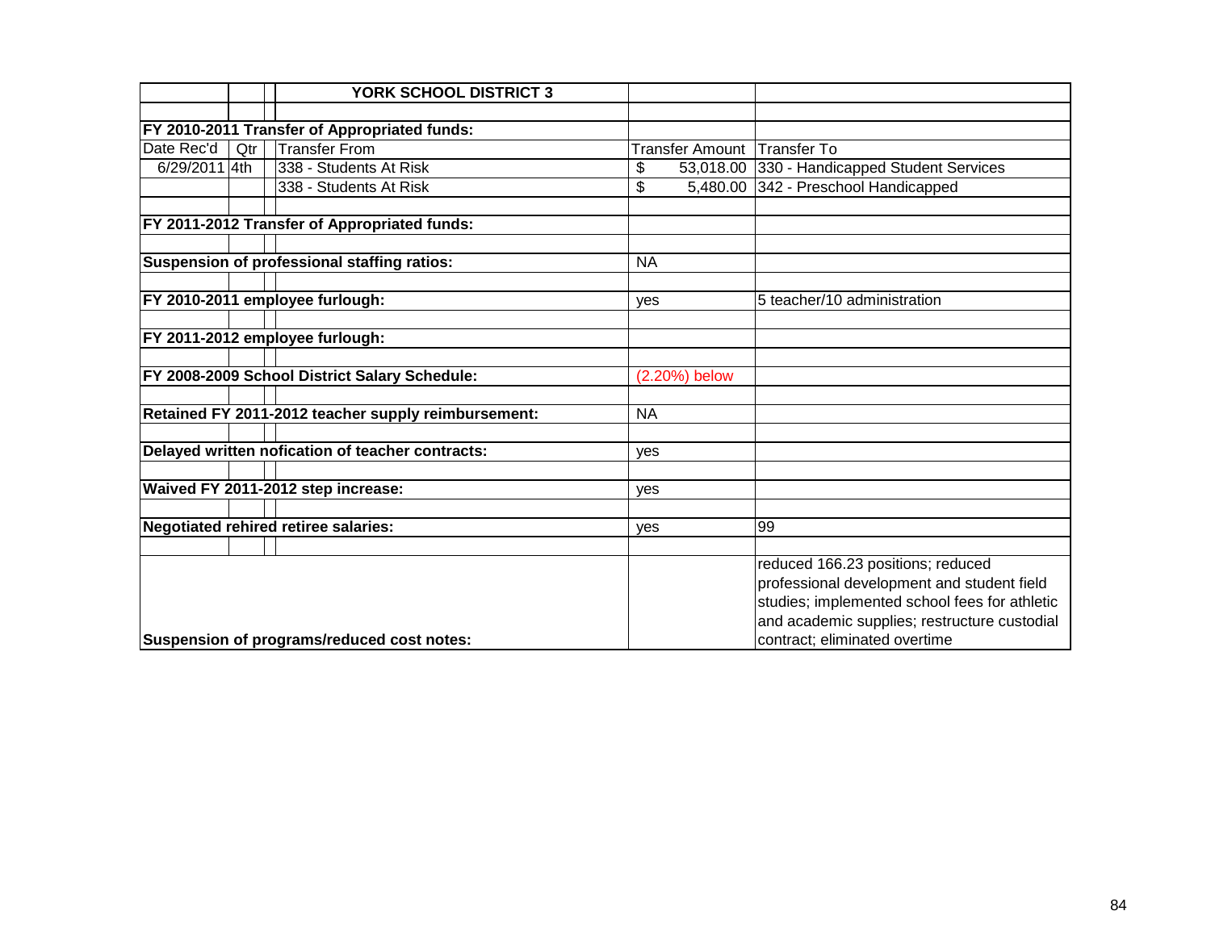| | | | YORK SCHOOL DISTRICT 3 | | |
|---|---|---|---|---|---|
| | | | | | |
| **FY 2010-2011 Transfer of Appropriated funds:** | | | | | |
| Date Rec'd | Qtr | | Transfer From | Transfer Amount | Transfer To |
| 6/29/2011 | 4th | | 338 - Students At Risk | $ 53,018.00 | 330 - Handicapped Student Services |
| | | | 338 - Students At Risk | $ 5,480.00 | 342 - Preschool Handicapped |
| | | | | | |
| **FY 2011-2012 Transfer of Appropriated funds:** | | | | | |
| | | | | | |
| **Suspension of professional staffing ratios:** | | | | NA | |
| | | | | | |
| **FY 2010-2011 employee furlough:** | | | | yes | 5 teacher/10 administration |
| | | | | | |
| **FY 2011-2012 employee furlough:** | | | | | |
| | | | | | |
| **FY 2008-2009 School District Salary Schedule:** | | | | (2.20%) below | |
| | | | | | |
| **Retained FY 2011-2012 teacher supply reimbursement:** | | | | NA | |
| | | | | | |
| **Delayed written nofication of teacher contracts:** | | | | yes | |
| | | | | | |
| **Waived FY 2011-2012 step increase:** | | | | yes | |
| | | | | | |
| **Negotiated rehired retiree salaries:** | | | | yes | 99 |
| | | | | | |
| **Suspension of programs/reduced cost notes:** | | | | | reduced 166.23 positions; reduced professional development and student field studies; implemented school fees for athletic and academic supplies; restructure custodial contract; eliminated overtime |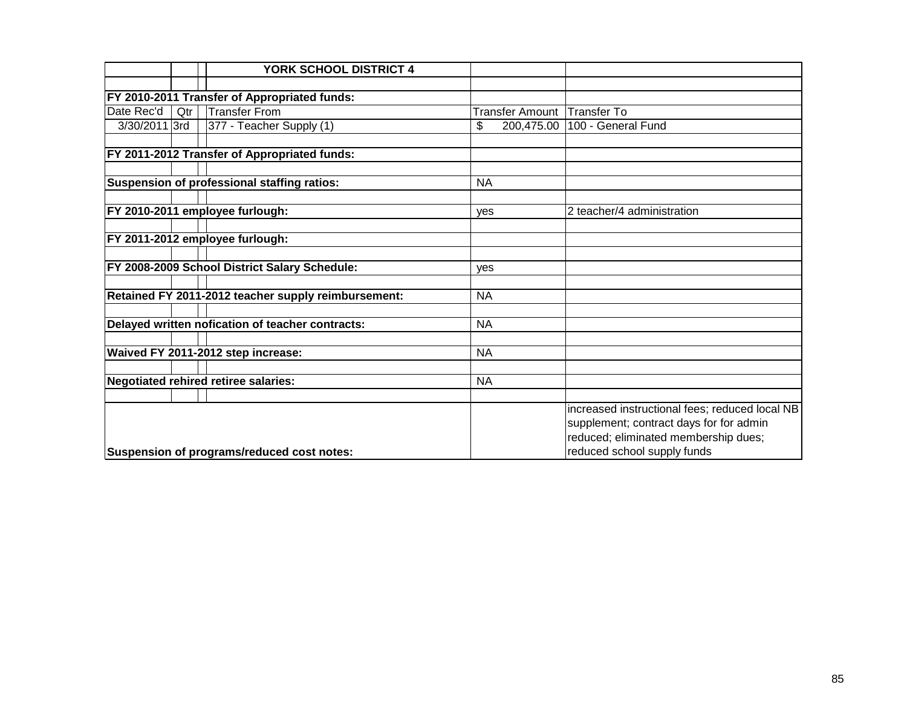| | | | YORK SCHOOL DISTRICT 4 | | |
|---|---|---|---|---|---|
| | | | | | |
| **FY 2010-2011 Transfer of Appropriated funds:** | | | | | |
| Date Rec'd | Qtr | | Transfer From | Transfer Amount | Transfer To |
| 3/30/2011 | 3rd | | 377 - Teacher Supply (1) | $ 200,475.00 | 100 - General Fund |
| | | | | | |
| **FY 2011-2012 Transfer of Appropriated funds:** | | | | | |
| | | | | | |
| **Suspension of professional staffing ratios:** | | | | NA | |
| | | | | | |
| **FY 2010-2011 employee furlough:** | | | | yes | 2 teacher/4 administration |
| | | | | | |
| **FY 2011-2012 employee furlough:** | | | | | |
| | | | | | |
| **FY 2008-2009 School District Salary Schedule:** | | | | yes | |
| | | | | | |
| **Retained FY 2011-2012 teacher supply reimbursement:** | | | | NA | |
| | | | | | |
| **Delayed written nofication of teacher contracts:** | | | | NA | |
| | | | | | |
| **Waived FY 2011-2012 step increase:** | | | | NA | |
| | | | | | |
| **Negotiated rehired retiree salaries:** | | | | NA | |
| | | | | | |
| **Suspension of programs/reduced cost notes:** | | | | | increased instructional fees; reduced local NB supplement; contract days for for admin reduced; eliminated membership dues; reduced school supply funds |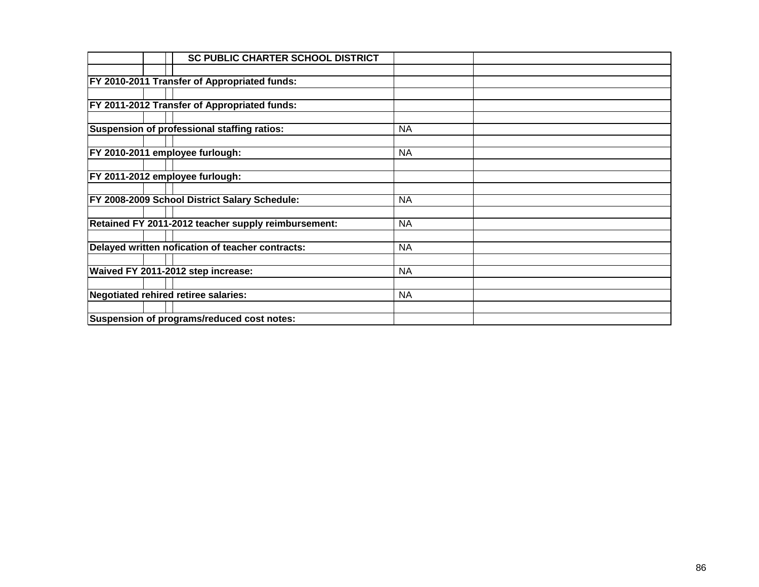| SC PUBLIC CHARTER SCHOOL DISTRICT | | |
|---|---|---|
| | | |
| **FY 2010-2011 Transfer of Appropriated funds:** | | |
| | | |
| **FY 2011-2012 Transfer of Appropriated funds:** | | |
| | | |
| **Suspension of professional staffing ratios:** | NA | |
| | | |
| **FY 2010-2011 employee furlough:** | NA | |
| | | |
| **FY 2011-2012 employee furlough:** | | |
| | | |
| **FY 2008-2009 School District Salary Schedule:** | NA | |
| | | |
| **Retained FY 2011-2012 teacher supply reimbursement:** | NA | |
| | | |
| **Delayed written nofication of teacher contracts:** | NA | |
| | | |
| **Waived FY 2011-2012 step increase:** | NA | |
| | | |
| **Negotiated rehired retiree salaries:** | NA | |
| | | |
| **Suspension of programs/reduced cost notes:** | | |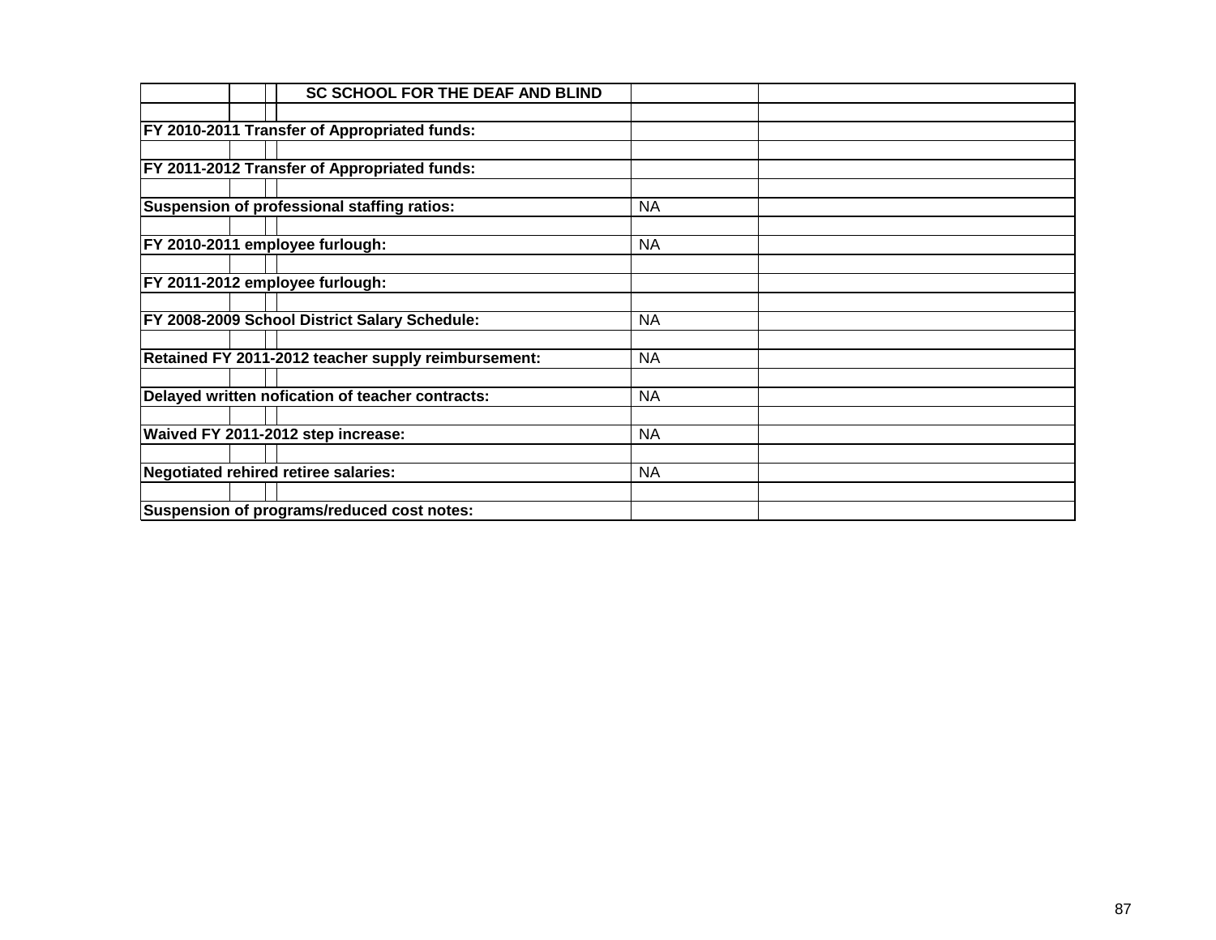| SC SCHOOL FOR THE DEAF AND BLIND | | |
|---|---|---|
| | | |
| **FY 2010-2011 Transfer of Appropriated funds:** | | |
| | | |
| **FY 2011-2012 Transfer of Appropriated funds:** | | |
| | | |
| **Suspension of professional staffing ratios:** | NA | |
| | | |
| **FY 2010-2011 employee furlough:** | NA | |
| | | |
| **FY 2011-2012 employee furlough:** | | |
| | | |
| **FY 2008-2009 School District Salary Schedule:** | NA | |
| | | |
| **Retained FY 2011-2012 teacher supply reimbursement:** | NA | |
| | | |
| **Delayed written nofication of teacher contracts:** | NA | |
| | | |
| **Waived FY 2011-2012 step increase:** | NA | |
| | | |
| **Negotiated rehired retiree salaries:** | NA | |
| | | |
| **Suspension of programs/reduced cost notes:** | | |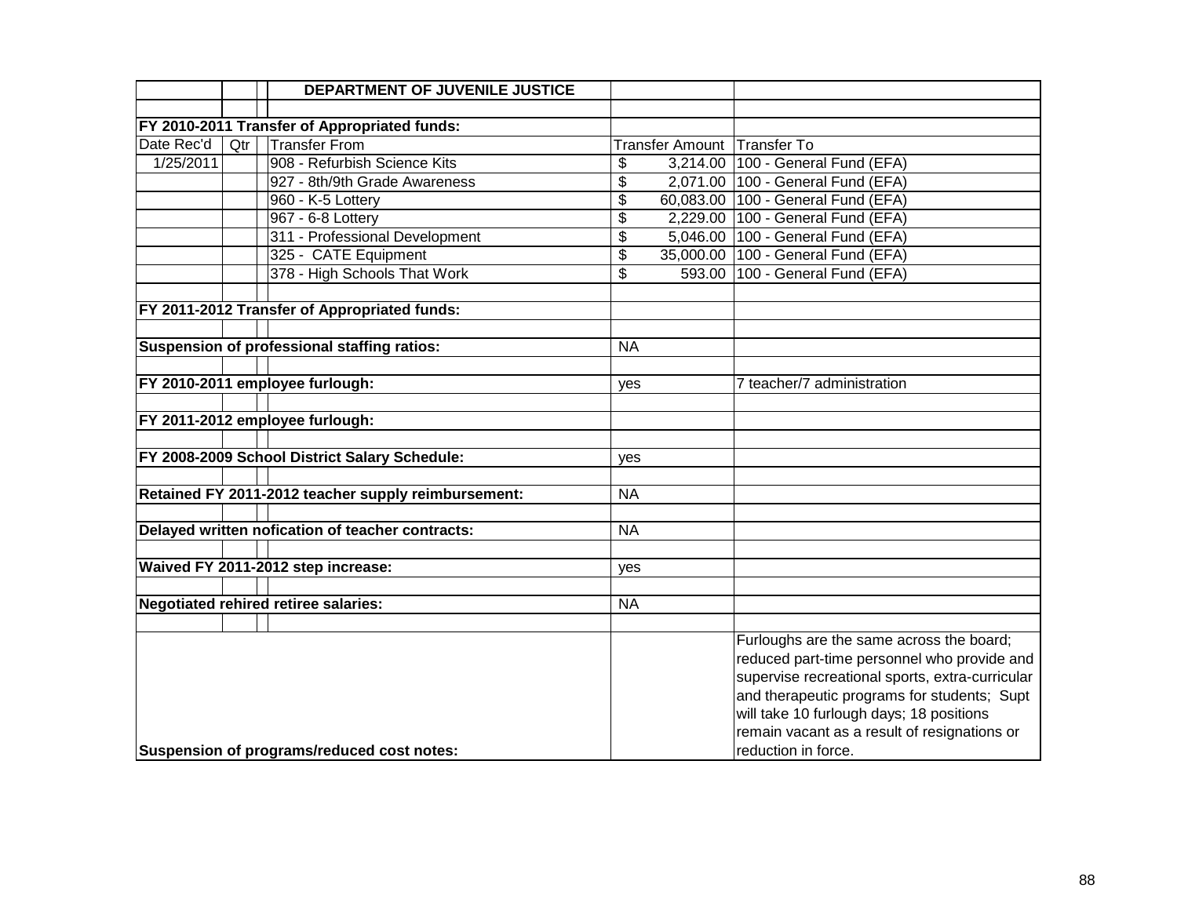| | | | DEPARTMENT OF JUVENILE JUSTICE | | |
|---|---|---|---|---|---|
| | | | | | |
| FY 2010-2011 Transfer of Appropriated funds: | | | | | |
| Date Rec'd | Qtr | | Transfer From | Transfer Amount | Transfer To |
| 1/25/2011 | | | 908 - Refurbish Science Kits | $ 3,214.00 | 100 - General Fund (EFA) |
| | | | 927 - 8th/9th Grade Awareness | $ 2,071.00 | 100 - General Fund (EFA) |
| | | | 960 - K-5 Lottery | $ 60,083.00 | 100 - General Fund (EFA) |
| | | | 967 - 6-8 Lottery | $ 2,229.00 | 100 - General Fund (EFA) |
| | | | 311 - Professional Development | $ 5,046.00 | 100 - General Fund (EFA) |
| | | | 325 - CATE Equipment | $ 35,000.00 | 100 - General Fund (EFA) |
| | | | 378 - High Schools That Work | $ 593.00 | 100 - General Fund (EFA) |
| | | | | | |
| FY 2011-2012 Transfer of Appropriated funds: | | | | | |
| | | | | | |
| Suspension of professional staffing ratios: | | | | NA | |
| | | | | | |
| FY 2010-2011 employee furlough: | | | | yes | 7 teacher/7 administration |
| | | | | | |
| FY 2011-2012 employee furlough: | | | | | |
| | | | | | |
| FY 2008-2009 School District Salary Schedule: | | | | yes | |
| | | | | | |
| Retained FY 2011-2012 teacher supply reimbursement: | | | | NA | |
| | | | | | |
| Delayed written nofication of teacher contracts: | | | | NA | |
| | | | | | |
| Waived FY 2011-2012 step increase: | | | | yes | |
| | | | | | |
| Negotiated rehired retiree salaries: | | | | NA | |
| | | | | | |
| Suspension of programs/reduced cost notes: | | | | | Furloughs are the same across the board; reduced part-time personnel who provide and supervise recreational sports, extra-curricular and therapeutic programs for students; Supt will take 10 furlough days; 18 positions remain vacant as a result of resignations or reduction in force. |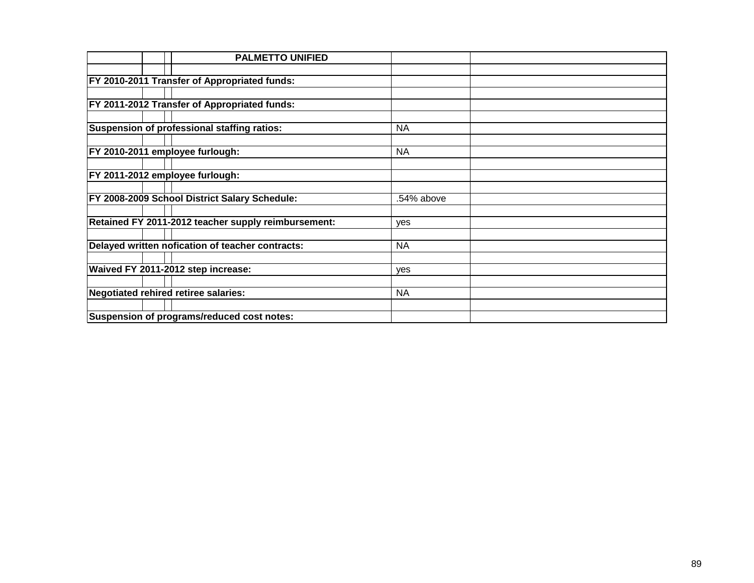| PALMETTO UNIFIED | | |
|---|---|---|
| | | |
| **FY 2010-2011 Transfer of Appropriated funds:** | | |
| | | |
| **FY 2011-2012 Transfer of Appropriated funds:** | | |
| | | |
| **Suspension of professional staffing ratios:** | NA | |
| | | |
| **FY 2010-2011 employee furlough:** | NA | |
| | | |
| **FY 2011-2012 employee furlough:** | | |
| | | |
| **FY 2008-2009 School District Salary Schedule:** | .54% above | |
| | | |
| **Retained FY 2011-2012 teacher supply reimbursement:** | yes | |
| | | |
| **Delayed written nofication of teacher contracts:** | NA | |
| | | |
| **Waived FY 2011-2012 step increase:** | yes | |
| | | |
| **Negotiated rehired retiree salaries:** | NA | |
| | | |
| **Suspension of programs/reduced cost notes:** | | |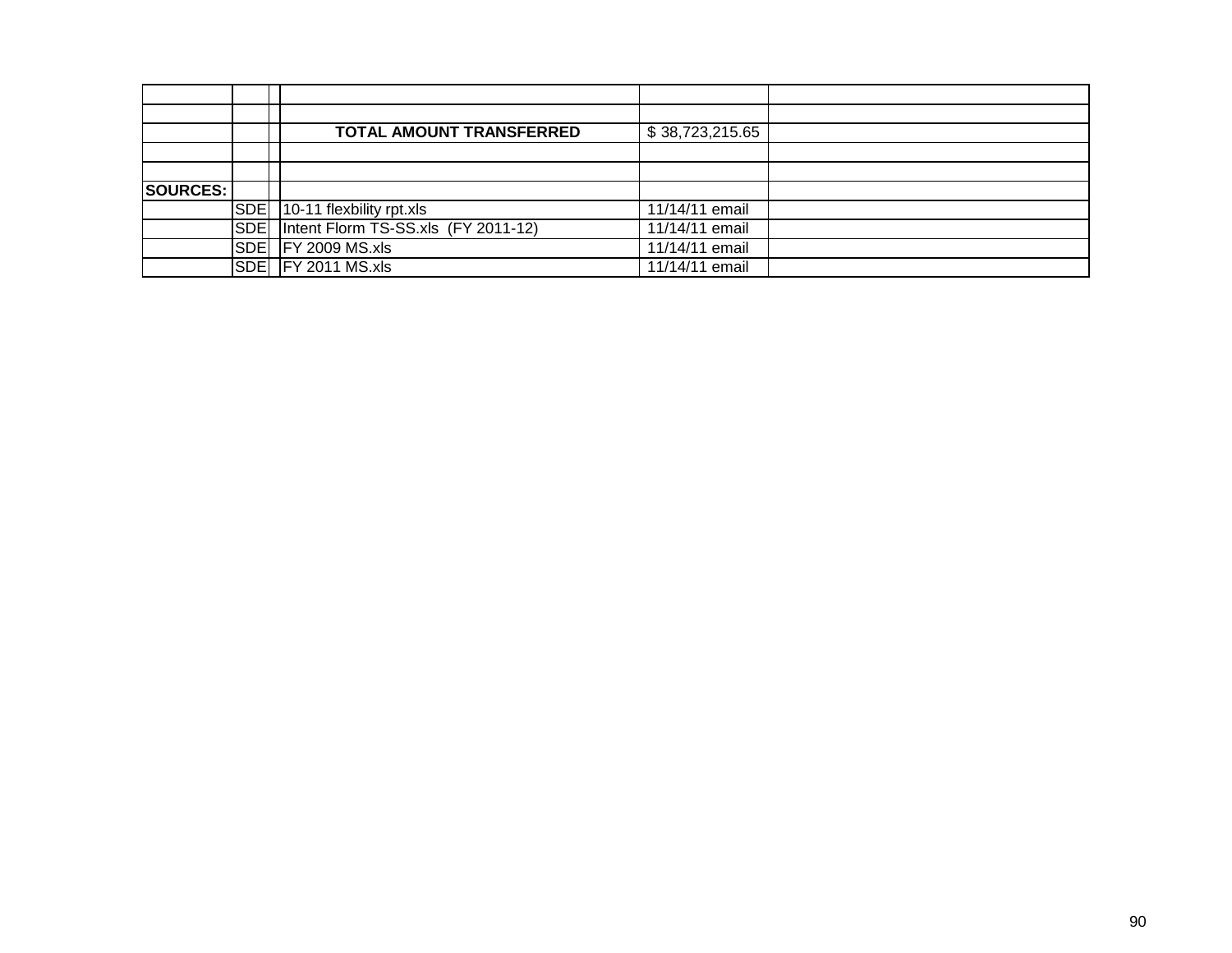| | | | | | |
|---|---|---|---|---|---|
| | | | | | |
| | | | TOTAL AMOUNT TRANSFERRED | $ 38,723,215.65 | |
| | | | | | |
| | | | | | |
| **SOURCES:** | | | | | |
| | SDE | | 10-11 flexbility rpt.xls | 11/14/11 email | |
| | SDE | | Intent Florm TS-SS.xls (FY 2011-12) | 11/14/11 email | |
| | SDE | | FY 2009 MS.xls | 11/14/11 email | |
| | SDE | | FY 2011 MS.xls | 11/14/11 email | |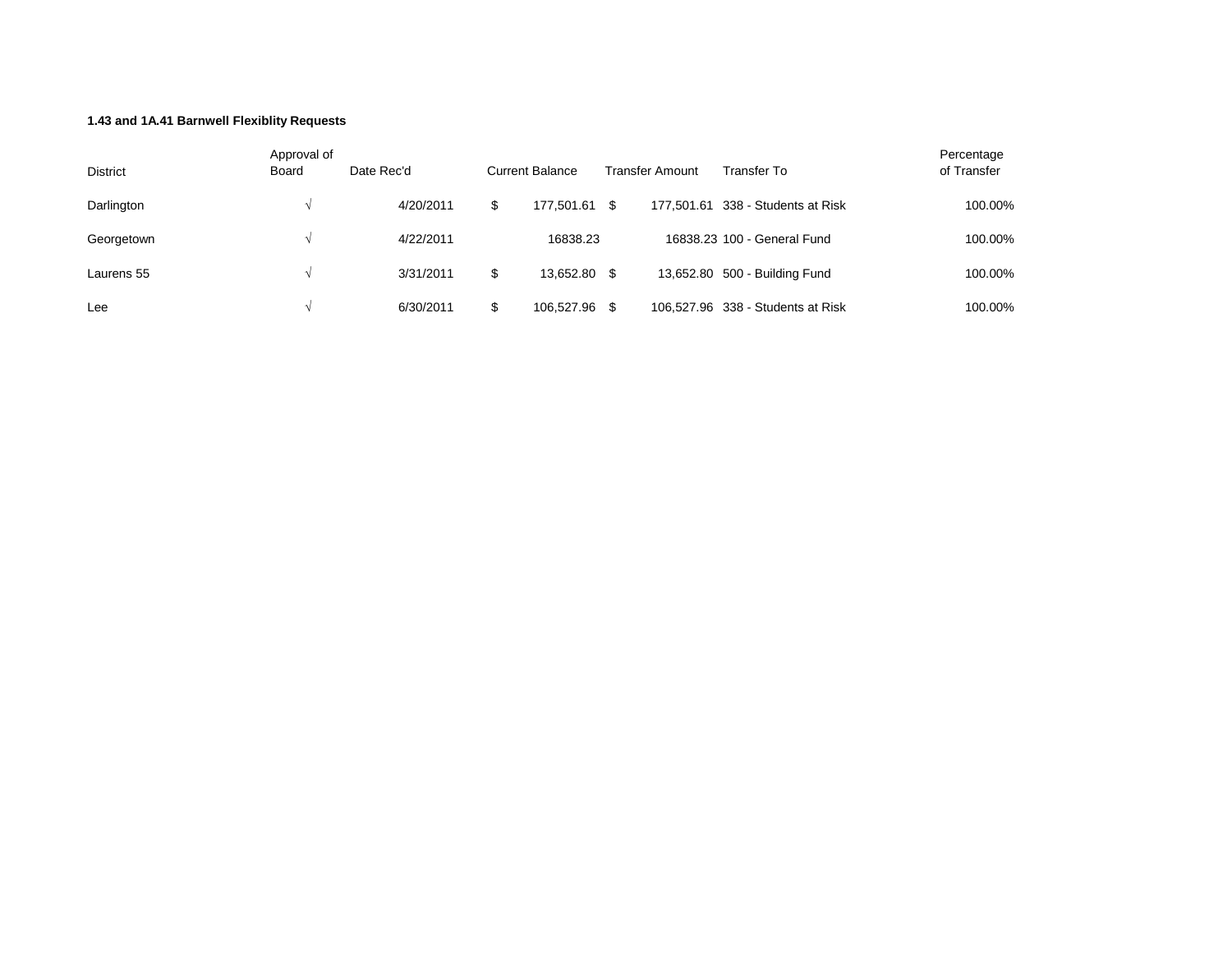**1.43 and 1A.41 Barnwell Flexiblity Requests**

| District | Approval of Board | Date Rec'd | Current Balance | Transfer Amount | Transfer To | Percentage of Transfer |
|---|---|---|---|---|---|---|
| Darlington | √ | 4/20/2011 | $ 177,501.61 | $ 177,501.61 | 338 - Students at Risk | 100.00% |
| Georgetown | √ | 4/22/2011 | 16838.23 | 16838.23 | 100 - General Fund | 100.00% |
| Laurens 55 | √ | 3/31/2011 | $ 13,652.80 | $ 13,652.80 | 500 - Building Fund | 100.00% |
| Lee | √ | 6/30/2011 | $ 106,527.96 | $ 106,527.96 | 338 - Students at Risk | 100.00% |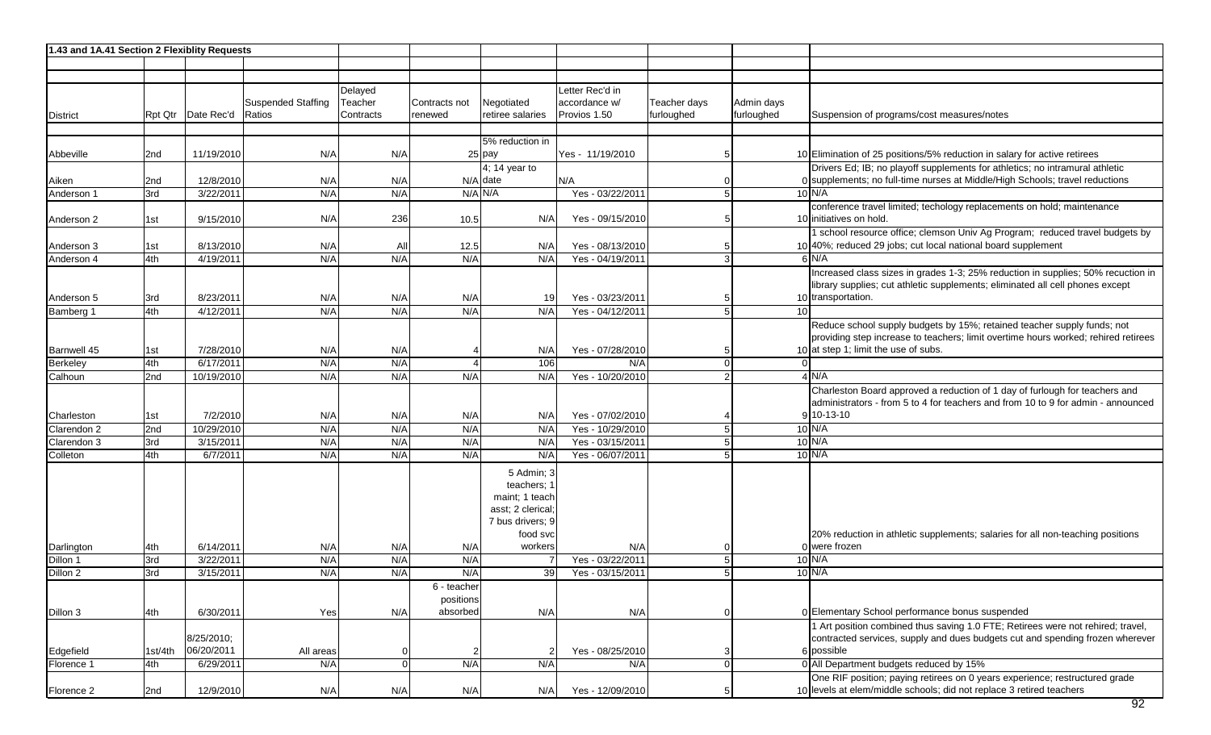## 1.43 and 1A.41 Section 2 Flexiblity Requests

| District | Rpt Qtr | Date Rec'd | Suspended Staffing Ratios | Delayed Teacher Contracts | Contracts not renewed | Negotiated retiree salaries | Letter Rec'd in accordance w/ Provios 1.50 | Teacher days furloughed | Admin days furloughed | Suspension of programs/cost measures/notes |
|---|---|---|---|---|---|---|---|---|---|---|
| Abbeville | 2nd | 11/19/2010 | N/A | N/A | 25 | 5% reduction in pay | Yes - 11/19/2010 | 5 | 10 | Elimination of 25 positions/5% reduction in salary for active retirees |
| Aiken | 2nd | 12/8/2010 | N/A | N/A | N/A | 4; 14 year to date | N/A | 0 | 0 | Drivers Ed; IB; no playoff supplements for athletics; no intramural athletic supplements; no full-time nurses at Middle/High Schools; travel reductions |
| Anderson 1 | 3rd | 3/22/2011 | N/A | N/A | N/A | N/A | Yes - 03/22/2011 | 5 | 10 | N/A |
| Anderson 2 | 1st | 9/15/2010 | N/A | 236 | 10.5 | N/A | Yes - 09/15/2010 | 5 | 10 | conference travel limited; techology replacements on hold; maintenance initiatives on hold. |
| Anderson 3 | 1st | 8/13/2010 | N/A | All | 12.5 | N/A | Yes - 08/13/2010 | 5 | 10 | 1 school resource office; clemson Univ Ag Program; reduced travel budgets by 40%; reduced 29 jobs; cut local national board supplement |
| Anderson 4 | 4th | 4/19/2011 | N/A | N/A | N/A | N/A | Yes - 04/19/2011 | 3 | 6 | N/A |
| Anderson 5 | 3rd | 8/23/2011 | N/A | N/A | N/A | 19 | Yes - 03/23/2011 | 5 | 10 | Increased class sizes in grades 1-3; 25% reduction in supplies; 50% reucction in library supplies; cut athletic supplements; eliminated all cell phones except transportation. |
| Bamberg 1 | 4th | 4/12/2011 | N/A | N/A | N/A | N/A | Yes - 04/12/2011 | 5 | 10 | |
| Barnwell 45 | 1st | 7/28/2010 | N/A | N/A | 4 | N/A | Yes - 07/28/2010 | 5 | 10 | Reduce school supply budgets by 15%; retained teacher supply funds; not providing step increase to teachers; limit overtime hours worked; rehired retirees at step 1; limit the use of subs. |
| Berkeley | 4th | 6/17/2011 | N/A | N/A | 4 | 106 | N/A | 0 | 0 | |
| Calhoun | 2nd | 10/19/2010 | N/A | N/A | N/A | N/A | Yes - 10/20/2010 | 2 | 4 | N/A |
| Charleston | 1st | 7/2/2010 | N/A | N/A | N/A | N/A | Yes - 07/02/2010 | 4 | 9 | Charleston Board approved a reduction of 1 day of furlough for teachers and administrators - from 5 to 4 for teachers and from 10 to 9 for admin - announced 10-13-10 |
| Clarendon 2 | 2nd | 10/29/2010 | N/A | N/A | N/A | N/A | Yes - 10/29/2010 | 5 | 10 | N/A |
| Clarendon 3 | 3rd | 3/15/2011 | N/A | N/A | N/A | N/A | Yes - 03/15/2011 | 5 | 10 | N/A |
| Colleton | 4th | 6/7/2011 | N/A | N/A | N/A | N/A | Yes - 06/07/2011 | 5 | 10 | N/A |
| Darlington | 4th | 6/14/2011 | N/A | N/A | N/A | 5 Admin; 3 teachers; 1 maint; 1 teach asst; 2 clerical; 7 bus drivers; 9 food svc workers | N/A | 0 | 0 | 20% reduction in athletic supplements; salaries for all non-teaching positions were frozen |
| Dillon 1 | 3rd | 3/22/2011 | N/A | N/A | N/A | 7 | Yes - 03/22/2011 | 5 | 10 | N/A |
| Dillon 2 | 3rd | 3/15/2011 | N/A | N/A | N/A | 39 | Yes - 03/15/2011 | 5 | 10 | N/A |
| Dillon 3 | 4th | 6/30/2011 | Yes | N/A | 6 - teacher positions absorbed | N/A | N/A | 0 | 0 | Elementary School performance bonus suspended |
| Edgefield | 1st/4th | 8/25/2010; 06/20/2011 | All areas | 0 | 2 | 2 | Yes - 08/25/2010 | 3 | 6 | 1 Art position combined thus saving 1.0 FTE; Retirees were not rehired; travel, contracted services, supply and dues budgets cut and spending frozen wherever possible |
| Florence 1 | 4th | 6/29/2011 | N/A | 0 | N/A | N/A | N/A | 0 | 0 | All Department budgets reduced by 15% |
| Florence 2 | 2nd | 12/9/2010 | N/A | N/A | N/A | N/A | Yes - 12/09/2010 | 5 | 10 | One RIF position; paying retirees on 0 years experience; restructured grade levels at elem/middle schools; did not replace 3 retired teachers |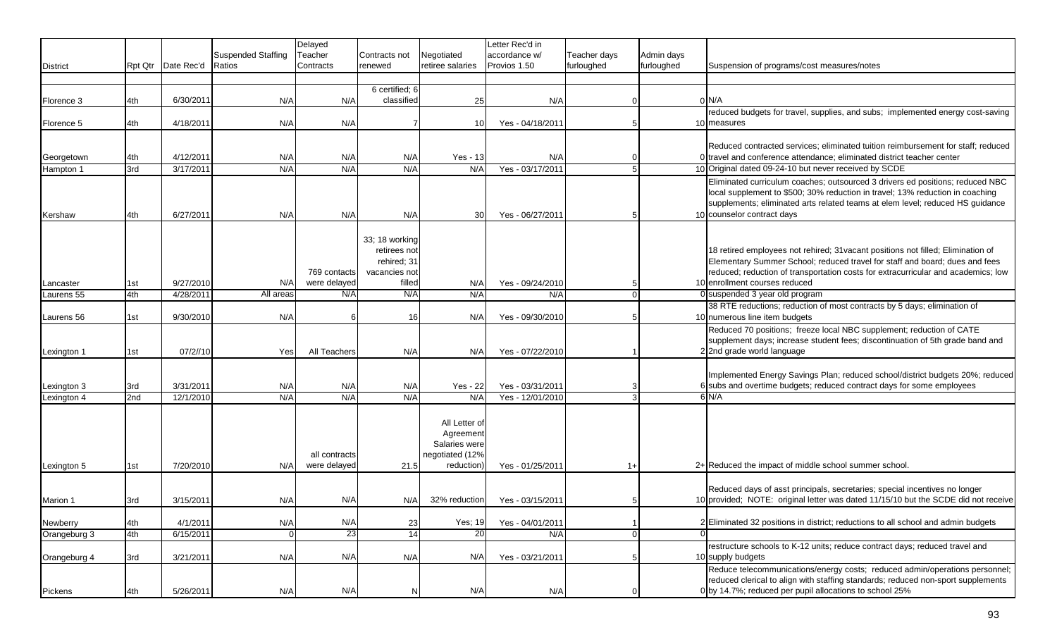| District | Rpt Qtr | Date Rec'd | Suspended Staffing Ratios | Delayed Teacher Contracts | Contracts not renewed | Negotiated retiree salaries | Letter Rec'd in accordance w/ Provios 1.50 | Teacher days furloughed | Admin days furloughed | Suspension of programs/cost measures/notes |
|---|---|---|---|---|---|---|---|---|---|---|
| Florence 3 | 4th | 6/30/2011 | N/A | N/A | 6 certified; 6 classified | 25 | N/A | 0 | 0 | N/A |
| Florence 5 | 4th | 4/18/2011 | N/A | N/A | 7 | 10 | Yes - 04/18/2011 | 5 | 10 | reduced budgets for travel, supplies, and subs; implemented energy cost-saving measures |
| Georgetown | 4th | 4/12/2011 | N/A | N/A | N/A | Yes - 13 | N/A | 0 | 0 | Reduced contracted services; eliminated tuition reimbursement for staff; reduced travel and conference attendance; eliminated district teacher center |
| Hampton 1 | 3rd | 3/17/2011 | N/A | N/A | N/A | N/A | Yes - 03/17/2011 | 5 | 10 | Original dated 09-24-10 but never received by SCDE |
| Kershaw | 4th | 6/27/2011 | N/A | N/A | N/A | 30 | Yes - 06/27/2011 | 5 | 10 | Eliminated curriculum coaches; outsourced 3 drivers ed positions; reduced NBC local supplement to $500; 30% reduction in travel; 13% reduction in coaching supplements; eliminated arts related teams at elem level; reduced HS guidance counselor contract days |
| Lancaster | 1st | 9/27/2010 | N/A | 769 contacts were delayed | 33; 18 working retirees not rehired; 31 vacancies not filled | N/A | Yes - 09/24/2010 | 5 | 10 | 18 retired employees not rehired; 31vacant positions not filled; Elimination of Elementary Summer School; reduced travel for staff and board; dues and fees reduced; reduction of transportation costs for extracurricular and academics; low enrollment courses reduced |
| Laurens 55 | 4th | 4/28/2011 | All areas | N/A | N/A | N/A | N/A | 0 | 0 | suspended 3 year old program |
| Laurens 56 | 1st | 9/30/2010 | N/A | 6 | 16 | N/A | Yes - 09/30/2010 | 5 | 10 | 38 RTE reductions; reduction of most contracts by 5 days; elimination of numerous line item budgets |
| Lexington 1 | 1st | 07/2//10 | Yes | All Teachers | N/A | N/A | Yes - 07/22/2010 | 1 | 2 | Reduced 70 positions; freeze local NBC supplement; reduction of CATE supplement days; increase student fees; discontinuation of 5th grade band and 2nd grade world language |
| Lexington 3 | 3rd | 3/31/2011 | N/A | N/A | N/A | Yes - 22 | Yes - 03/31/2011 | 3 | 6 | Implemented Energy Savings Plan; reduced school/district budgets 20%; reduced subs and overtime budgets; reduced contract days for some employees |
| Lexington 4 | 2nd | 12/1/2010 | N/A | N/A | N/A | N/A | Yes - 12/01/2010 | 3 | 6 | N/A |
| Lexington 5 | 1st | 7/20/2010 | N/A | all contracts were delayed | 21.5 | All Letter of Agreement Salaries were negotiated (12% reduction) | Yes - 01/25/2011 | 1+ | 2+ | Reduced the impact of middle school summer school. |
| Marion 1 | 3rd | 3/15/2011 | N/A | N/A | N/A | 32% reduction | Yes - 03/15/2011 | 5 | 10 | Reduced days of asst principals, secretaries; special incentives no longer provided; NOTE: original letter was dated 11/15/10 but the SCDE did not receive |
| Newberry | 4th | 4/1/2011 | N/A | N/A | 23 | Yes; 19 | Yes - 04/01/2011 | 1 | 2 | Eliminated 32 positions in district; reductions to all school and admin budgets |
| Orangeburg 3 | 4th | 6/15/2011 | 0 | 23 | 14 | 20 | N/A | 0 | 0 | |
| Orangeburg 4 | 3rd | 3/21/2011 | N/A | N/A | N/A | N/A | Yes - 03/21/2011 | 5 | 10 | restructure schools to K-12 units; reduce contract days; reduced travel and supply budgets |
| Pickens | 4th | 5/26/2011 | N/A | N/A | N | N/A | N/A | 0 | 0 | Reduce telecommunications/energy costs; reduced admin/operations personnel; reduced clerical to align with staffing standards; reduced non-sport supplements by 14.7%; reduced per pupil allocations to school 25% |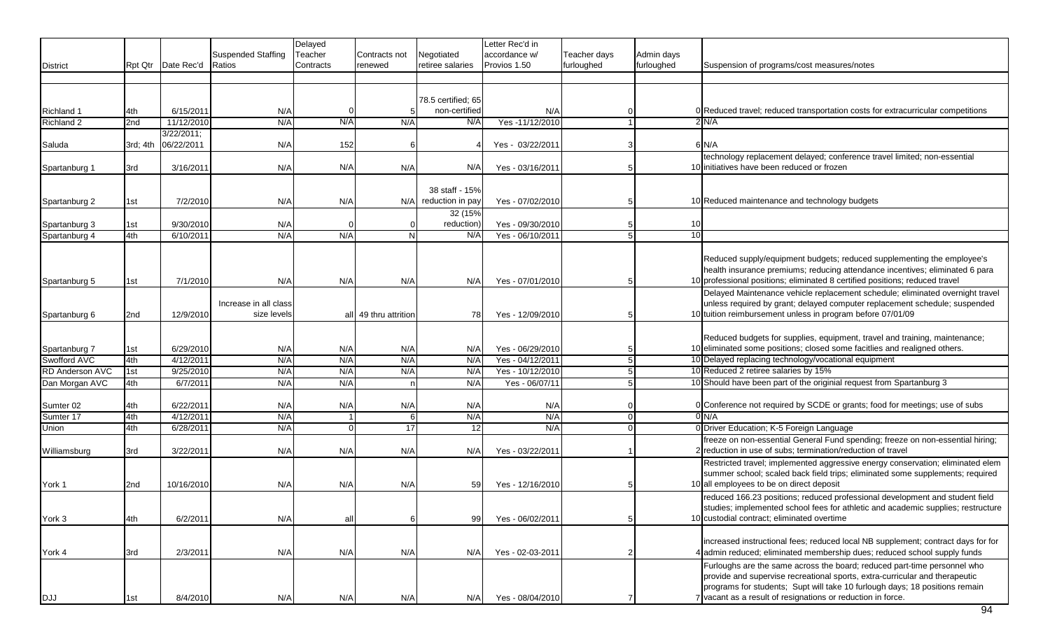| District | Rpt Qtr | Date Rec'd | Suspended Staffing Ratios | Delayed Teacher Contracts | Contracts not renewed | Negotiated retiree salaries | Letter Rec'd in accordance w/ Provios 1.50 | Teacher days furloughed | Admin days furloughed | Suspension of programs/cost measures/notes |
|---|---|---|---|---|---|---|---|---|---|---|
| Richland 1 | 4th | 6/15/2011 | N/A | 0 | 5 | 78.5 certified; 65 non-certified | N/A | 0 | 0 | Reduced travel; reduced transportation costs for extracurricular competitions |
| Richland 2 | 2nd | 11/12/2010 | N/A | N/A | N/A | N/A | Yes -11/12/2010 | 1 | 2 | N/A |
| Saluda | 3rd; 4th | 3/22/2011; 06/22/2011 | N/A | 152 | 6 | 4 | Yes - 03/22/2011 | 3 | 6 | N/A |
| Spartanburg 1 | 3rd | 3/16/2011 | N/A | N/A | N/A | N/A | Yes - 03/16/2011 | 5 | 10 | technology replacement delayed; conference travel limited; non-essential initiatives have been reduced or frozen |
| Spartanburg 2 | 1st | 7/2/2010 | N/A | N/A | N/A | 38 staff - 15% reduction in pay | Yes - 07/02/2010 | 5 | 10 | Reduced maintenance and technology budgets |
| Spartanburg 3 | 1st | 9/30/2010 | N/A | 0 | 0 | 32 (15% reduction) | Yes - 09/30/2010 | 5 | 10 | |
| Spartanburg 4 | 4th | 6/10/2011 | N/A | N/A | N | N/A | Yes - 06/10/2011 | 5 | 10 | |
| Spartanburg 5 | 1st | 7/1/2010 | N/A | N/A | N/A | N/A | Yes - 07/01/2010 | 5 | 10 | Reduced supply/equipment budgets; reduced supplementing the employee's health insurance premiums; reducing attendance incentives; eliminated 6 para professional positions; eliminated 8 certified positions; reduced travel |
| Spartanburg 6 | 2nd | 12/9/2010 | Increase in all class size levels | all | 49 thru attrition | 78 | Yes - 12/09/2010 | 5 | 10 | Delayed Maintenance vehicle replacement schedule; eliminated overnight travel unless required by grant; delayed computer replacement schedule; suspended tuition reimbursement unless in program before 07/01/09 |
| Spartanburg 7 | 1st | 6/29/2010 | N/A | N/A | N/A | N/A | Yes - 06/29/2010 | 5 | 10 | Reduced budgets for supplies, equipment, travel and training, maintenance; eliminated some positions; closed some facitlies and realigned others. |
| Swofford AVC | 4th | 4/12/2011 | N/A | N/A | N/A | N/A | Yes - 04/12/2011 | 5 | 10 | Delayed replacing technology/vocational equipment |
| RD Anderson AVC | 1st | 9/25/2010 | N/A | N/A | N/A | N/A | Yes - 10/12/2010 | 5 | 10 | Reduced 2 retiree salaries by 15% |
| Dan Morgan AVC | 4th | 6/7/2011 | N/A | N/A | n | N/A | Yes - 06/07/11 | 5 | 10 | Should have been part of the originial request from Spartanburg 3 |
| Sumter 02 | 4th | 6/22/2011 | N/A | N/A | N/A | N/A | N/A | 0 | 0 | Conference not required by SCDE or grants; food for meetings; use of subs |
| Sumter 17 | 4th | 4/12/2011 | N/A | 1 | 6 | N/A | N/A | 0 | 0 | N/A |
| Union | 4th | 6/28/2011 | N/A | 0 | 17 | 12 | N/A | 0 | 0 | Driver Education; K-5 Foreign Language |
| Williamsburg | 3rd | 3/22/2011 | N/A | N/A | N/A | N/A | Yes - 03/22/2011 | 1 | 2 | freeze on non-essential General Fund spending; freeze on non-essential hiring; reduction in use of subs; termination/reduction of travel |
| York 1 | 2nd | 10/16/2010 | N/A | N/A | N/A | 59 | Yes - 12/16/2010 | 5 | 10 | Restricted travel; implemented aggressive energy conservation; eliminated elem summer school; scaled back field trips; eliminated some supplements; required all employees to be on direct deposit |
| York 3 | 4th | 6/2/2011 | N/A | all | 6 | 99 | Yes - 06/02/2011 | 5 | 10 | reduced 166.23 positions; reduced professional development and student field studies; implemented school fees for athletic and academic supplies; restructure custodial contract; eliminated overtime |
| York 4 | 3rd | 2/3/2011 | N/A | N/A | N/A | N/A | Yes - 02-03-2011 | 2 | 4 | increased instructional fees; reduced local NB supplement; contract days for for admin reduced; eliminated membership dues; reduced school supply funds |
| DJJ | 1st | 8/4/2010 | N/A | N/A | N/A | N/A | Yes - 08/04/2010 | 7 | 7 | Furloughs are the same across the board; reduced part-time personnel who provide and supervise recreational sports, extra-curricular and therapeutic programs for students; Supt will take 10 furlough days; 18 positions remain vacant as a result of resignations or reduction in force. |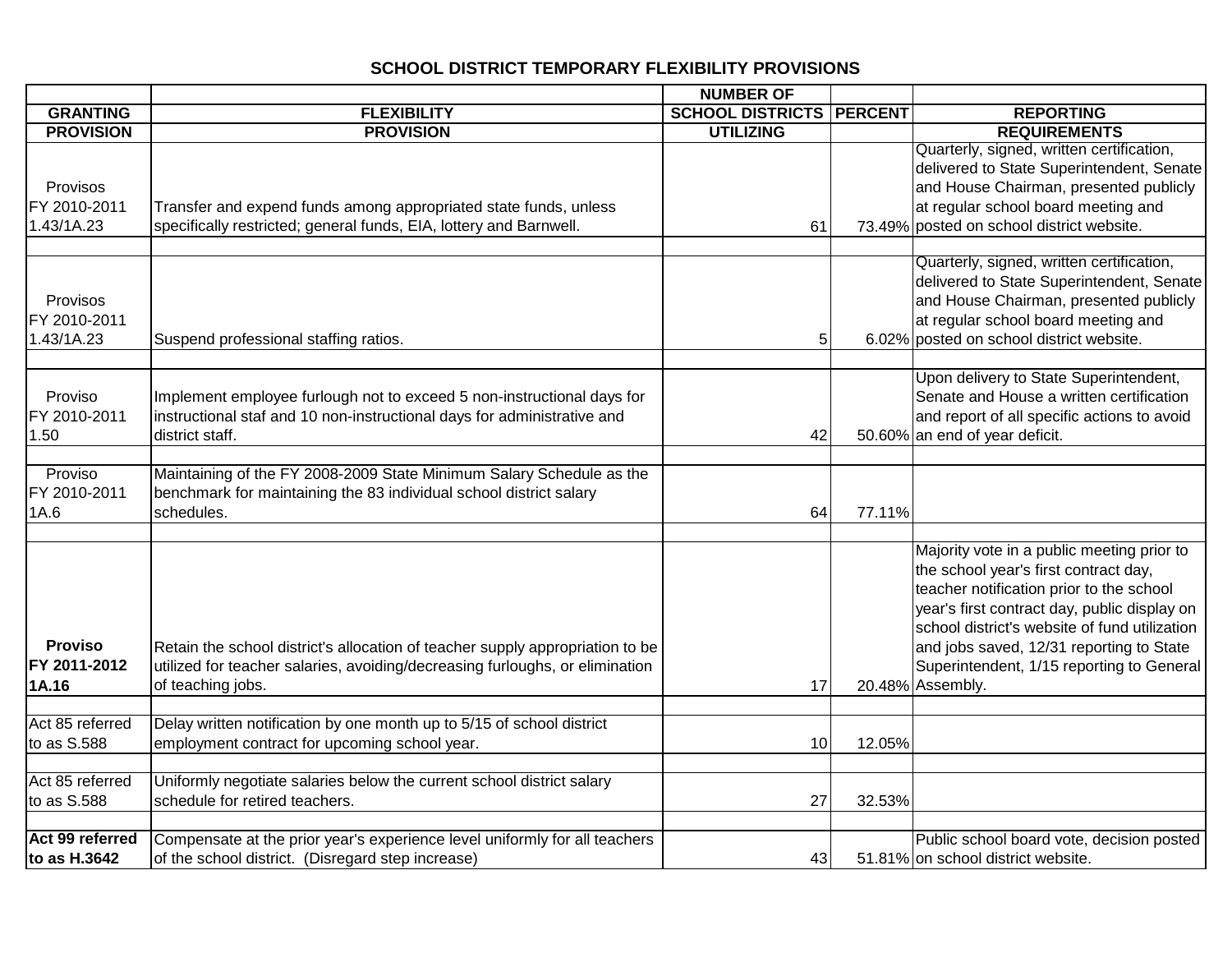## SCHOOL DISTRICT TEMPORARY FLEXIBILITY PROVISIONS

| GRANTING PROVISION | FLEXIBILITY PROVISION | NUMBER OF SCHOOL DISTRICTS UTILIZING | PERCENT | REPORTING REQUIREMENTS |
|---|---|---|---|---|
| Provisos FY 2010-2011 1.43/1A.23 | Transfer and expend funds among appropriated state funds, unless specifically restricted; general funds, EIA, lottery and Barnwell. | 61 | 73.49% | Quarterly, signed, written certification, delivered to State Superintendent, Senate and House Chairman, presented publicly at regular school board meeting and posted on school district website. |
| Provisos FY 2010-2011 1.43/1A.23 | Suspend professional staffing ratios. | 5 | 6.02% | Quarterly, signed, written certification, delivered to State Superintendent, Senate and House Chairman, presented publicly at regular school board meeting and posted on school district website. |
| Proviso FY 2010-2011 1.50 | Implement employee furlough not to exceed 5 non-instructional days for instructional staf and 10 non-instructional days for administrative and district staff. | 42 | 50.60% | Upon delivery to State Superintendent, Senate and House a written certification and report of all specific actions to avoid an end of year deficit. |
| Proviso FY 2010-2011 1A.6 | Maintaining of the FY 2008-2009 State Minimum Salary Schedule as the benchmark for maintaining the 83 individual school district salary schedules. | 64 | 77.11% | |
| **Proviso FY 2011-2012 1A.16** | Retain the school district's allocation of teacher supply appropriation to be utilized for teacher salaries, avoiding/decreasing furloughs, or elimination of teaching jobs. | 17 | 20.48% | Majority vote in a public meeting prior to the school year's first contract day, teacher notification prior to the school year's first contract day, public display on school district's website of fund utilization and jobs saved, 12/31 reporting to State Superintendent, 1/15 reporting to General Assembly. |
| Act 85 referred to as S.588 | Delay written notification by one month up to 5/15 of school district employment contract for upcoming school year. | 10 | 12.05% | |
| Act 85 referred to as S.588 | Uniformly negotiate salaries below the current school district salary schedule for retired teachers. | 27 | 32.53% | |
| **Act 99 referred to as H.3642** | Compensate at the prior year's experience level uniformly for all teachers of the school district. (Disregard step increase) | 43 | 51.81% | Public school board vote, decision posted on school district website. |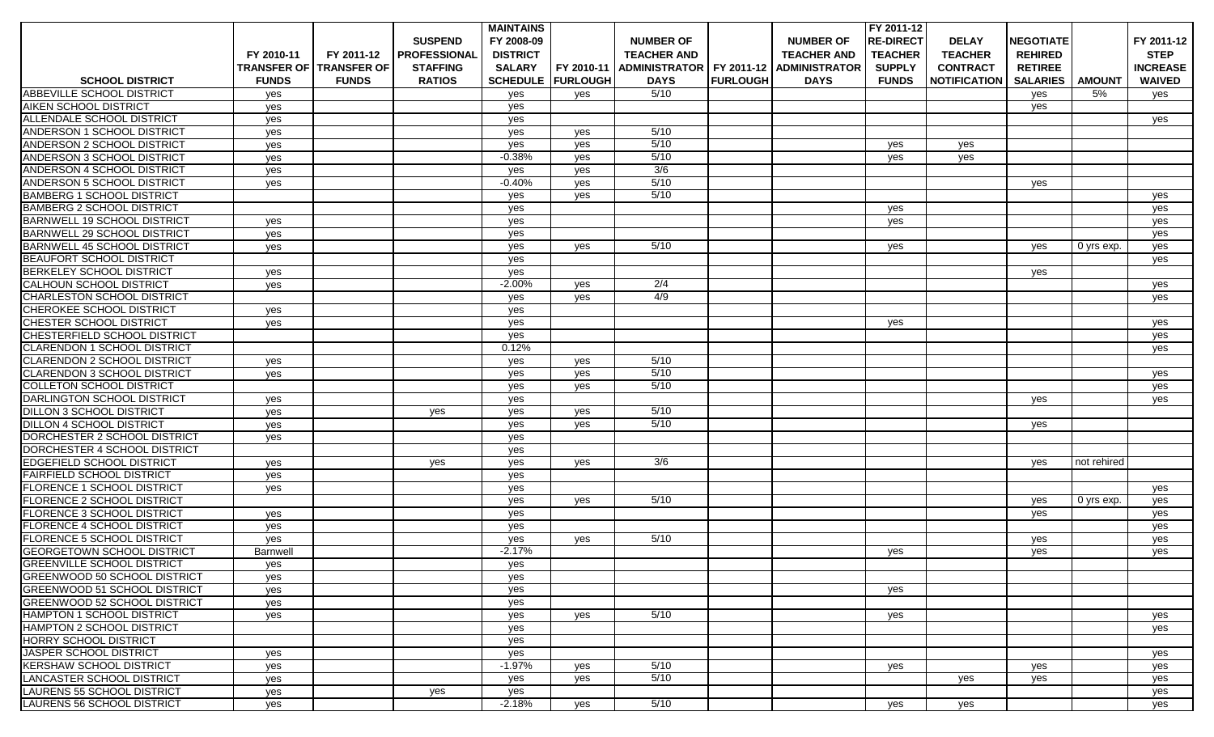| SCHOOL DISTRICT | FY 2010-11 TRANSFER OF FUNDS | FY 2011-12 TRANSFER OF FUNDS | SUSPEND PROFESSIONAL STAFFING RATIOS | MAINTAINS FY 2008-09 DISTRICT SALARY SCHEDULE | FY 2010-11 FURLOUGH | NUMBER OF TEACHER AND ADMINISTRATOR DAYS | FY 2011-12 FURLOUGH | NUMBER OF TEACHER AND ADMINISTRATOR DAYS | FY 2011-12 RE-DIRECT TEACHER SUPPLY FUNDS | DELAY TEACHER CONTRACT NOTIFICATION | NEGOTIATE REHIRED RETIREE SALARIES | AMOUNT | FY 2011-12 STEP INCREASE WAIVED |
|---|---|---|---|---|---|---|---|---|---|---|---|---|---|
| ABBEVILLE SCHOOL DISTRICT | yes | | | yes | yes | 5/10 | | | | | yes | 5% | yes |
| AIKEN SCHOOL DISTRICT | yes | | | yes | | | | | | | yes | | |
| ALLENDALE SCHOOL DISTRICT | yes | | | yes | | | | | | | | | yes |
| ANDERSON 1 SCHOOL DISTRICT | yes | | | yes | yes | 5/10 | | | | | | | |
| ANDERSON 2 SCHOOL DISTRICT | yes | | | yes | yes | 5/10 | | | yes | yes | | | |
| ANDERSON 3 SCHOOL DISTRICT | yes | | | -0.38% | yes | 5/10 | | | yes | yes | | | |
| ANDERSON 4 SCHOOL DISTRICT | yes | | | yes | yes | 3/6 | | | | | | | |
| ANDERSON 5 SCHOOL DISTRICT | yes | | | -0.40% | yes | 5/10 | | | | | yes | | |
| BAMBERG 1 SCHOOL DISTRICT | | | | yes | yes | 5/10 | | | | | | | yes |
| BAMBERG 2 SCHOOL DISTRICT | | | | yes | | | | | yes | | | | yes |
| BARNWELL 19 SCHOOL DISTRICT | yes | | | yes | | | | | yes | | | | yes |
| BARNWELL 29 SCHOOL DISTRICT | yes | | | yes | | | | | | | | | yes |
| BARNWELL 45 SCHOOL DISTRICT | yes | | | yes | yes | 5/10 | | | yes | | yes | 0 yrs exp. | yes |
| BEAUFORT SCHOOL DISTRICT | | | | yes | | | | | | | | | yes |
| BERKELEY SCHOOL DISTRICT | yes | | | yes | | | | | | | yes | | |
| CALHOUN SCHOOL DISTRICT | yes | | | -2.00% | yes | 2/4 | | | | | | | yes |
| CHARLESTON SCHOOL DISTRICT | | | | yes | yes | 4/9 | | | | | | | yes |
| CHEROKEE SCHOOL DISTRICT | yes | | | yes | | | | | | | | | |
| CHESTER SCHOOL DISTRICT | yes | | | yes | | | | | yes | | | | yes |
| CHESTERFIELD SCHOOL DISTRICT | | | | yes | | | | | | | | | yes |
| CLARENDON 1 SCHOOL DISTRICT | | | | 0.12% | | | | | | | | | yes |
| CLARENDON 2 SCHOOL DISTRICT | yes | | | yes | yes | 5/10 | | | | | | | |
| CLARENDON 3 SCHOOL DISTRICT | yes | | | yes | yes | 5/10 | | | | | | | yes |
| COLLETON SCHOOL DISTRICT | | | | yes | yes | 5/10 | | | | | | | yes |
| DARLINGTON SCHOOL DISTRICT | yes | | | yes | | | | | | | yes | | yes |
| DILLON 3 SCHOOL DISTRICT | yes | | yes | yes | yes | 5/10 | | | | | | | |
| DILLON 4 SCHOOL DISTRICT | yes | | | yes | yes | 5/10 | | | | | yes | | |
| DORCHESTER 2 SCHOOL DISTRICT | yes | | | yes | | | | | | | | | |
| DORCHESTER 4 SCHOOL DISTRICT | | | | yes | | | | | | | | | |
| EDGEFIELD SCHOOL DISTRICT | yes | | yes | yes | yes | 3/6 | | | | | yes | not rehired | |
| FAIRFIELD SCHOOL DISTRICT | yes | | | yes | | | | | | | | | |
| FLORENCE 1 SCHOOL DISTRICT | yes | | | yes | | | | | | | | | yes |
| FLORENCE 2 SCHOOL DISTRICT | | | | yes | yes | 5/10 | | | | | yes | 0 yrs exp. | yes |
| FLORENCE 3 SCHOOL DISTRICT | yes | | | yes | | | | | | | yes | | yes |
| FLORENCE 4 SCHOOL DISTRICT | yes | | | yes | | | | | | | | | yes |
| FLORENCE 5 SCHOOL DISTRICT | yes | | | yes | yes | 5/10 | | | | | yes | | yes |
| GEORGETOWN SCHOOL DISTRICT | Barnwell | | | -2.17% | | | | | yes | | yes | | yes |
| GREENVILLE SCHOOL DISTRICT | yes | | | yes | | | | | | | | | |
| GREENWOOD 50 SCHOOL DISTRICT | yes | | | yes | | | | | | | | | |
| GREENWOOD 51 SCHOOL DISTRICT | yes | | | yes | | | | | yes | | | | |
| GREENWOOD 52 SCHOOL DISTRICT | yes | | | yes | | | | | | | | | |
| HAMPTON 1 SCHOOL DISTRICT | yes | | | yes | yes | 5/10 | | | yes | | | | yes |
| HAMPTON 2 SCHOOL DISTRICT | | | | yes | | | | | | | | | yes |
| HORRY SCHOOL DISTRICT | | | | yes | | | | | | | | | |
| JASPER SCHOOL DISTRICT | yes | | | yes | | | | | | | | | yes |
| KERSHAW SCHOOL DISTRICT | yes | | | -1.97% | yes | 5/10 | | | yes | | yes | | yes |
| LANCASTER SCHOOL DISTRICT | yes | | | yes | yes | 5/10 | | | | yes | yes | | yes |
| LAURENS 55 SCHOOL DISTRICT | yes | | yes | yes | | | | | | | | | yes |
| LAURENS 56 SCHOOL DISTRICT | yes | | | -2.18% | yes | 5/10 | | | yes | yes | | | yes |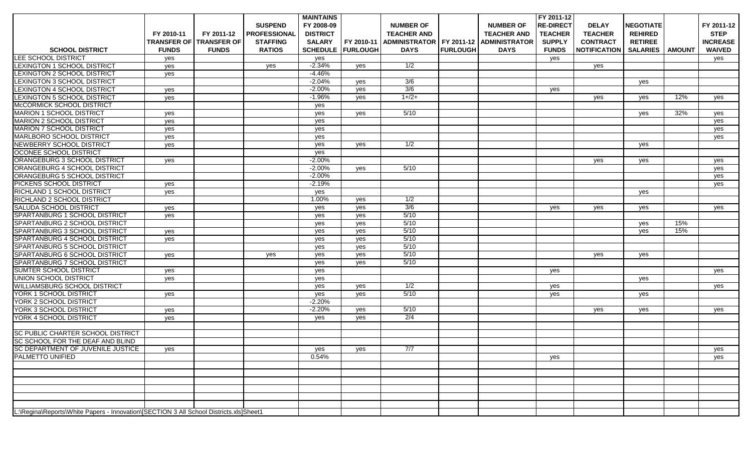| SCHOOL DISTRICT | FY 2010-11 TRANSFER OF FUNDS | FY 2011-12 TRANSFER OF FUNDS | SUSPEND PROFESSIONAL STAFFING RATIOS | MAINTAINS FY 2008-09 DISTRICT SALARY SCHEDULE | FY 2010-11 FURLOUGH | NUMBER OF TEACHER AND ADMINISTRATOR DAYS | FY 2011-12 FURLOUGH | NUMBER OF TEACHER AND ADMINISTRATOR DAYS | FY 2011-12 RE-DIRECT TEACHER SUPPLY FUNDS | DELAY TEACHER CONTRACT NOTIFICATION | NEGOTIATE REHIRED RETIREE SALARIES | AMOUNT | FY 2011-12 STEP INCREASE WAIVED |
|---|---|---|---|---|---|---|---|---|---|---|---|---|---|
| LEE SCHOOL DISTRICT | yes | | | yes | | | | | yes | | | | yes |
| LEXINGTON 1 SCHOOL DISTRICT | yes | | yes | -2.34% | yes | 1/2 | | | | yes | | | |
| LEXINGTON 2 SCHOOL DISTRICT | yes | | | -4.46% | | | | | | | | | |
| LEXINGTON 3 SCHOOL DISTRICT | | | | -2.04% | yes | 3/6 | | | | | yes | | |
| LEXINGTON 4 SCHOOL DISTRICT | yes | | | -2.00% | yes | 3/6 | | | yes | | | | |
| LEXINGTON 5 SCHOOL DISTRICT | yes | | | -1.96% | yes | 1+/2+ | | | | yes | yes | 12% | yes |
| McCORMICK SCHOOL DISTRICT | | | | yes | | | | | | | | | |
| MARION 1 SCHOOL DISTRICT | yes | | | yes | yes | 5/10 | | | | | yes | 32% | yes |
| MARION 2 SCHOOL DISTRICT | yes | | | yes | | | | | | | | | yes |
| MARION 7 SCHOOL DISTRICT | yes | | | yes | | | | | | | | | yes |
| MARLBORO SCHOOL DISTRICT | yes | | | yes | | | | | | | | | yes |
| NEWBERRY SCHOOL DISTRICT | yes | | | yes | yes | 1/2 | | | | | yes | | |
| OCONEE SCHOOL DISTRICT | | | | yes | | | | | | | | | |
| ORANGEBURG 3 SCHOOL DISTRICT | yes | | | -2.00% | | | | | | yes | yes | | yes |
| ORANGEBURG 4 SCHOOL DISTRICT | | | | -2.00% | yes | 5/10 | | | | | | | yes |
| ORANGEBURG 5 SCHOOL DISTRICT | | | | -2.00% | | | | | | | | | yes |
| PICKENS SCHOOL DISTRICT | yes | | | -2.19% | | | | | | | | | yes |
| RICHLAND 1 SCHOOL DISTRICT | yes | | | yes | | | | | | | yes | | |
| RICHLAND 2 SCHOOL DISTRICT | | | | 1.00% | yes | 1/2 | | | | | | | |
| SALUDA SCHOOL DISTRICT | yes | | | yes | yes | 3/6 | | | yes | yes | yes | | yes |
| SPARTANBURG 1 SCHOOL DISTRICT | yes | | | yes | yes | 5/10 | | | | | | | |
| SPARTANBURG 2 SCHOOL DISTRICT | | | | yes | yes | 5/10 | | | | | yes | 15% | |
| SPARTANBURG 3 SCHOOL DISTRICT | yes | | | yes | yes | 5/10 | | | | | yes | 15% | |
| SPARTANBURG 4 SCHOOL DISTRICT | yes | | | yes | yes | 5/10 | | | | | | | |
| SPARTANBURG 5 SCHOOL DISTRICT | | | | yes | yes | 5/10 | | | | | | | |
| SPARTANBURG 6 SCHOOL DISTRICT | yes | | yes | yes | yes | 5/10 | | | | yes | yes | | |
| SPARTANBURG 7 SCHOOL DISTRICT | | | | yes | yes | 5/10 | | | | | | | |
| SUMTER SCHOOL DISTRICT | yes | | | yes | | | | | yes | | | | yes |
| UNION SCHOOL DISTRICT | yes | | | yes | | | | | | | yes | | |
| WILLIAMSBURG SCHOOL DISTRICT | | | | yes | yes | 1/2 | | | yes | | | | yes |
| YORK 1 SCHOOL DISTRICT | yes | | | yes | yes | 5/10 | | | yes | | yes | | |
| YORK 2 SCHOOL DISTRICT | | | | -2.20% | | | | | | | | | |
| YORK 3 SCHOOL DISTRICT | yes | | | -2.20% | yes | 5/10 | | | | yes | yes | | yes |
| YORK 4 SCHOOL DISTRICT | yes | | | yes | yes | 2/4 | | | | | | | |
| | | | | | | | | | | | | | |
| SC PUBLIC CHARTER SCHOOL DISTRICT | | | | | | | | | | | | | |
| SC SCHOOL FOR THE DEAF AND BLIND | | | | | | | | | | | | | |
| SC DEPARTMENT OF JUVENILE JUSTICE | yes | | | yes | yes | 7/7 | | | | | | | yes |
| PALMETTO UNIFIED | | | | 0.54% | | | | | yes | | | | yes |

L:\Regina\Reports\White Papers - Innovation\[SECTION 3 All School Districts.xls]Sheet1